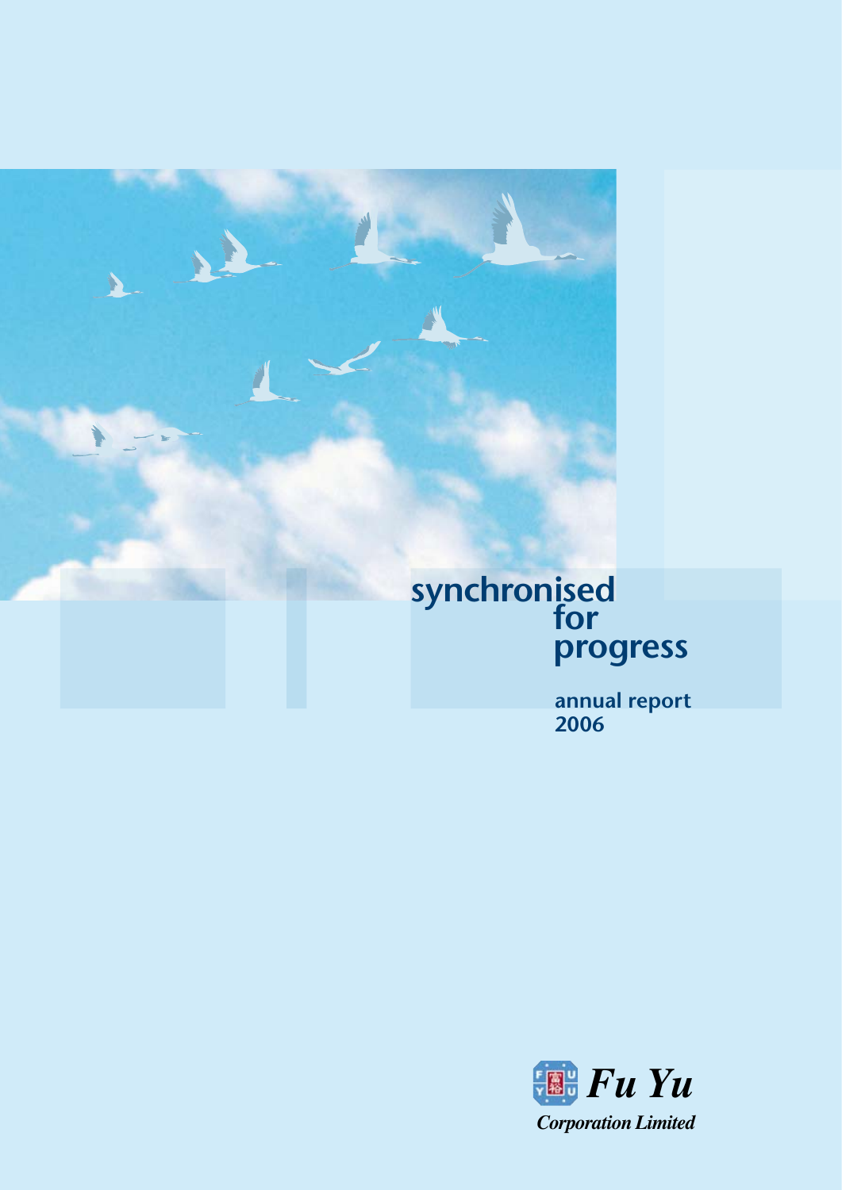# synchronised for progress

annual report 2006

*Fu Yu*

*Corporation Limited*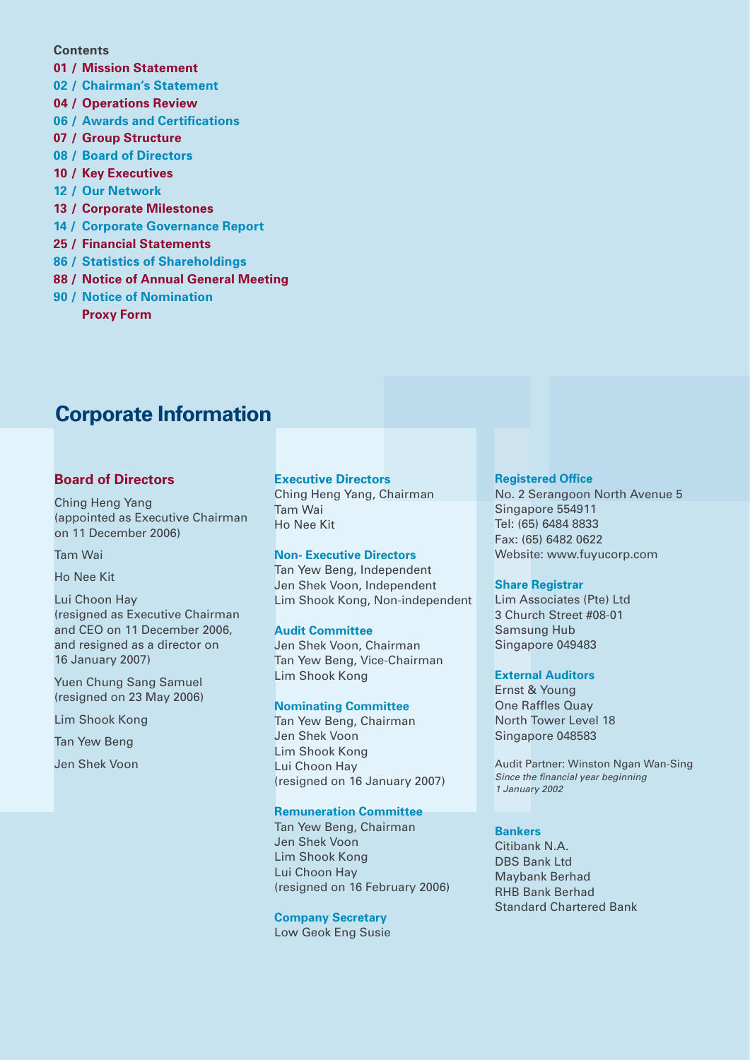**Contents**

01 / Mission Statement
02 / Chairman's Statement
04 / Operations Review
06 / Awards and Certifications
07 / Group Structure
08 / Board of Directors
10 / Key Executives
12 / Our Network
13 / Corporate Milestones
14 / Corporate Governance Report
25 / Financial Statements
86 / Statistics of Shareholdings
88 / Notice of Annual General Meeting
90 / Notice of Nomination
Proxy Form

# Corporate Information

### Board of Directors

Ching Heng Yang
(appointed as Executive Chairman on 11 December 2006)

Tam Wai

Ho Nee Kit

Lui Choon Hay
(resigned as Executive Chairman and CEO on 11 December 2006, and resigned as a director on 16 January 2007)

Yuen Chung Sang Samuel
(resigned on 23 May 2006)

Lim Shook Kong

Tan Yew Beng

Jen Shek Voon

### Executive Directors

Ching Heng Yang, Chairman
Tam Wai
Ho Nee Kit

### Non- Executive Directors

Tan Yew Beng, Independent
Jen Shek Voon, Independent
Lim Shook Kong, Non-independent

### Audit Committee

Jen Shek Voon, Chairman
Tan Yew Beng, Vice-Chairman
Lim Shook Kong

### Nominating Committee

Tan Yew Beng, Chairman
Jen Shek Voon
Lim Shook Kong
Lui Choon Hay
(resigned on 16 January 2007)

### Remuneration Committee

Tan Yew Beng, Chairman
Jen Shek Voon
Lim Shook Kong
Lui Choon Hay
(resigned on 16 February 2006)

### Company Secretary

Low Geok Eng Susie

### Registered Office

No. 2 Serangoon North Avenue 5
Singapore 554911
Tel: (65) 6484 8833
Fax: (65) 6482 0622
Website: www.fuyucorp.com

### Share Registrar

Lim Associates (Pte) Ltd
3 Church Street #08-01
Samsung Hub
Singapore 049483

### External Auditors

Ernst & Young
One Raffles Quay
North Tower Level 18
Singapore 048583

Audit Partner: Winston Ngan Wan-Sing
*Since the financial year beginning 1 January 2002*

### Bankers

Citibank N.A.
DBS Bank Ltd
Maybank Berhad
RHB Bank Berhad
Standard Chartered Bank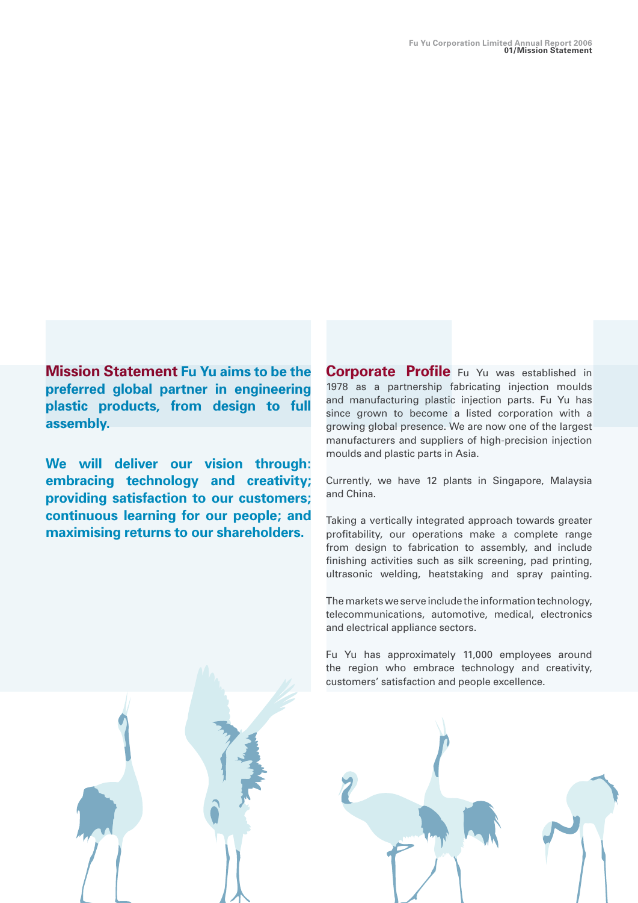**Mission Statement** **Fu Yu aims to be the preferred global partner in engineering plastic products, from design to full assembly.**

**We will deliver our vision through: embracing technology and creativity; providing satisfaction to our customers; continuous learning for our people; and maximising returns to our shareholders.**

**Corporate Profile** Fu Yu was established in 1978 as a partnership fabricating injection moulds and manufacturing plastic injection parts. Fu Yu has since grown to become a listed corporation with a growing global presence. We are now one of the largest manufacturers and suppliers of high-precision injection moulds and plastic parts in Asia.

Currently, we have 12 plants in Singapore, Malaysia and China.

Taking a vertically integrated approach towards greater profitability, our operations make a complete range from design to fabrication to assembly, and include finishing activities such as silk screening, pad printing, ultrasonic welding, heatstaking and spray painting.

The markets we serve include the information technology, telecommunications, automotive, medical, electronics and electrical appliance sectors.

Fu Yu has approximately 11,000 employees around the region who embrace technology and creativity, customers' satisfaction and people excellence.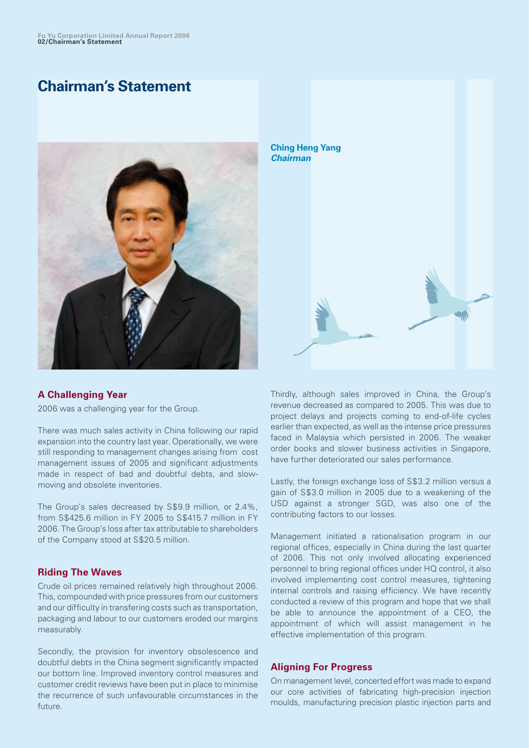# Chairman's Statement

**Ching Heng Yang**
***Chairman***

## A Challenging Year

2006 was a challenging year for the Group.

There was much sales activity in China following our rapid expansion into the country last year. Operationally, we were still responding to management changes arising from cost management issues of 2005 and significant adjustments made in respect of bad and doubtful debts, and slow-moving and obsolete inventories.

The Group's sales decreased by S$9.9 million, or 2.4%, from S$425.6 million in FY 2005 to S$415.7 million in FY 2006. The Group's loss after tax attributable to shareholders of the Company stood at S$20.5 million.

## Riding The Waves

Crude oil prices remained relatively high throughout 2006. This, compounded with price pressures from our customers and our difficulty in transfering costs such as transportation, packaging and labour to our customers eroded our margins measurably.

Secondly, the provision for inventory obsolescence and doubtful debts in the China segment significantly impacted our bottom line. Improved inventory control measures and customer credit reviews have been put in place to minimise the recurrence of such unfavourable circumstances in the future.

Thirdly, although sales improved in China, the Group's revenue decreased as compared to 2005. This was due to project delays and projects coming to end-of-life cycles earlier than expected, as well as the intense price pressures faced in Malaysia which persisted in 2006. The weaker order books and slower business activities in Singapore, have further deteriorated our sales performance.

Lastly, the foreign exchange loss of S$3.2 million versus a gain of S$3.0 million in 2005 due to a weakening of the USD against a stronger SGD, was also one of the contributing factors to our losses.

Management initiated a rationalisation program in our regional offices, especially in China during the last quarter of 2006. This not only involved allocating experienced personnel to bring regional offices under HQ control, it also involved implementing cost control measures, tightening internal controls and raising efficiency. We have recently conducted a review of this program and hope that we shall be able to announce the appointment of a CEO, the appointment of which will assist management in he effective implementation of this program.

## Aligning For Progress

On management level, concerted effort was made to expand our core activities of fabricating high-precision injection moulds, manufacturing precision plastic injection parts and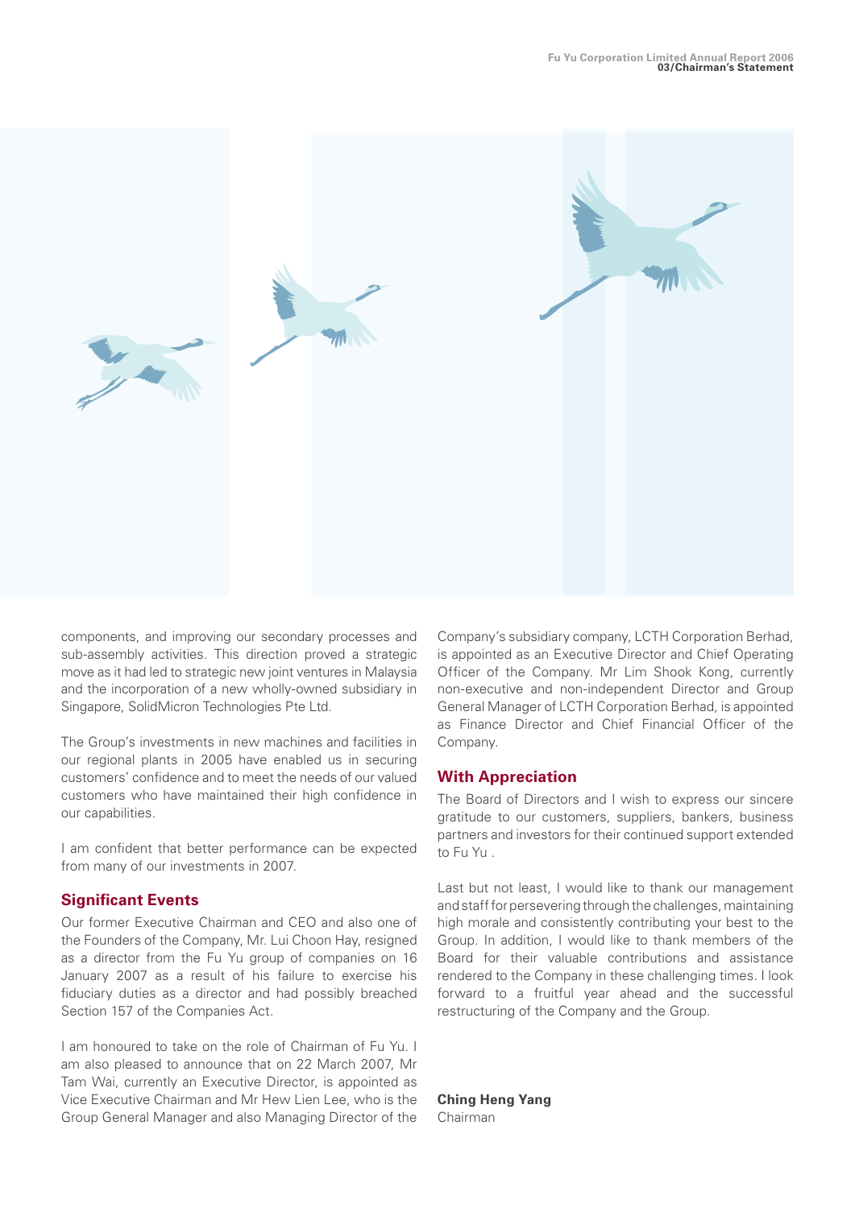components, and improving our secondary processes and sub-assembly activities. This direction proved a strategic move as it had led to strategic new joint ventures in Malaysia and the incorporation of a new wholly-owned subsidiary in Singapore, SolidMicron Technologies Pte Ltd.

The Group's investments in new machines and facilities in our regional plants in 2005 have enabled us in securing customers' confidence and to meet the needs of our valued customers who have maintained their high confidence in our capabilities.

I am confident that better performance can be expected from many of our investments in 2007.

### Significant Events

Our former Executive Chairman and CEO and also one of the Founders of the Company, Mr. Lui Choon Hay, resigned as a director from the Fu Yu group of companies on 16 January 2007 as a result of his failure to exercise his fiduciary duties as a director and had possibly breached Section 157 of the Companies Act.

I am honoured to take on the role of Chairman of Fu Yu. I am also pleased to announce that on 22 March 2007, Mr Tam Wai, currently an Executive Director, is appointed as Vice Executive Chairman and Mr Hew Lien Lee, who is the Group General Manager and also Managing Director of the Company's subsidiary company, LCTH Corporation Berhad, is appointed as an Executive Director and Chief Operating Officer of the Company. Mr Lim Shook Kong, currently non-executive and non-independent Director and Group General Manager of LCTH Corporation Berhad, is appointed as Finance Director and Chief Financial Officer of the Company.

### With Appreciation

The Board of Directors and I wish to express our sincere gratitude to our customers, suppliers, bankers, business partners and investors for their continued support extended to Fu Yu .

Last but not least, I would like to thank our management and staff for persevering through the challenges, maintaining high morale and consistently contributing your best to the Group. In addition, I would like to thank members of the Board for their valuable contributions and assistance rendered to the Company in these challenging times. I look forward to a fruitful year ahead and the successful restructuring of the Company and the Group.

**Ching Heng Yang**
Chairman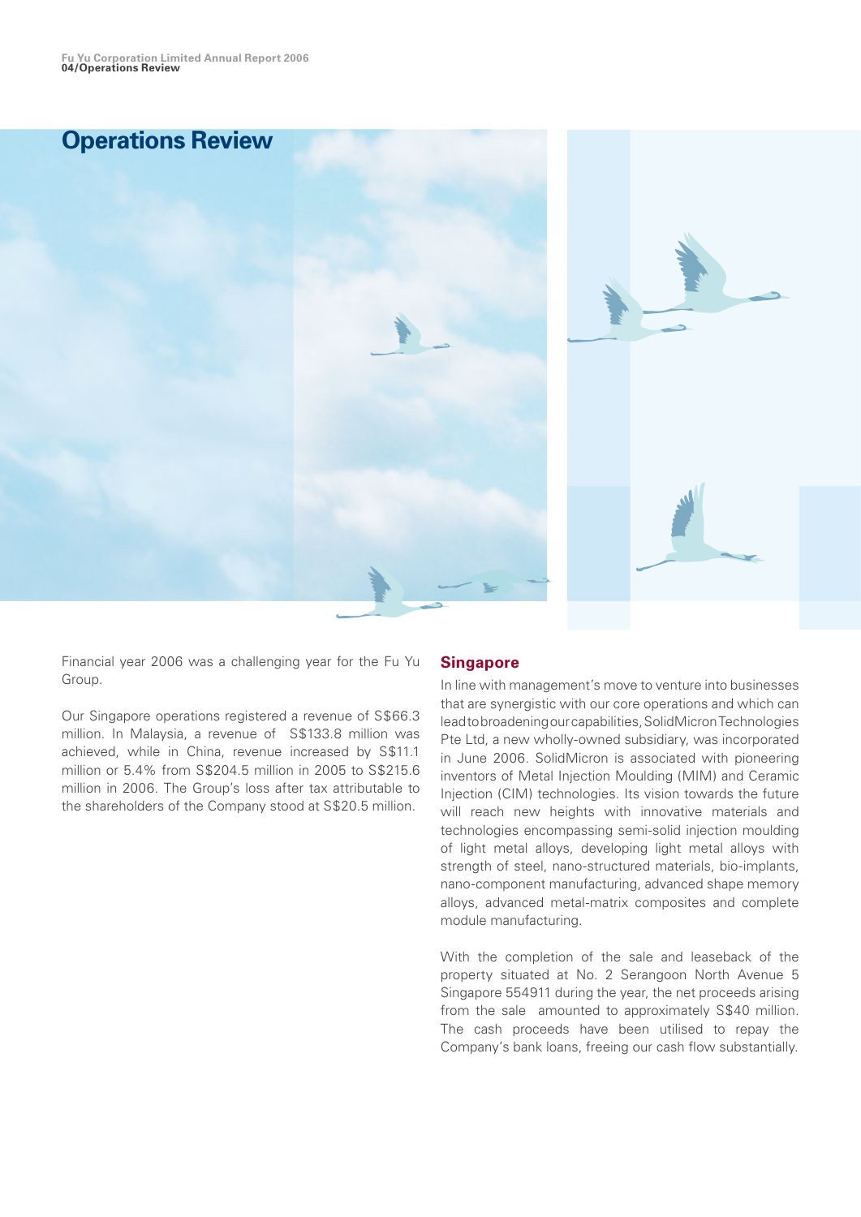# Operations Review

Financial year 2006 was a challenging year for the Fu Yu Group.

Our Singapore operations registered a revenue of S$66.3 million. In Malaysia, a revenue of S$133.8 million was achieved, while in China, revenue increased by S$11.1 million or 5.4% from S$204.5 million in 2005 to S$215.6 million in 2006. The Group's loss after tax attributable to the shareholders of the Company stood at S$20.5 million.

## Singapore

In line with management's move to venture into businesses that are synergistic with our core operations and which can lead to broadening our capabilities, SolidMicron Technologies Pte Ltd, a new wholly-owned subsidiary, was incorporated in June 2006. SolidMicron is associated with pioneering inventors of Metal Injection Moulding (MIM) and Ceramic Injection (CIM) technologies. Its vision towards the future will reach new heights with innovative materials and technologies encompassing semi-solid injection moulding of light metal alloys, developing light metal alloys with strength of steel, nano-structured materials, bio-implants, nano-component manufacturing, advanced shape memory alloys, advanced metal-matrix composites and complete module manufacturing.

With the completion of the sale and leaseback of the property situated at No. 2 Serangoon North Avenue 5 Singapore 554911 during the year, the net proceeds arising from the sale amounted to approximately S$40 million. The cash proceeds have been utilised to repay the Company's bank loans, freeing our cash flow substantially.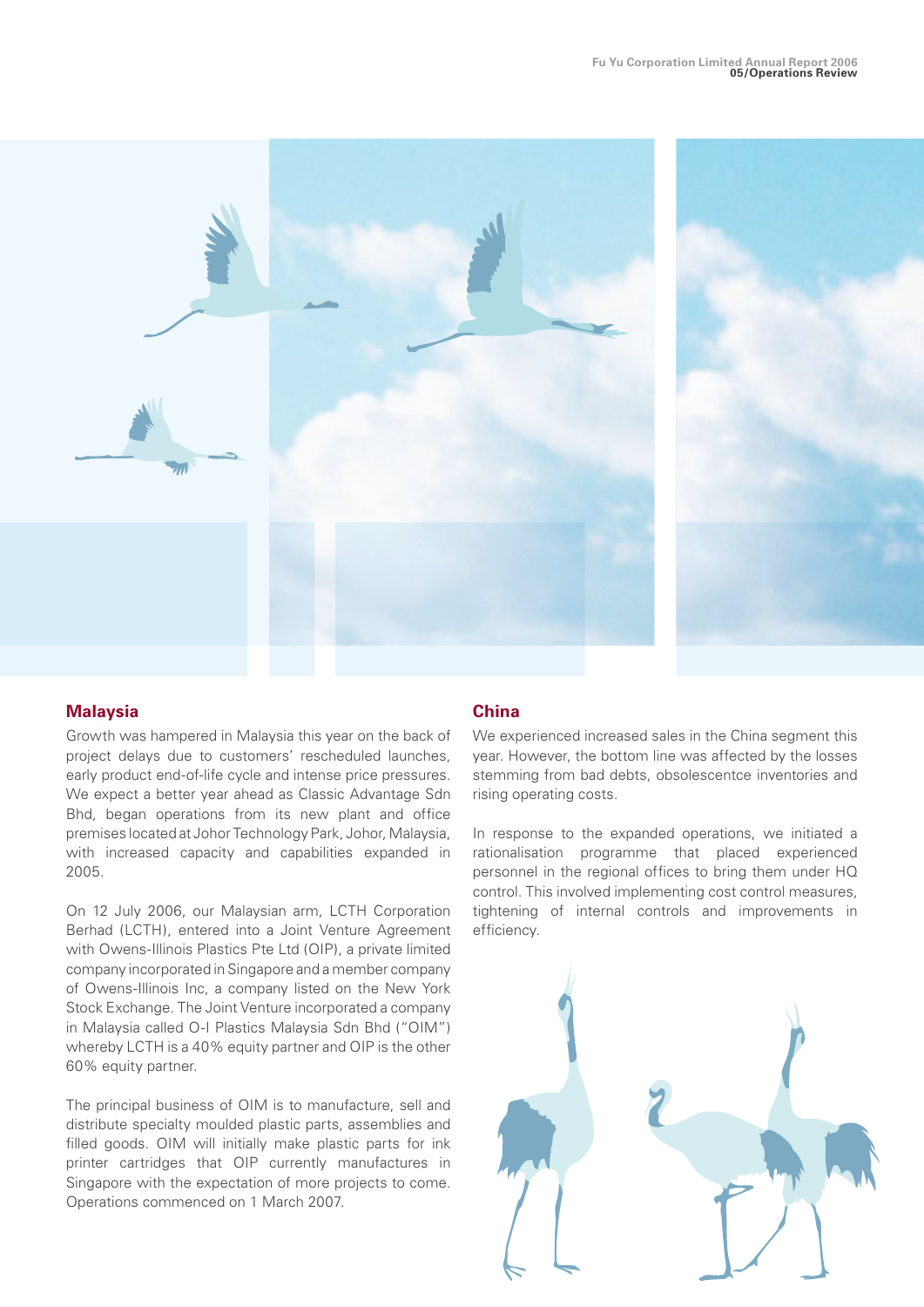## Malaysia

Growth was hampered in Malaysia this year on the back of project delays due to customers' rescheduled launches, early product end-of-life cycle and intense price pressures. We expect a better year ahead as Classic Advantage Sdn Bhd, began operations from its new plant and office premises located at Johor Technology Park, Johor, Malaysia, with increased capacity and capabilities expanded in 2005.

On 12 July 2006, our Malaysian arm, LCTH Corporation Berhad (LCTH), entered into a Joint Venture Agreement with Owens-Illinois Plastics Pte Ltd (OIP), a private limited company incorporated in Singapore and a member company of Owens-Illinois Inc, a company listed on the New York Stock Exchange. The Joint Venture incorporated a company in Malaysia called O-I Plastics Malaysia Sdn Bhd ("OIM") whereby LCTH is a 40% equity partner and OIP is the other 60% equity partner.

The principal business of OIM is to manufacture, sell and distribute specialty moulded plastic parts, assemblies and filled goods. OIM will initially make plastic parts for ink printer cartridges that OIP currently manufactures in Singapore with the expectation of more projects to come. Operations commenced on 1 March 2007.

## China

We experienced increased sales in the China segment this year. However, the bottom line was affected by the losses stemming from bad debts, obsolescentce inventories and rising operating costs.

In response to the expanded operations, we initiated a rationalisation programme that placed experienced personnel in the regional offices to bring them under HQ control. This involved implementing cost control measures, tightening of internal controls and improvements in efficiency.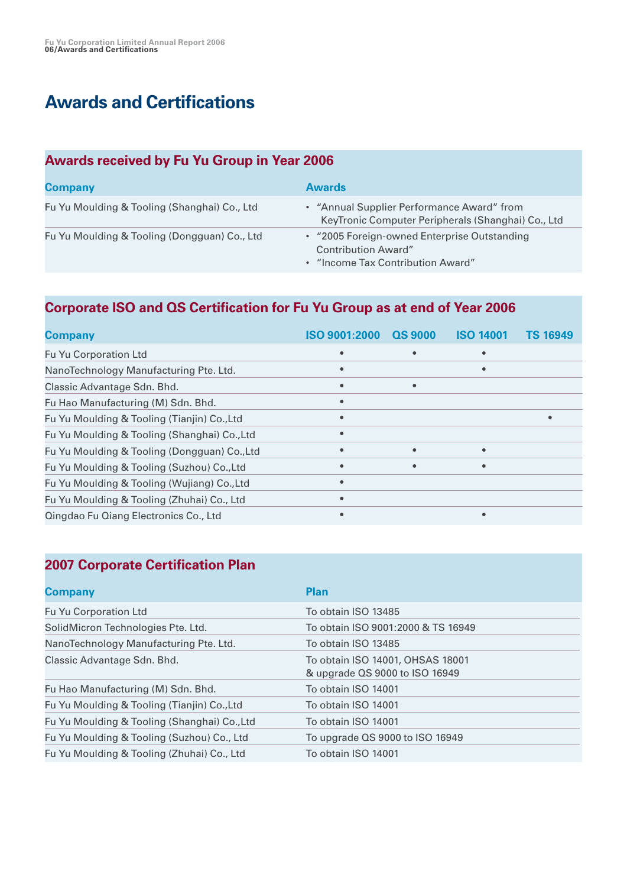# Awards and Certifications

## Awards received by Fu Yu Group in Year 2006

| Company | Awards |
|---|---|
| Fu Yu Moulding & Tooling (Shanghai) Co., Ltd | • "Annual Supplier Performance Award" from KeyTronic Computer Peripherals (Shanghai) Co., Ltd |
| Fu Yu Moulding & Tooling (Dongguan) Co., Ltd | • "2005 Foreign-owned Enterprise Outstanding Contribution Award"<br>• "Income Tax Contribution Award" |

## Corporate ISO and QS Certification for Fu Yu Group as at end of Year 2006

| Company | ISO 9001:2000 | QS 9000 | ISO 14001 | TS 16949 |
|---|---|---|---|---|
| Fu Yu Corporation Ltd | • | • | • | |
| NanoTechnology Manufacturing Pte. Ltd. | • | | • | |
| Classic Advantage Sdn. Bhd. | • | • | | |
| Fu Hao Manufacturing (M) Sdn. Bhd. | • | | | |
| Fu Yu Moulding & Tooling (Tianjin) Co.,Ltd | • | | | • |
| Fu Yu Moulding & Tooling (Shanghai) Co.,Ltd | • | | | |
| Fu Yu Moulding & Tooling (Dongguan) Co.,Ltd | • | • | • | |
| Fu Yu Moulding & Tooling (Suzhou) Co.,Ltd | • | • | • | |
| Fu Yu Moulding & Tooling (Wujiang) Co.,Ltd | • | | | |
| Fu Yu Moulding & Tooling (Zhuhai) Co., Ltd | • | | | |
| Qingdao Fu Qiang Electronics Co., Ltd | • | | • | |

## 2007 Corporate Certification Plan

| Company | Plan |
|---|---|
| Fu Yu Corporation Ltd | To obtain ISO 13485 |
| SolidMicron Technologies Pte. Ltd. | To obtain ISO 9001:2000 & TS 16949 |
| NanoTechnology Manufacturing Pte. Ltd. | To obtain ISO 13485 |
| Classic Advantage Sdn. Bhd. | To obtain ISO 14001, OHSAS 18001 & upgrade QS 9000 to ISO 16949 |
| Fu Hao Manufacturing (M) Sdn. Bhd. | To obtain ISO 14001 |
| Fu Yu Moulding & Tooling (Tianjin) Co.,Ltd | To obtain ISO 14001 |
| Fu Yu Moulding & Tooling (Shanghai) Co.,Ltd | To obtain ISO 14001 |
| Fu Yu Moulding & Tooling (Suzhou) Co., Ltd | To upgrade QS 9000 to ISO 16949 |
| Fu Yu Moulding & Tooling (Zhuhai) Co., Ltd | To obtain ISO 14001 |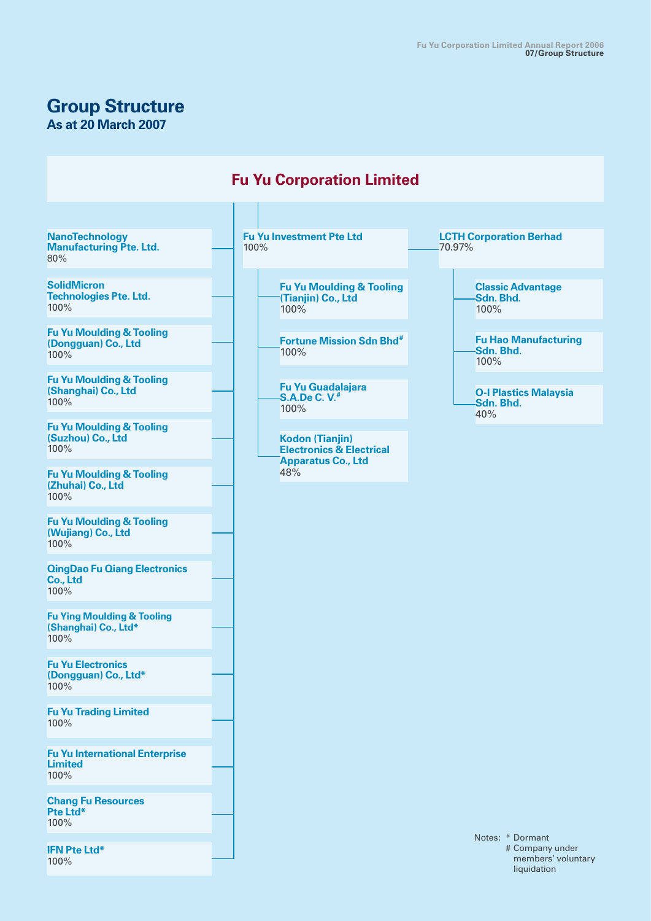# Group Structure

**As at 20 March 2007**

## Fu Yu Corporation Limited

- **NanoTechnology Manufacturing Pte. Ltd.** 80%
- **SolidMicron Technologies Pte. Ltd.** 100%
- **Fu Yu Moulding & Tooling (Dongguan) Co., Ltd** 100%
- **Fu Yu Moulding & Tooling (Shanghai) Co., Ltd** 100%
- **Fu Yu Moulding & Tooling (Suzhou) Co., Ltd** 100%
- **Fu Yu Moulding & Tooling (Zhuhai) Co., Ltd** 100%
- **Fu Yu Moulding & Tooling (Wujiang) Co., Ltd** 100%
- **QingDao Fu Qiang Electronics Co., Ltd** 100%
- **Fu Ying Moulding & Tooling (Shanghai) Co., Ltd*** 100%
- **Fu Yu Electronics (Dongguan) Co., Ltd*** 100%
- **Fu Yu Trading Limited** 100%
- **Fu Yu International Enterprise Limited** 100%
- **Chang Fu Resources Pte Ltd*** 100%
- **IFN Pte Ltd*** 100%
- **Fu Yu Investment Pte Ltd** 100%
  - **Fu Yu Moulding & Tooling (Tianjin) Co., Ltd** 100%
  - **Fortune Mission Sdn Bhd#** 100%
  - **Fu Yu Guadalajara S.A.De C. V.#** 100%
  - **Kodon (Tianjin) Electronics & Electrical Apparatus Co., Ltd** 48%
  - **LCTH Corporation Berhad** 70.97%
    - **Classic Advantage Sdn. Bhd.** 100%
    - **Fu Hao Manufacturing Sdn. Bhd.** 100%
    - **O-I Plastics Malaysia Sdn. Bhd.** 40%

Notes:
\* Dormant
\# Company under members' voluntary liquidation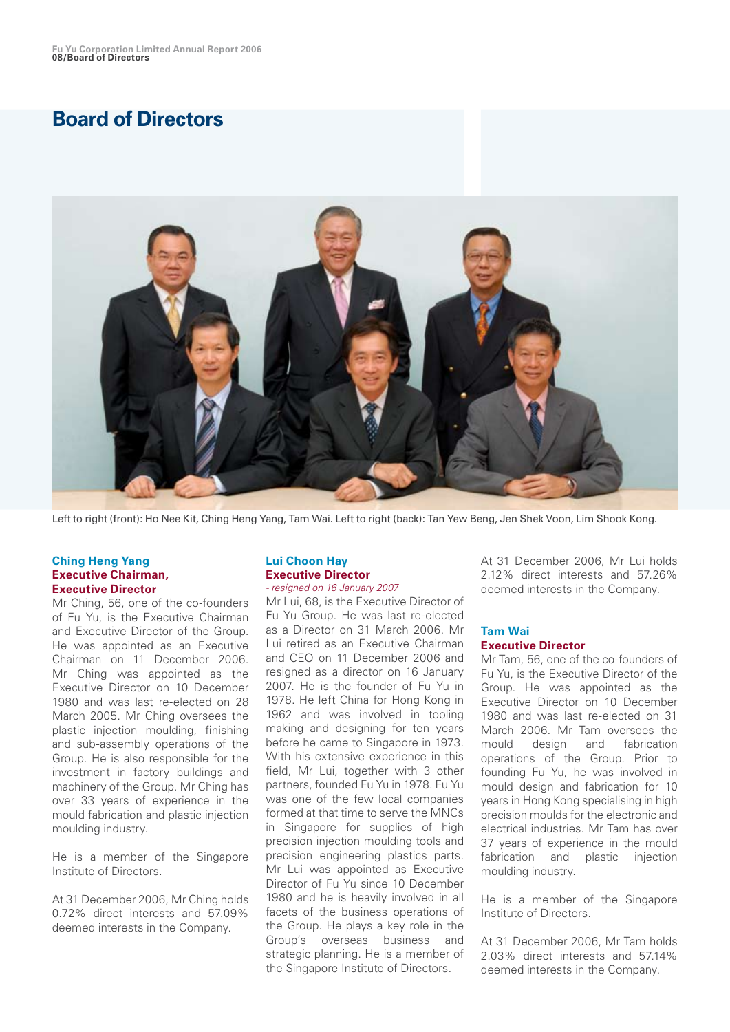# Board of Directors

Left to right (front): Ho Nee Kit, Ching Heng Yang, Tam Wai. Left to right (back): Tan Yew Beng, Jen Shek Voon, Lim Shook Kong.

### Ching Heng Yang
**Executive Chairman, Executive Director**

Mr Ching, 56, one of the co-founders of Fu Yu, is the Executive Chairman and Executive Director of the Group. He was appointed as an Executive Chairman on 11 December 2006. Mr Ching was appointed as the Executive Director on 10 December 1980 and was last re-elected on 28 March 2005. Mr Ching oversees the plastic injection moulding, finishing and sub-assembly operations of the Group. He is also responsible for the investment in factory buildings and machinery of the Group. Mr Ching has over 33 years of experience in the mould fabrication and plastic injection moulding industry.

He is a member of the Singapore Institute of Directors.

At 31 December 2006, Mr Ching holds 0.72% direct interests and 57.09% deemed interests in the Company.

### Lui Choon Hay
**Executive Director**

*- resigned on 16 January 2007*

Mr Lui, 68, is the Executive Director of Fu Yu Group. He was last re-elected as a Director on 31 March 2006. Mr Lui retired as an Executive Chairman and CEO on 11 December 2006 and resigned as a director on 16 January 2007. He is the founder of Fu Yu in 1978. He left China for Hong Kong in 1962 and was involved in tooling making and designing for ten years before he came to Singapore in 1973. With his extensive experience in this field, Mr Lui, together with 3 other partners, founded Fu Yu in 1978. Fu Yu was one of the few local companies formed at that time to serve the MNCs in Singapore for supplies of high precision injection moulding tools and precision engineering plastics parts. Mr Lui was appointed as Executive Director of Fu Yu since 10 December 1980 and he is heavily involved in all facets of the business operations of the Group. He plays a key role in the Group's overseas business and strategic planning. He is a member of the Singapore Institute of Directors.

At 31 December 2006, Mr Lui holds 2.12% direct interests and 57.26% deemed interests in the Company.

### Tam Wai
**Executive Director**

Mr Tam, 56, one of the co-founders of Fu Yu, is the Executive Director of the Group. He was appointed as the Executive Director on 10 December 1980 and was last re-elected on 31 March 2006. Mr Tam oversees the mould design and fabrication operations of the Group. Prior to founding Fu Yu, he was involved in mould design and fabrication for 10 years in Hong Kong specialising in high precision moulds for the electronic and electrical industries. Mr Tam has over 37 years of experience in the mould fabrication and plastic injection moulding industry.

He is a member of the Singapore Institute of Directors.

At 31 December 2006, Mr Tam holds 2.03% direct interests and 57.14% deemed interests in the Company.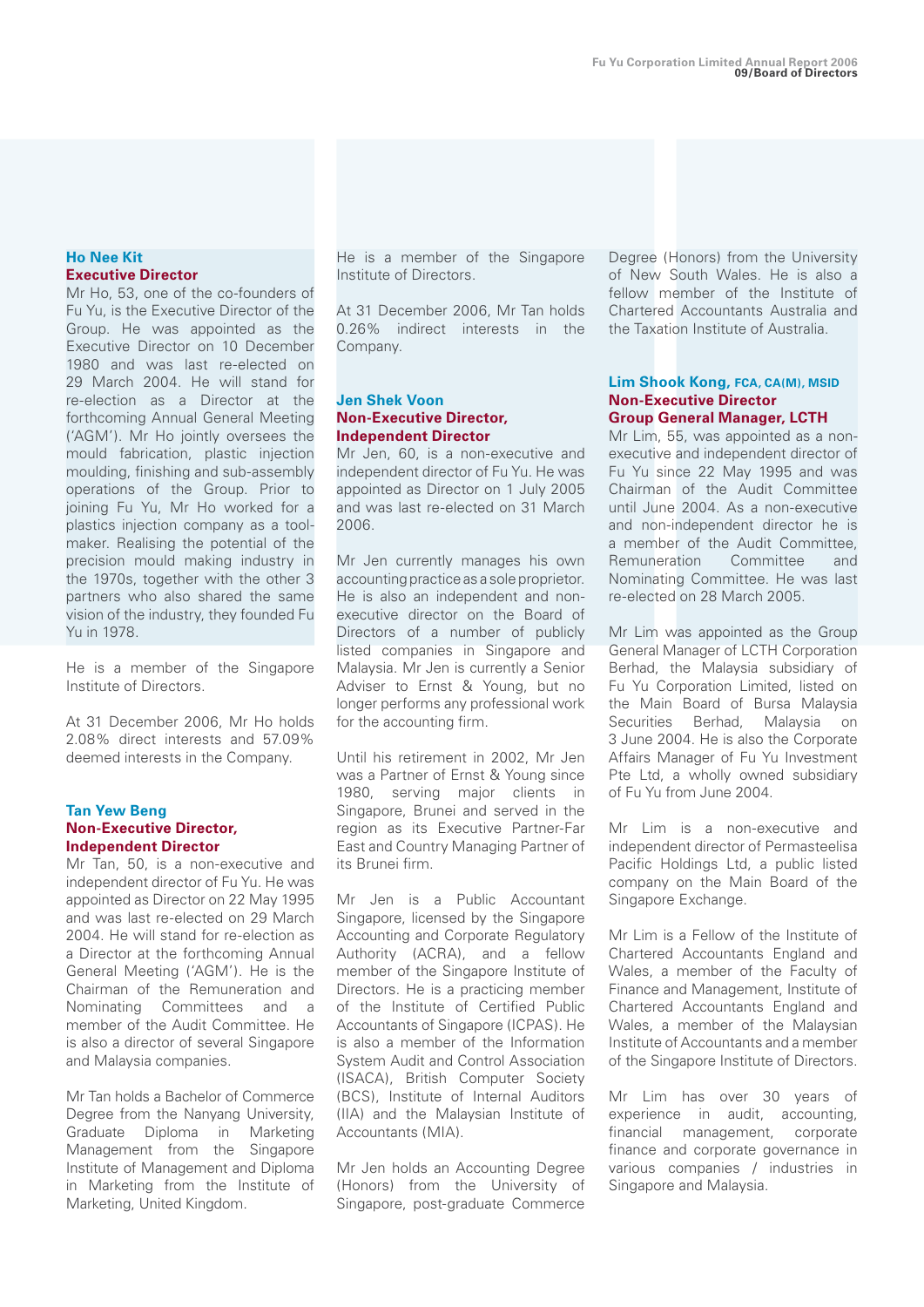### Ho Nee Kit

**Executive Director**

Mr Ho, 53, one of the co-founders of Fu Yu, is the Executive Director of the Group. He was appointed as the Executive Director on 10 December 1980 and was last re-elected on 29 March 2004. He will stand for re-election as a Director at the forthcoming Annual General Meeting ('AGM'). Mr Ho jointly oversees the mould fabrication, plastic injection moulding, finishing and sub-assembly operations of the Group. Prior to joining Fu Yu, Mr Ho worked for a plastics injection company as a tool-maker. Realising the potential of the precision mould making industry in the 1970s, together with the other 3 partners who also shared the same vision of the industry, they founded Fu Yu in 1978.

He is a member of the Singapore Institute of Directors.

At 31 December 2006, Mr Ho holds 2.08% direct interests and 57.09% deemed interests in the Company.

### Tan Yew Beng

**Non-Executive Director, Independent Director**

Mr Tan, 50, is a non-executive and independent director of Fu Yu. He was appointed as Director on 22 May 1995 and was last re-elected on 29 March 2004. He will stand for re-election as a Director at the forthcoming Annual General Meeting ('AGM'). He is the Chairman of the Remuneration and Nominating Committees and a member of the Audit Committee. He is also a director of several Singapore and Malaysia companies.

Mr Tan holds a Bachelor of Commerce Degree from the Nanyang University, Graduate Diploma in Marketing Management from the Singapore Institute of Management and Diploma in Marketing from the Institute of Marketing, United Kingdom.

He is a member of the Singapore Institute of Directors.

At 31 December 2006, Mr Tan holds 0.26% indirect interests in the Company.

### Jen Shek Voon

**Non-Executive Director, Independent Director**

Mr Jen, 60, is a non-executive and independent director of Fu Yu. He was appointed as Director on 1 July 2005 and was last re-elected on 31 March 2006.

Mr Jen currently manages his own accounting practice as a sole proprietor. He is also an independent and non-executive director on the Board of Directors of a number of publicly listed companies in Singapore and Malaysia. Mr Jen is currently a Senior Adviser to Ernst & Young, but no longer performs any professional work for the accounting firm.

Until his retirement in 2002, Mr Jen was a Partner of Ernst & Young since 1980, serving major clients in Singapore, Brunei and served in the region as its Executive Partner-Far East and Country Managing Partner of its Brunei firm.

Mr Jen is a Public Accountant Singapore, licensed by the Singapore Accounting and Corporate Regulatory Authority (ACRA), and a fellow member of the Singapore Institute of Directors. He is a practicing member of the Institute of Certified Public Accountants of Singapore (ICPAS). He is also a member of the Information System Audit and Control Association (ISACA), British Computer Society (BCS), Institute of Internal Auditors (IIA) and the Malaysian Institute of Accountants (MIA).

Mr Jen holds an Accounting Degree (Honors) from the University of Singapore, post-graduate Commerce Degree (Honors) from the University of New South Wales. He is also a fellow member of the Institute of Chartered Accountants Australia and the Taxation Institute of Australia.

### Lim Shook Kong, FCA, CA(M), MSID

**Non-Executive Director**

**Group General Manager, LCTH**

Mr Lim, 55, was appointed as a non-executive and independent director of Fu Yu since 22 May 1995 and was Chairman of the Audit Committee until June 2004. As a non-executive and non-independent director he is a member of the Audit Committee, Remuneration Committee and Nominating Committee. He was last re-elected on 28 March 2005.

Mr Lim was appointed as the Group General Manager of LCTH Corporation Berhad, the Malaysia subsidiary of Fu Yu Corporation Limited, listed on the Main Board of Bursa Malaysia Securities Berhad, Malaysia on 3 June 2004. He is also the Corporate Affairs Manager of Fu Yu Investment Pte Ltd, a wholly owned subsidiary of Fu Yu from June 2004.

Mr Lim is a non-executive and independent director of Permasteelisa Pacific Holdings Ltd, a public listed company on the Main Board of the Singapore Exchange.

Mr Lim is a Fellow of the Institute of Chartered Accountants England and Wales, a member of the Faculty of Finance and Management, Institute of Chartered Accountants England and Wales, a member of the Malaysian Institute of Accountants and a member of the Singapore Institute of Directors.

Mr Lim has over 30 years of experience in audit, accounting, financial management, corporate finance and corporate governance in various companies / industries in Singapore and Malaysia.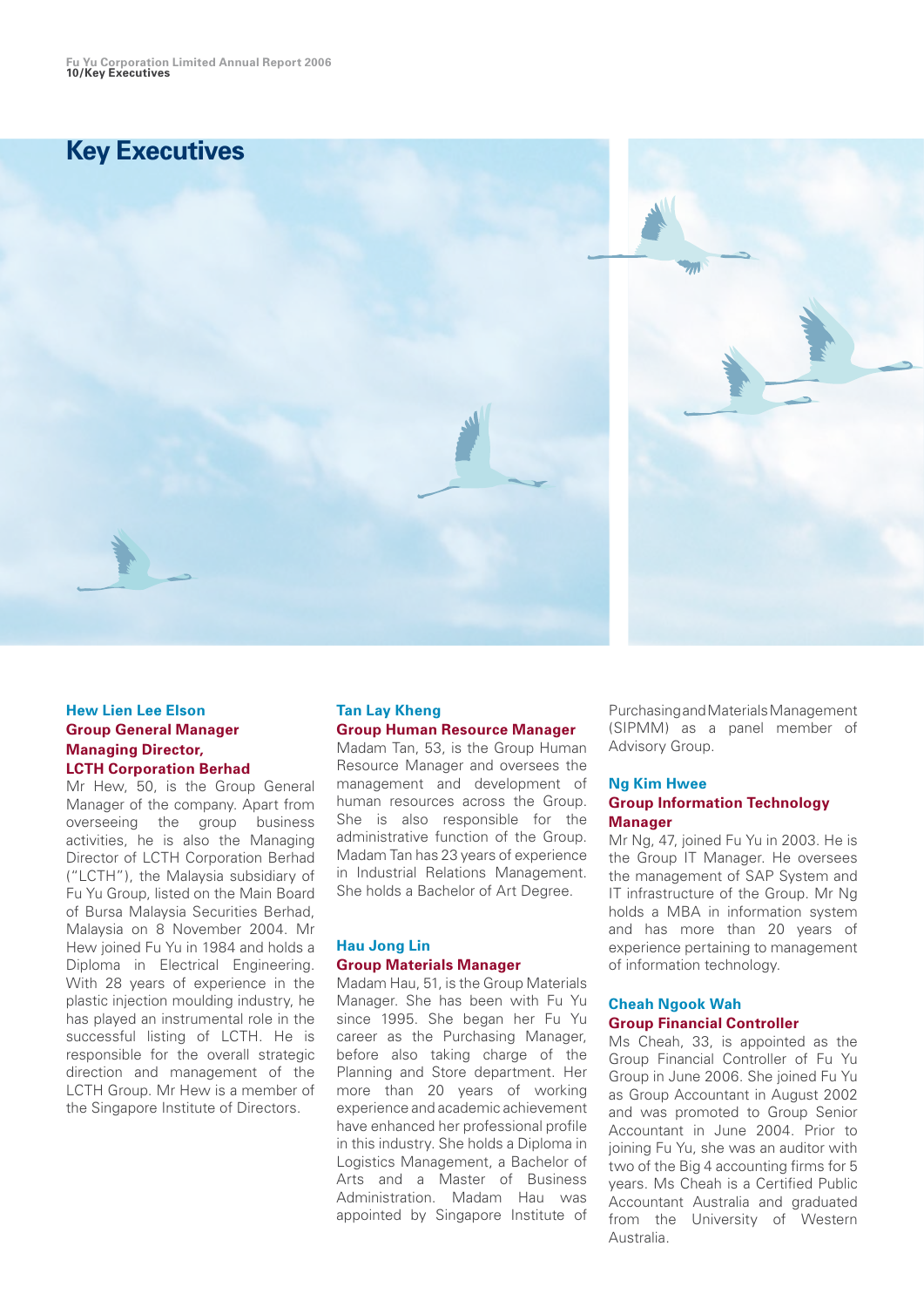# Key Executives

**Hew Lien Lee Elson**
**Group General Manager**
**Managing Director,**
**LCTH Corporation Berhad**

Mr Hew, 50, is the Group General Manager of the company. Apart from overseeing the group business activities, he is also the Managing Director of LCTH Corporation Berhad ("LCTH"), the Malaysia subsidiary of Fu Yu Group, listed on the Main Board of Bursa Malaysia Securities Berhad, Malaysia on 8 November 2004. Mr Hew joined Fu Yu in 1984 and holds a Diploma in Electrical Engineering. With 28 years of experience in the plastic injection moulding industry, he has played an instrumental role in the successful listing of LCTH. He is responsible for the overall strategic direction and management of the LCTH Group. Mr Hew is a member of the Singapore Institute of Directors.

**Tan Lay Kheng**
**Group Human Resource Manager**

Madam Tan, 53, is the Group Human Resource Manager and oversees the management and development of human resources across the Group. She is also responsible for the administrative function of the Group. Madam Tan has 23 years of experience in Industrial Relations Management. She holds a Bachelor of Art Degree.

**Hau Jong Lin**
**Group Materials Manager**

Madam Hau, 51, is the Group Materials Manager. She has been with Fu Yu since 1995. She began her Fu Yu career as the Purchasing Manager, before also taking charge of the Planning and Store department. Her more than 20 years of working experience and academic achievement have enhanced her professional profile in this industry. She holds a Diploma in Logistics Management, a Bachelor of Arts and a Master of Business Administration. Madam Hau was appointed by Singapore Institute of Purchasing and Materials Management (SIPMM) as a panel member of Advisory Group.

**Ng Kim Hwee**
**Group Information Technology Manager**

Mr Ng, 47, joined Fu Yu in 2003. He is the Group IT Manager. He oversees the management of SAP System and IT infrastructure of the Group. Mr Ng holds a MBA in information system and has more than 20 years of experience pertaining to management of information technology.

**Cheah Ngook Wah**
**Group Financial Controller**

Ms Cheah, 33, is appointed as the Group Financial Controller of Fu Yu Group in June 2006. She joined Fu Yu as Group Accountant in August 2002 and was promoted to Group Senior Accountant in June 2004. Prior to joining Fu Yu, she was an auditor with two of the Big 4 accounting firms for 5 years. Ms Cheah is a Certified Public Accountant Australia and graduated from the University of Western Australia.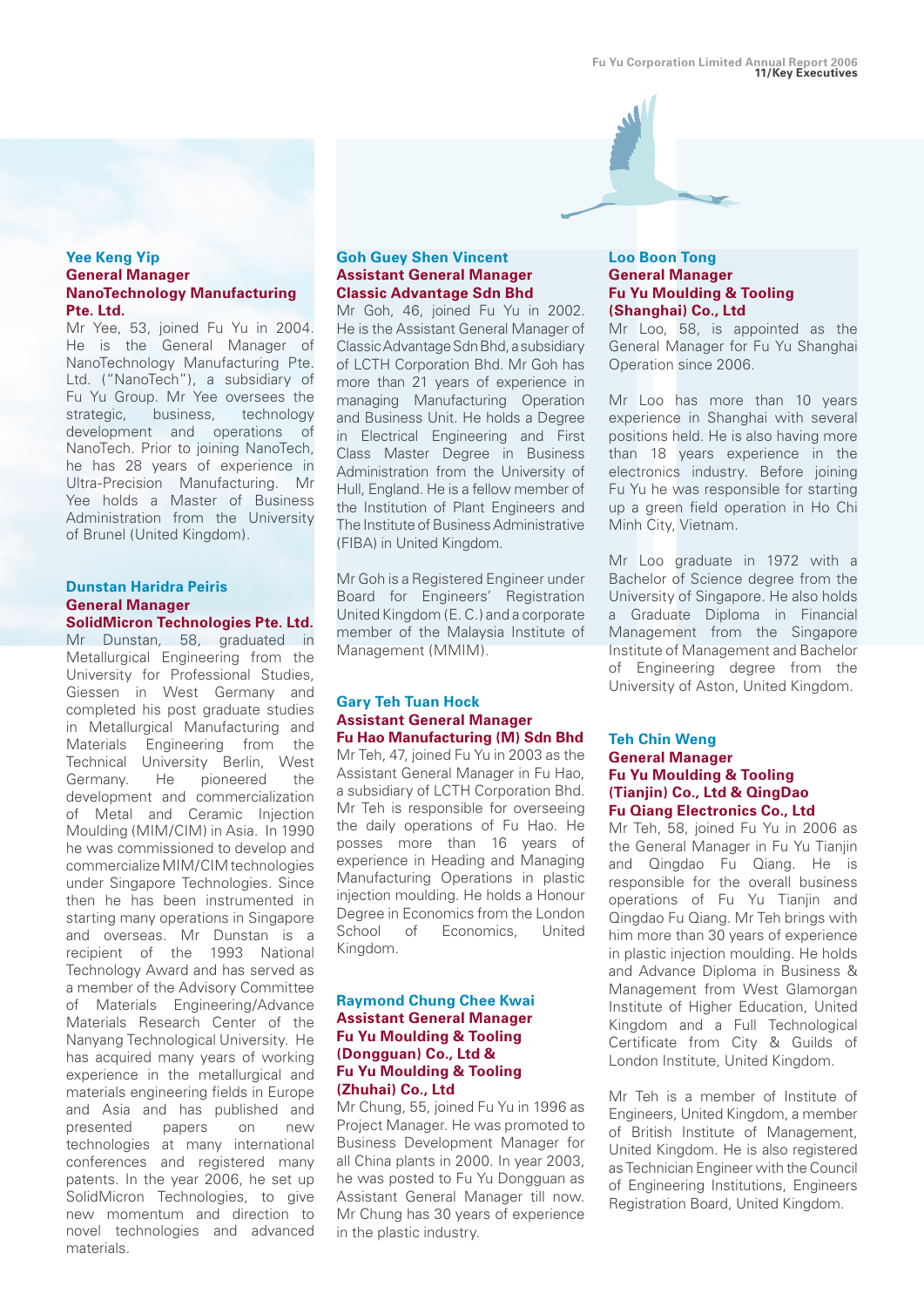### Yee Keng Yip
**General Manager**
**NanoTechnology Manufacturing Pte. Ltd.**

Mr Yee, 53, joined Fu Yu in 2004. He is the General Manager of NanoTechnology Manufacturing Pte. Ltd. ("NanoTech"), a subsidiary of Fu Yu Group. Mr Yee oversees the strategic, business, technology development and operations of NanoTech. Prior to joining NanoTech, he has 28 years of experience in Ultra-Precision Manufacturing. Mr Yee holds a Master of Business Administration from the University of Brunel (United Kingdom).

### Dunstan Haridra Peiris
**General Manager**
**SolidMicron Technologies Pte. Ltd.**

Mr Dunstan, 58, graduated in Metallurgical Engineering from the University for Professional Studies, Giessen in West Germany and completed his post graduate studies in Metallurgical Manufacturing and Materials Engineering from the Technical University Berlin, West Germany. He pioneered the development and commercialization of Metal and Ceramic Injection Moulding (MIM/CIM) in Asia. In 1990 he was commissioned to develop and commercialize MIM/CIM technologies under Singapore Technologies. Since then he has been instrumented in starting many operations in Singapore and overseas. Mr Dunstan is a recipient of the 1993 National Technology Award and has served as a member of the Advisory Committee of Materials Engineering/Advance Materials Research Center of the Nanyang Technological University. He has acquired many years of working experience in the metallurgical and materials engineering fields in Europe and Asia and has published and presented papers on new technologies at many international conferences and registered many patents. In the year 2006, he set up SolidMicron Technologies, to give new momentum and direction to novel technologies and advanced materials.

### Goh Guey Shen Vincent
**Assistant General Manager**
**Classic Advantage Sdn Bhd**

Mr Goh, 46, joined Fu Yu in 2002. He is the Assistant General Manager of Classic Advantage Sdn Bhd, a subsidiary of LCTH Corporation Bhd. Mr Goh has more than 21 years of experience in managing Manufacturing Operation and Business Unit. He holds a Degree in Electrical Engineering and First Class Master Degree in Business Administration from the University of Hull, England. He is a fellow member of the Institution of Plant Engineers and The Institute of Business Administrative (FIBA) in United Kingdom.

Mr Goh is a Registered Engineer under Board for Engineers' Registration United Kingdom (E. C.) and a corporate member of the Malaysia Institute of Management (MMIM).

### Gary Teh Tuan Hock
**Assistant General Manager**
**Fu Hao Manufacturing (M) Sdn Bhd**

Mr Teh, 47, joined Fu Yu in 2003 as the Assistant General Manager in Fu Hao, a subsidiary of LCTH Corporation Bhd. Mr Teh is responsible for overseeing the daily operations of Fu Hao. He posses more than 16 years of experience in Heading and Managing Manufacturing Operations in plastic injection moulding. He holds a Honour Degree in Economics from the London School of Economics, United Kingdom.

### Raymond Chung Chee Kwai
**Assistant General Manager**
**Fu Yu Moulding & Tooling (Dongguan) Co., Ltd &**
**Fu Yu Moulding & Tooling (Zhuhai) Co., Ltd**

Mr Chung, 55, joined Fu Yu in 1996 as Project Manager. He was promoted to Business Development Manager for all China plants in 2000. In year 2003, he was posted to Fu Yu Dongguan as Assistant General Manager till now. Mr Chung has 30 years of experience in the plastic industry.

### Loo Boon Tong
**General Manager**
**Fu Yu Moulding & Tooling (Shanghai) Co., Ltd**

Mr Loo, 58, is appointed as the General Manager for Fu Yu Shanghai Operation since 2006.

Mr Loo has more than 10 years experience in Shanghai with several positions held. He is also having more than 18 years experience in the electronics industry. Before joining Fu Yu he was responsible for starting up a green field operation in Ho Chi Minh City, Vietnam.

Mr Loo graduate in 1972 with a Bachelor of Science degree from the University of Singapore. He also holds a Graduate Diploma in Financial Management from the Singapore Institute of Management and Bachelor of Engineering degree from the University of Aston, United Kingdom.

### Teh Chin Weng
**General Manager**
**Fu Yu Moulding & Tooling (Tianjin) Co., Ltd & QingDao Fu Qiang Electronics Co., Ltd**

Mr Teh, 58, joined Fu Yu in 2006 as the General Manager in Fu Yu Tianjin and Qingdao Fu Qiang. He is responsible for the overall business operations of Fu Yu Tianjin and Qingdao Fu Qiang. Mr Teh brings with him more than 30 years of experience in plastic injection moulding. He holds and Advance Diploma in Business & Management from West Glamorgan Institute of Higher Education, United Kingdom and a Full Technological Certificate from City & Guilds of London Institute, United Kingdom.

Mr Teh is a member of Institute of Engineers, United Kingdom, a member of British Institute of Management, United Kingdom. He is also registered as Technician Engineer with the Council of Engineering Institutions, Engineers Registration Board, United Kingdom.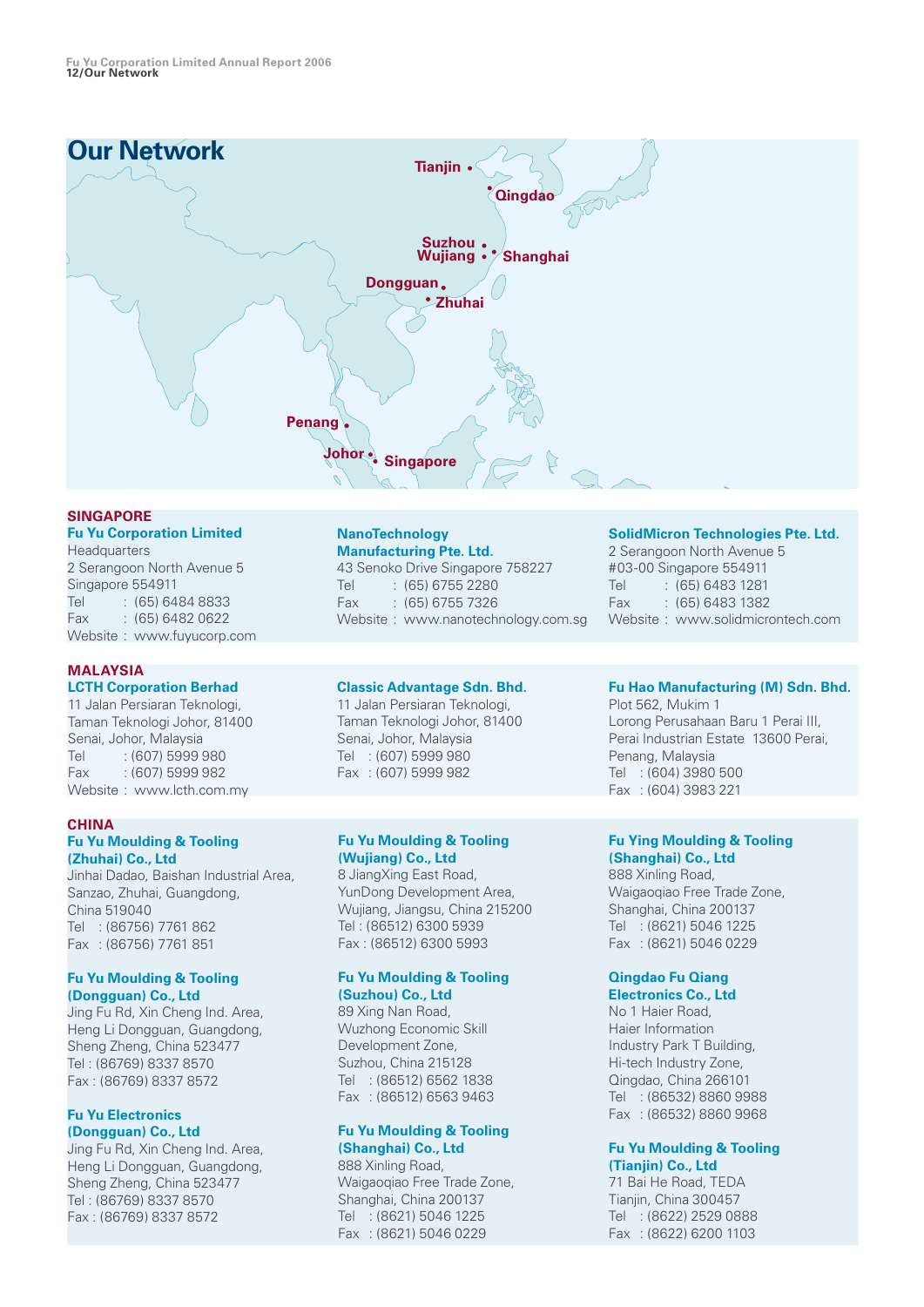# Our Network

Tianjin • Qingdao • Suzhou • Wujiang • Shanghai • Dongguan • Zhuhai • Penang • Johor • Singapore

## SINGAPORE

**Fu Yu Corporation Limited**
Headquarters
2 Serangoon North Avenue 5
Singapore 554911
Tel : (65) 6484 8833
Fax : (65) 6482 0622
Website : www.fuyucorp.com

**NanoTechnology Manufacturing Pte. Ltd.**
43 Senoko Drive Singapore 758227
Tel : (65) 6755 2280
Fax : (65) 6755 7326
Website : www.nanotechnology.com.sg

**SolidMicron Technologies Pte. Ltd.**
2 Serangoon North Avenue 5
#03-00 Singapore 554911
Tel : (65) 6483 1281
Fax : (65) 6483 1382
Website : www.solidmicrontech.com

## MALAYSIA

**LCTH Corporation Berhad**
11 Jalan Persiaran Teknologi,
Taman Teknologi Johor, 81400
Senai, Johor, Malaysia
Tel : (607) 5999 980
Fax : (607) 5999 982
Website : www.lcth.com.my

**Classic Advantage Sdn. Bhd.**
11 Jalan Persiaran Teknologi,
Taman Teknologi Johor, 81400
Senai, Johor, Malaysia
Tel : (607) 5999 980
Fax : (607) 5999 982

**Fu Hao Manufacturing (M) Sdn. Bhd.**
Plot 562, Mukim 1
Lorong Perusahaan Baru 1 Perai III,
Perai Industrian Estate 13600 Perai,
Penang, Malaysia
Tel : (604) 3980 500
Fax : (604) 3983 221

## CHINA

**Fu Yu Moulding & Tooling (Zhuhai) Co., Ltd**
Jinhai Dadao, Baishan Industrial Area,
Sanzao, Zhuhai, Guangdong,
China 519040
Tel : (86756) 7761 862
Fax : (86756) 7761 851

**Fu Yu Moulding & Tooling (Dongguan) Co., Ltd**
Jing Fu Rd, Xin Cheng Ind. Area,
Heng Li Dongguan, Guangdong,
Sheng Zheng, China 523477
Tel : (86769) 8337 8570
Fax : (86769) 8337 8572

**Fu Yu Electronics (Dongguan) Co., Ltd**
Jing Fu Rd, Xin Cheng Ind. Area,
Heng Li Dongguan, Guangdong,
Sheng Zheng, China 523477
Tel : (86769) 8337 8570
Fax : (86769) 8337 8572

**Fu Yu Moulding & Tooling (Wujiang) Co., Ltd**
8 JiangXing East Road,
YunDong Development Area,
Wujiang, Jiangsu, China 215200
Tel : (86512) 6300 5939
Fax : (86512) 6300 5993

**Fu Yu Moulding & Tooling (Suzhou) Co., Ltd**
89 Xing Nan Road,
Wuzhong Economic Skill
Development Zone,
Suzhou, China 215128
Tel : (86512) 6562 1838
Fax : (86512) 6563 9463

**Fu Yu Moulding & Tooling (Shanghai) Co., Ltd**
888 Xinling Road,
Waigaoqiao Free Trade Zone,
Shanghai, China 200137
Tel : (8621) 5046 1225
Fax : (8621) 5046 0229

**Fu Ying Moulding & Tooling (Shanghai) Co., Ltd**
888 Xinling Road,
Waigaoqiao Free Trade Zone,
Shanghai, China 200137
Tel : (8621) 5046 1225
Fax : (8621) 5046 0229

**Qingdao Fu Qiang Electronics Co., Ltd**
No 1 Haier Road,
Haier Information
Industry Park T Building,
Hi-tech Industry Zone,
Qingdao, China 266101
Tel : (86532) 8860 9988
Fax : (86532) 8860 9968

**Fu Yu Moulding & Tooling (Tianjin) Co., Ltd**
71 Bai He Road, TEDA
Tianjin, China 300457
Tel : (8622) 2529 0888
Fax : (8622) 6200 1103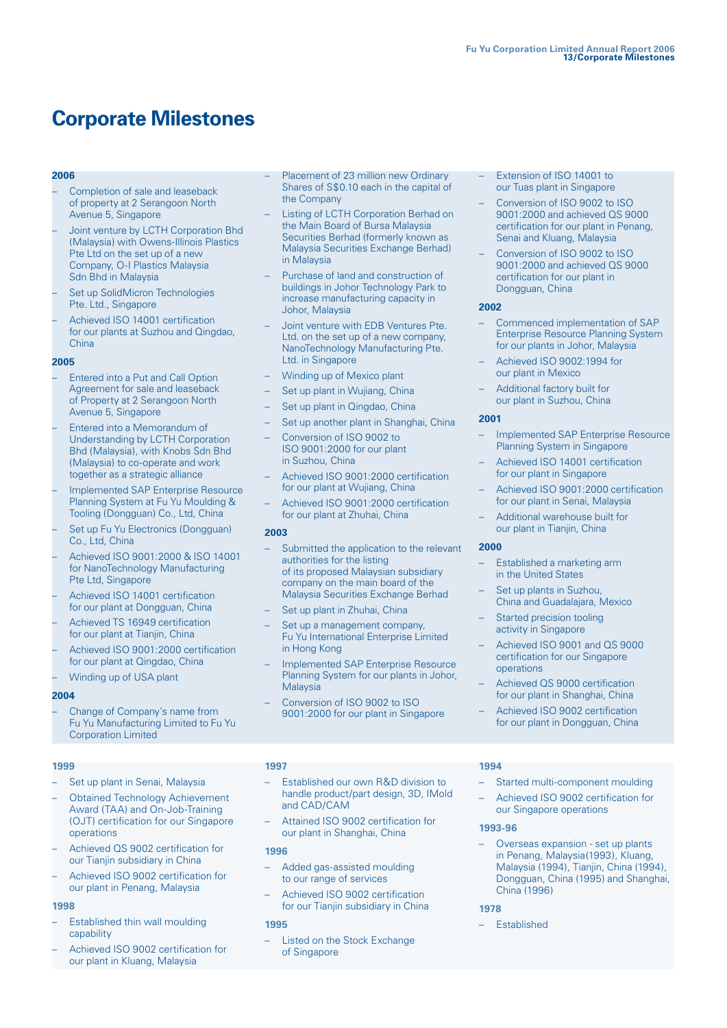# Corporate Milestones

### 2006

- Completion of sale and leaseback of property at 2 Serangoon North Avenue 5, Singapore
- Joint venture by LCTH Corporation Bhd (Malaysia) with Owens-Illinois Plastics Pte Ltd on the set up of a new Company, O-I Plastics Malaysia Sdn Bhd in Malaysia
- Set up SolidMicron Technologies Pte. Ltd., Singapore
- Achieved ISO 14001 certification for our plants at Suzhou and Qingdao, China

### 2005

- Entered into a Put and Call Option Agreement for sale and leaseback of Property at 2 Serangoon North Avenue 5, Singapore
- Entered into a Memorandum of Understanding by LCTH Corporation Bhd (Malaysia), with Knobs Sdn Bhd (Malaysia) to co-operate and work together as a strategic alliance
- Implemented SAP Enterprise Resource Planning System at Fu Yu Moulding & Tooling (Dongguan) Co., Ltd, China
- Set up Fu Yu Electronics (Dongguan) Co., Ltd, China
- Achieved ISO 9001:2000 & ISO 14001 for NanoTechnology Manufacturing Pte Ltd, Singapore
- Achieved ISO 14001 certification for our plant at Dongguan, China
- Achieved TS 16949 certification for our plant at Tianjin, China
- Achieved ISO 9001:2000 certification for our plant at Qingdao, China
- Winding up of USA plant

### 2004

- Change of Company's name from Fu Yu Manufacturing Limited to Fu Yu Corporation Limited
- Placement of 23 million new Ordinary Shares of S$0.10 each in the capital of the Company
- Listing of LCTH Corporation Berhad on the Main Board of Bursa Malaysia Securities Berhad (formerly known as Malaysia Securities Exchange Berhad) in Malaysia
- Purchase of land and construction of buildings in Johor Technology Park to increase manufacturing capacity in Johor, Malaysia
- Joint venture with EDB Ventures Pte. Ltd. on the set up of a new company, NanoTechnology Manufacturing Pte. Ltd. in Singapore
- Winding up of Mexico plant
- Set up plant in Wujiang, China
- Set up plant in Qingdao, China
- Set up another plant in Shanghai, China
- Conversion of ISO 9002 to ISO 9001:2000 for our plant in Suzhou, China
- Achieved ISO 9001:2000 certification for our plant at Wujiang, China
- Achieved ISO 9001:2000 certification for our plant at Zhuhai, China

### 2003

- Submitted the application to the relevant authorities for the listing of its proposed Malaysian subsidiary company on the main board of the Malaysia Securities Exchange Berhad
- Set up plant in Zhuhai, China
- Set up a management company, Fu Yu International Enterprise Limited in Hong Kong
- Implemented SAP Enterprise Resource Planning System for our plants in Johor, Malaysia
- Conversion of ISO 9002 to ISO 9001:2000 for our plant in Singapore
- Extension of ISO 14001 to our Tuas plant in Singapore
- Conversion of ISO 9002 to ISO 9001:2000 and achieved QS 9000 certification for our plant in Penang, Senai and Kluang, Malaysia
- Conversion of ISO 9002 to ISO 9001:2000 and achieved QS 9000 certification for our plant in Dongguan, China

### 2002

- Commenced implementation of SAP Enterprise Resource Planning System for our plants in Johor, Malaysia
- Achieved ISO 9002:1994 for our plant in Mexico
- Additional factory built for our plant in Suzhou, China

### 2001

- Implemented SAP Enterprise Resource Planning System in Singapore
- Achieved ISO 14001 certification for our plant in Singapore
- Achieved ISO 9001:2000 certification for our plant in Senai, Malaysia
- Additional warehouse built for our plant in Tianjin, China

### 2000

- Established a marketing arm in the United States
- Set up plants in Suzhou, China and Guadalajara, Mexico
- Started precision tooling activity in Singapore
- Achieved ISO 9001 and QS 9000 certification for our Singapore operations
- Achieved QS 9000 certification for our plant in Shanghai, China
- Achieved ISO 9002 certification for our plant in Dongguan, China

### 1999

- Set up plant in Senai, Malaysia
- Obtained Technology Achievement Award (TAA) and On-Job-Training (OJT) certification for our Singapore operations
- Achieved QS 9002 certification for our Tianjin subsidiary in China
- Achieved ISO 9002 certification for our plant in Penang, Malaysia

### 1998

- Established thin wall moulding capability
- Achieved ISO 9002 certification for our plant in Kluang, Malaysia

### 1997

- Established our own R&D division to handle product/part design, 3D, IMold and CAD/CAM
- Attained ISO 9002 certification for our plant in Shanghai, China

### 1996

- Added gas-assisted moulding to our range of services
- Achieved ISO 9002 certification for our Tianjin subsidiary in China

### 1995

- Listed on the Stock Exchange of Singapore

### 1994

- Started multi-component moulding
- Achieved ISO 9002 certification for our Singapore operations

### 1993-96

- Overseas expansion - set up plants in Penang, Malaysia(1993), Kluang, Malaysia (1994), Tianjin, China (1994), Dongguan, China (1995) and Shanghai, China (1996)

### 1978

- Established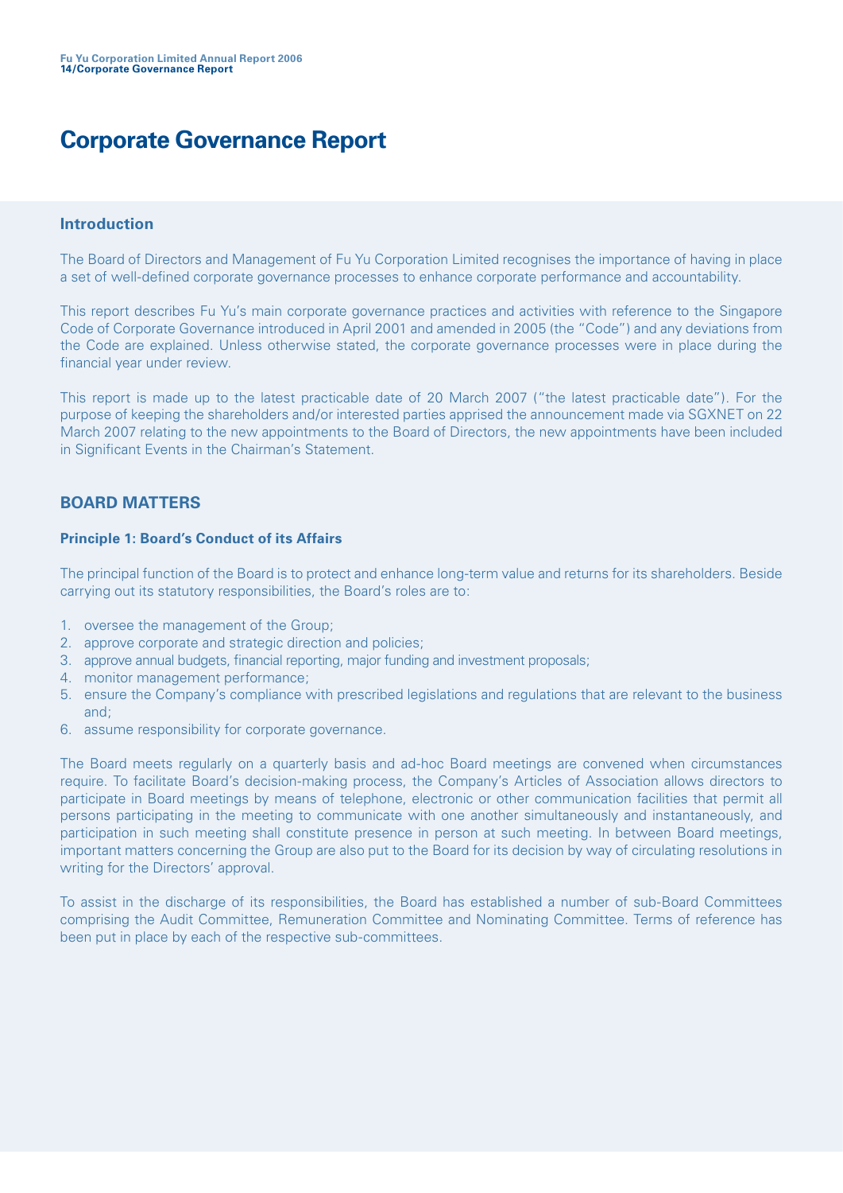# Corporate Governance Report

## Introduction

The Board of Directors and Management of Fu Yu Corporation Limited recognises the importance of having in place a set of well-defined corporate governance processes to enhance corporate performance and accountability.

This report describes Fu Yu's main corporate governance practices and activities with reference to the Singapore Code of Corporate Governance introduced in April 2001 and amended in 2005 (the "Code") and any deviations from the Code are explained. Unless otherwise stated, the corporate governance processes were in place during the financial year under review.

This report is made up to the latest practicable date of 20 March 2007 ("the latest practicable date"). For the purpose of keeping the shareholders and/or interested parties apprised the announcement made via SGXNET on 22 March 2007 relating to the new appointments to the Board of Directors, the new appointments have been included in Significant Events in the Chairman's Statement.

## BOARD MATTERS

### Principle 1: Board's Conduct of its Affairs

The principal function of the Board is to protect and enhance long-term value and returns for its shareholders. Beside carrying out its statutory responsibilities, the Board's roles are to:

1. oversee the management of the Group;
2. approve corporate and strategic direction and policies;
3. approve annual budgets, financial reporting, major funding and investment proposals;
4. monitor management performance;
5. ensure the Company's compliance with prescribed legislations and regulations that are relevant to the business and;
6. assume responsibility for corporate governance.

The Board meets regularly on a quarterly basis and ad-hoc Board meetings are convened when circumstances require. To facilitate Board's decision-making process, the Company's Articles of Association allows directors to participate in Board meetings by means of telephone, electronic or other communication facilities that permit all persons participating in the meeting to communicate with one another simultaneously and instantaneously, and participation in such meeting shall constitute presence in person at such meeting. In between Board meetings, important matters concerning the Group are also put to the Board for its decision by way of circulating resolutions in writing for the Directors' approval.

To assist in the discharge of its responsibilities, the Board has established a number of sub-Board Committees comprising the Audit Committee, Remuneration Committee and Nominating Committee. Terms of reference has been put in place by each of the respective sub-committees.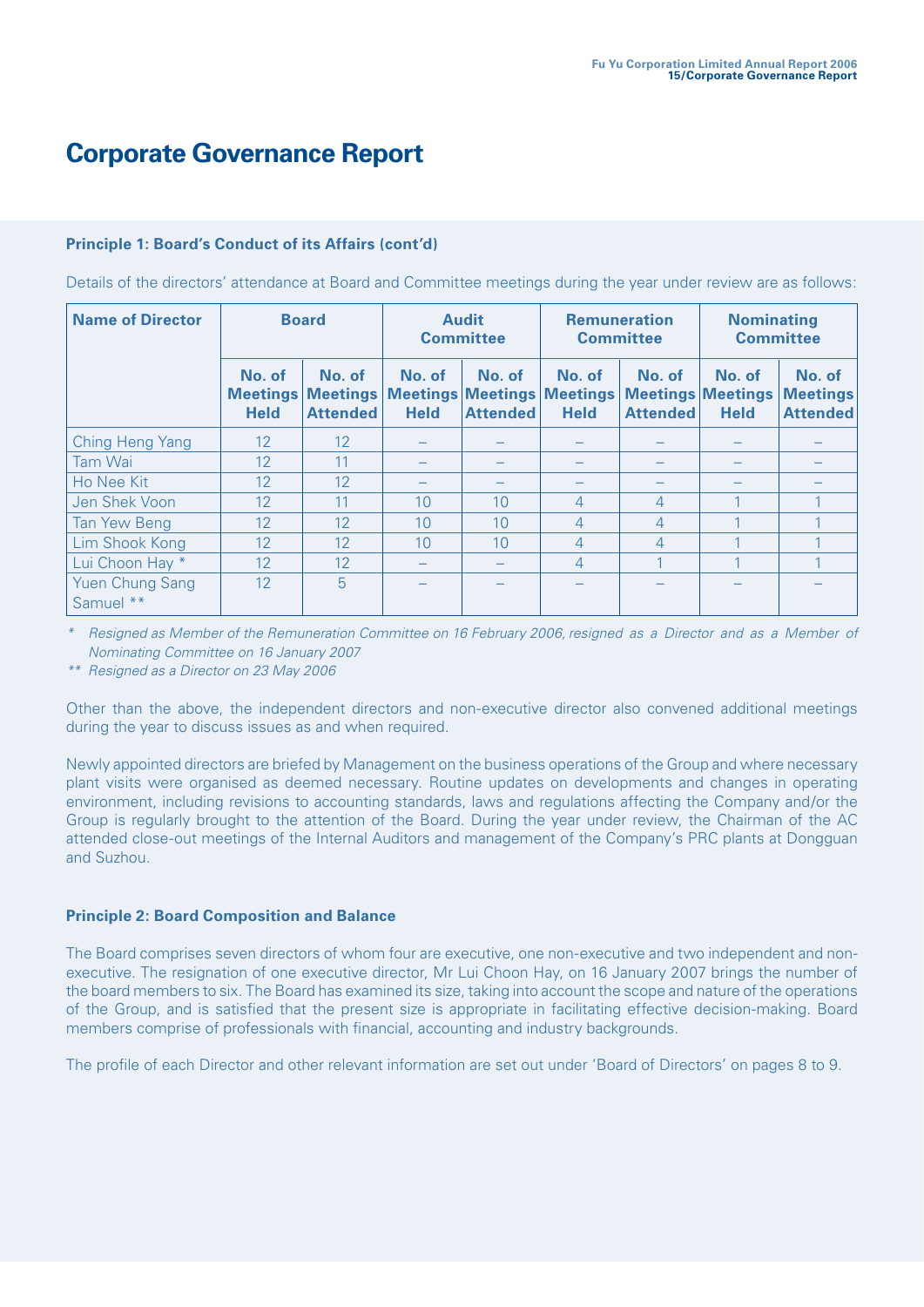# Corporate Governance Report

**Principle 1: Board's Conduct of its Affairs (cont'd)**

Details of the directors' attendance at Board and Committee meetings during the year under review are as follows:

| Name of Director | Board | | Audit Committee | | Remuneration Committee | | Nominating Committee | |
|---|---|---|---|---|---|---|---|---|
| | No. of Meetings Held | No. of Meetings Attended | No. of Meetings Held | No. of Meetings Attended | No. of Meetings Held | No. of Meetings Attended | No. of Meetings Held | No. of Meetings Attended |
| Ching Heng Yang | 12 | 12 | – | – | – | – | – | – |
| Tam Wai | 12 | 11 | – | – | – | – | – | – |
| Ho Nee Kit | 12 | 12 | – | – | – | – | – | – |
| Jen Shek Voon | 12 | 11 | 10 | 10 | 4 | 4 | 1 | 1 |
| Tan Yew Beng | 12 | 12 | 10 | 10 | 4 | 4 | 1 | 1 |
| Lim Shook Kong | 12 | 12 | 10 | 10 | 4 | 4 | 1 | 1 |
| Lui Choon Hay * | 12 | 12 | – | – | 4 | 1 | 1 | 1 |
| Yuen Chung Sang Samuel ** | 12 | 5 | – | – | – | – | – | – |

*\* Resigned as Member of the Remuneration Committee on 16 February 2006, resigned as a Director and as a Member of Nominating Committee on 16 January 2007*

*\*\* Resigned as a Director on 23 May 2006*

Other than the above, the independent directors and non-executive director also convened additional meetings during the year to discuss issues as and when required.

Newly appointed directors are briefed by Management on the business operations of the Group and where necessary plant visits were organised as deemed necessary. Routine updates on developments and changes in operating environment, including revisions to accounting standards, laws and regulations affecting the Company and/or the Group is regularly brought to the attention of the Board. During the year under review, the Chairman of the AC attended close-out meetings of the Internal Auditors and management of the Company's PRC plants at Dongguan and Suzhou.

**Principle 2: Board Composition and Balance**

The Board comprises seven directors of whom four are executive, one non-executive and two independent and non-executive. The resignation of one executive director, Mr Lui Choon Hay, on 16 January 2007 brings the number of the board members to six. The Board has examined its size, taking into account the scope and nature of the operations of the Group, and is satisfied that the present size is appropriate in facilitating effective decision-making. Board members comprise of professionals with financial, accounting and industry backgrounds.

The profile of each Director and other relevant information are set out under 'Board of Directors' on pages 8 to 9.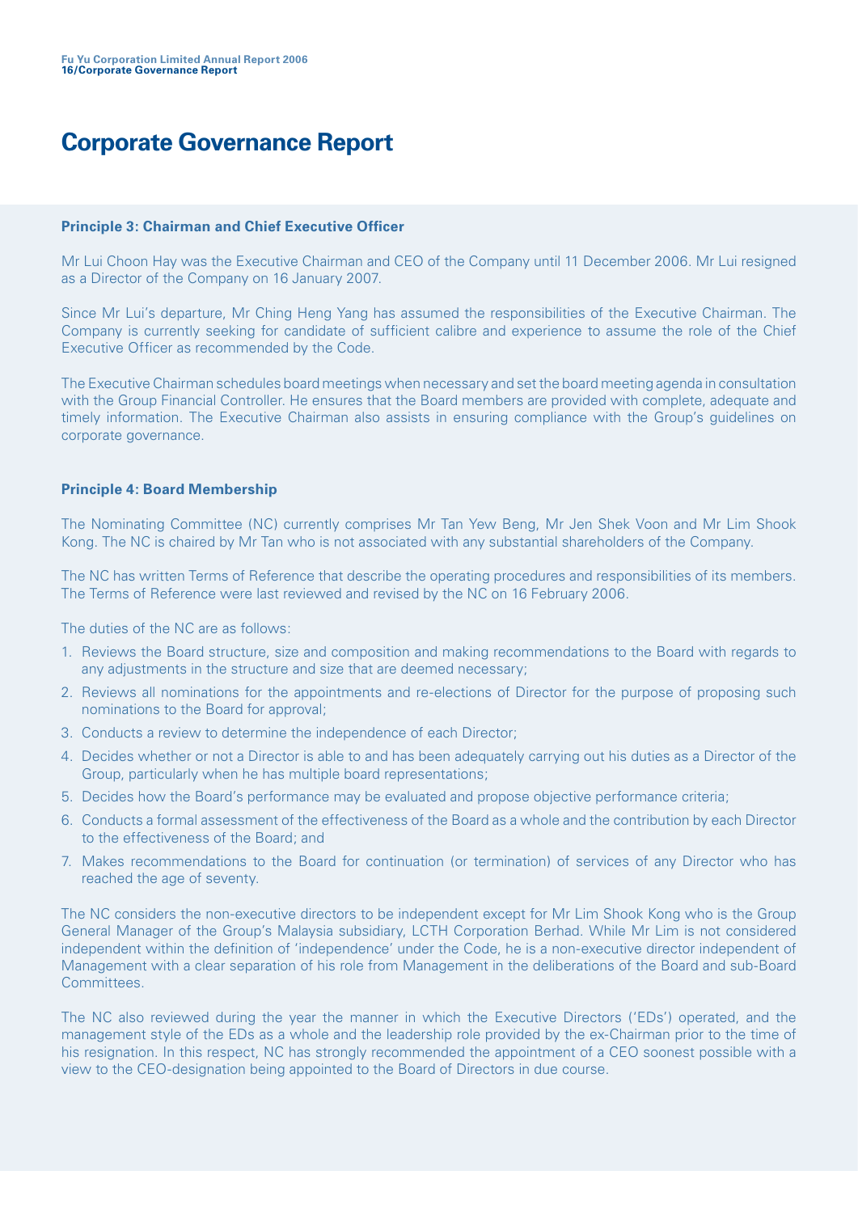# Corporate Governance Report

**Principle 3: Chairman and Chief Executive Officer**

Mr Lui Choon Hay was the Executive Chairman and CEO of the Company until 11 December 2006. Mr Lui resigned as a Director of the Company on 16 January 2007.

Since Mr Lui's departure, Mr Ching Heng Yang has assumed the responsibilities of the Executive Chairman. The Company is currently seeking for candidate of sufficient calibre and experience to assume the role of the Chief Executive Officer as recommended by the Code.

The Executive Chairman schedules board meetings when necessary and set the board meeting agenda in consultation with the Group Financial Controller. He ensures that the Board members are provided with complete, adequate and timely information. The Executive Chairman also assists in ensuring compliance with the Group's guidelines on corporate governance.

**Principle 4: Board Membership**

The Nominating Committee (NC) currently comprises Mr Tan Yew Beng, Mr Jen Shek Voon and Mr Lim Shook Kong. The NC is chaired by Mr Tan who is not associated with any substantial shareholders of the Company.

The NC has written Terms of Reference that describe the operating procedures and responsibilities of its members. The Terms of Reference were last reviewed and revised by the NC on 16 February 2006.

The duties of the NC are as follows:

1. Reviews the Board structure, size and composition and making recommendations to the Board with regards to any adjustments in the structure and size that are deemed necessary;
2. Reviews all nominations for the appointments and re-elections of Director for the purpose of proposing such nominations to the Board for approval;
3. Conducts a review to determine the independence of each Director;
4. Decides whether or not a Director is able to and has been adequately carrying out his duties as a Director of the Group, particularly when he has multiple board representations;
5. Decides how the Board's performance may be evaluated and propose objective performance criteria;
6. Conducts a formal assessment of the effectiveness of the Board as a whole and the contribution by each Director to the effectiveness of the Board; and
7. Makes recommendations to the Board for continuation (or termination) of services of any Director who has reached the age of seventy.

The NC considers the non-executive directors to be independent except for Mr Lim Shook Kong who is the Group General Manager of the Group's Malaysia subsidiary, LCTH Corporation Berhad. While Mr Lim is not considered independent within the definition of 'independence' under the Code, he is a non-executive director independent of Management with a clear separation of his role from Management in the deliberations of the Board and sub-Board Committees.

The NC also reviewed during the year the manner in which the Executive Directors ('EDs') operated, and the management style of the EDs as a whole and the leadership role provided by the ex-Chairman prior to the time of his resignation. In this respect, NC has strongly recommended the appointment of a CEO soonest possible with a view to the CEO-designation being appointed to the Board of Directors in due course.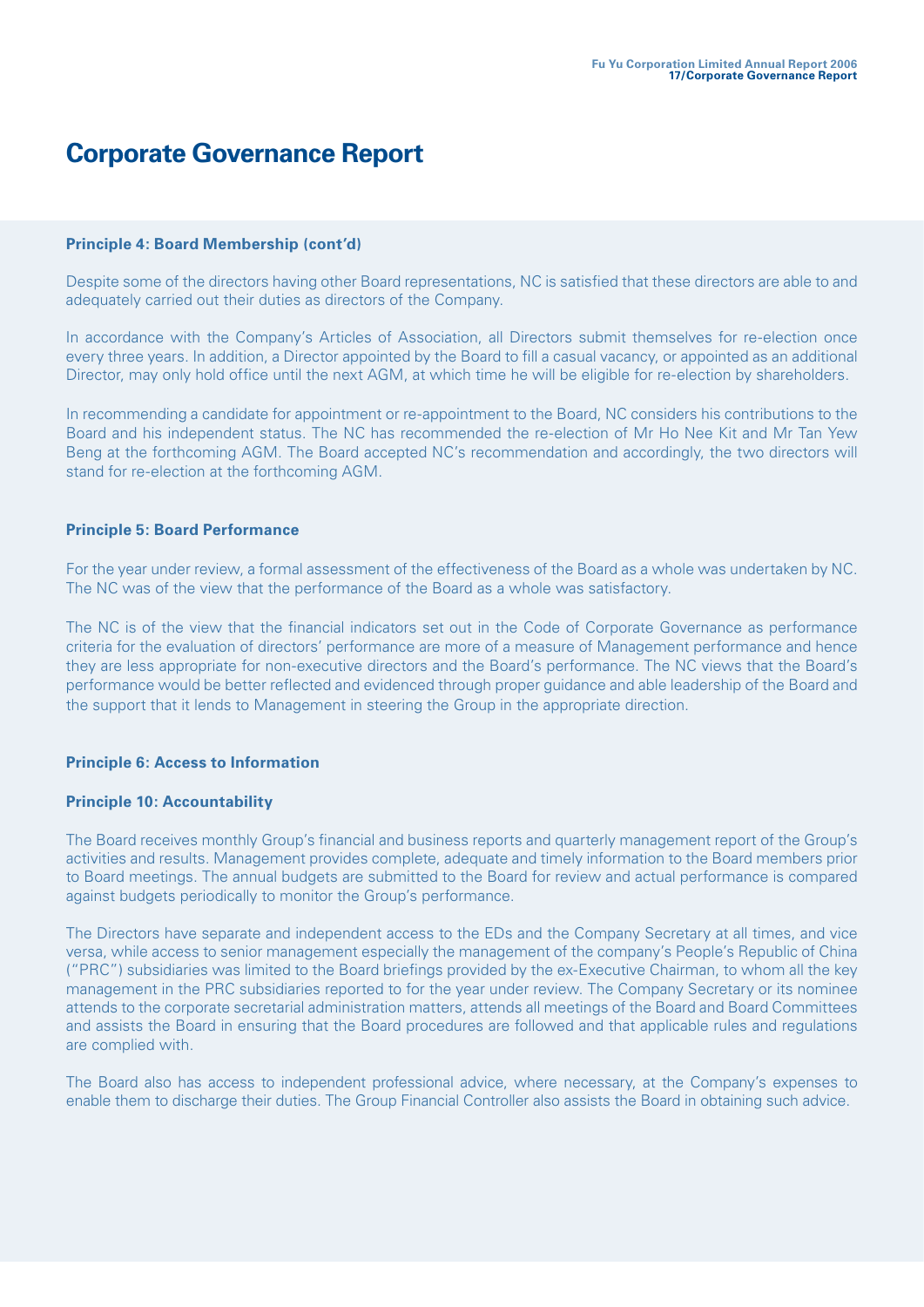# Corporate Governance Report

**Principle 4: Board Membership (cont'd)**

Despite some of the directors having other Board representations, NC is satisfied that these directors are able to and adequately carried out their duties as directors of the Company.

In accordance with the Company's Articles of Association, all Directors submit themselves for re-election once every three years. In addition, a Director appointed by the Board to fill a casual vacancy, or appointed as an additional Director, may only hold office until the next AGM, at which time he will be eligible for re-election by shareholders.

In recommending a candidate for appointment or re-appointment to the Board, NC considers his contributions to the Board and his independent status. The NC has recommended the re-election of Mr Ho Nee Kit and Mr Tan Yew Beng at the forthcoming AGM. The Board accepted NC's recommendation and accordingly, the two directors will stand for re-election at the forthcoming AGM.

**Principle 5: Board Performance**

For the year under review, a formal assessment of the effectiveness of the Board as a whole was undertaken by NC. The NC was of the view that the performance of the Board as a whole was satisfactory.

The NC is of the view that the financial indicators set out in the Code of Corporate Governance as performance criteria for the evaluation of directors' performance are more of a measure of Management performance and hence they are less appropriate for non-executive directors and the Board's performance. The NC views that the Board's performance would be better reflected and evidenced through proper guidance and able leadership of the Board and the support that it lends to Management in steering the Group in the appropriate direction.

**Principle 6: Access to Information**

**Principle 10: Accountability**

The Board receives monthly Group's financial and business reports and quarterly management report of the Group's activities and results. Management provides complete, adequate and timely information to the Board members prior to Board meetings. The annual budgets are submitted to the Board for review and actual performance is compared against budgets periodically to monitor the Group's performance.

The Directors have separate and independent access to the EDs and the Company Secretary at all times, and vice versa, while access to senior management especially the management of the company's People's Republic of China ("PRC") subsidiaries was limited to the Board briefings provided by the ex-Executive Chairman, to whom all the key management in the PRC subsidiaries reported to for the year under review. The Company Secretary or its nominee attends to the corporate secretarial administration matters, attends all meetings of the Board and Board Committees and assists the Board in ensuring that the Board procedures are followed and that applicable rules and regulations are complied with.

The Board also has access to independent professional advice, where necessary, at the Company's expenses to enable them to discharge their duties. The Group Financial Controller also assists the Board in obtaining such advice.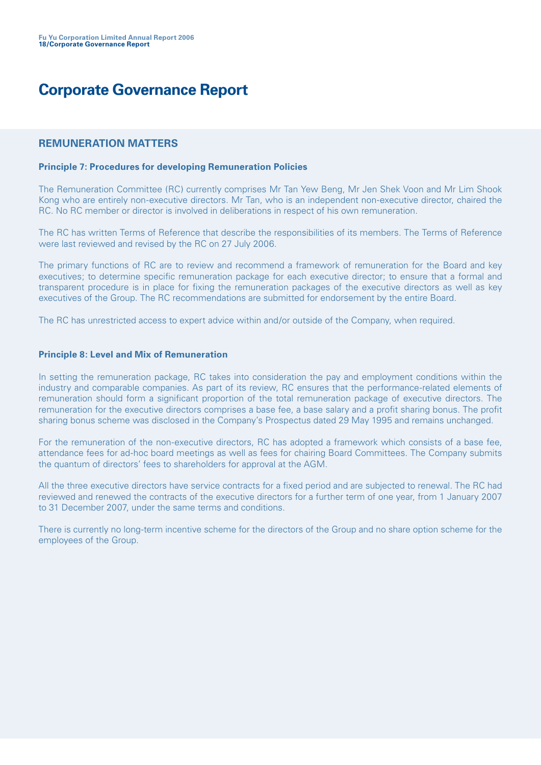# Corporate Governance Report

## REMUNERATION MATTERS

### Principle 7: Procedures for developing Remuneration Policies

The Remuneration Committee (RC) currently comprises Mr Tan Yew Beng, Mr Jen Shek Voon and Mr Lim Shook Kong who are entirely non-executive directors. Mr Tan, who is an independent non-executive director, chaired the RC. No RC member or director is involved in deliberations in respect of his own remuneration.

The RC has written Terms of Reference that describe the responsibilities of its members. The Terms of Reference were last reviewed and revised by the RC on 27 July 2006.

The primary functions of RC are to review and recommend a framework of remuneration for the Board and key executives; to determine specific remuneration package for each executive director; to ensure that a formal and transparent procedure is in place for fixing the remuneration packages of the executive directors as well as key executives of the Group. The RC recommendations are submitted for endorsement by the entire Board.

The RC has unrestricted access to expert advice within and/or outside of the Company, when required.

### Principle 8: Level and Mix of Remuneration

In setting the remuneration package, RC takes into consideration the pay and employment conditions within the industry and comparable companies. As part of its review, RC ensures that the performance-related elements of remuneration should form a significant proportion of the total remuneration package of executive directors. The remuneration for the executive directors comprises a base fee, a base salary and a profit sharing bonus. The profit sharing bonus scheme was disclosed in the Company's Prospectus dated 29 May 1995 and remains unchanged.

For the remuneration of the non-executive directors, RC has adopted a framework which consists of a base fee, attendance fees for ad-hoc board meetings as well as fees for chairing Board Committees. The Company submits the quantum of directors' fees to shareholders for approval at the AGM.

All the three executive directors have service contracts for a fixed period and are subjected to renewal. The RC had reviewed and renewed the contracts of the executive directors for a further term of one year, from 1 January 2007 to 31 December 2007, under the same terms and conditions.

There is currently no long-term incentive scheme for the directors of the Group and no share option scheme for the employees of the Group.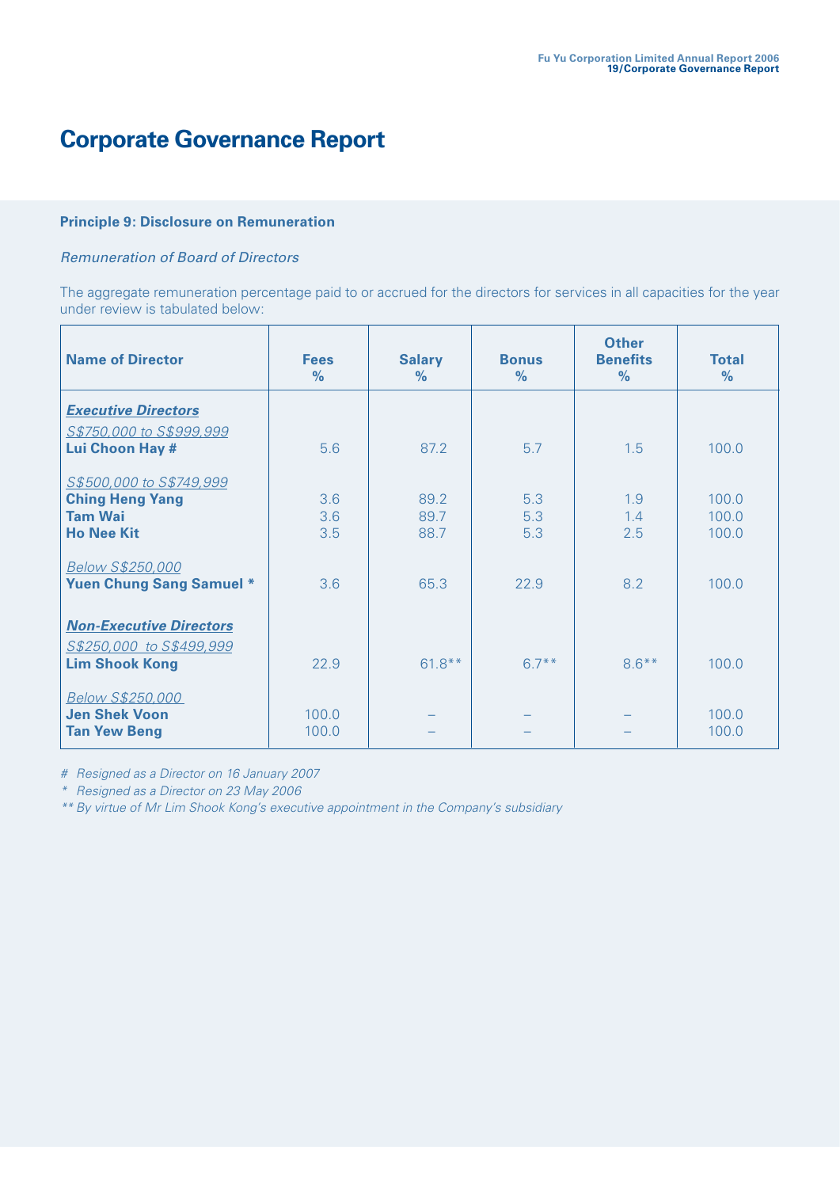# Corporate Governance Report

**Principle 9: Disclosure on Remuneration**

*Remuneration of Board of Directors*

The aggregate remuneration percentage paid to or accrued for the directors for services in all capacities for the year under review is tabulated below:

| Name of Director | Fees % | Salary % | Bonus % | Other Benefits % | Total % |
|---|---|---|---|---|---|
| ***Executive Directors*** | | | | | |
| *S$750,000 to S$999,999* | | | | | |
| **Lui Choon Hay #** | 5.6 | 87.2 | 5.7 | 1.5 | 100.0 |
| *S$500,000 to S$749,999* | | | | | |
| **Ching Heng Yang** | 3.6 | 89.2 | 5.3 | 1.9 | 100.0 |
| **Tam Wai** | 3.6 | 89.7 | 5.3 | 1.4 | 100.0 |
| **Ho Nee Kit** | 3.5 | 88.7 | 5.3 | 2.5 | 100.0 |
| *Below S$250,000* | | | | | |
| **Yuen Chung Sang Samuel *** | 3.6 | 65.3 | 22.9 | 8.2 | 100.0 |
| ***Non-Executive Directors*** | | | | | |
| *S$250,000 to S$499,999* | | | | | |
| **Lim Shook Kong** | 22.9 | 61.8** | 6.7** | 8.6** | 100.0 |
| *Below S$250,000* | | | | | |
| **Jen Shek Voon** | 100.0 | – | – | – | 100.0 |
| **Tan Yew Beng** | 100.0 | – | – | – | 100.0 |

*# Resigned as a Director on 16 January 2007*

*\* Resigned as a Director on 23 May 2006*

*** By virtue of Mr Lim Shook Kong's executive appointment in the Company's subsidiary*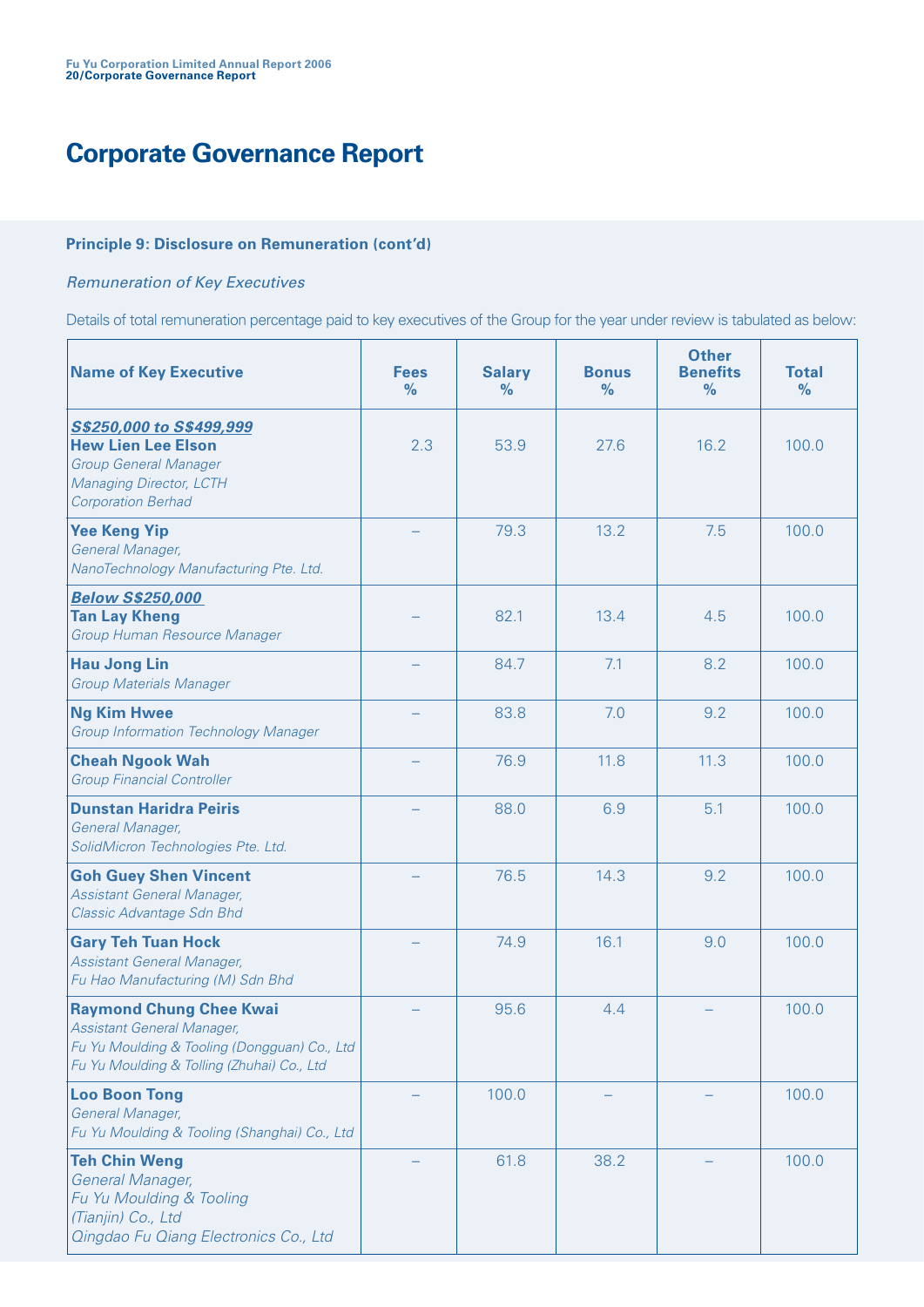# Corporate Governance Report

**Principle 9: Disclosure on Remuneration (cont'd)**

*Remuneration of Key Executives*

Details of total remuneration percentage paid to key executives of the Group for the year under review is tabulated as below:

| Name of Key Executive | Fees % | Salary % | Bonus % | Other Benefits % | Total % |
|---|---|---|---|---|---|
| ***S$250,000 to S$499,999*** **Hew Lien Lee Elson** *Group General Manager Managing Director, LCTH Corporation Berhad* | 2.3 | 53.9 | 27.6 | 16.2 | 100.0 |
| **Yee Keng Yip** *General Manager, NanoTechnology Manufacturing Pte. Ltd.* | – | 79.3 | 13.2 | 7.5 | 100.0 |
| ***Below S$250,000*** **Tan Lay Kheng** *Group Human Resource Manager* | – | 82.1 | 13.4 | 4.5 | 100.0 |
| **Hau Jong Lin** *Group Materials Manager* | – | 84.7 | 7.1 | 8.2 | 100.0 |
| **Ng Kim Hwee** *Group Information Technology Manager* | – | 83.8 | 7.0 | 9.2 | 100.0 |
| **Cheah Ngook Wah** *Group Financial Controller* | – | 76.9 | 11.8 | 11.3 | 100.0 |
| **Dunstan Haridra Peiris** *General Manager, SolidMicron Technologies Pte. Ltd.* | – | 88.0 | 6.9 | 5.1 | 100.0 |
| **Goh Guey Shen Vincent** *Assistant General Manager, Classic Advantage Sdn Bhd* | – | 76.5 | 14.3 | 9.2 | 100.0 |
| **Gary Teh Tuan Hock** *Assistant General Manager, Fu Hao Manufacturing (M) Sdn Bhd* | – | 74.9 | 16.1 | 9.0 | 100.0 |
| **Raymond Chung Chee Kwai** *Assistant General Manager, Fu Yu Moulding & Tooling (Dongguan) Co., Ltd Fu Yu Moulding & Tolling (Zhuhai) Co., Ltd* | – | 95.6 | 4.4 | – | 100.0 |
| **Loo Boon Tong** *General Manager, Fu Yu Moulding & Tooling (Shanghai) Co., Ltd* | – | 100.0 | – | – | 100.0 |
| **Teh Chin Weng** *General Manager, Fu Yu Moulding & Tooling (Tianjin) Co., Ltd Qingdao Fu Qiang Electronics Co., Ltd* | – | 61.8 | 38.2 | – | 100.0 |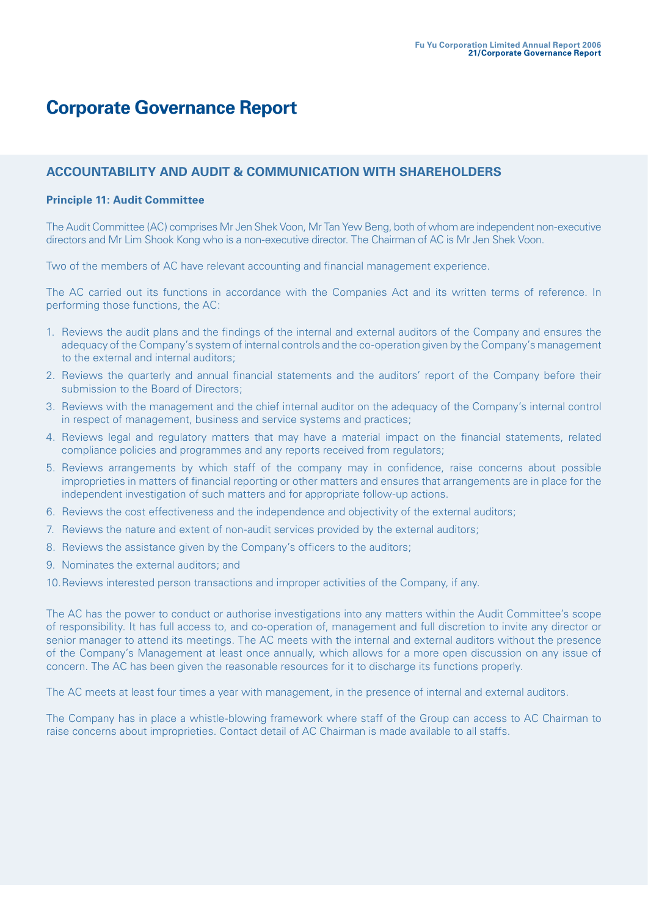# Corporate Governance Report

## ACCOUNTABILITY AND AUDIT & COMMUNICATION WITH SHAREHOLDERS

### Principle 11: Audit Committee

The Audit Committee (AC) comprises Mr Jen Shek Voon, Mr Tan Yew Beng, both of whom are independent non-executive directors and Mr Lim Shook Kong who is a non-executive director. The Chairman of AC is Mr Jen Shek Voon.

Two of the members of AC have relevant accounting and financial management experience.

The AC carried out its functions in accordance with the Companies Act and its written terms of reference. In performing those functions, the AC:

1. Reviews the audit plans and the findings of the internal and external auditors of the Company and ensures the adequacy of the Company's system of internal controls and the co-operation given by the Company's management to the external and internal auditors;
2. Reviews the quarterly and annual financial statements and the auditors' report of the Company before their submission to the Board of Directors;
3. Reviews with the management and the chief internal auditor on the adequacy of the Company's internal control in respect of management, business and service systems and practices;
4. Reviews legal and regulatory matters that may have a material impact on the financial statements, related compliance policies and programmes and any reports received from regulators;
5. Reviews arrangements by which staff of the company may in confidence, raise concerns about possible improprieties in matters of financial reporting or other matters and ensures that arrangements are in place for the independent investigation of such matters and for appropriate follow-up actions.
6. Reviews the cost effectiveness and the independence and objectivity of the external auditors;
7. Reviews the nature and extent of non-audit services provided by the external auditors;
8. Reviews the assistance given by the Company's officers to the auditors;
9. Nominates the external auditors; and
10. Reviews interested person transactions and improper activities of the Company, if any.

The AC has the power to conduct or authorise investigations into any matters within the Audit Committee's scope of responsibility. It has full access to, and co-operation of, management and full discretion to invite any director or senior manager to attend its meetings. The AC meets with the internal and external auditors without the presence of the Company's Management at least once annually, which allows for a more open discussion on any issue of concern. The AC has been given the reasonable resources for it to discharge its functions properly.

The AC meets at least four times a year with management, in the presence of internal and external auditors.

The Company has in place a whistle-blowing framework where staff of the Group can access to AC Chairman to raise concerns about improprieties. Contact detail of AC Chairman is made available to all staffs.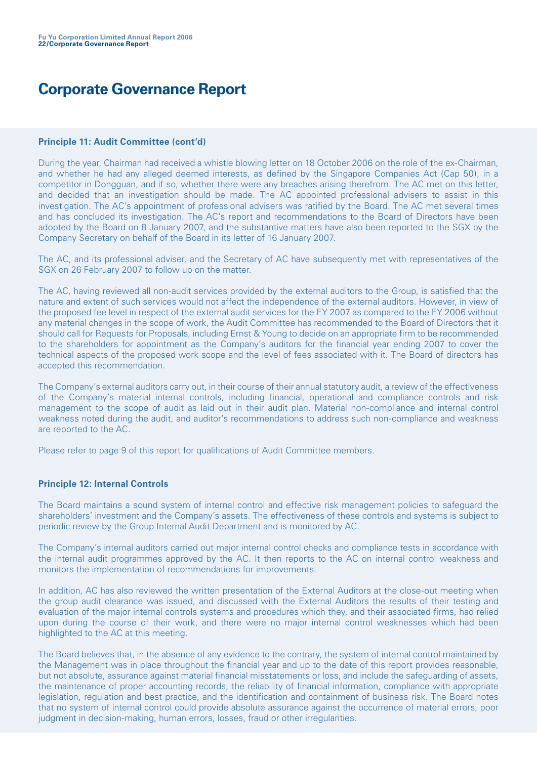# Corporate Governance Report

**Principle 11: Audit Committee (cont'd)**

During the year, Chairman had received a whistle blowing letter on 18 October 2006 on the role of the ex-Chairman, and whether he had any alleged deemed interests, as defined by the Singapore Companies Act (Cap 50), in a competitor in Dongguan, and if so, whether there were any breaches arising therefrom. The AC met on this letter, and decided that an investigation should be made. The AC appointed professional advisers to assist in this investigation. The AC's appointment of professional advisers was ratified by the Board. The AC met several times and has concluded its investigation. The AC's report and recommendations to the Board of Directors have been adopted by the Board on 8 January 2007, and the substantive matters have also been reported to the SGX by the Company Secretary on behalf of the Board in its letter of 16 January 2007.

The AC, and its professional adviser, and the Secretary of AC have subsequently met with representatives of the SGX on 26 February 2007 to follow up on the matter.

The AC, having reviewed all non-audit services provided by the external auditors to the Group, is satisfied that the nature and extent of such services would not affect the independence of the external auditors. However, in view of the proposed fee level in respect of the external audit services for the FY 2007 as compared to the FY 2006 without any material changes in the scope of work, the Audit Committee has recommended to the Board of Directors that it should call for Requests for Proposals, including Ernst & Young to decide on an appropriate firm to be recommended to the shareholders for appointment as the Company's auditors for the financial year ending 2007 to cover the technical aspects of the proposed work scope and the level of fees associated with it. The Board of directors has accepted this recommendation.

The Company's external auditors carry out, in their course of their annual statutory audit, a review of the effectiveness of the Company's material internal controls, including financial, operational and compliance controls and risk management to the scope of audit as laid out in their audit plan. Material non-compliance and internal control weakness noted during the audit, and auditor's recommendations to address such non-compliance and weakness are reported to the AC.

Please refer to page 9 of this report for qualifications of Audit Committee members.

**Principle 12: Internal Controls**

The Board maintains a sound system of internal control and effective risk management policies to safeguard the shareholders' investment and the Company's assets. The effectiveness of these controls and systems is subject to periodic review by the Group Internal Audit Department and is monitored by AC.

The Company's internal auditors carried out major internal control checks and compliance tests in accordance with the internal audit programmes approved by the AC. It then reports to the AC on internal control weakness and monitors the implementation of recommendations for improvements.

In addition, AC has also reviewed the written presentation of the External Auditors at the close-out meeting when the group audit clearance was issued, and discussed with the External Auditors the results of their testing and evaluation of the major internal controls systems and procedures which they, and their associated firms, had relied upon during the course of their work, and there were no major internal control weaknesses which had been highlighted to the AC at this meeting.

The Board believes that, in the absence of any evidence to the contrary, the system of internal control maintained by the Management was in place throughout the financial year and up to the date of this report provides reasonable, but not absolute, assurance against material financial misstatements or loss, and include the safeguarding of assets, the maintenance of proper accounting records, the reliability of financial information, compliance with appropriate legislation, regulation and best practice, and the identification and containment of business risk. The Board notes that no system of internal control could provide absolute assurance against the occurrence of material errors, poor judgment in decision-making, human errors, losses, fraud or other irregularities.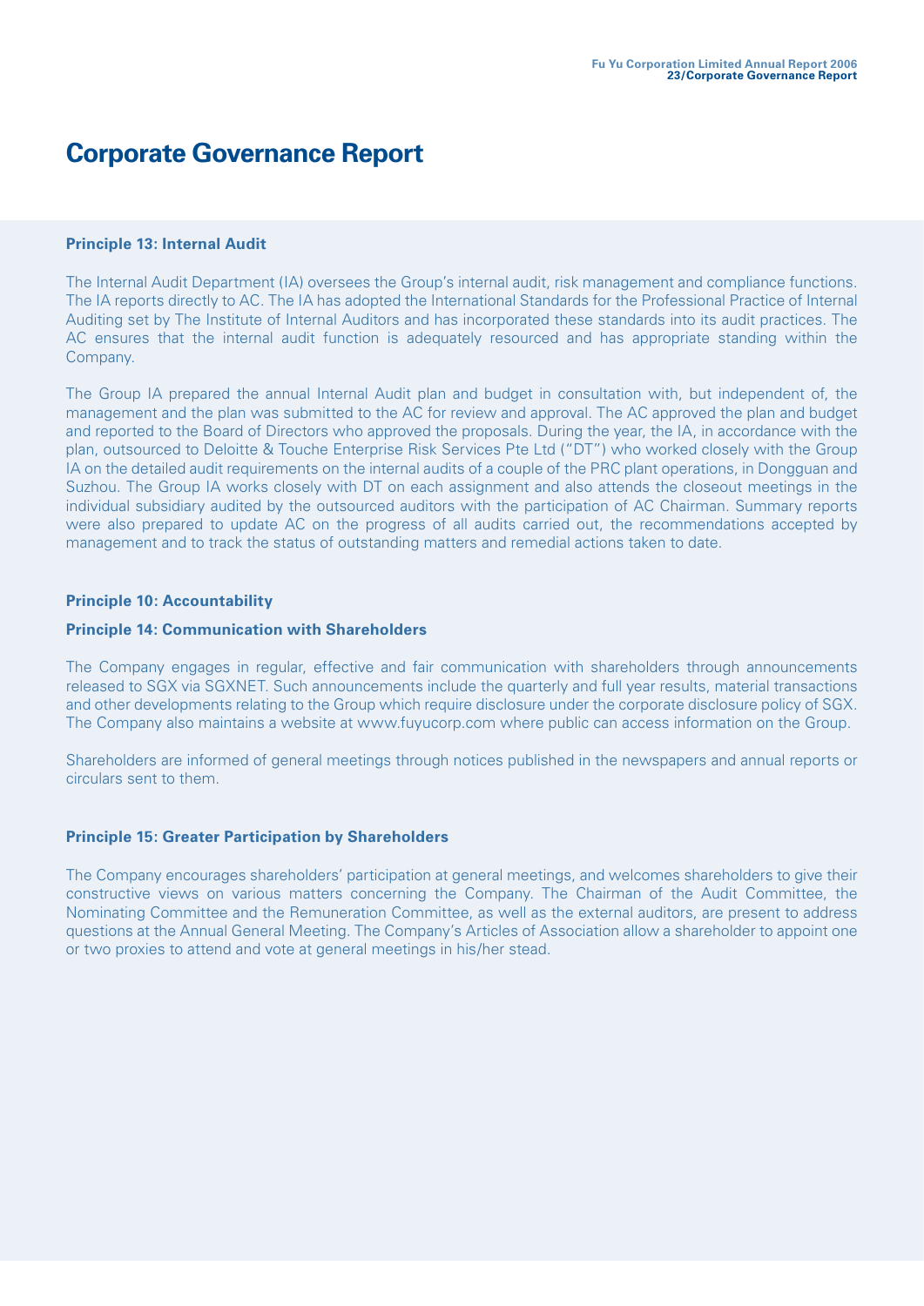# Corporate Governance Report

**Principle 13: Internal Audit**

The Internal Audit Department (IA) oversees the Group's internal audit, risk management and compliance functions. The IA reports directly to AC. The IA has adopted the International Standards for the Professional Practice of Internal Auditing set by The Institute of Internal Auditors and has incorporated these standards into its audit practices. The AC ensures that the internal audit function is adequately resourced and has appropriate standing within the Company.

The Group IA prepared the annual Internal Audit plan and budget in consultation with, but independent of, the management and the plan was submitted to the AC for review and approval. The AC approved the plan and budget and reported to the Board of Directors who approved the proposals. During the year, the IA, in accordance with the plan, outsourced to Deloitte & Touche Enterprise Risk Services Pte Ltd ("DT") who worked closely with the Group IA on the detailed audit requirements on the internal audits of a couple of the PRC plant operations, in Dongguan and Suzhou. The Group IA works closely with DT on each assignment and also attends the closeout meetings in the individual subsidiary audited by the outsourced auditors with the participation of AC Chairman. Summary reports were also prepared to update AC on the progress of all audits carried out, the recommendations accepted by management and to track the status of outstanding matters and remedial actions taken to date.

**Principle 10: Accountability**

**Principle 14: Communication with Shareholders**

The Company engages in regular, effective and fair communication with shareholders through announcements released to SGX via SGXNET. Such announcements include the quarterly and full year results, material transactions and other developments relating to the Group which require disclosure under the corporate disclosure policy of SGX. The Company also maintains a website at www.fuyucorp.com where public can access information on the Group.

Shareholders are informed of general meetings through notices published in the newspapers and annual reports or circulars sent to them.

**Principle 15: Greater Participation by Shareholders**

The Company encourages shareholders' participation at general meetings, and welcomes shareholders to give their constructive views on various matters concerning the Company. The Chairman of the Audit Committee, the Nominating Committee and the Remuneration Committee, as well as the external auditors, are present to address questions at the Annual General Meeting. The Company's Articles of Association allow a shareholder to appoint one or two proxies to attend and vote at general meetings in his/her stead.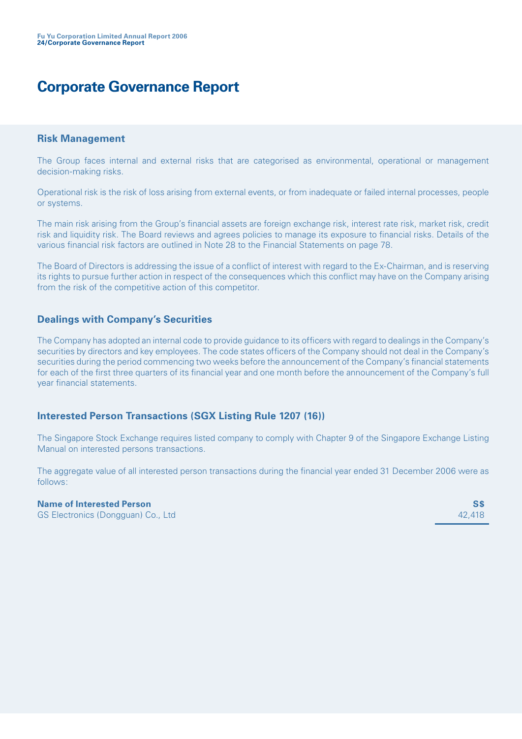# Corporate Governance Report

## Risk Management

The Group faces internal and external risks that are categorised as environmental, operational or management decision-making risks.

Operational risk is the risk of loss arising from external events, or from inadequate or failed internal processes, people or systems.

The main risk arising from the Group's financial assets are foreign exchange risk, interest rate risk, market risk, credit risk and liquidity risk. The Board reviews and agrees policies to manage its exposure to financial risks. Details of the various financial risk factors are outlined in Note 28 to the Financial Statements on page 78.

The Board of Directors is addressing the issue of a conflict of interest with regard to the Ex-Chairman, and is reserving its rights to pursue further action in respect of the consequences which this conflict may have on the Company arising from the risk of the competitive action of this competitor.

## Dealings with Company's Securities

The Company has adopted an internal code to provide guidance to its officers with regard to dealings in the Company's securities by directors and key employees. The code states officers of the Company should not deal in the Company's securities during the period commencing two weeks before the announcement of the Company's financial statements for each of the first three quarters of its financial year and one month before the announcement of the Company's full year financial statements.

## Interested Person Transactions (SGX Listing Rule 1207 (16))

The Singapore Stock Exchange requires listed company to comply with Chapter 9 of the Singapore Exchange Listing Manual on interested persons transactions.

The aggregate value of all interested person transactions during the financial year ended 31 December 2006 were as follows:

| Name of Interested Person | S$ |
|---|---|
| GS Electronics (Dongguan) Co., Ltd | 42,418 |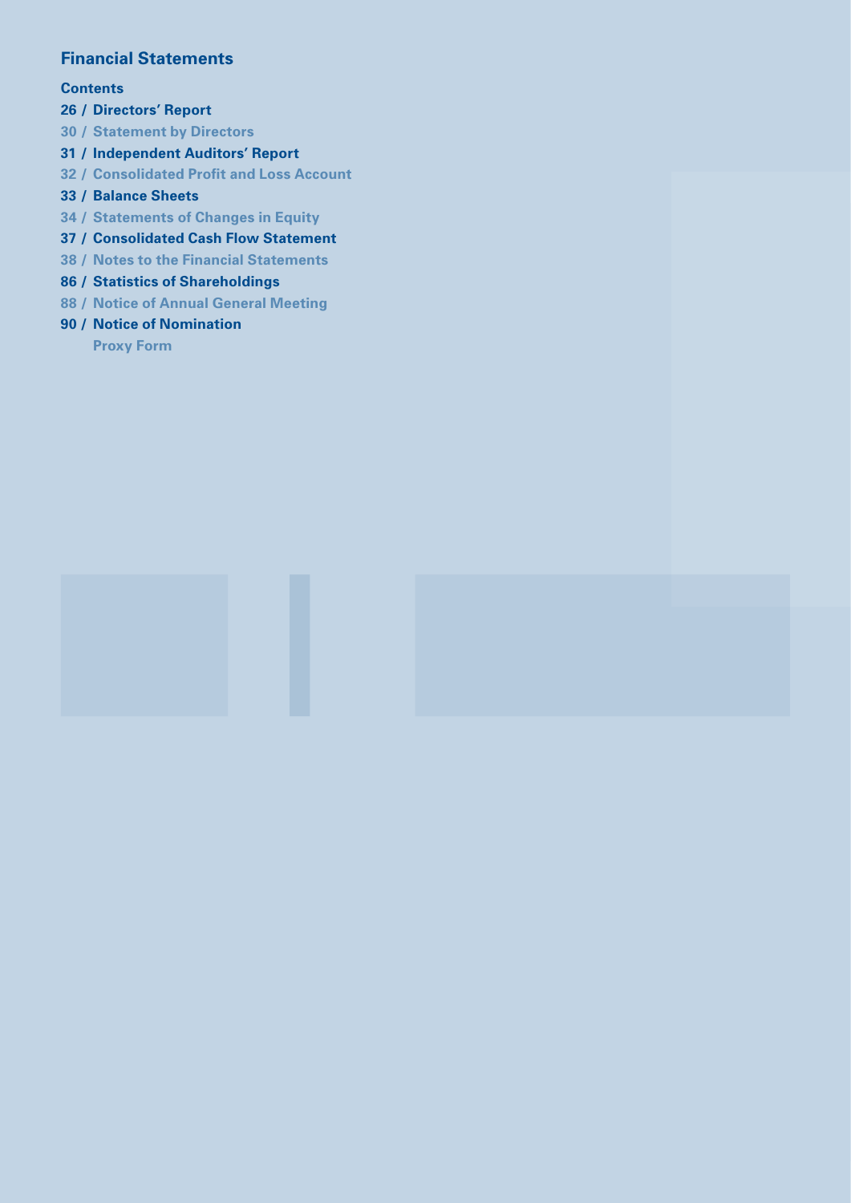# Financial Statements

**Contents**

26 / Directors' Report

30 / Statement by Directors

31 / Independent Auditors' Report

32 / Consolidated Profit and Loss Account

33 / Balance Sheets

34 / Statements of Changes in Equity

37 / Consolidated Cash Flow Statement

38 / Notes to the Financial Statements

86 / Statistics of Shareholdings

88 / Notice of Annual General Meeting

90 / Notice of Nomination

Proxy Form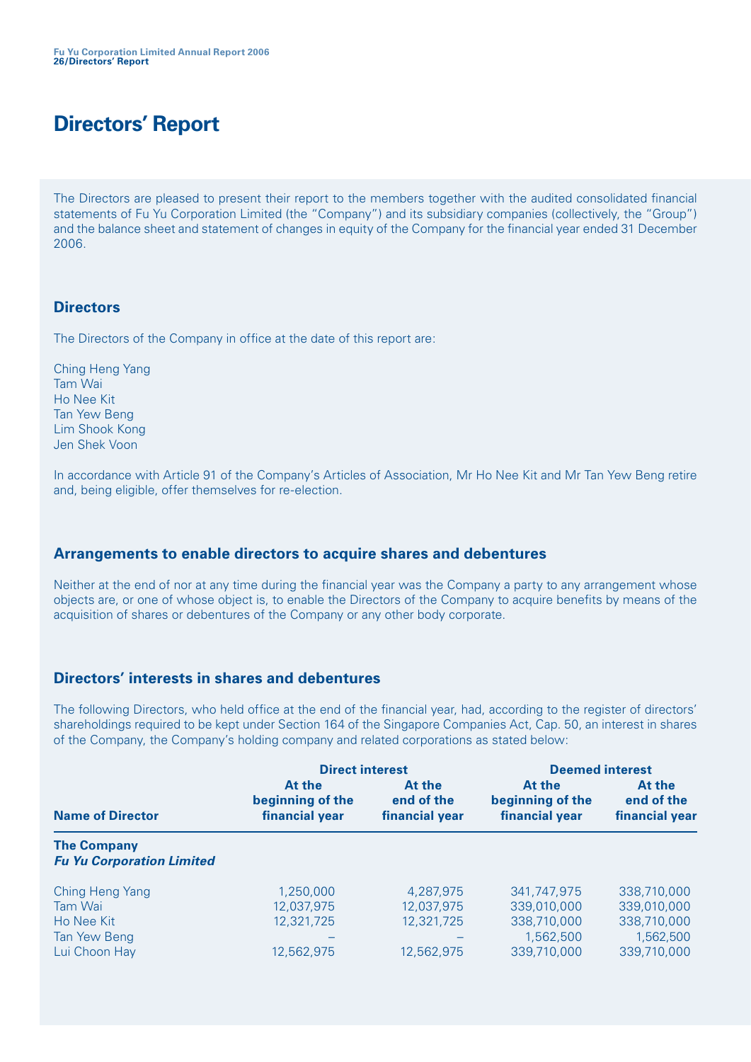# Directors' Report

The Directors are pleased to present their report to the members together with the audited consolidated financial statements of Fu Yu Corporation Limited (the "Company") and its subsidiary companies (collectively, the "Group") and the balance sheet and statement of changes in equity of the Company for the financial year ended 31 December 2006.

## Directors

The Directors of the Company in office at the date of this report are:

Ching Heng Yang
Tam Wai
Ho Nee Kit
Tan Yew Beng
Lim Shook Kong
Jen Shek Voon

In accordance with Article 91 of the Company's Articles of Association, Mr Ho Nee Kit and Mr Tan Yew Beng retire and, being eligible, offer themselves for re-election.

## Arrangements to enable directors to acquire shares and debentures

Neither at the end of nor at any time during the financial year was the Company a party to any arrangement whose objects are, or one of whose object is, to enable the Directors of the Company to acquire benefits by means of the acquisition of shares or debentures of the Company or any other body corporate.

## Directors' interests in shares and debentures

The following Directors, who held office at the end of the financial year, had, according to the register of directors' shareholdings required to be kept under Section 164 of the Singapore Companies Act, Cap. 50, an interest in shares of the Company, the Company's holding company and related corporations as stated below:

| | Direct interest | | Deemed interest | |
|---|---|---|---|---|
| **Name of Director** | **At the beginning of the financial year** | **At the end of the financial year** | **At the beginning of the financial year** | **At the end of the financial year** |
| **The Company** *Fu Yu Corporation Limited* | | | | |
| Ching Heng Yang | 1,250,000 | 4,287,975 | 341,747,975 | 338,710,000 |
| Tam Wai | 12,037,975 | 12,037,975 | 339,010,000 | 339,010,000 |
| Ho Nee Kit | 12,321,725 | 12,321,725 | 338,710,000 | 338,710,000 |
| Tan Yew Beng | – | – | 1,562,500 | 1,562,500 |
| Lui Choon Hay | 12,562,975 | 12,562,975 | 339,710,000 | 339,710,000 |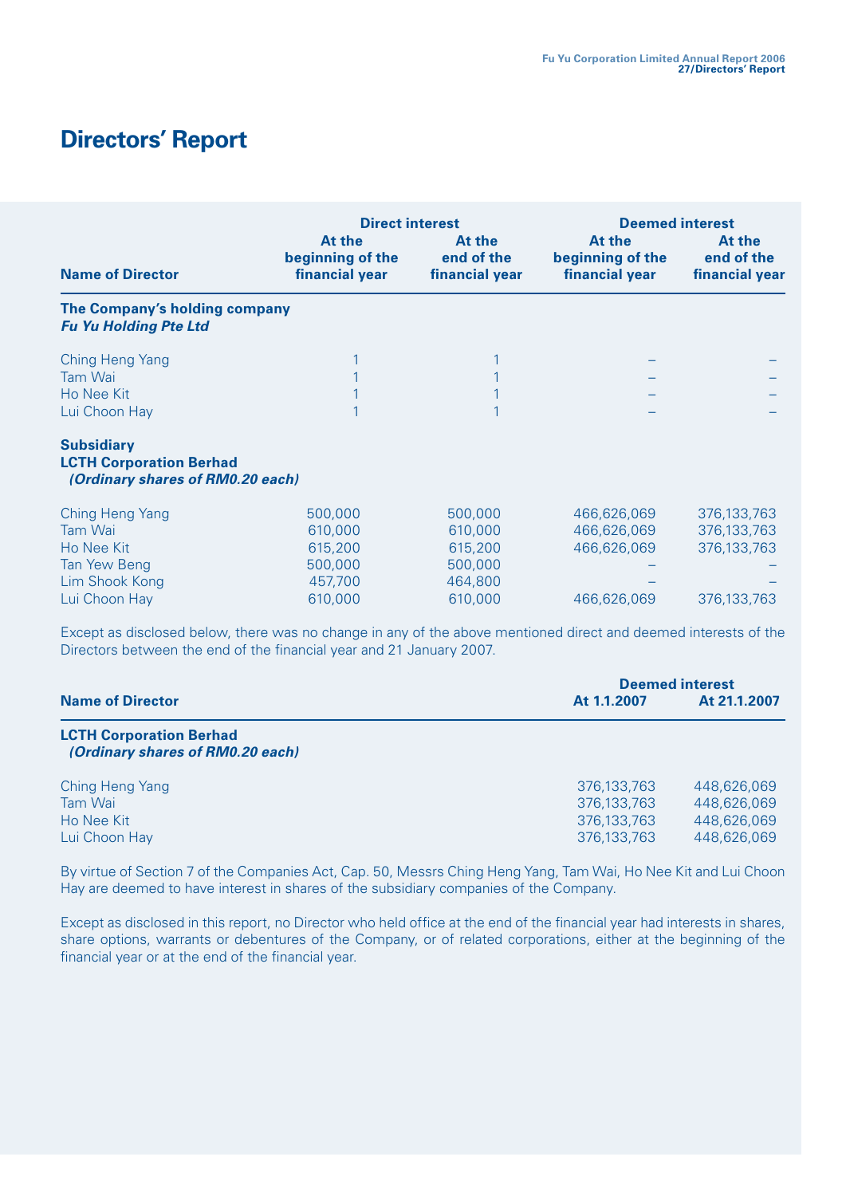# Directors' Report

| Name of Director | Direct interest | | Deemed interest | |
|---|---|---|---|---|
| | At the beginning of the financial year | At the end of the financial year | At the beginning of the financial year | At the end of the financial year |
| **The Company's holding company** ***Fu Yu Holding Pte Ltd*** | | | | |
| Ching Heng Yang | 1 | 1 | – | – |
| Tam Wai | 1 | 1 | – | – |
| Ho Nee Kit | 1 | 1 | – | – |
| Lui Choon Hay | 1 | 1 | – | – |
| **Subsidiary** **LCTH Corporation Berhad** ***(Ordinary shares of RM0.20 each)*** | | | | |
| Ching Heng Yang | 500,000 | 500,000 | 466,626,069 | 376,133,763 |
| Tam Wai | 610,000 | 610,000 | 466,626,069 | 376,133,763 |
| Ho Nee Kit | 615,200 | 615,200 | 466,626,069 | 376,133,763 |
| Tan Yew Beng | 500,000 | 500,000 | – | – |
| Lim Shook Kong | 457,700 | 464,800 | – | – |
| Lui Choon Hay | 610,000 | 610,000 | 466,626,069 | 376,133,763 |

Except as disclosed below, there was no change in any of the above mentioned direct and deemed interests of the Directors between the end of the financial year and 21 January 2007.

| Name of Director | Deemed interest | |
|---|---|---|
| | At 1.1.2007 | At 21.1.2007 |
| **LCTH Corporation Berhad** ***(Ordinary shares of RM0.20 each)*** | | |
| Ching Heng Yang | 376,133,763 | 448,626,069 |
| Tam Wai | 376,133,763 | 448,626,069 |
| Ho Nee Kit | 376,133,763 | 448,626,069 |
| Lui Choon Hay | 376,133,763 | 448,626,069 |

By virtue of Section 7 of the Companies Act, Cap. 50, Messrs Ching Heng Yang, Tam Wai, Ho Nee Kit and Lui Choon Hay are deemed to have interest in shares of the subsidiary companies of the Company.

Except as disclosed in this report, no Director who held office at the end of the financial year had interests in shares, share options, warrants or debentures of the Company, or of related corporations, either at the beginning of the financial year or at the end of the financial year.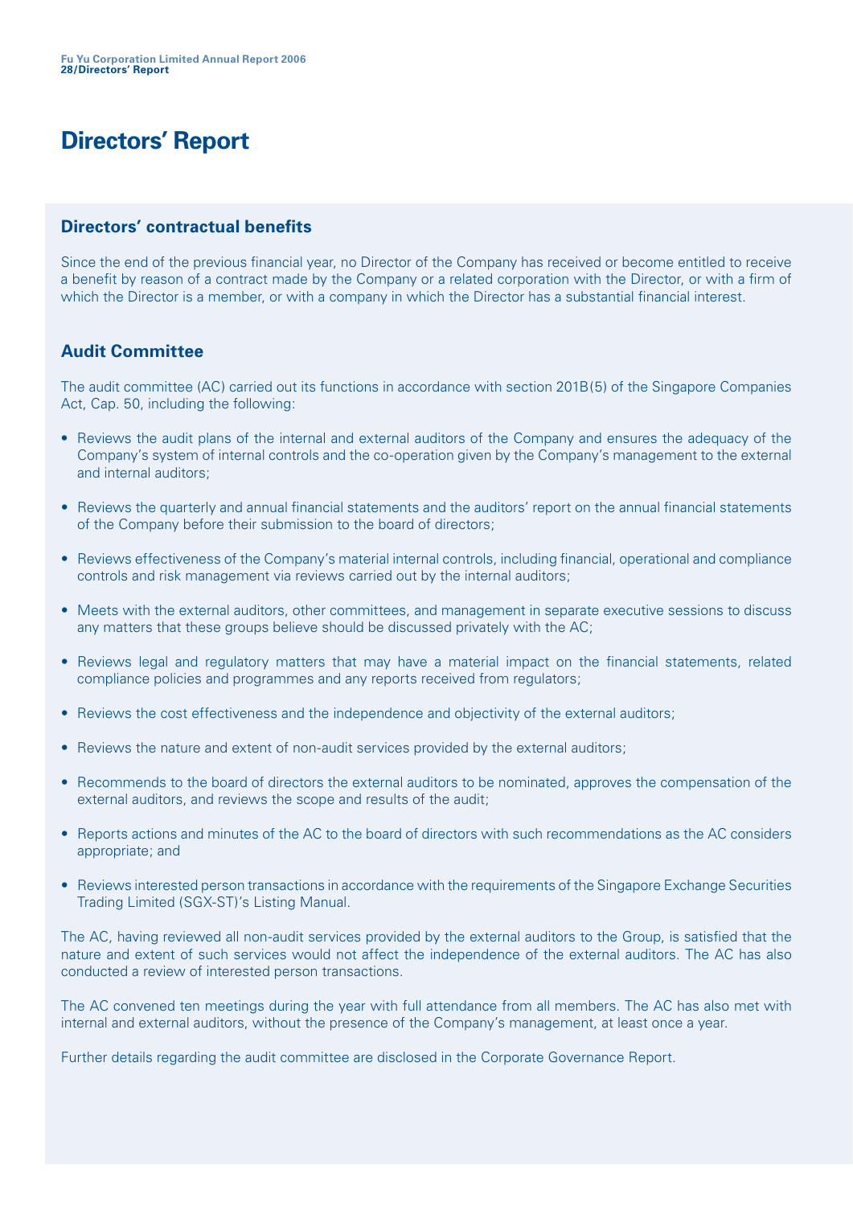# Directors' Report

## Directors' contractual benefits

Since the end of the previous financial year, no Director of the Company has received or become entitled to receive a benefit by reason of a contract made by the Company or a related corporation with the Director, or with a firm of which the Director is a member, or with a company in which the Director has a substantial financial interest.

## Audit Committee

The audit committee (AC) carried out its functions in accordance with section 201B(5) of the Singapore Companies Act, Cap. 50, including the following:

- Reviews the audit plans of the internal and external auditors of the Company and ensures the adequacy of the Company's system of internal controls and the co-operation given by the Company's management to the external and internal auditors;
- Reviews the quarterly and annual financial statements and the auditors' report on the annual financial statements of the Company before their submission to the board of directors;
- Reviews effectiveness of the Company's material internal controls, including financial, operational and compliance controls and risk management via reviews carried out by the internal auditors;
- Meets with the external auditors, other committees, and management in separate executive sessions to discuss any matters that these groups believe should be discussed privately with the AC;
- Reviews legal and regulatory matters that may have a material impact on the financial statements, related compliance policies and programmes and any reports received from regulators;
- Reviews the cost effectiveness and the independence and objectivity of the external auditors;
- Reviews the nature and extent of non-audit services provided by the external auditors;
- Recommends to the board of directors the external auditors to be nominated, approves the compensation of the external auditors, and reviews the scope and results of the audit;
- Reports actions and minutes of the AC to the board of directors with such recommendations as the AC considers appropriate; and
- Reviews interested person transactions in accordance with the requirements of the Singapore Exchange Securities Trading Limited (SGX-ST)'s Listing Manual.

The AC, having reviewed all non-audit services provided by the external auditors to the Group, is satisfied that the nature and extent of such services would not affect the independence of the external auditors. The AC has also conducted a review of interested person transactions.

The AC convened ten meetings during the year with full attendance from all members. The AC has also met with internal and external auditors, without the presence of the Company's management, at least once a year.

Further details regarding the audit committee are disclosed in the Corporate Governance Report.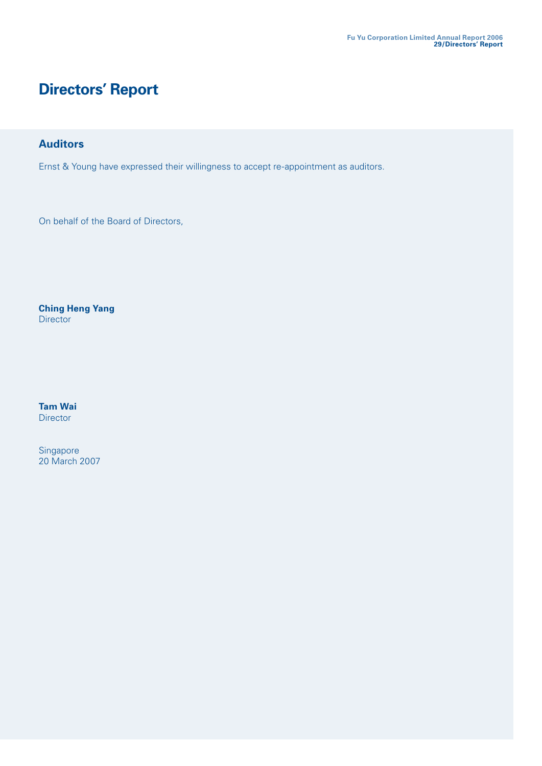# Directors' Report

## Auditors

Ernst & Young have expressed their willingness to accept re-appointment as auditors.

On behalf of the Board of Directors,

**Ching Heng Yang**
Director

**Tam Wai**
Director

Singapore
20 March 2007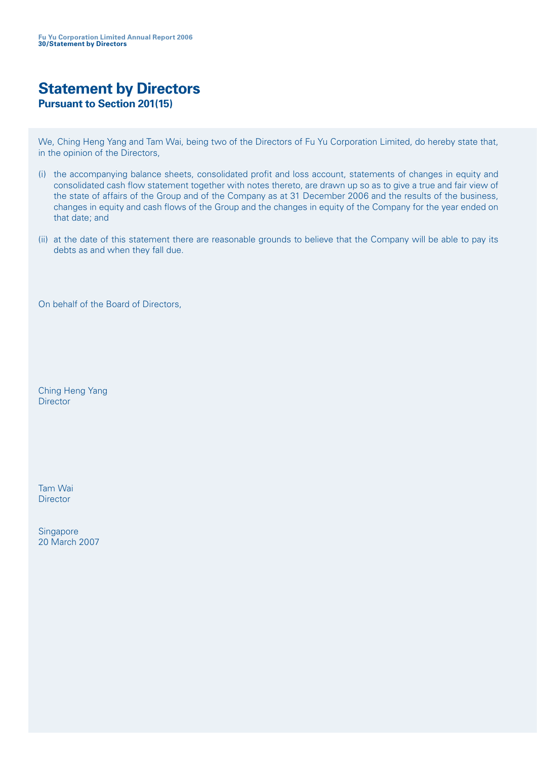# Statement by Directors

## Pursuant to Section 201(15)

We, Ching Heng Yang and Tam Wai, being two of the Directors of Fu Yu Corporation Limited, do hereby state that, in the opinion of the Directors,

(i) the accompanying balance sheets, consolidated profit and loss account, statements of changes in equity and consolidated cash flow statement together with notes thereto, are drawn up so as to give a true and fair view of the state of affairs of the Group and of the Company as at 31 December 2006 and the results of the business, changes in equity and cash flows of the Group and the changes in equity of the Company for the year ended on that date; and

(ii) at the date of this statement there are reasonable grounds to believe that the Company will be able to pay its debts as and when they fall due.

On behalf of the Board of Directors,

Ching Heng Yang
Director

Tam Wai
Director

Singapore
20 March 2007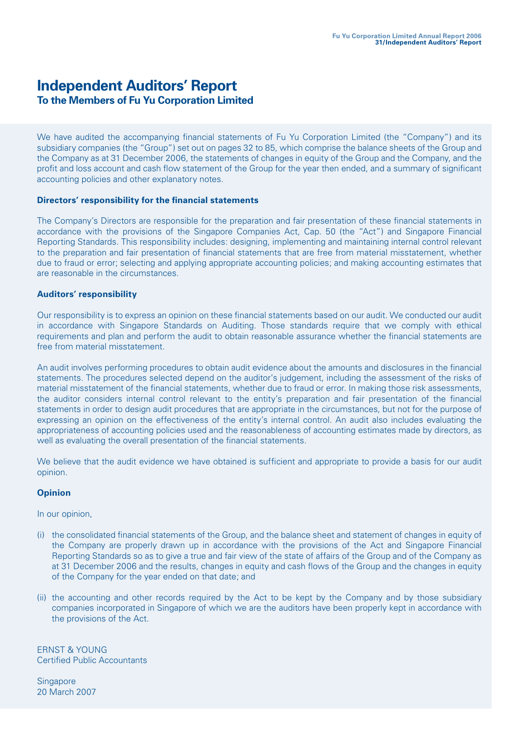# Independent Auditors' Report

## To the Members of Fu Yu Corporation Limited

We have audited the accompanying financial statements of Fu Yu Corporation Limited (the "Company") and its subsidiary companies (the "Group") set out on pages 32 to 85, which comprise the balance sheets of the Group and the Company as at 31 December 2006, the statements of changes in equity of the Group and the Company, and the profit and loss account and cash flow statement of the Group for the year then ended, and a summary of significant accounting policies and other explanatory notes.

**Directors' responsibility for the financial statements**

The Company's Directors are responsible for the preparation and fair presentation of these financial statements in accordance with the provisions of the Singapore Companies Act, Cap. 50 (the "Act") and Singapore Financial Reporting Standards. This responsibility includes: designing, implementing and maintaining internal control relevant to the preparation and fair presentation of financial statements that are free from material misstatement, whether due to fraud or error; selecting and applying appropriate accounting policies; and making accounting estimates that are reasonable in the circumstances.

**Auditors' responsibility**

Our responsibility is to express an opinion on these financial statements based on our audit. We conducted our audit in accordance with Singapore Standards on Auditing. Those standards require that we comply with ethical requirements and plan and perform the audit to obtain reasonable assurance whether the financial statements are free from material misstatement.

An audit involves performing procedures to obtain audit evidence about the amounts and disclosures in the financial statements. The procedures selected depend on the auditor's judgement, including the assessment of the risks of material misstatement of the financial statements, whether due to fraud or error. In making those risk assessments, the auditor considers internal control relevant to the entity's preparation and fair presentation of the financial statements in order to design audit procedures that are appropriate in the circumstances, but not for the purpose of expressing an opinion on the effectiveness of the entity's internal control. An audit also includes evaluating the appropriateness of accounting policies used and the reasonableness of accounting estimates made by directors, as well as evaluating the overall presentation of the financial statements.

We believe that the audit evidence we have obtained is sufficient and appropriate to provide a basis for our audit opinion.

**Opinion**

In our opinion,

(i) the consolidated financial statements of the Group, and the balance sheet and statement of changes in equity of the Company are properly drawn up in accordance with the provisions of the Act and Singapore Financial Reporting Standards so as to give a true and fair view of the state of affairs of the Group and of the Company as at 31 December 2006 and the results, changes in equity and cash flows of the Group and the changes in equity of the Company for the year ended on that date; and

(ii) the accounting and other records required by the Act to be kept by the Company and by those subsidiary companies incorporated in Singapore of which we are the auditors have been properly kept in accordance with the provisions of the Act.

ERNST & YOUNG
Certified Public Accountants

Singapore
20 March 2007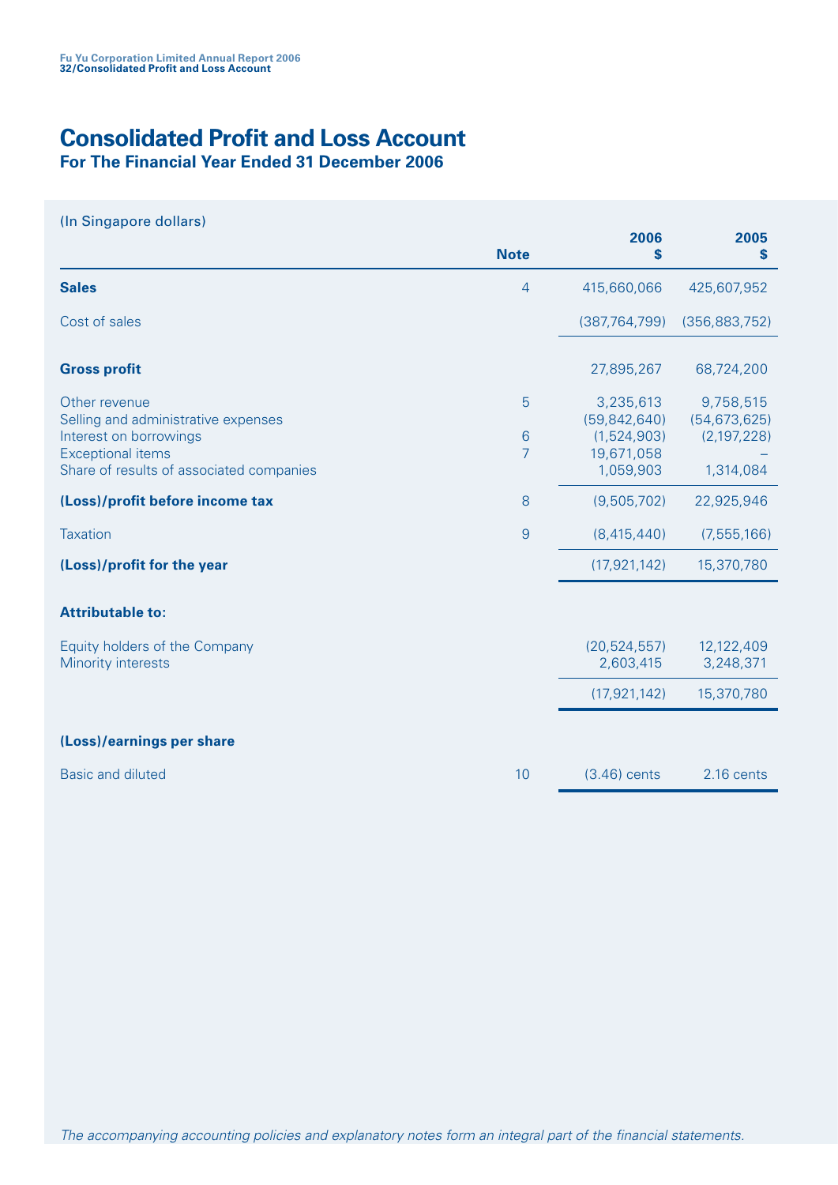# Consolidated Profit and Loss Account

## For The Financial Year Ended 31 December 2006

(In Singapore dollars)

| | Note | 2006 $ | 2005 $ |
|---|---|---|---|
| **Sales** | 4 | 415,660,066 | 425,607,952 |
| Cost of sales | | (387,764,799) | (356,883,752) |
| **Gross profit** | | 27,895,267 | 68,724,200 |
| Other revenue | 5 | 3,235,613 | 9,758,515 |
| Selling and administrative expenses | | (59,842,640) | (54,673,625) |
| Interest on borrowings | 6 | (1,524,903) | (2,197,228) |
| Exceptional items | 7 | 19,671,058 | – |
| Share of results of associated companies | | 1,059,903 | 1,314,084 |
| **(Loss)/profit before income tax** | 8 | (9,505,702) | 22,925,946 |
| Taxation | 9 | (8,415,440) | (7,555,166) |
| **(Loss)/profit for the year** | | (17,921,142) | 15,370,780 |
| **Attributable to:** | | | |
| Equity holders of the Company | | (20,524,557) | 12,122,409 |
| Minority interests | | 2,603,415 | 3,248,371 |
| | | (17,921,142) | 15,370,780 |
| **(Loss)/earnings per share** | | | |
| Basic and diluted | 10 | (3.46) cents | 2.16 cents |

*The accompanying accounting policies and explanatory notes form an integral part of the financial statements.*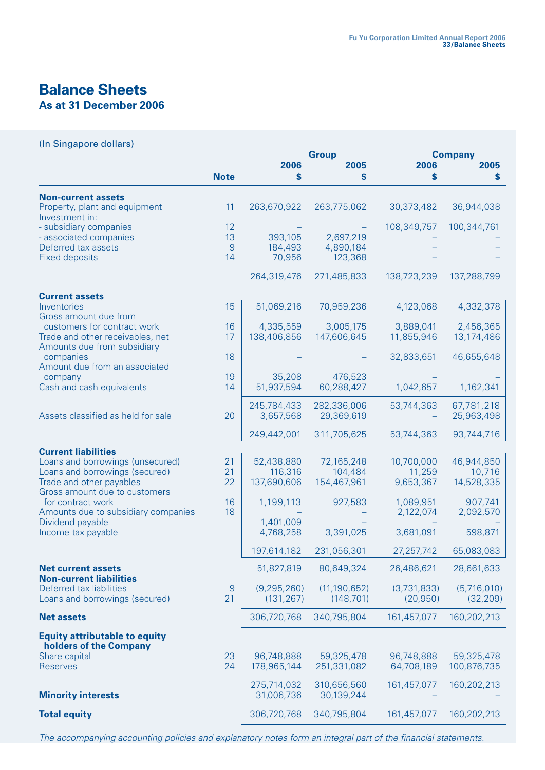# Balance Sheets

## As at 31 December 2006

(In Singapore dollars)

| | Note | Group 2006 $ | Group 2005 $ | Company 2006 $ | Company 2005 $ |
|---|---|---|---|---|---|
| **Non-current assets** | | | | | |
| Property, plant and equipment | 11 | 263,670,922 | 263,775,062 | 30,373,482 | 36,944,038 |
| Investment in: | | | | | |
| - subsidiary companies | 12 | – | – | 108,349,757 | 100,344,761 |
| - associated companies | 13 | 393,105 | 2,697,219 | – | – |
| Deferred tax assets | 9 | 184,493 | 4,890,184 | – | – |
| Fixed deposits | 14 | 70,956 | 123,368 | – | – |
| | | 264,319,476 | 271,485,833 | 138,723,239 | 137,288,799 |
| **Current assets** | | | | | |
| Inventories | 15 | 51,069,216 | 70,959,236 | 4,123,068 | 4,332,378 |
| Gross amount due from customers for contract work | 16 | 4,335,559 | 3,005,175 | 3,889,041 | 2,456,365 |
| Trade and other receivables, net | 17 | 138,406,856 | 147,606,645 | 11,855,946 | 13,174,486 |
| Amounts due from subsidiary companies | 18 | – | – | 32,833,651 | 46,655,648 |
| Amount due from an associated company | 19 | 35,208 | 476,523 | – | – |
| Cash and cash equivalents | 14 | 51,937,594 | 60,288,427 | 1,042,657 | 1,162,341 |
| | | 245,784,433 | 282,336,006 | 53,744,363 | 67,781,218 |
| Assets classified as held for sale | 20 | 3,657,568 | 29,369,619 | – | 25,963,498 |
| | | 249,442,001 | 311,705,625 | 53,744,363 | 93,744,716 |
| **Current liabilities** | | | | | |
| Loans and borrowings (unsecured) | 21 | 52,438,880 | 72,165,248 | 10,700,000 | 46,944,850 |
| Loans and borrowings (secured) | 21 | 116,316 | 104,484 | 11,259 | 10,716 |
| Trade and other payables | 22 | 137,690,606 | 154,467,961 | 9,653,367 | 14,528,335 |
| Gross amount due to customers for contract work | 16 | 1,199,113 | 927,583 | 1,089,951 | 907,741 |
| Amounts due to subsidiary companies | 18 | – | – | 2,122,074 | 2,092,570 |
| Dividend payable | | 1,401,009 | – | – | – |
| Income tax payable | | 4,768,258 | 3,391,025 | 3,681,091 | 598,871 |
| | | 197,614,182 | 231,056,301 | 27,257,742 | 65,083,083 |
| **Net current assets** | | 51,827,819 | 80,649,324 | 26,486,621 | 28,661,633 |
| **Non-current liabilities** | | | | | |
| Deferred tax liabilities | 9 | (9,295,260) | (11,190,652) | (3,731,833) | (5,716,010) |
| Loans and borrowings (secured) | 21 | (131,267) | (148,701) | (20,950) | (32,209) |
| **Net assets** | | 306,720,768 | 340,795,804 | 161,457,077 | 160,202,213 |
| **Equity attributable to equity holders of the Company** | | | | | |
| Share capital | 23 | 96,748,888 | 59,325,478 | 96,748,888 | 59,325,478 |
| Reserves | 24 | 178,965,144 | 251,331,082 | 64,708,189 | 100,876,735 |
| | | 275,714,032 | 310,656,560 | 161,457,077 | 160,202,213 |
| **Minority interests** | | 31,006,736 | 30,139,244 | – | – |
| **Total equity** | | 306,720,768 | 340,795,804 | 161,457,077 | 160,202,213 |

*The accompanying accounting policies and explanatory notes form an integral part of the financial statements.*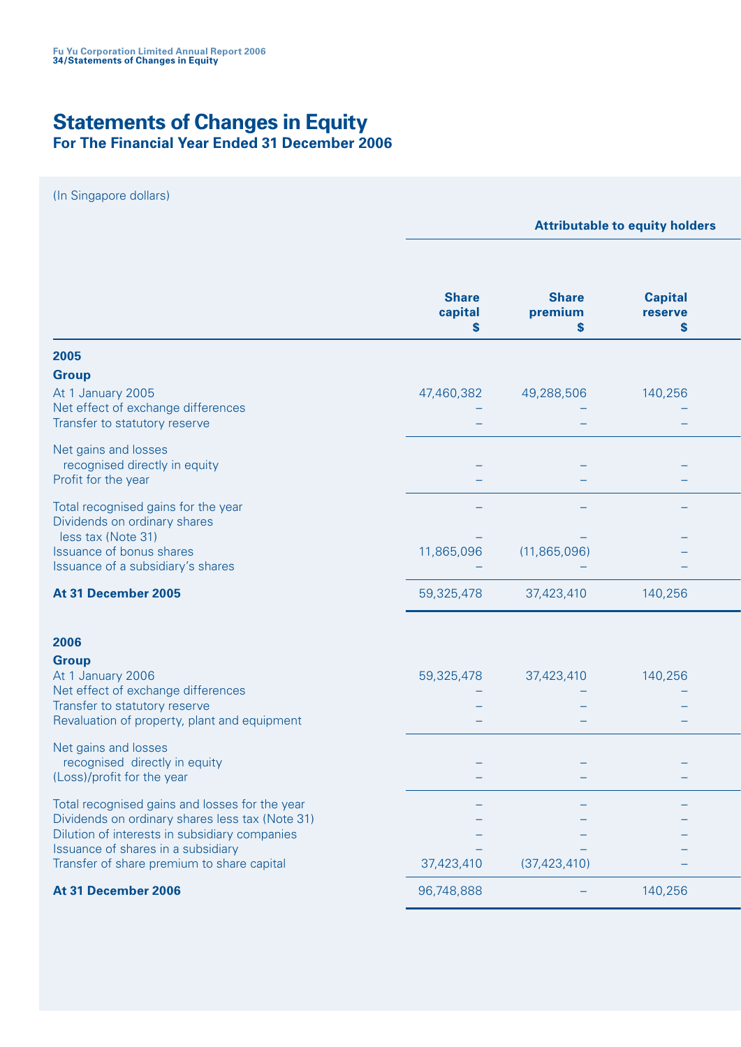# Statements of Changes in Equity

## For The Financial Year Ended 31 December 2006

(In Singapore dollars)

| | Attributable to equity holders | | |
|---|---|---|---|
| | Share capital $ | Share premium $ | Capital reserve $ |
| **2005** | | | |
| **Group** | | | |
| At 1 January 2005 | 47,460,382 | 49,288,506 | 140,256 |
| Net effect of exchange differences | – | – | – |
| Transfer to statutory reserve | – | – | – |
| Net gains and losses recognised directly in equity | – | – | – |
| Profit for the year | – | – | – |
| Total recognised gains for the year | – | – | – |
| Dividends on ordinary shares less tax (Note 31) | – | – | – |
| Issuance of bonus shares | 11,865,096 | (11,865,096) | – |
| Issuance of a subsidiary's shares | – | – | – |
| **At 31 December 2005** | 59,325,478 | 37,423,410 | 140,256 |
| **2006** | | | |
| **Group** | | | |
| At 1 January 2006 | 59,325,478 | 37,423,410 | 140,256 |
| Net effect of exchange differences | – | – | – |
| Transfer to statutory reserve | – | – | – |
| Revaluation of property, plant and equipment | – | – | – |
| Net gains and losses recognised directly in equity | – | – | – |
| (Loss)/profit for the year | – | – | – |
| Total recognised gains and losses for the year | – | – | – |
| Dividends on ordinary shares less tax (Note 31) | – | – | – |
| Dilution of interests in subsidiary companies | – | – | – |
| Issuance of shares in a subsidiary | – | – | – |
| Transfer of share premium to share capital | 37,423,410 | (37,423,410) | – |
| **At 31 December 2006** | 96,748,888 | – | 140,256 |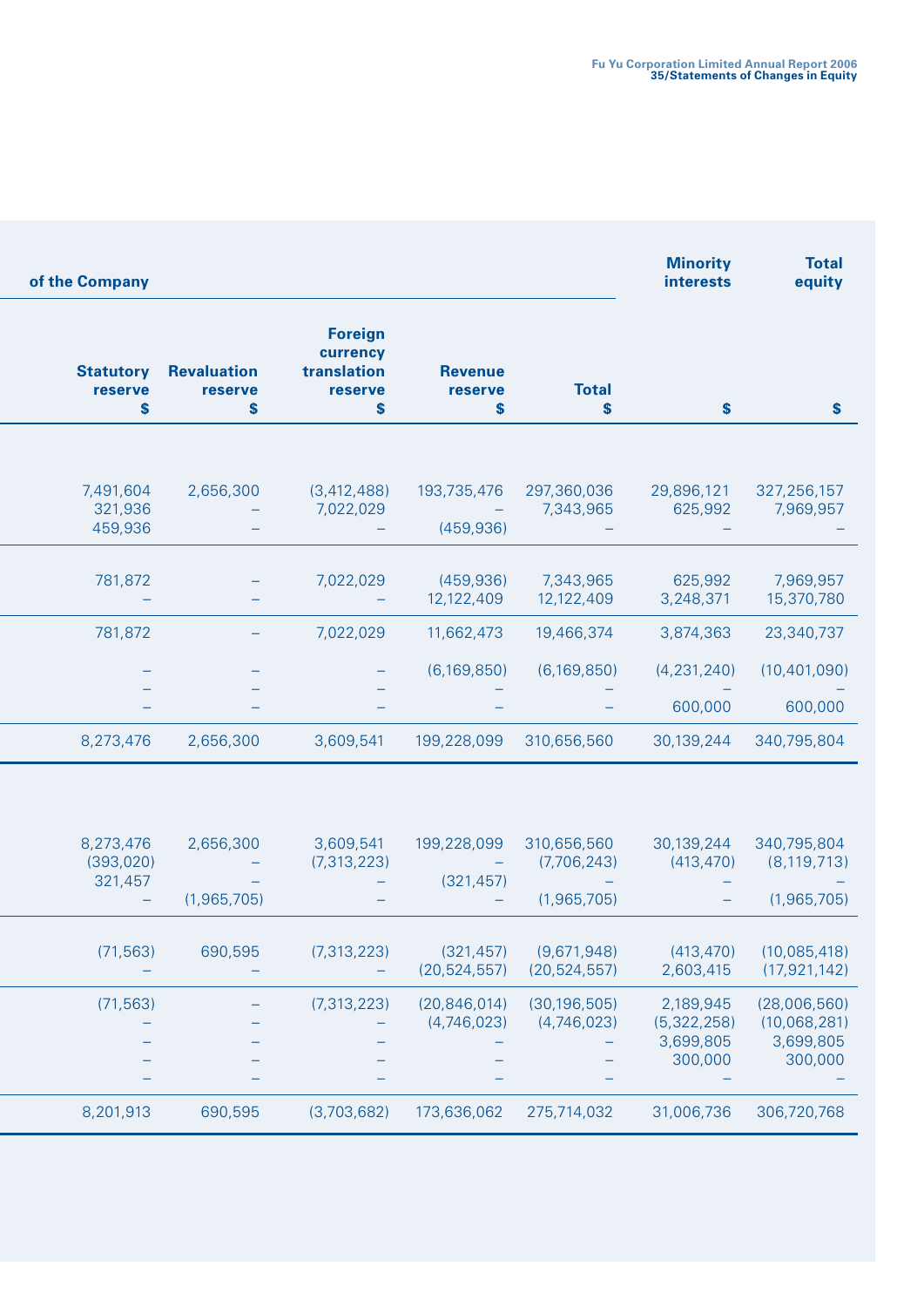| of the Company | | | | | Minority interests | Total equity |
|---|---|---|---|---|---|---|
| Statutory reserve $ | Revaluation reserve $ | Foreign currency translation reserve $ | Revenue reserve $ | Total $ | $ | $ |
| 7,491,604 | 2,656,300 | (3,412,488) | 193,735,476 | 297,360,036 | 29,896,121 | 327,256,157 |
| 321,936 | – | 7,022,029 | – | 7,343,965 | 625,992 | 7,969,957 |
| 459,936 | – | – | (459,936) | – | – | – |
| 781,872 | – | 7,022,029 | (459,936) | 7,343,965 | 625,992 | 7,969,957 |
| – | – | – | 12,122,409 | 12,122,409 | 3,248,371 | 15,370,780 |
| 781,872 | – | 7,022,029 | 11,662,473 | 19,466,374 | 3,874,363 | 23,340,737 |
| – | – | – | (6,169,850) | (6,169,850) | (4,231,240) | (10,401,090) |
| – | – | – | – | – | – | – |
| – | – | – | – | – | 600,000 | 600,000 |
| 8,273,476 | 2,656,300 | 3,609,541 | 199,228,099 | 310,656,560 | 30,139,244 | 340,795,804 |
| 8,273,476 | 2,656,300 | 3,609,541 | 199,228,099 | 310,656,560 | 30,139,244 | 340,795,804 |
| (393,020) | – | (7,313,223) | – | (7,706,243) | (413,470) | (8,119,713) |
| 321,457 | – | – | (321,457) | – | – | – |
| – | (1,965,705) | – | – | (1,965,705) | – | (1,965,705) |
| (71,563) | 690,595 | (7,313,223) | (321,457) | (9,671,948) | (413,470) | (10,085,418) |
| – | – | – | (20,524,557) | (20,524,557) | 2,603,415 | (17,921,142) |
| (71,563) | – | (7,313,223) | (20,846,014) | (30,196,505) | 2,189,945 | (28,006,560) |
| – | – | – | (4,746,023) | (4,746,023) | (5,322,258) | (10,068,281) |
| – | – | – | – | – | 3,699,805 | 3,699,805 |
| – | – | – | – | – | 300,000 | 300,000 |
| – | – | – | – | – | – | – |
| 8,201,913 | 690,595 | (3,703,682) | 173,636,062 | 275,714,032 | 31,006,736 | 306,720,768 |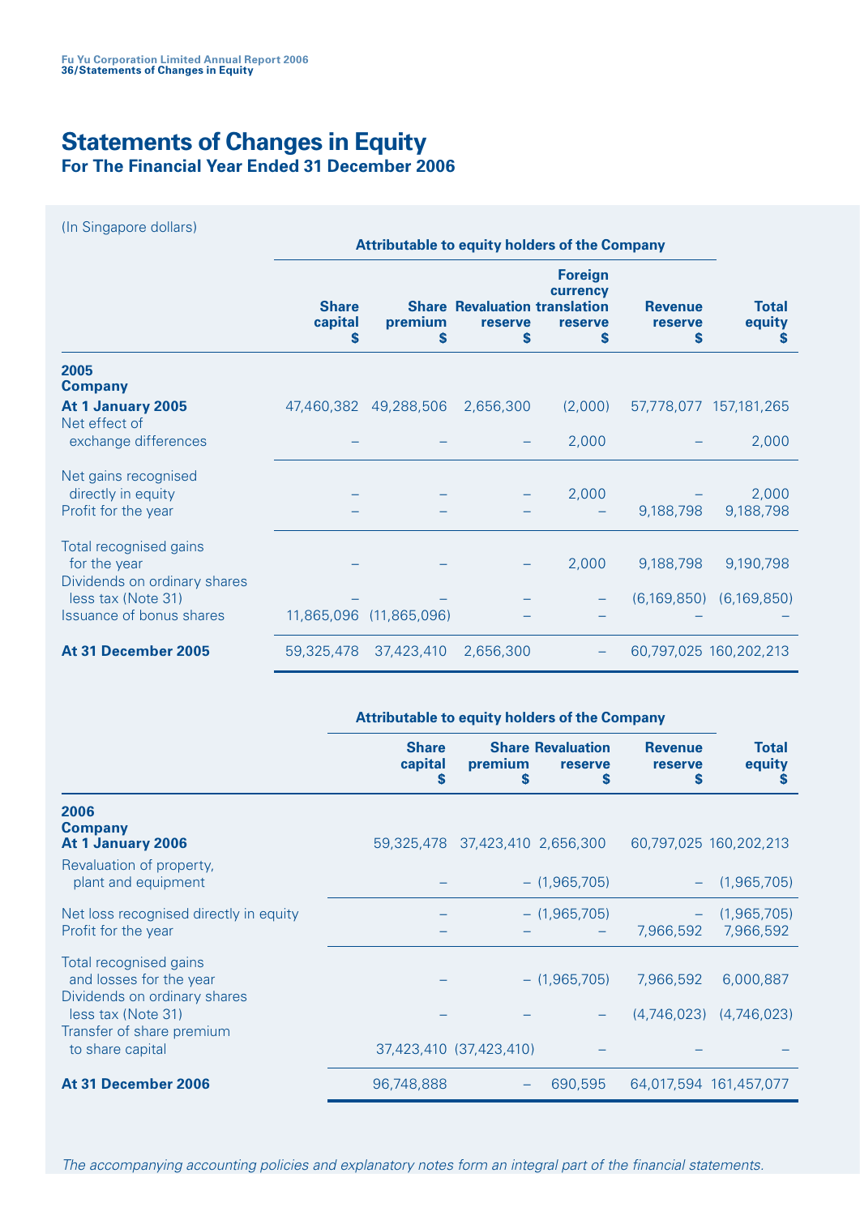# Statements of Changes in Equity

## For The Financial Year Ended 31 December 2006

(In Singapore dollars)

| | Attributable to equity holders of the Company | | | | | |
|---|---|---|---|---|---|---|
| | Share capital $ | Share premium $ | Revaluation reserve $ | Foreign currency translation reserve $ | Revenue reserve $ | Total equity $ |
| **2005** | | | | | | |
| **Company** | | | | | | |
| **At 1 January 2005** | 47,460,382 | 49,288,506 | 2,656,300 | (2,000) | 57,778,077 | 157,181,265 |
| Net effect of exchange differences | – | – | – | 2,000 | – | 2,000 |
| Net gains recognised directly in equity | – | – | – | 2,000 | – | 2,000 |
| Profit for the year | – | – | – | – | 9,188,798 | 9,188,798 |
| Total recognised gains for the year | – | – | – | 2,000 | 9,188,798 | 9,190,798 |
| Dividends on ordinary shares less tax (Note 31) | – | – | – | – | (6,169,850) | (6,169,850) |
| Issuance of bonus shares | 11,865,096 | (11,865,096) | – | – | – | – |
| **At 31 December 2005** | 59,325,478 | 37,423,410 | 2,656,300 | – | 60,797,025 | 160,202,213 |

| | Attributable to equity holders of the Company | | | | |
|---|---|---|---|---|---|
| | Share capital $ | Share premium $ | Revaluation reserve $ | Revenue reserve $ | Total equity $ |
| **2006** | | | | | |
| **Company** | | | | | |
| **At 1 January 2006** | 59,325,478 | 37,423,410 | 2,656,300 | 60,797,025 | 160,202,213 |
| Revaluation of property, plant and equipment | – | – | (1,965,705) | – | (1,965,705) |
| Net loss recognised directly in equity | – | – | (1,965,705) | – | (1,965,705) |
| Profit for the year | – | – | – | 7,966,592 | 7,966,592 |
| Total recognised gains and losses for the year | – | – | (1,965,705) | 7,966,592 | 6,000,887 |
| Dividends on ordinary shares less tax (Note 31) | – | – | – | (4,746,023) | (4,746,023) |
| Transfer of share premium to share capital | 37,423,410 | (37,423,410) | – | – | – |
| **At 31 December 2006** | 96,748,888 | – | 690,595 | 64,017,594 | 161,457,077 |

*The accompanying accounting policies and explanatory notes form an integral part of the financial statements.*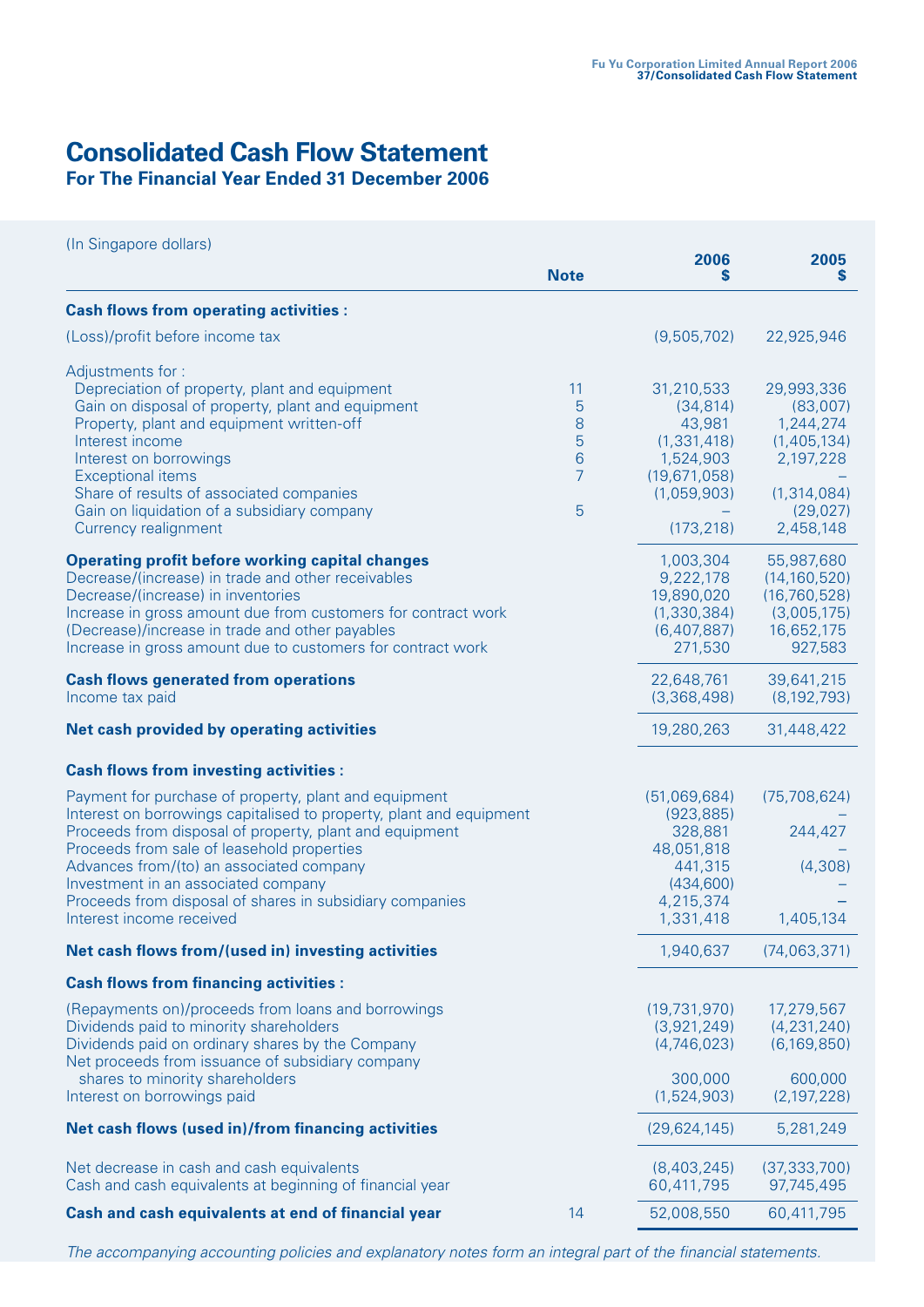# Consolidated Cash Flow Statement

## For The Financial Year Ended 31 December 2006

(In Singapore dollars)

| | Note | 2006 $ | 2005 $ |
|---|---|---|---|
| **Cash flows from operating activities :** | | | |
| (Loss)/profit before income tax | | (9,505,702) | 22,925,946 |
| Adjustments for : | | | |
| Depreciation of property, plant and equipment | 11 | 31,210,533 | 29,993,336 |
| Gain on disposal of property, plant and equipment | 5 | (34,814) | (83,007) |
| Property, plant and equipment written-off | 8 | 43,981 | 1,244,274 |
| Interest income | 5 | (1,331,418) | (1,405,134) |
| Interest on borrowings | 6 | 1,524,903 | 2,197,228 |
| Exceptional items | 7 | (19,671,058) | – |
| Share of results of associated companies | | (1,059,903) | (1,314,084) |
| Gain on liquidation of a subsidiary company | 5 | – | (29,027) |
| Currency realignment | | (173,218) | 2,458,148 |
| **Operating profit before working capital changes** | | 1,003,304 | 55,987,680 |
| Decrease/(increase) in trade and other receivables | | 9,222,178 | (14,160,520) |
| Decrease/(increase) in inventories | | 19,890,020 | (16,760,528) |
| Increase in gross amount due from customers for contract work | | (1,330,384) | (3,005,175) |
| (Decrease)/increase in trade and other payables | | (6,407,887) | 16,652,175 |
| Increase in gross amount due to customers for contract work | | 271,530 | 927,583 |
| **Cash flows generated from operations** | | 22,648,761 | 39,641,215 |
| Income tax paid | | (3,368,498) | (8,192,793) |
| **Net cash provided by operating activities** | | 19,280,263 | 31,448,422 |
| **Cash flows from investing activities :** | | | |
| Payment for purchase of property, plant and equipment | | (51,069,684) | (75,708,624) |
| Interest on borrowings capitalised to property, plant and equipment | | (923,885) | – |
| Proceeds from disposal of property, plant and equipment | | 328,881 | 244,427 |
| Proceeds from sale of leasehold properties | | 48,051,818 | – |
| Advances from/(to) an associated company | | 441,315 | (4,308) |
| Investment in an associated company | | (434,600) | – |
| Proceeds from disposal of shares in subsidiary companies | | 4,215,374 | – |
| Interest income received | | 1,331,418 | 1,405,134 |
| **Net cash flows from/(used in) investing activities** | | 1,940,637 | (74,063,371) |
| **Cash flows from financing activities :** | | | |
| (Repayments on)/proceeds from loans and borrowings | | (19,731,970) | 17,279,567 |
| Dividends paid to minority shareholders | | (3,921,249) | (4,231,240) |
| Dividends paid on ordinary shares by the Company | | (4,746,023) | (6,169,850) |
| Net proceeds from issuance of subsidiary company shares to minority shareholders | | 300,000 | 600,000 |
| Interest on borrowings paid | | (1,524,903) | (2,197,228) |
| **Net cash flows (used in)/from financing activities** | | (29,624,145) | 5,281,249 |
| Net decrease in cash and cash equivalents | | (8,403,245) | (37,333,700) |
| Cash and cash equivalents at beginning of financial year | | 60,411,795 | 97,745,495 |
| **Cash and cash equivalents at end of financial year** | 14 | 52,008,550 | 60,411,795 |

*The accompanying accounting policies and explanatory notes form an integral part of the financial statements.*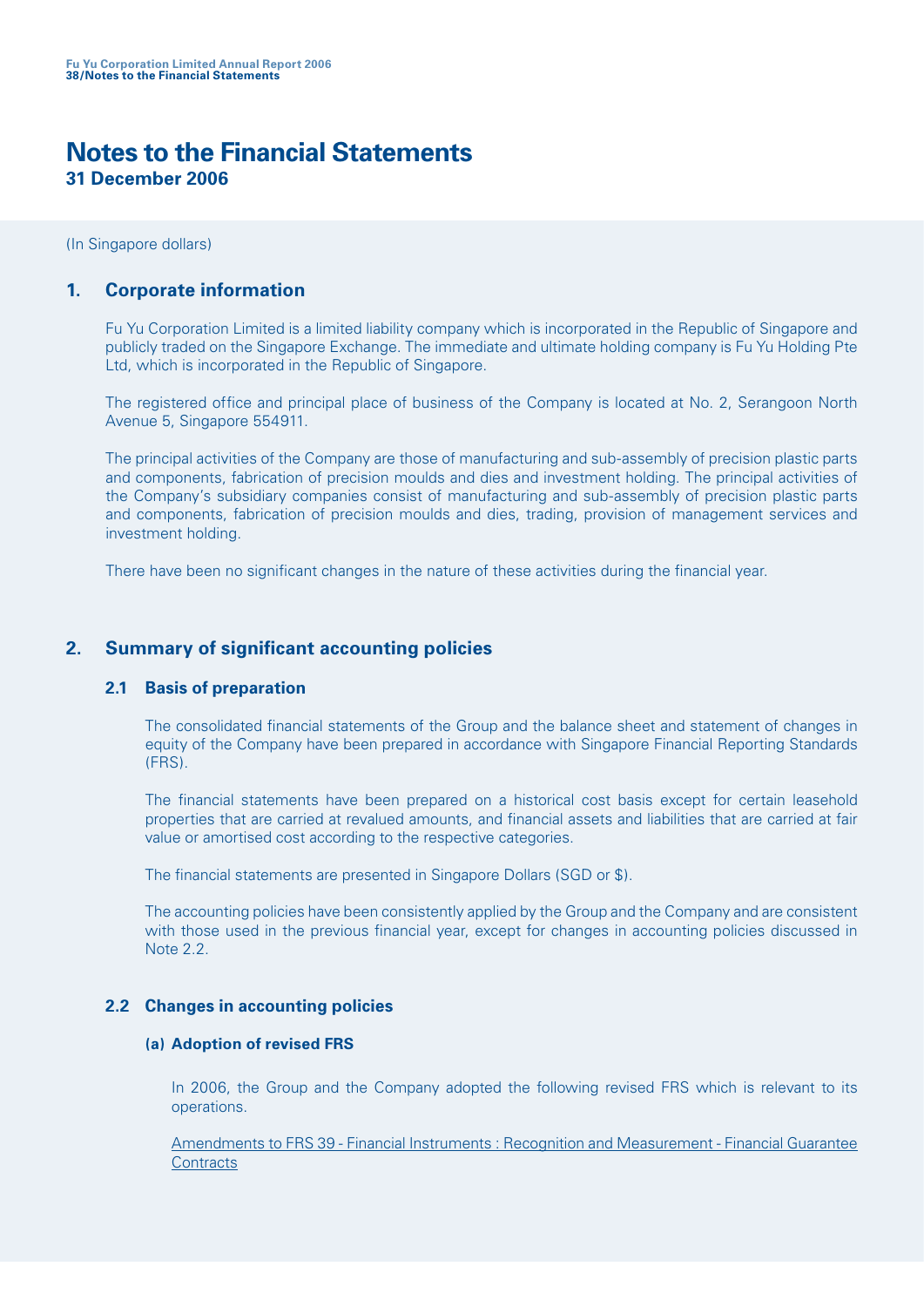# Notes to the Financial Statements

**31 December 2006**

(In Singapore dollars)

## 1. Corporate information

Fu Yu Corporation Limited is a limited liability company which is incorporated in the Republic of Singapore and publicly traded on the Singapore Exchange. The immediate and ultimate holding company is Fu Yu Holding Pte Ltd, which is incorporated in the Republic of Singapore.

The registered office and principal place of business of the Company is located at No. 2, Serangoon North Avenue 5, Singapore 554911.

The principal activities of the Company are those of manufacturing and sub-assembly of precision plastic parts and components, fabrication of precision moulds and dies and investment holding. The principal activities of the Company's subsidiary companies consist of manufacturing and sub-assembly of precision plastic parts and components, fabrication of precision moulds and dies, trading, provision of management services and investment holding.

There have been no significant changes in the nature of these activities during the financial year.

## 2. Summary of significant accounting policies

### 2.1 Basis of preparation

The consolidated financial statements of the Group and the balance sheet and statement of changes in equity of the Company have been prepared in accordance with Singapore Financial Reporting Standards (FRS).

The financial statements have been prepared on a historical cost basis except for certain leasehold properties that are carried at revalued amounts, and financial assets and liabilities that are carried at fair value or amortised cost according to the respective categories.

The financial statements are presented in Singapore Dollars (SGD or $).

The accounting policies have been consistently applied by the Group and the Company and are consistent with those used in the previous financial year, except for changes in accounting policies discussed in Note 2.2.

### 2.2 Changes in accounting policies

#### (a) Adoption of revised FRS

In 2006, the Group and the Company adopted the following revised FRS which is relevant to its operations.

Amendments to FRS 39 - Financial Instruments : Recognition and Measurement - Financial Guarantee Contracts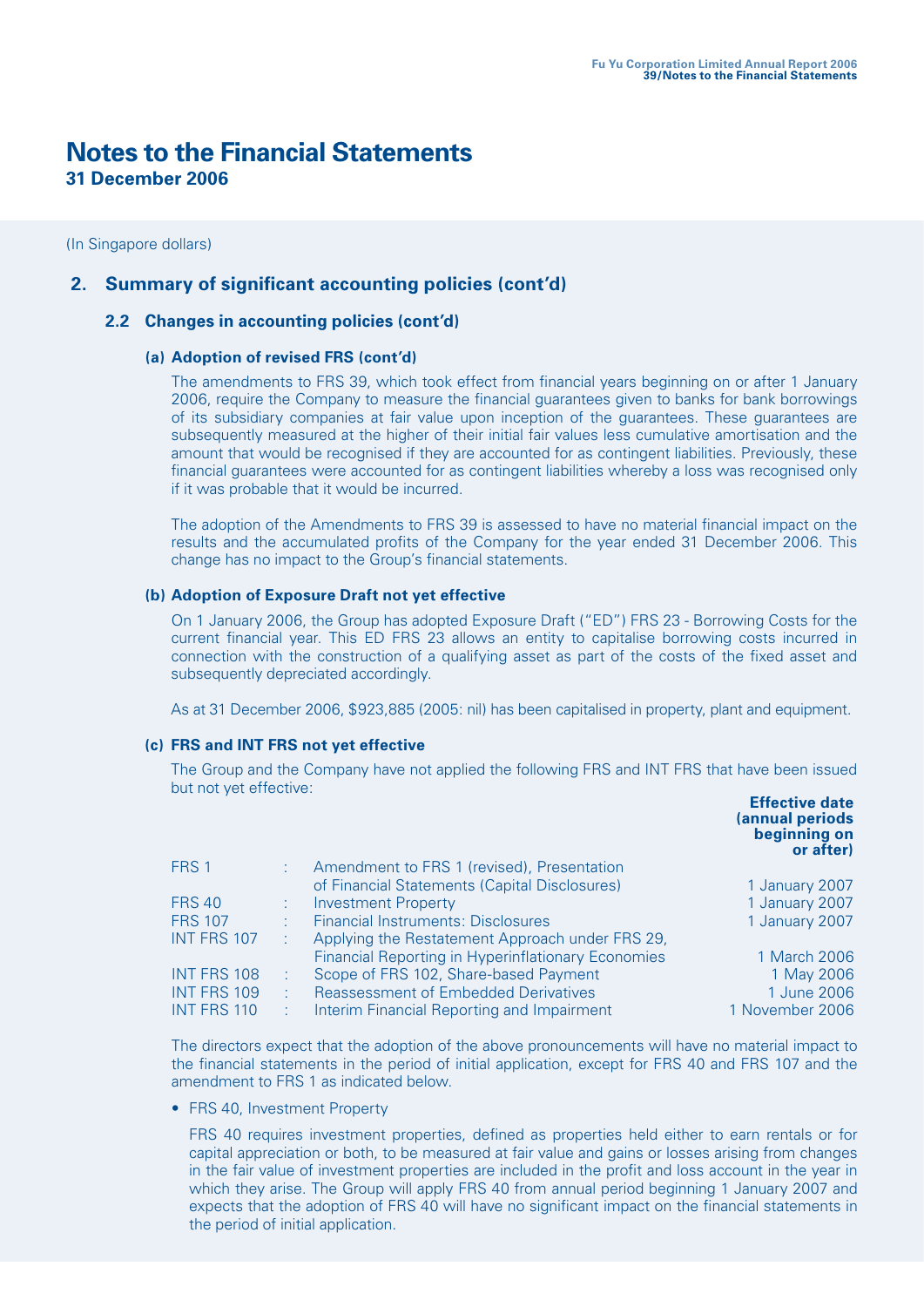# Notes to the Financial Statements

**31 December 2006**

(In Singapore dollars)

## 2. Summary of significant accounting policies (cont'd)

### 2.2 Changes in accounting policies (cont'd)

#### (a) Adoption of revised FRS (cont'd)

The amendments to FRS 39, which took effect from financial years beginning on or after 1 January 2006, require the Company to measure the financial guarantees given to banks for bank borrowings of its subsidiary companies at fair value upon inception of the guarantees. These guarantees are subsequently measured at the higher of their initial fair values less cumulative amortisation and the amount that would be recognised if they are accounted for as contingent liabilities. Previously, these financial guarantees were accounted for as contingent liabilities whereby a loss was recognised only if it was probable that it would be incurred.

The adoption of the Amendments to FRS 39 is assessed to have no material financial impact on the results and the accumulated profits of the Company for the year ended 31 December 2006. This change has no impact to the Group's financial statements.

#### (b) Adoption of Exposure Draft not yet effective

On 1 January 2006, the Group has adopted Exposure Draft ("ED") FRS 23 - Borrowing Costs for the current financial year. This ED FRS 23 allows an entity to capitalise borrowing costs incurred in connection with the construction of a qualifying asset as part of the costs of the fixed asset and subsequently depreciated accordingly.

As at 31 December 2006, $923,885 (2005: nil) has been capitalised in property, plant and equipment.

#### (c) FRS and INT FRS not yet effective

The Group and the Company have not applied the following FRS and INT FRS that have been issued but not yet effective:

| | | | Effective date (annual periods beginning on or after) |
|---|---|---|---|
| FRS 1 | : | Amendment to FRS 1 (revised), Presentation of Financial Statements (Capital Disclosures) | 1 January 2007 |
| FRS 40 | : | Investment Property | 1 January 2007 |
| FRS 107 | : | Financial Instruments: Disclosures | 1 January 2007 |
| INT FRS 107 | : | Applying the Restatement Approach under FRS 29, Financial Reporting in Hyperinflationary Economies | 1 March 2006 |
| INT FRS 108 | : | Scope of FRS 102, Share-based Payment | 1 May 2006 |
| INT FRS 109 | : | Reassessment of Embedded Derivatives | 1 June 2006 |
| INT FRS 110 | : | Interim Financial Reporting and Impairment | 1 November 2006 |

The directors expect that the adoption of the above pronouncements will have no material impact to the financial statements in the period of initial application, except for FRS 40 and FRS 107 and the amendment to FRS 1 as indicated below.

- FRS 40, Investment Property

  FRS 40 requires investment properties, defined as properties held either to earn rentals or for capital appreciation or both, to be measured at fair value and gains or losses arising from changes in the fair value of investment properties are included in the profit and loss account in the year in which they arise. The Group will apply FRS 40 from annual period beginning 1 January 2007 and expects that the adoption of FRS 40 will have no significant impact on the financial statements in the period of initial application.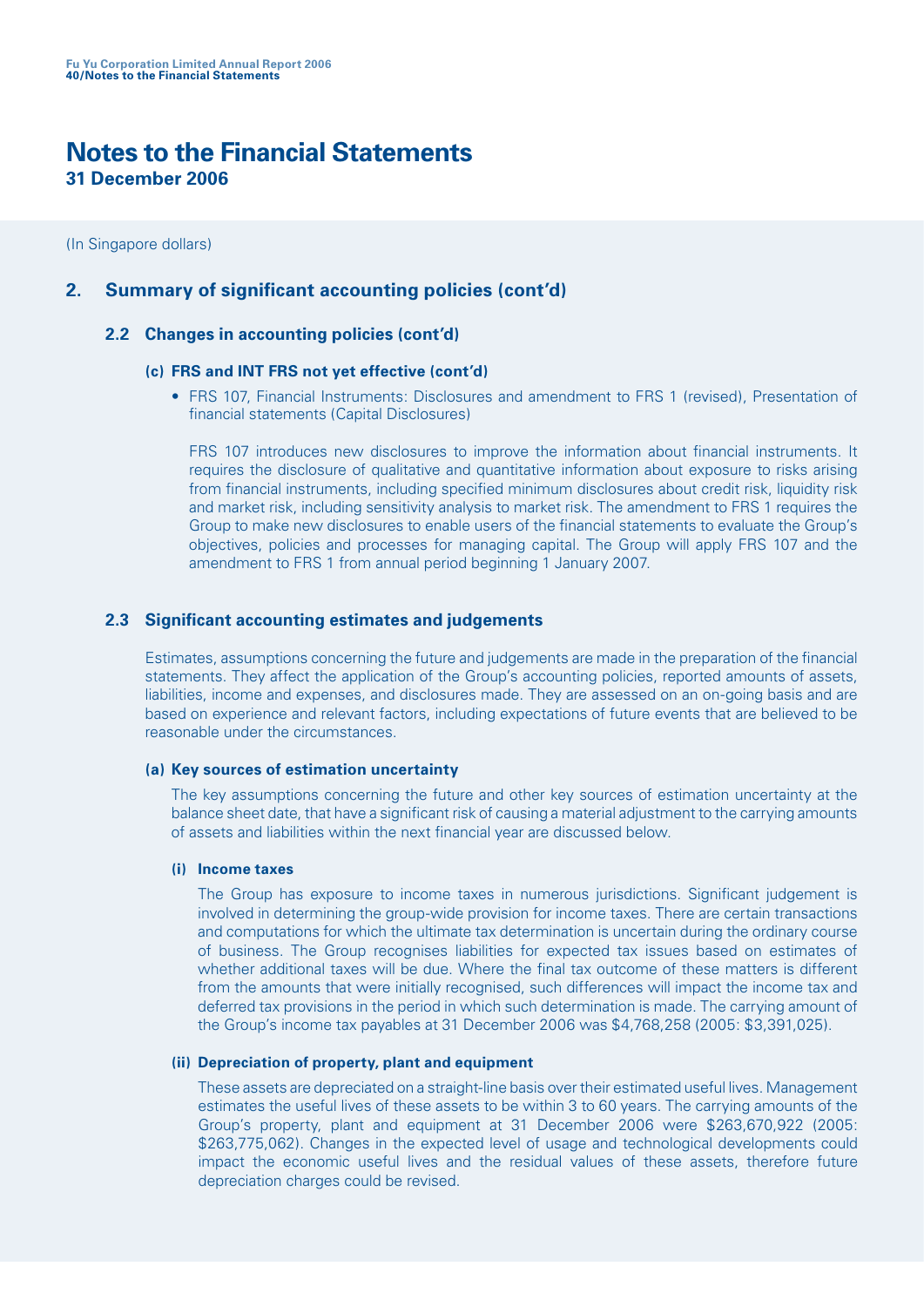# Notes to the Financial Statements

**31 December 2006**

(In Singapore dollars)

## 2. Summary of significant accounting policies (cont'd)

### 2.2 Changes in accounting policies (cont'd)

#### (c) FRS and INT FRS not yet effective (cont'd)

- FRS 107, Financial Instruments: Disclosures and amendment to FRS 1 (revised), Presentation of financial statements (Capital Disclosures)

  FRS 107 introduces new disclosures to improve the information about financial instruments. It requires the disclosure of qualitative and quantitative information about exposure to risks arising from financial instruments, including specified minimum disclosures about credit risk, liquidity risk and market risk, including sensitivity analysis to market risk. The amendment to FRS 1 requires the Group to make new disclosures to enable users of the financial statements to evaluate the Group's objectives, policies and processes for managing capital. The Group will apply FRS 107 and the amendment to FRS 1 from annual period beginning 1 January 2007.

### 2.3 Significant accounting estimates and judgements

Estimates, assumptions concerning the future and judgements are made in the preparation of the financial statements. They affect the application of the Group's accounting policies, reported amounts of assets, liabilities, income and expenses, and disclosures made. They are assessed on an on-going basis and are based on experience and relevant factors, including expectations of future events that are believed to be reasonable under the circumstances.

#### (a) Key sources of estimation uncertainty

The key assumptions concerning the future and other key sources of estimation uncertainty at the balance sheet date, that have a significant risk of causing a material adjustment to the carrying amounts of assets and liabilities within the next financial year are discussed below.

##### (i) Income taxes

The Group has exposure to income taxes in numerous jurisdictions. Significant judgement is involved in determining the group-wide provision for income taxes. There are certain transactions and computations for which the ultimate tax determination is uncertain during the ordinary course of business. The Group recognises liabilities for expected tax issues based on estimates of whether additional taxes will be due. Where the final tax outcome of these matters is different from the amounts that were initially recognised, such differences will impact the income tax and deferred tax provisions in the period in which such determination is made. The carrying amount of the Group's income tax payables at 31 December 2006 was $4,768,258 (2005: $3,391,025).

##### (ii) Depreciation of property, plant and equipment

These assets are depreciated on a straight-line basis over their estimated useful lives. Management estimates the useful lives of these assets to be within 3 to 60 years. The carrying amounts of the Group's property, plant and equipment at 31 December 2006 were $263,670,922 (2005: $263,775,062). Changes in the expected level of usage and technological developments could impact the economic useful lives and the residual values of these assets, therefore future depreciation charges could be revised.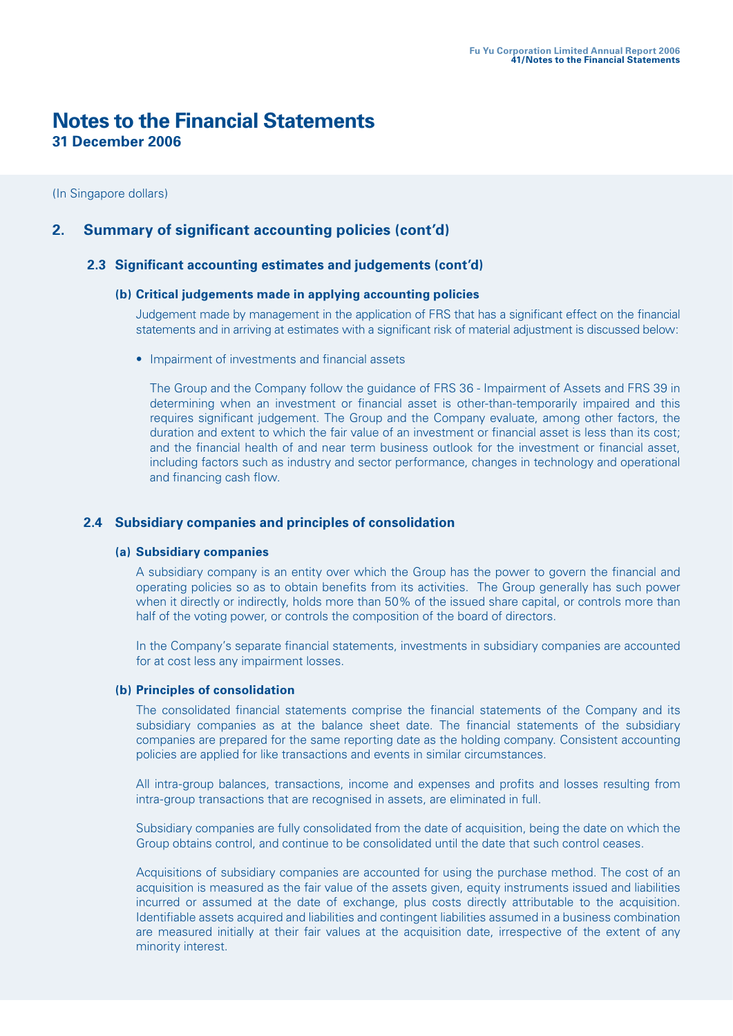# Notes to the Financial Statements

**31 December 2006**

(In Singapore dollars)

## 2. Summary of significant accounting policies (cont'd)

### 2.3 Significant accounting estimates and judgements (cont'd)

#### (b) Critical judgements made in applying accounting policies

Judgement made by management in the application of FRS that has a significant effect on the financial statements and in arriving at estimates with a significant risk of material adjustment is discussed below:

- Impairment of investments and financial assets

  The Group and the Company follow the guidance of FRS 36 - Impairment of Assets and FRS 39 in determining when an investment or financial asset is other-than-temporarily impaired and this requires significant judgement. The Group and the Company evaluate, among other factors, the duration and extent to which the fair value of an investment or financial asset is less than its cost; and the financial health of and near term business outlook for the investment or financial asset, including factors such as industry and sector performance, changes in technology and operational and financing cash flow.

### 2.4 Subsidiary companies and principles of consolidation

#### (a) Subsidiary companies

A subsidiary company is an entity over which the Group has the power to govern the financial and operating policies so as to obtain benefits from its activities. The Group generally has such power when it directly or indirectly, holds more than 50% of the issued share capital, or controls more than half of the voting power, or controls the composition of the board of directors.

In the Company's separate financial statements, investments in subsidiary companies are accounted for at cost less any impairment losses.

#### (b) Principles of consolidation

The consolidated financial statements comprise the financial statements of the Company and its subsidiary companies as at the balance sheet date. The financial statements of the subsidiary companies are prepared for the same reporting date as the holding company. Consistent accounting policies are applied for like transactions and events in similar circumstances.

All intra-group balances, transactions, income and expenses and profits and losses resulting from intra-group transactions that are recognised in assets, are eliminated in full.

Subsidiary companies are fully consolidated from the date of acquisition, being the date on which the Group obtains control, and continue to be consolidated until the date that such control ceases.

Acquisitions of subsidiary companies are accounted for using the purchase method. The cost of an acquisition is measured as the fair value of the assets given, equity instruments issued and liabilities incurred or assumed at the date of exchange, plus costs directly attributable to the acquisition. Identifiable assets acquired and liabilities and contingent liabilities assumed in a business combination are measured initially at their fair values at the acquisition date, irrespective of the extent of any minority interest.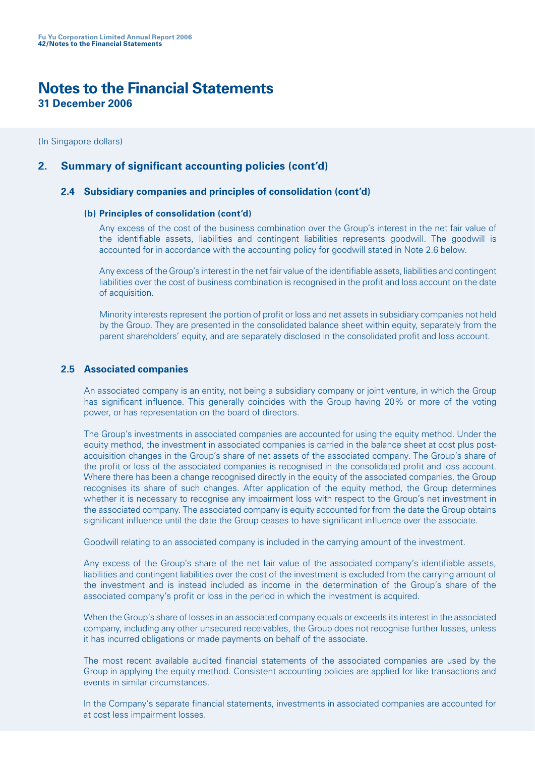# Notes to the Financial Statements

**31 December 2006**

(In Singapore dollars)

## 2. Summary of significant accounting policies (cont'd)

### 2.4 Subsidiary companies and principles of consolidation (cont'd)

#### (b) Principles of consolidation (cont'd)

Any excess of the cost of the business combination over the Group's interest in the net fair value of the identifiable assets, liabilities and contingent liabilities represents goodwill. The goodwill is accounted for in accordance with the accounting policy for goodwill stated in Note 2.6 below.

Any excess of the Group's interest in the net fair value of the identifiable assets, liabilities and contingent liabilities over the cost of business combination is recognised in the profit and loss account on the date of acquisition.

Minority interests represent the portion of profit or loss and net assets in subsidiary companies not held by the Group. They are presented in the consolidated balance sheet within equity, separately from the parent shareholders' equity, and are separately disclosed in the consolidated profit and loss account.

### 2.5 Associated companies

An associated company is an entity, not being a subsidiary company or joint venture, in which the Group has significant influence. This generally coincides with the Group having 20% or more of the voting power, or has representation on the board of directors.

The Group's investments in associated companies are accounted for using the equity method. Under the equity method, the investment in associated companies is carried in the balance sheet at cost plus post-acquisition changes in the Group's share of net assets of the associated company. The Group's share of the profit or loss of the associated companies is recognised in the consolidated profit and loss account. Where there has been a change recognised directly in the equity of the associated companies, the Group recognises its share of such changes. After application of the equity method, the Group determines whether it is necessary to recognise any impairment loss with respect to the Group's net investment in the associated company. The associated company is equity accounted for from the date the Group obtains significant influence until the date the Group ceases to have significant influence over the associate.

Goodwill relating to an associated company is included in the carrying amount of the investment.

Any excess of the Group's share of the net fair value of the associated company's identifiable assets, liabilities and contingent liabilities over the cost of the investment is excluded from the carrying amount of the investment and is instead included as income in the determination of the Group's share of the associated company's profit or loss in the period in which the investment is acquired.

When the Group's share of losses in an associated company equals or exceeds its interest in the associated company, including any other unsecured receivables, the Group does not recognise further losses, unless it has incurred obligations or made payments on behalf of the associate.

The most recent available audited financial statements of the associated companies are used by the Group in applying the equity method. Consistent accounting policies are applied for like transactions and events in similar circumstances.

In the Company's separate financial statements, investments in associated companies are accounted for at cost less impairment losses.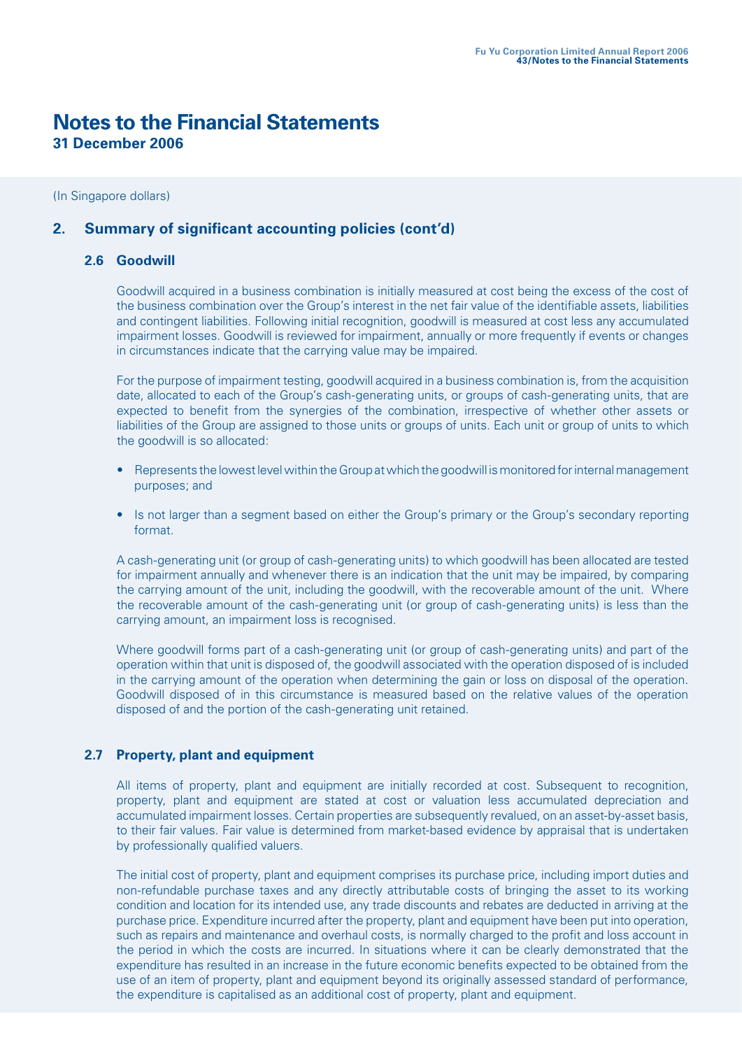# Notes to the Financial Statements

**31 December 2006**

(In Singapore dollars)

## 2. Summary of significant accounting policies (cont'd)

### 2.6 Goodwill

Goodwill acquired in a business combination is initially measured at cost being the excess of the cost of the business combination over the Group's interest in the net fair value of the identifiable assets, liabilities and contingent liabilities. Following initial recognition, goodwill is measured at cost less any accumulated impairment losses. Goodwill is reviewed for impairment, annually or more frequently if events or changes in circumstances indicate that the carrying value may be impaired.

For the purpose of impairment testing, goodwill acquired in a business combination is, from the acquisition date, allocated to each of the Group's cash-generating units, or groups of cash-generating units, that are expected to benefit from the synergies of the combination, irrespective of whether other assets or liabilities of the Group are assigned to those units or groups of units. Each unit or group of units to which the goodwill is so allocated:

- Represents the lowest level within the Group at which the goodwill is monitored for internal management purposes; and
- Is not larger than a segment based on either the Group's primary or the Group's secondary reporting format.

A cash-generating unit (or group of cash-generating units) to which goodwill has been allocated are tested for impairment annually and whenever there is an indication that the unit may be impaired, by comparing the carrying amount of the unit, including the goodwill, with the recoverable amount of the unit. Where the recoverable amount of the cash-generating unit (or group of cash-generating units) is less than the carrying amount, an impairment loss is recognised.

Where goodwill forms part of a cash-generating unit (or group of cash-generating units) and part of the operation within that unit is disposed of, the goodwill associated with the operation disposed of is included in the carrying amount of the operation when determining the gain or loss on disposal of the operation. Goodwill disposed of in this circumstance is measured based on the relative values of the operation disposed of and the portion of the cash-generating unit retained.

### 2.7 Property, plant and equipment

All items of property, plant and equipment are initially recorded at cost. Subsequent to recognition, property, plant and equipment are stated at cost or valuation less accumulated depreciation and accumulated impairment losses. Certain properties are subsequently revalued, on an asset-by-asset basis, to their fair values. Fair value is determined from market-based evidence by appraisal that is undertaken by professionally qualified valuers.

The initial cost of property, plant and equipment comprises its purchase price, including import duties and non-refundable purchase taxes and any directly attributable costs of bringing the asset to its working condition and location for its intended use, any trade discounts and rebates are deducted in arriving at the purchase price. Expenditure incurred after the property, plant and equipment have been put into operation, such as repairs and maintenance and overhaul costs, is normally charged to the profit and loss account in the period in which the costs are incurred. In situations where it can be clearly demonstrated that the expenditure has resulted in an increase in the future economic benefits expected to be obtained from the use of an item of property, plant and equipment beyond its originally assessed standard of performance, the expenditure is capitalised as an additional cost of property, plant and equipment.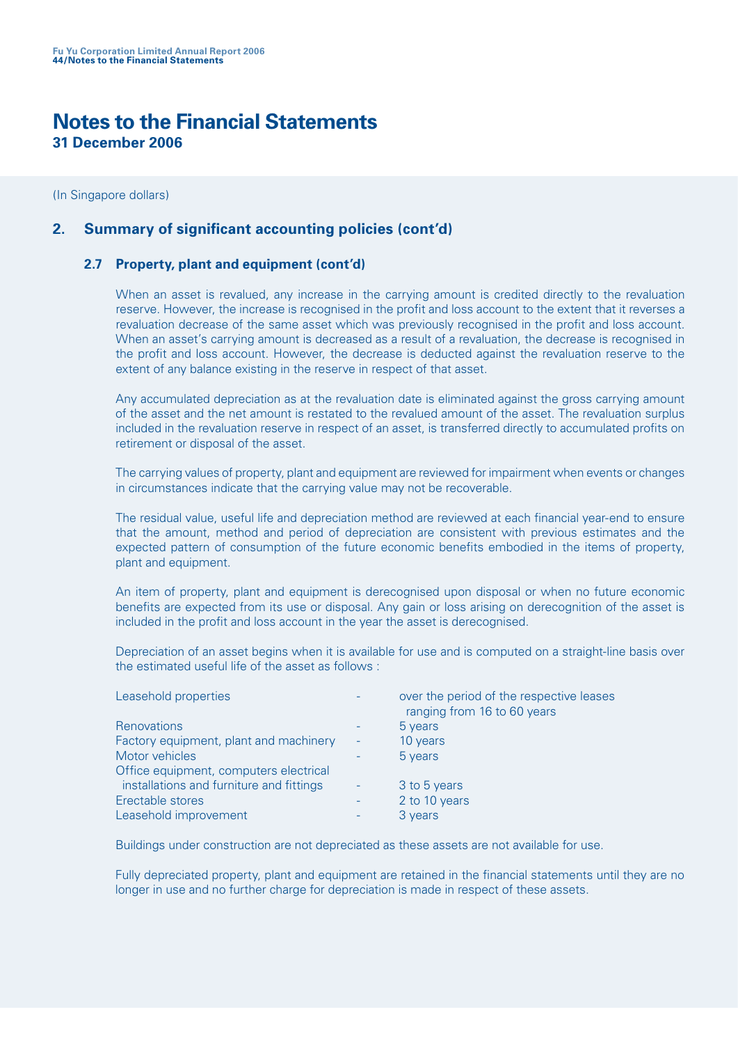# Notes to the Financial Statements
**31 December 2006**

(In Singapore dollars)

## 2. Summary of significant accounting policies (cont'd)

### 2.7 Property, plant and equipment (cont'd)

When an asset is revalued, any increase in the carrying amount is credited directly to the revaluation reserve. However, the increase is recognised in the profit and loss account to the extent that it reverses a revaluation decrease of the same asset which was previously recognised in the profit and loss account. When an asset's carrying amount is decreased as a result of a revaluation, the decrease is recognised in the profit and loss account. However, the decrease is deducted against the revaluation reserve to the extent of any balance existing in the reserve in respect of that asset.

Any accumulated depreciation as at the revaluation date is eliminated against the gross carrying amount of the asset and the net amount is restated to the revalued amount of the asset. The revaluation surplus included in the revaluation reserve in respect of an asset, is transferred directly to accumulated profits on retirement or disposal of the asset.

The carrying values of property, plant and equipment are reviewed for impairment when events or changes in circumstances indicate that the carrying value may not be recoverable.

The residual value, useful life and depreciation method are reviewed at each financial year-end to ensure that the amount, method and period of depreciation are consistent with previous estimates and the expected pattern of consumption of the future economic benefits embodied in the items of property, plant and equipment.

An item of property, plant and equipment is derecognised upon disposal or when no future economic benefits are expected from its use or disposal. Any gain or loss arising on derecognition of the asset is included in the profit and loss account in the year the asset is derecognised.

Depreciation of an asset begins when it is available for use and is computed on a straight-line basis over the estimated useful life of the asset as follows :

| | | |
|---|---|---|
| Leasehold properties | - | over the period of the respective leases ranging from 16 to 60 years |
| Renovations | - | 5 years |
| Factory equipment, plant and machinery | - | 10 years |
| Motor vehicles | - | 5 years |
| Office equipment, computers electrical installations and furniture and fittings | - | 3 to 5 years |
| Erectable stores | - | 2 to 10 years |
| Leasehold improvement | - | 3 years |

Buildings under construction are not depreciated as these assets are not available for use.

Fully depreciated property, plant and equipment are retained in the financial statements until they are no longer in use and no further charge for depreciation is made in respect of these assets.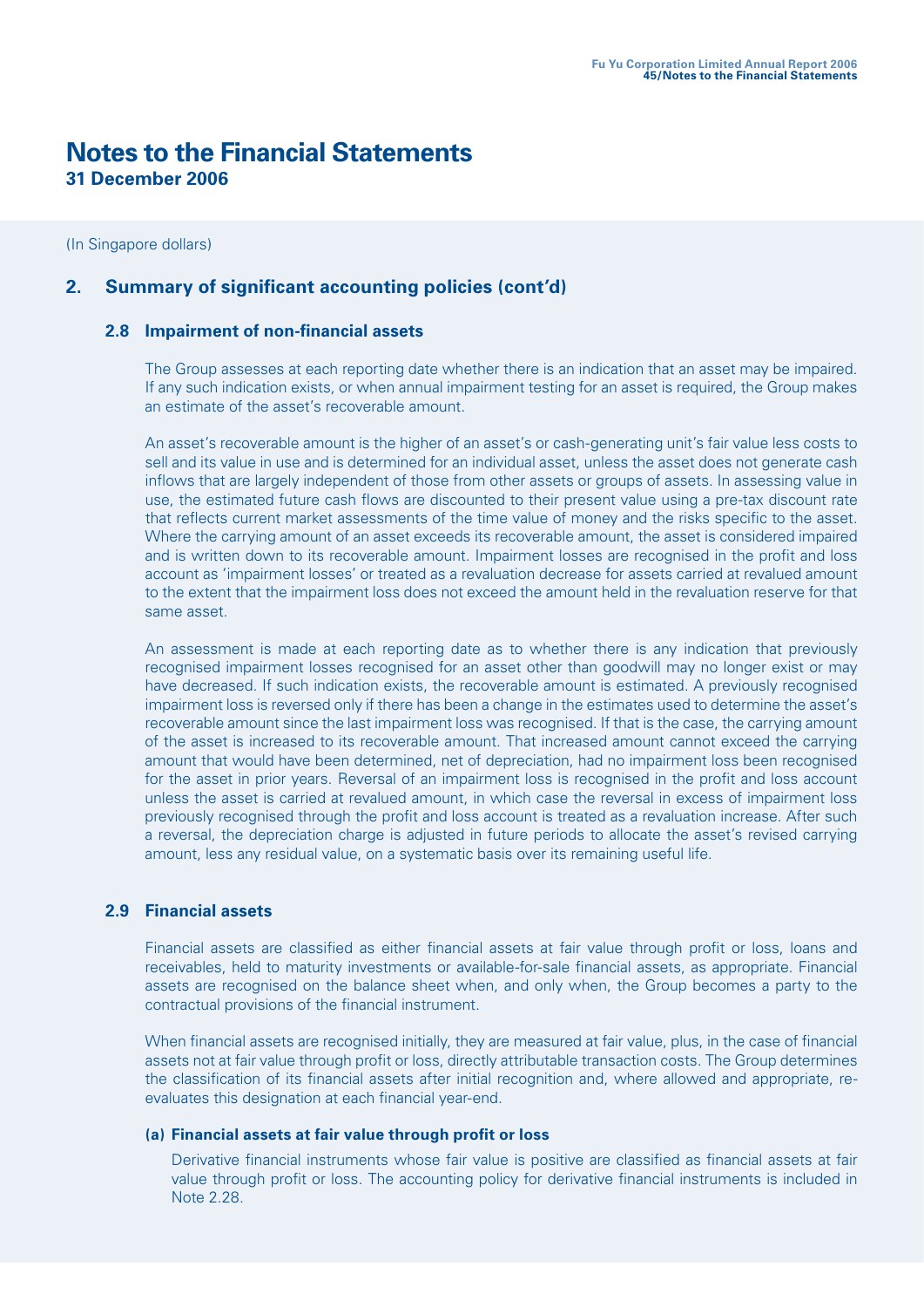# Notes to the Financial Statements

**31 December 2006**

(In Singapore dollars)

## 2. Summary of significant accounting policies (cont'd)

### 2.8 Impairment of non-financial assets

The Group assesses at each reporting date whether there is an indication that an asset may be impaired. If any such indication exists, or when annual impairment testing for an asset is required, the Group makes an estimate of the asset's recoverable amount.

An asset's recoverable amount is the higher of an asset's or cash-generating unit's fair value less costs to sell and its value in use and is determined for an individual asset, unless the asset does not generate cash inflows that are largely independent of those from other assets or groups of assets. In assessing value in use, the estimated future cash flows are discounted to their present value using a pre-tax discount rate that reflects current market assessments of the time value of money and the risks specific to the asset. Where the carrying amount of an asset exceeds its recoverable amount, the asset is considered impaired and is written down to its recoverable amount. Impairment losses are recognised in the profit and loss account as 'impairment losses' or treated as a revaluation decrease for assets carried at revalued amount to the extent that the impairment loss does not exceed the amount held in the revaluation reserve for that same asset.

An assessment is made at each reporting date as to whether there is any indication that previously recognised impairment losses recognised for an asset other than goodwill may no longer exist or may have decreased. If such indication exists, the recoverable amount is estimated. A previously recognised impairment loss is reversed only if there has been a change in the estimates used to determine the asset's recoverable amount since the last impairment loss was recognised. If that is the case, the carrying amount of the asset is increased to its recoverable amount. That increased amount cannot exceed the carrying amount that would have been determined, net of depreciation, had no impairment loss been recognised for the asset in prior years. Reversal of an impairment loss is recognised in the profit and loss account unless the asset is carried at revalued amount, in which case the reversal in excess of impairment loss previously recognised through the profit and loss account is treated as a revaluation increase. After such a reversal, the depreciation charge is adjusted in future periods to allocate the asset's revised carrying amount, less any residual value, on a systematic basis over its remaining useful life.

### 2.9 Financial assets

Financial assets are classified as either financial assets at fair value through profit or loss, loans and receivables, held to maturity investments or available-for-sale financial assets, as appropriate. Financial assets are recognised on the balance sheet when, and only when, the Group becomes a party to the contractual provisions of the financial instrument.

When financial assets are recognised initially, they are measured at fair value, plus, in the case of financial assets not at fair value through profit or loss, directly attributable transaction costs. The Group determines the classification of its financial assets after initial recognition and, where allowed and appropriate, re-evaluates this designation at each financial year-end.

#### (a) Financial assets at fair value through profit or loss

Derivative financial instruments whose fair value is positive are classified as financial assets at fair value through profit or loss. The accounting policy for derivative financial instruments is included in Note 2.28.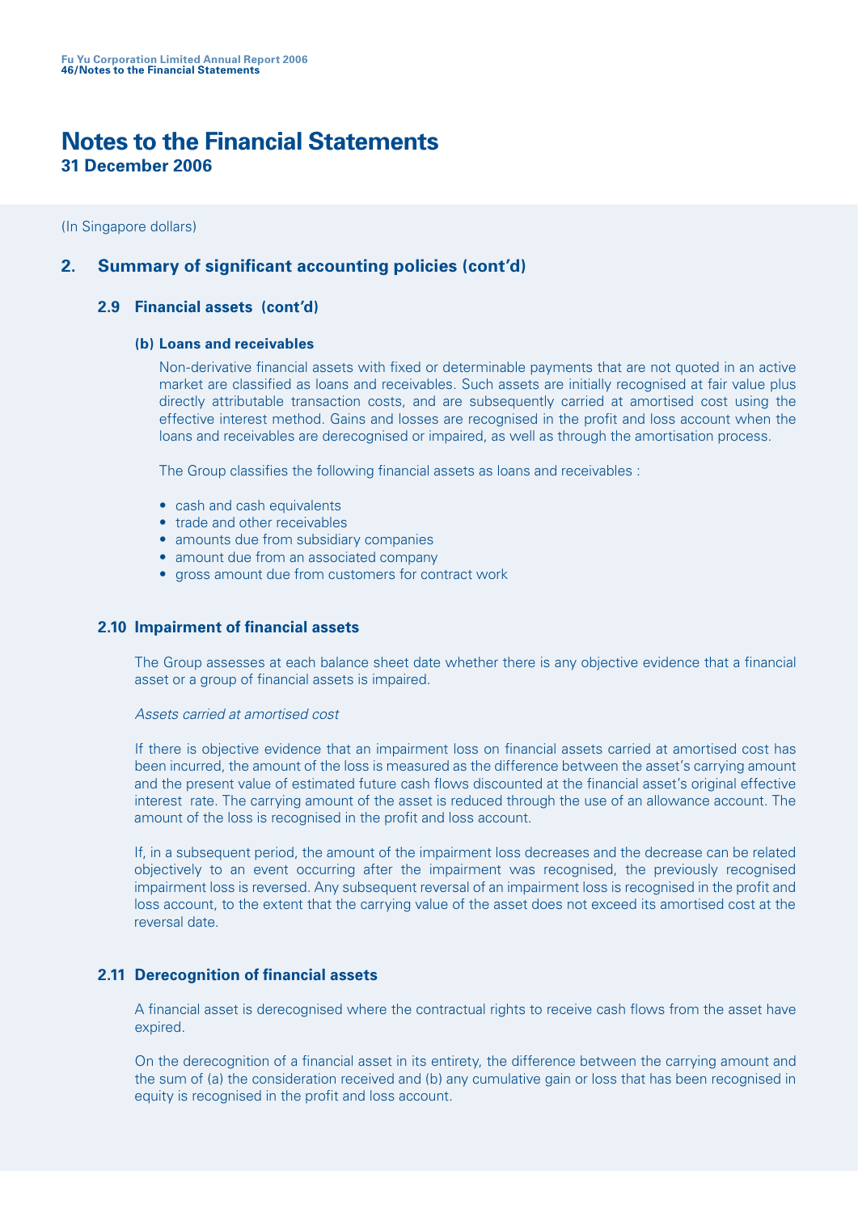# Notes to the Financial Statements
**31 December 2006**

(In Singapore dollars)

## 2. Summary of significant accounting policies (cont'd)

### 2.9 Financial assets (cont'd)

#### (b) Loans and receivables

Non-derivative financial assets with fixed or determinable payments that are not quoted in an active market are classified as loans and receivables. Such assets are initially recognised at fair value plus directly attributable transaction costs, and are subsequently carried at amortised cost using the effective interest method. Gains and losses are recognised in the profit and loss account when the loans and receivables are derecognised or impaired, as well as through the amortisation process.

The Group classifies the following financial assets as loans and receivables :

- cash and cash equivalents
- trade and other receivables
- amounts due from subsidiary companies
- amount due from an associated company
- gross amount due from customers for contract work

### 2.10 Impairment of financial assets

The Group assesses at each balance sheet date whether there is any objective evidence that a financial asset or a group of financial assets is impaired.

*Assets carried at amortised cost*

If there is objective evidence that an impairment loss on financial assets carried at amortised cost has been incurred, the amount of the loss is measured as the difference between the asset's carrying amount and the present value of estimated future cash flows discounted at the financial asset's original effective interest rate. The carrying amount of the asset is reduced through the use of an allowance account. The amount of the loss is recognised in the profit and loss account.

If, in a subsequent period, the amount of the impairment loss decreases and the decrease can be related objectively to an event occurring after the impairment was recognised, the previously recognised impairment loss is reversed. Any subsequent reversal of an impairment loss is recognised in the profit and loss account, to the extent that the carrying value of the asset does not exceed its amortised cost at the reversal date.

### 2.11 Derecognition of financial assets

A financial asset is derecognised where the contractual rights to receive cash flows from the asset have expired.

On the derecognition of a financial asset in its entirety, the difference between the carrying amount and the sum of (a) the consideration received and (b) any cumulative gain or loss that has been recognised in equity is recognised in the profit and loss account.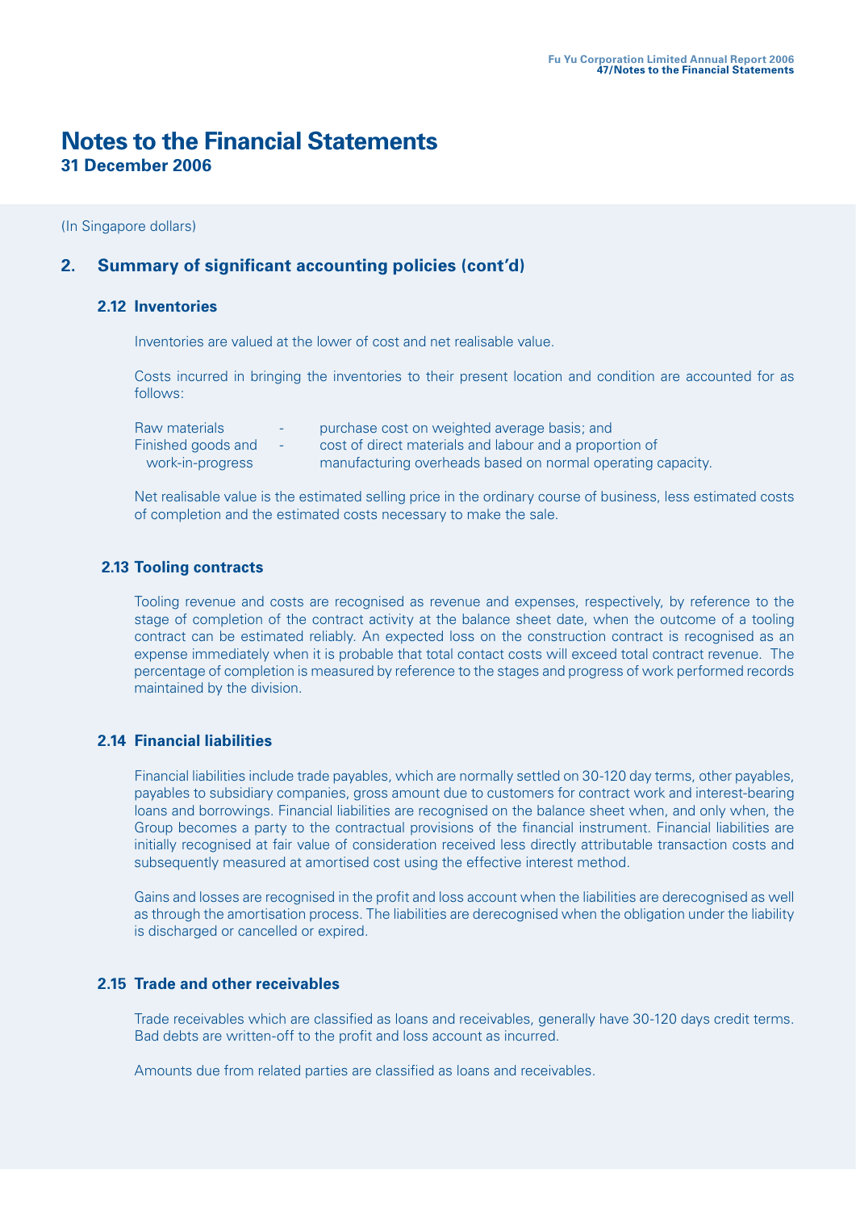# Notes to the Financial Statements

**31 December 2006**

(In Singapore dollars)

## 2. Summary of significant accounting policies (cont'd)

### 2.12 Inventories

Inventories are valued at the lower of cost and net realisable value.

Costs incurred in bringing the inventories to their present location and condition are accounted for as follows:

| | | |
|---|---|---|
| Raw materials | - | purchase cost on weighted average basis; and |
| Finished goods and work-in-progress | - | cost of direct materials and labour and a proportion of manufacturing overheads based on normal operating capacity. |

Net realisable value is the estimated selling price in the ordinary course of business, less estimated costs of completion and the estimated costs necessary to make the sale.

### 2.13 Tooling contracts

Tooling revenue and costs are recognised as revenue and expenses, respectively, by reference to the stage of completion of the contract activity at the balance sheet date, when the outcome of a tooling contract can be estimated reliably. An expected loss on the construction contract is recognised as an expense immediately when it is probable that total contact costs will exceed total contract revenue. The percentage of completion is measured by reference to the stages and progress of work performed records maintained by the division.

### 2.14 Financial liabilities

Financial liabilities include trade payables, which are normally settled on 30-120 day terms, other payables, payables to subsidiary companies, gross amount due to customers for contract work and interest-bearing loans and borrowings. Financial liabilities are recognised on the balance sheet when, and only when, the Group becomes a party to the contractual provisions of the financial instrument. Financial liabilities are initially recognised at fair value of consideration received less directly attributable transaction costs and subsequently measured at amortised cost using the effective interest method.

Gains and losses are recognised in the profit and loss account when the liabilities are derecognised as well as through the amortisation process. The liabilities are derecognised when the obligation under the liability is discharged or cancelled or expired.

### 2.15 Trade and other receivables

Trade receivables which are classified as loans and receivables, generally have 30-120 days credit terms. Bad debts are written-off to the profit and loss account as incurred.

Amounts due from related parties are classified as loans and receivables.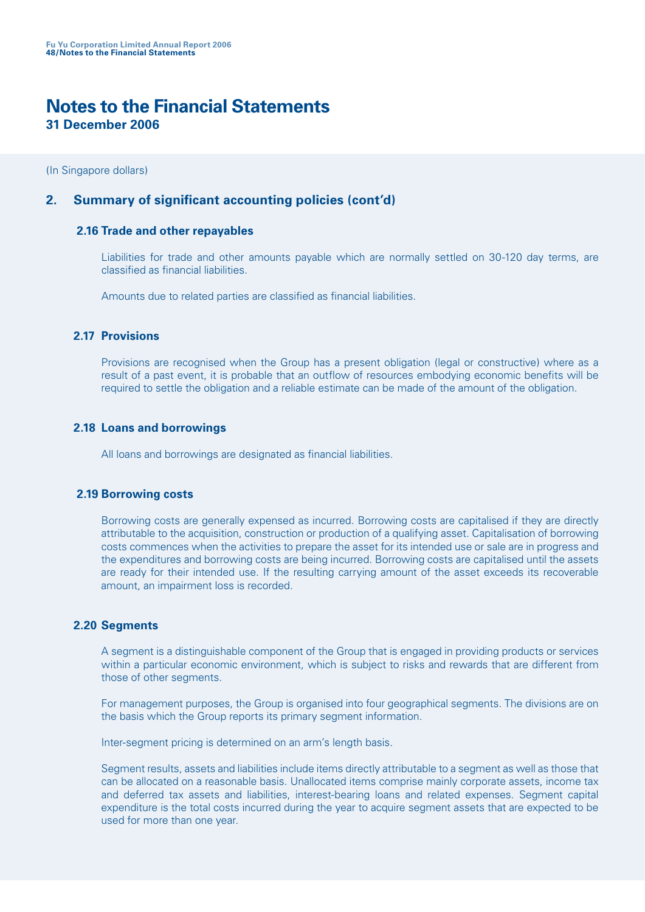# Notes to the Financial Statements

**31 December 2006**

(In Singapore dollars)

## 2. Summary of significant accounting policies (cont'd)

### 2.16 Trade and other repayables

Liabilities for trade and other amounts payable which are normally settled on 30-120 day terms, are classified as financial liabilities.

Amounts due to related parties are classified as financial liabilities.

### 2.17 Provisions

Provisions are recognised when the Group has a present obligation (legal or constructive) where as a result of a past event, it is probable that an outflow of resources embodying economic benefits will be required to settle the obligation and a reliable estimate can be made of the amount of the obligation.

### 2.18 Loans and borrowings

All loans and borrowings are designated as financial liabilities.

### 2.19 Borrowing costs

Borrowing costs are generally expensed as incurred. Borrowing costs are capitalised if they are directly attributable to the acquisition, construction or production of a qualifying asset. Capitalisation of borrowing costs commences when the activities to prepare the asset for its intended use or sale are in progress and the expenditures and borrowing costs are being incurred. Borrowing costs are capitalised until the assets are ready for their intended use. If the resulting carrying amount of the asset exceeds its recoverable amount, an impairment loss is recorded.

### 2.20 Segments

A segment is a distinguishable component of the Group that is engaged in providing products or services within a particular economic environment, which is subject to risks and rewards that are different from those of other segments.

For management purposes, the Group is organised into four geographical segments. The divisions are on the basis which the Group reports its primary segment information.

Inter-segment pricing is determined on an arm's length basis.

Segment results, assets and liabilities include items directly attributable to a segment as well as those that can be allocated on a reasonable basis. Unallocated items comprise mainly corporate assets, income tax and deferred tax assets and liabilities, interest-bearing loans and related expenses. Segment capital expenditure is the total costs incurred during the year to acquire segment assets that are expected to be used for more than one year.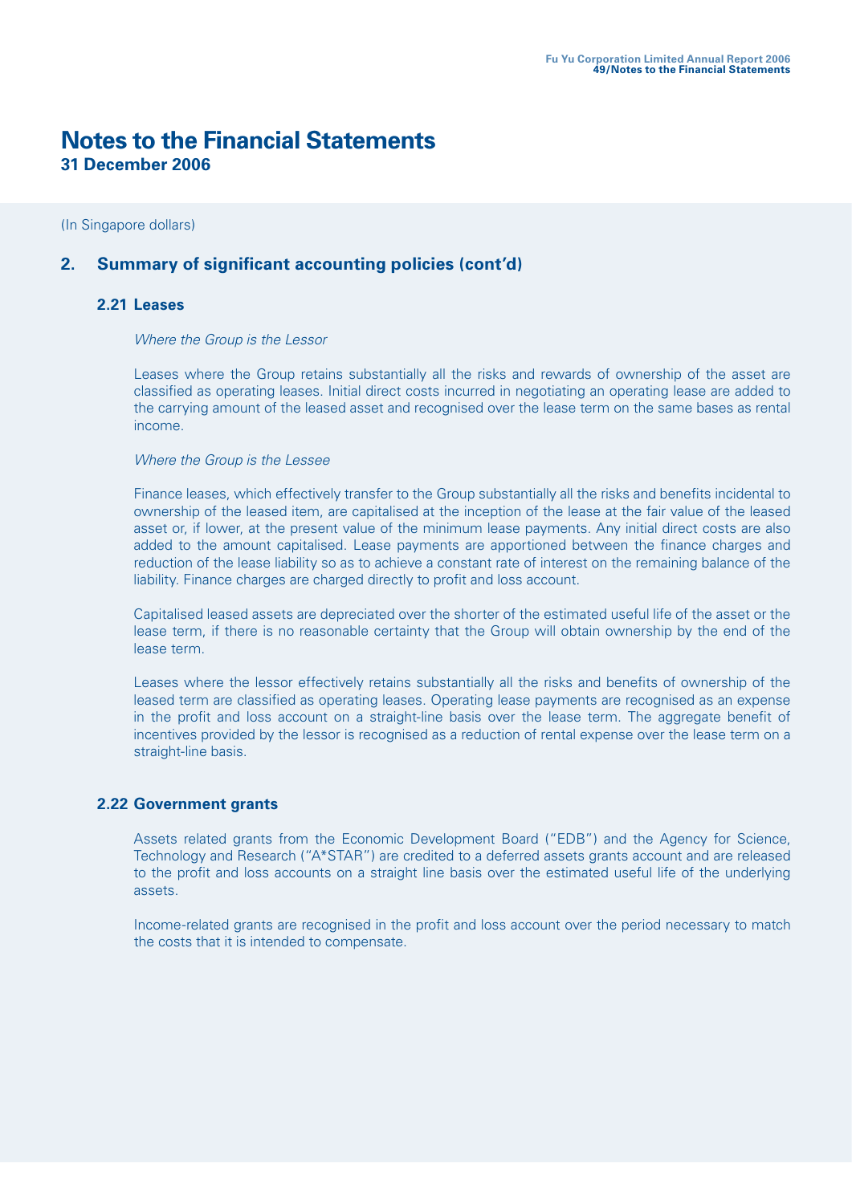# Notes to the Financial Statements

**31 December 2006**

(In Singapore dollars)

## 2. Summary of significant accounting policies (cont'd)

### 2.21 Leases

*Where the Group is the Lessor*

Leases where the Group retains substantially all the risks and rewards of ownership of the asset are classified as operating leases. Initial direct costs incurred in negotiating an operating lease are added to the carrying amount of the leased asset and recognised over the lease term on the same bases as rental income.

*Where the Group is the Lessee*

Finance leases, which effectively transfer to the Group substantially all the risks and benefits incidental to ownership of the leased item, are capitalised at the inception of the lease at the fair value of the leased asset or, if lower, at the present value of the minimum lease payments. Any initial direct costs are also added to the amount capitalised. Lease payments are apportioned between the finance charges and reduction of the lease liability so as to achieve a constant rate of interest on the remaining balance of the liability. Finance charges are charged directly to profit and loss account.

Capitalised leased assets are depreciated over the shorter of the estimated useful life of the asset or the lease term, if there is no reasonable certainty that the Group will obtain ownership by the end of the lease term.

Leases where the lessor effectively retains substantially all the risks and benefits of ownership of the leased term are classified as operating leases. Operating lease payments are recognised as an expense in the profit and loss account on a straight-line basis over the lease term. The aggregate benefit of incentives provided by the lessor is recognised as a reduction of rental expense over the lease term on a straight-line basis.

### 2.22 Government grants

Assets related grants from the Economic Development Board ("EDB") and the Agency for Science, Technology and Research ("A*STAR") are credited to a deferred assets grants account and are released to the profit and loss accounts on a straight line basis over the estimated useful life of the underlying assets.

Income-related grants are recognised in the profit and loss account over the period necessary to match the costs that it is intended to compensate.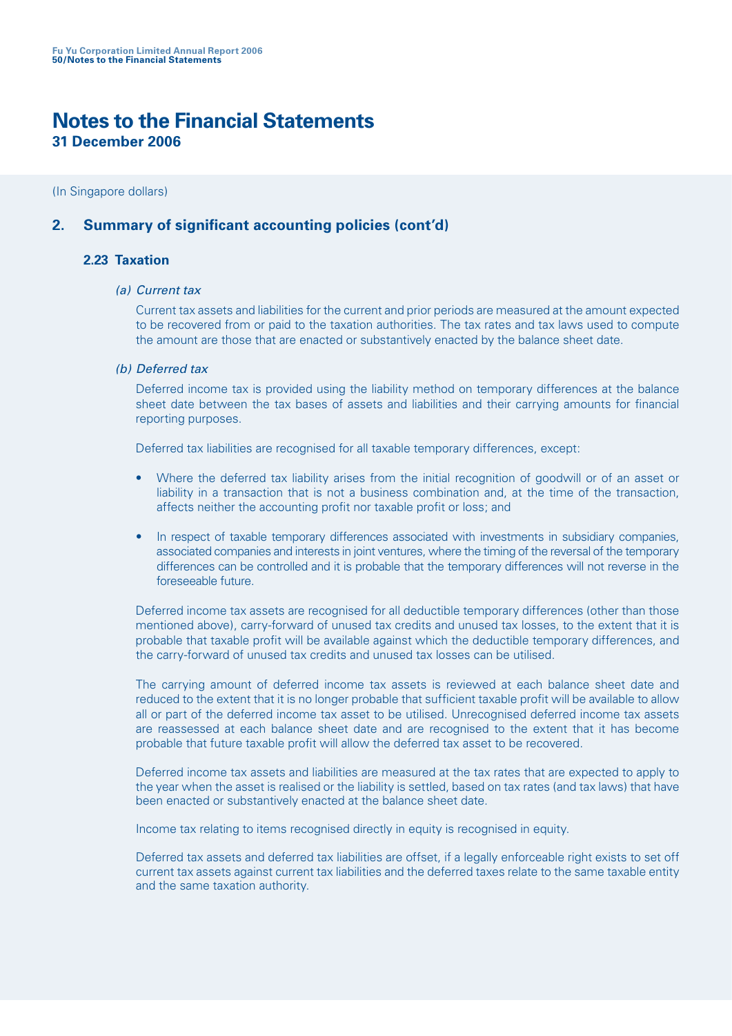# Notes to the Financial Statements

**31 December 2006**

(In Singapore dollars)

## 2. Summary of significant accounting policies (cont'd)

### 2.23 Taxation

*(a) Current tax*

Current tax assets and liabilities for the current and prior periods are measured at the amount expected to be recovered from or paid to the taxation authorities. The tax rates and tax laws used to compute the amount are those that are enacted or substantively enacted by the balance sheet date.

*(b) Deferred tax*

Deferred income tax is provided using the liability method on temporary differences at the balance sheet date between the tax bases of assets and liabilities and their carrying amounts for financial reporting purposes.

Deferred tax liabilities are recognised for all taxable temporary differences, except:

- Where the deferred tax liability arises from the initial recognition of goodwill or of an asset or liability in a transaction that is not a business combination and, at the time of the transaction, affects neither the accounting profit nor taxable profit or loss; and
- In respect of taxable temporary differences associated with investments in subsidiary companies, associated companies and interests in joint ventures, where the timing of the reversal of the temporary differences can be controlled and it is probable that the temporary differences will not reverse in the foreseeable future.

Deferred income tax assets are recognised for all deductible temporary differences (other than those mentioned above), carry-forward of unused tax credits and unused tax losses, to the extent that it is probable that taxable profit will be available against which the deductible temporary differences, and the carry-forward of unused tax credits and unused tax losses can be utilised.

The carrying amount of deferred income tax assets is reviewed at each balance sheet date and reduced to the extent that it is no longer probable that sufficient taxable profit will be available to allow all or part of the deferred income tax asset to be utilised. Unrecognised deferred income tax assets are reassessed at each balance sheet date and are recognised to the extent that it has become probable that future taxable profit will allow the deferred tax asset to be recovered.

Deferred income tax assets and liabilities are measured at the tax rates that are expected to apply to the year when the asset is realised or the liability is settled, based on tax rates (and tax laws) that have been enacted or substantively enacted at the balance sheet date.

Income tax relating to items recognised directly in equity is recognised in equity.

Deferred tax assets and deferred tax liabilities are offset, if a legally enforceable right exists to set off current tax assets against current tax liabilities and the deferred taxes relate to the same taxable entity and the same taxation authority.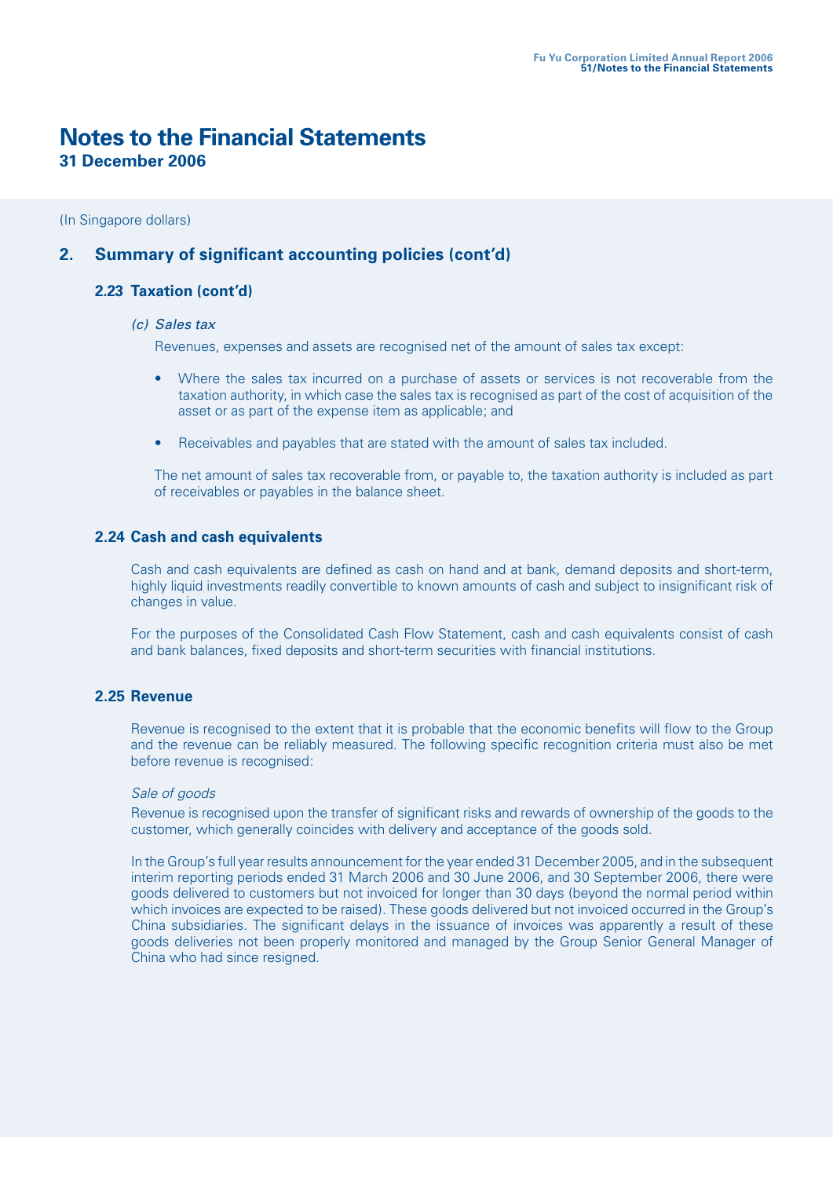# Notes to the Financial Statements

**31 December 2006**

(In Singapore dollars)

## 2. Summary of significant accounting policies (cont'd)

### 2.23 Taxation (cont'd)

*(c) Sales tax*

Revenues, expenses and assets are recognised net of the amount of sales tax except:

- Where the sales tax incurred on a purchase of assets or services is not recoverable from the taxation authority, in which case the sales tax is recognised as part of the cost of acquisition of the asset or as part of the expense item as applicable; and
- Receivables and payables that are stated with the amount of sales tax included.

The net amount of sales tax recoverable from, or payable to, the taxation authority is included as part of receivables or payables in the balance sheet.

### 2.24 Cash and cash equivalents

Cash and cash equivalents are defined as cash on hand and at bank, demand deposits and short-term, highly liquid investments readily convertible to known amounts of cash and subject to insignificant risk of changes in value.

For the purposes of the Consolidated Cash Flow Statement, cash and cash equivalents consist of cash and bank balances, fixed deposits and short-term securities with financial institutions.

### 2.25 Revenue

Revenue is recognised to the extent that it is probable that the economic benefits will flow to the Group and the revenue can be reliably measured. The following specific recognition criteria must also be met before revenue is recognised:

*Sale of goods*

Revenue is recognised upon the transfer of significant risks and rewards of ownership of the goods to the customer, which generally coincides with delivery and acceptance of the goods sold.

In the Group's full year results announcement for the year ended 31 December 2005, and in the subsequent interim reporting periods ended 31 March 2006 and 30 June 2006, and 30 September 2006, there were goods delivered to customers but not invoiced for longer than 30 days (beyond the normal period within which invoices are expected to be raised). These goods delivered but not invoiced occurred in the Group's China subsidiaries. The significant delays in the issuance of invoices was apparently a result of these goods deliveries not been properly monitored and managed by the Group Senior General Manager of China who had since resigned.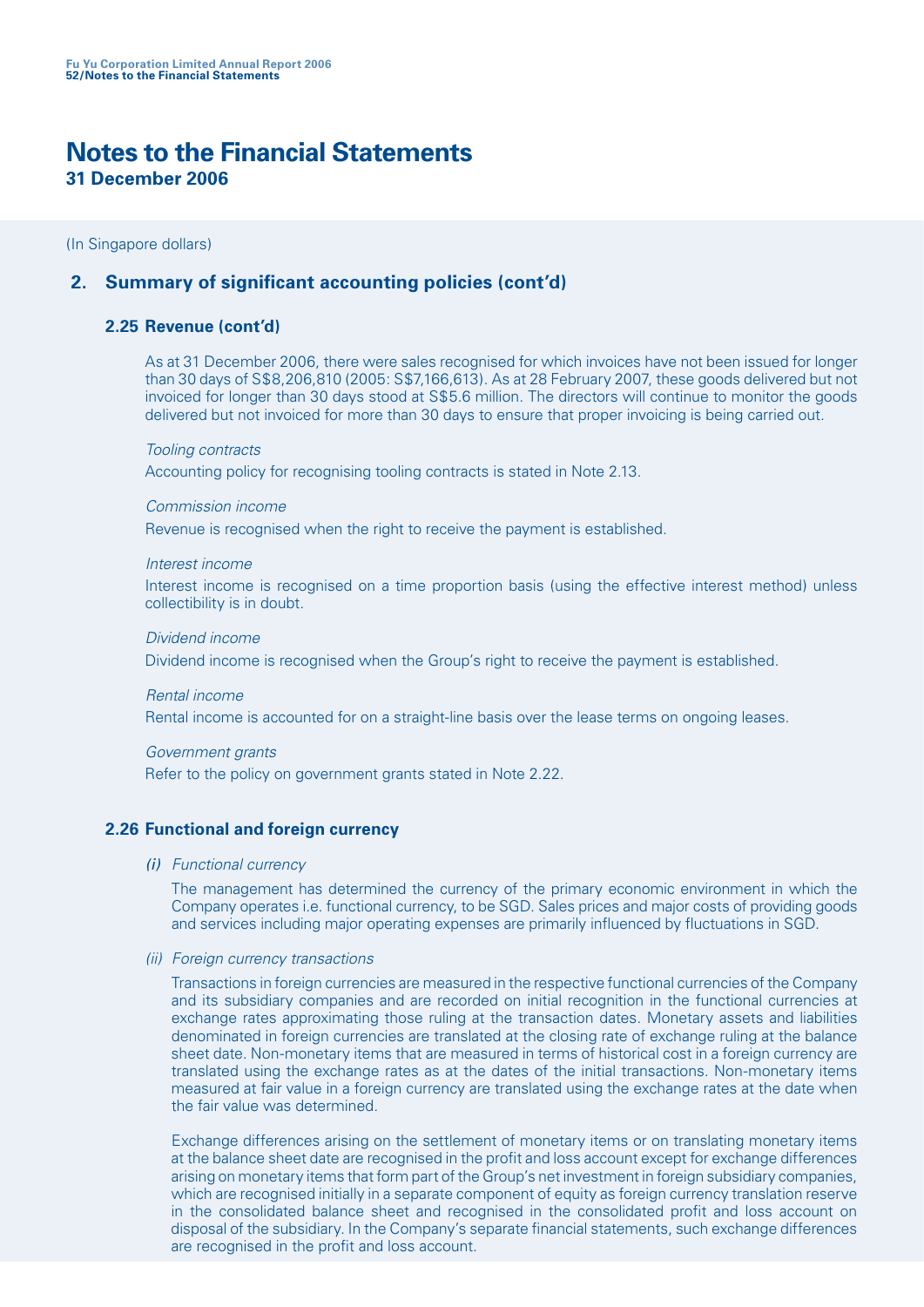# Notes to the Financial Statements

**31 December 2006**

(In Singapore dollars)

## 2. Summary of significant accounting policies (cont'd)

### 2.25 Revenue (cont'd)

As at 31 December 2006, there were sales recognised for which invoices have not been issued for longer than 30 days of S$8,206,810 (2005: S$7,166,613). As at 28 February 2007, these goods delivered but not invoiced for longer than 30 days stood at S$5.6 million. The directors will continue to monitor the goods delivered but not invoiced for more than 30 days to ensure that proper invoicing is being carried out.

*Tooling contracts*

Accounting policy for recognising tooling contracts is stated in Note 2.13.

*Commission income*

Revenue is recognised when the right to receive the payment is established.

*Interest income*

Interest income is recognised on a time proportion basis (using the effective interest method) unless collectibility is in doubt.

*Dividend income*

Dividend income is recognised when the Group's right to receive the payment is established.

*Rental income*

Rental income is accounted for on a straight-line basis over the lease terms on ongoing leases.

*Government grants*

Refer to the policy on government grants stated in Note 2.22.

### 2.26 Functional and foreign currency

*(i) Functional currency*

The management has determined the currency of the primary economic environment in which the Company operates i.e. functional currency, to be SGD. Sales prices and major costs of providing goods and services including major operating expenses are primarily influenced by fluctuations in SGD.

*(ii) Foreign currency transactions*

Transactions in foreign currencies are measured in the respective functional currencies of the Company and its subsidiary companies and are recorded on initial recognition in the functional currencies at exchange rates approximating those ruling at the transaction dates. Monetary assets and liabilities denominated in foreign currencies are translated at the closing rate of exchange ruling at the balance sheet date. Non-monetary items that are measured in terms of historical cost in a foreign currency are translated using the exchange rates as at the dates of the initial transactions. Non-monetary items measured at fair value in a foreign currency are translated using the exchange rates at the date when the fair value was determined.

Exchange differences arising on the settlement of monetary items or on translating monetary items at the balance sheet date are recognised in the profit and loss account except for exchange differences arising on monetary items that form part of the Group's net investment in foreign subsidiary companies, which are recognised initially in a separate component of equity as foreign currency translation reserve in the consolidated balance sheet and recognised in the consolidated profit and loss account on disposal of the subsidiary. In the Company's separate financial statements, such exchange differences are recognised in the profit and loss account.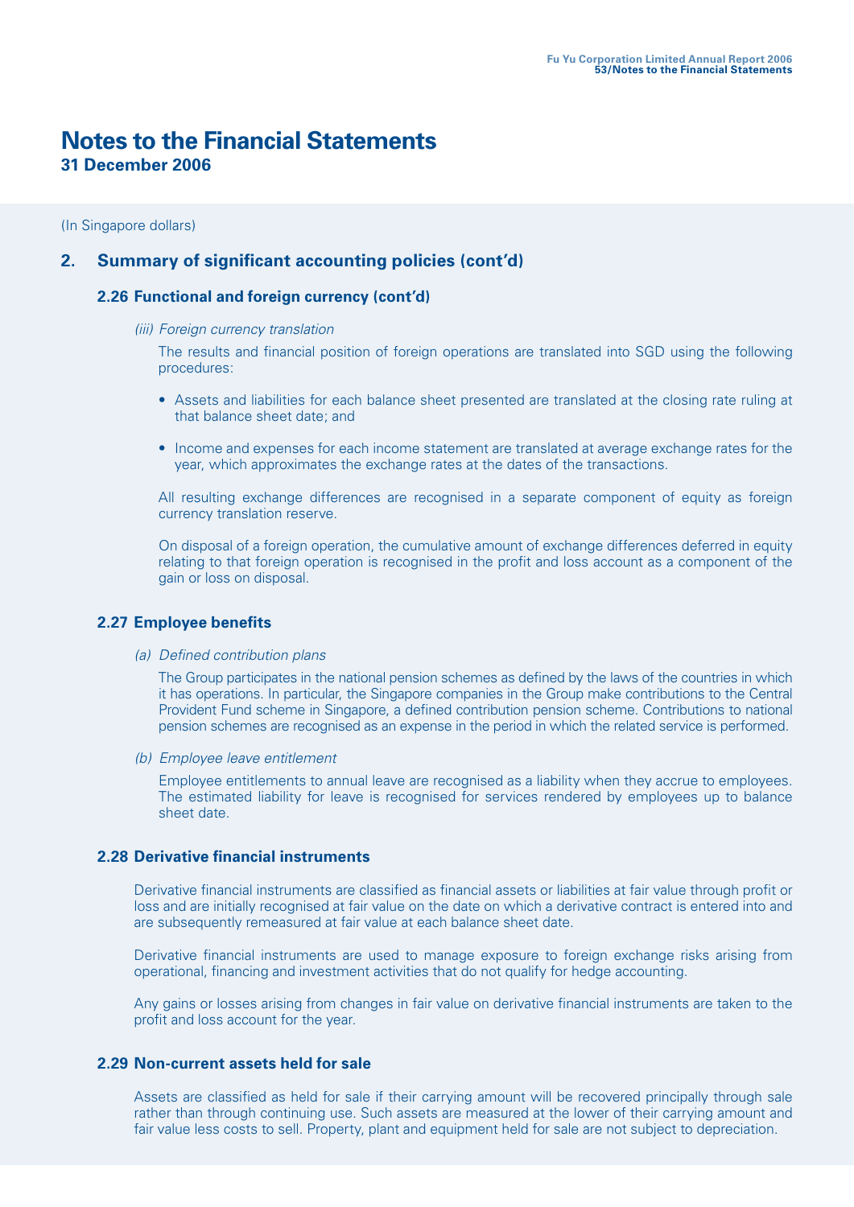# Notes to the Financial Statements

**31 December 2006**

(In Singapore dollars)

## 2. Summary of significant accounting policies (cont'd)

### 2.26 Functional and foreign currency (cont'd)

*(iii) Foreign currency translation*

The results and financial position of foreign operations are translated into SGD using the following procedures:

- Assets and liabilities for each balance sheet presented are translated at the closing rate ruling at that balance sheet date; and
- Income and expenses for each income statement are translated at average exchange rates for the year, which approximates the exchange rates at the dates of the transactions.

All resulting exchange differences are recognised in a separate component of equity as foreign currency translation reserve.

On disposal of a foreign operation, the cumulative amount of exchange differences deferred in equity relating to that foreign operation is recognised in the profit and loss account as a component of the gain or loss on disposal.

### 2.27 Employee benefits

*(a) Defined contribution plans*

The Group participates in the national pension schemes as defined by the laws of the countries in which it has operations. In particular, the Singapore companies in the Group make contributions to the Central Provident Fund scheme in Singapore, a defined contribution pension scheme. Contributions to national pension schemes are recognised as an expense in the period in which the related service is performed.

*(b) Employee leave entitlement*

Employee entitlements to annual leave are recognised as a liability when they accrue to employees. The estimated liability for leave is recognised for services rendered by employees up to balance sheet date.

### 2.28 Derivative financial instruments

Derivative financial instruments are classified as financial assets or liabilities at fair value through profit or loss and are initially recognised at fair value on the date on which a derivative contract is entered into and are subsequently remeasured at fair value at each balance sheet date.

Derivative financial instruments are used to manage exposure to foreign exchange risks arising from operational, financing and investment activities that do not qualify for hedge accounting.

Any gains or losses arising from changes in fair value on derivative financial instruments are taken to the profit and loss account for the year.

### 2.29 Non-current assets held for sale

Assets are classified as held for sale if their carrying amount will be recovered principally through sale rather than through continuing use. Such assets are measured at the lower of their carrying amount and fair value less costs to sell. Property, plant and equipment held for sale are not subject to depreciation.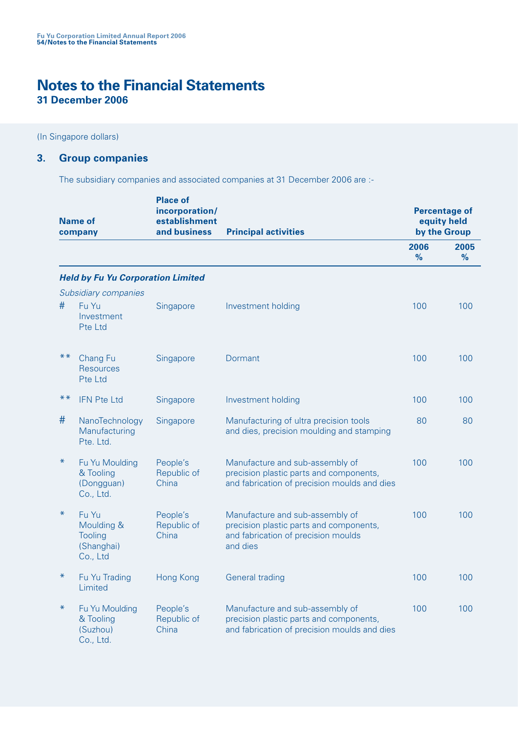# Notes to the Financial Statements

**31 December 2006**

(In Singapore dollars)

## 3. Group companies

The subsidiary companies and associated companies at 31 December 2006 are :-

| | Name of company | Place of incorporation/ establishment and business | Principal activities | Percentage of equity held by the Group | |
|---|---|---|---|---|---|
| | | | | 2006 % | 2005 % |
| | ***Held by Fu Yu Corporation Limited*** | | | | |
| | *Subsidiary companies* | | | | |
| # | Fu Yu Investment Pte Ltd | Singapore | Investment holding | 100 | 100 |
| ** | Chang Fu Resources Pte Ltd | Singapore | Dormant | 100 | 100 |
| ** | IFN Pte Ltd | Singapore | Investment holding | 100 | 100 |
| # | NanoTechnology Manufacturing Pte. Ltd. | Singapore | Manufacturing of ultra precision tools and dies, precision moulding and stamping | 80 | 80 |
| * | Fu Yu Moulding & Tooling (Dongguan) Co., Ltd. | People's Republic of China | Manufacture and sub-assembly of precision plastic parts and components, and fabrication of precision moulds and dies | 100 | 100 |
| * | Fu Yu Moulding & Tooling (Shanghai) Co., Ltd | People's Republic of China | Manufacture and sub-assembly of precision plastic parts and components, and fabrication of precision moulds and dies | 100 | 100 |
| * | Fu Yu Trading Limited | Hong Kong | General trading | 100 | 100 |
| * | Fu Yu Moulding & Tooling (Suzhou) Co., Ltd. | People's Republic of China | Manufacture and sub-assembly of precision plastic parts and components, and fabrication of precision moulds and dies | 100 | 100 |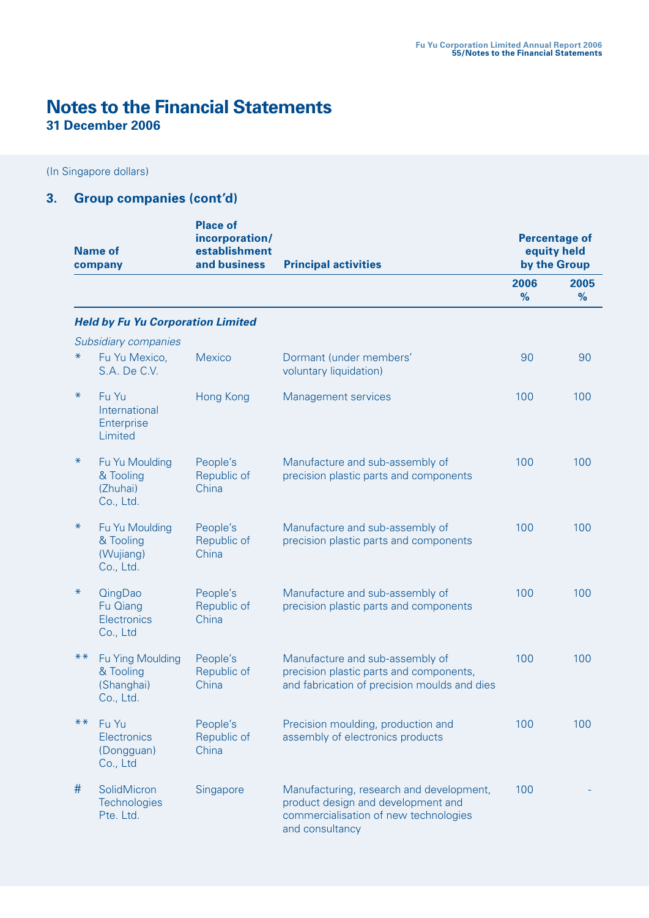# Notes to the Financial Statements
**31 December 2006**

(In Singapore dollars)

## 3. Group companies (cont'd)

| | Name of company | Place of incorporation/ establishment and business | Principal activities | Percentage of equity held by the Group | |
|---|---|---|---|---|---|
| | | | | 2006 % | 2005 % |
| | ***Held by Fu Yu Corporation Limited*** | | | | |
| | *Subsidiary companies* | | | | |
| * | Fu Yu Mexico, S.A. De C.V. | Mexico | Dormant (under members' voluntary liquidation) | 90 | 90 |
| * | Fu Yu International Enterprise Limited | Hong Kong | Management services | 100 | 100 |
| * | Fu Yu Moulding & Tooling (Zhuhai) Co., Ltd. | People's Republic of China | Manufacture and sub-assembly of precision plastic parts and components | 100 | 100 |
| * | Fu Yu Moulding & Tooling (Wujiang) Co., Ltd. | People's Republic of China | Manufacture and sub-assembly of precision plastic parts and components | 100 | 100 |
| * | QingDao Fu Qiang Electronics Co., Ltd | People's Republic of China | Manufacture and sub-assembly of precision plastic parts and components | 100 | 100 |
| ** | Fu Ying Moulding & Tooling (Shanghai) Co., Ltd. | People's Republic of China | Manufacture and sub-assembly of precision plastic parts and components, and fabrication of precision moulds and dies | 100 | 100 |
| ** | Fu Yu Electronics (Dongguan) Co., Ltd | People's Republic of China | Precision moulding, production and assembly of electronics products | 100 | 100 |
| # | SolidMicron Technologies Pte. Ltd. | Singapore | Manufacturing, research and development, product design and development and commercialisation of new technologies and consultancy | 100 | - |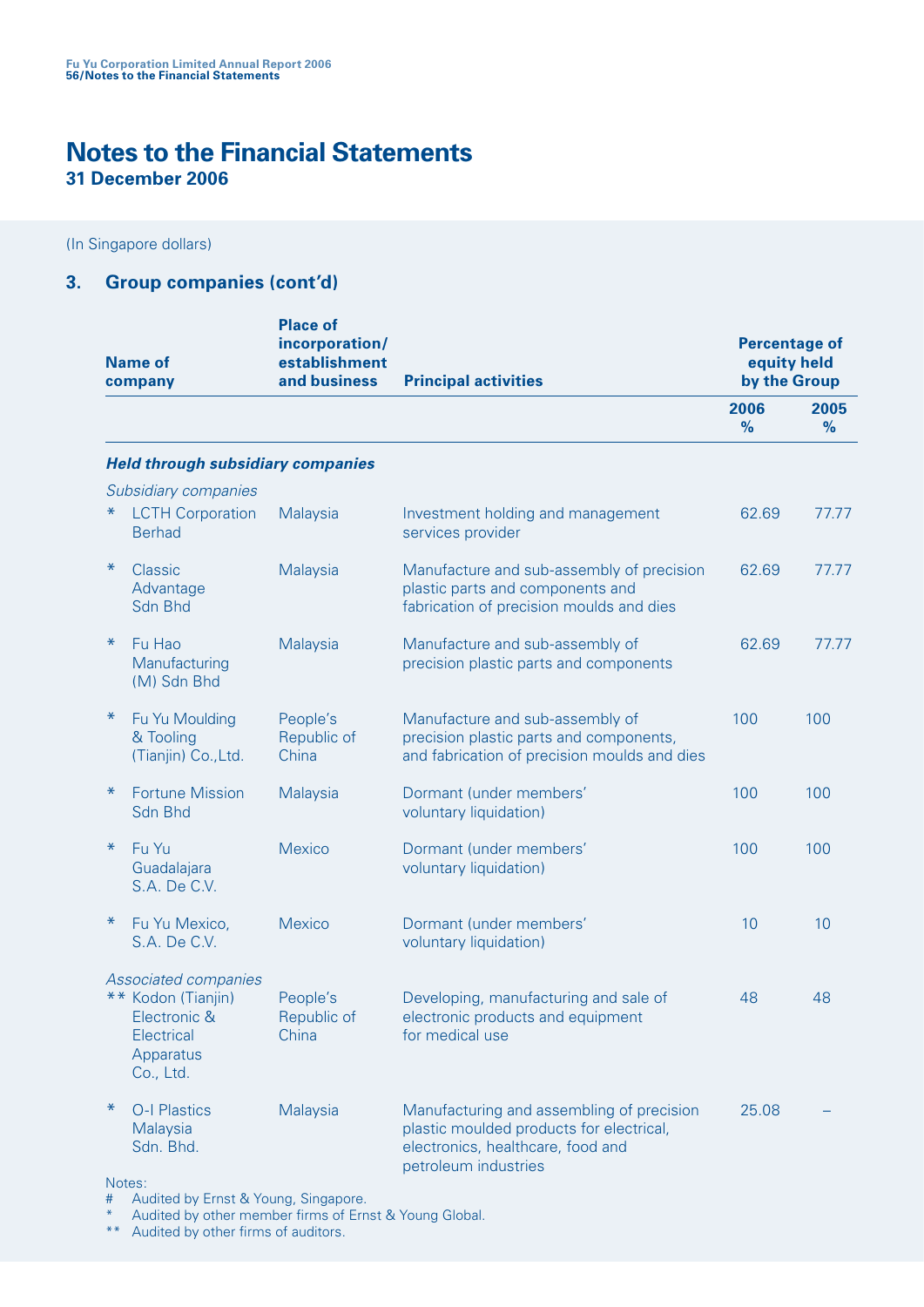# Notes to the Financial Statements

**31 December 2006**

(In Singapore dollars)

## 3. Group companies (cont'd)

| | Name of company | Place of incorporation/ establishment and business | Principal activities | Percentage of equity held by the Group | |
|---|---|---|---|---|---|
| | | | | 2006 % | 2005 % |
| | ***Held through subsidiary companies*** | | | | |
| | *Subsidiary companies* | | | | |
| * | LCTH Corporation Berhad | Malaysia | Investment holding and management services provider | 62.69 | 77.77 |
| * | Classic Advantage Sdn Bhd | Malaysia | Manufacture and sub-assembly of precision plastic parts and components and fabrication of precision moulds and dies | 62.69 | 77.77 |
| * | Fu Hao Manufacturing (M) Sdn Bhd | Malaysia | Manufacture and sub-assembly of precision plastic parts and components | 62.69 | 77.77 |
| * | Fu Yu Moulding & Tooling (Tianjin) Co.,Ltd. | People's Republic of China | Manufacture and sub-assembly of precision plastic parts and components, and fabrication of precision moulds and dies | 100 | 100 |
| * | Fortune Mission Sdn Bhd | Malaysia | Dormant (under members' voluntary liquidation) | 100 | 100 |
| * | Fu Yu Guadalajara S.A. De C.V. | Mexico | Dormant (under members' voluntary liquidation) | 100 | 100 |
| * | Fu Yu Mexico, S.A. De C.V. | Mexico | Dormant (under members' voluntary liquidation) | 10 | 10 |
| | *Associated companies* | | | | |
| ** | Kodon (Tianjin) Electronic & Electrical Apparatus Co., Ltd. | People's Republic of China | Developing, manufacturing and sale of electronic products and equipment for medical use | 48 | 48 |
| * | O-I Plastics Malaysia Sdn. Bhd. | Malaysia | Manufacturing and assembling of precision plastic moulded products for electrical, electronics, healthcare, food and petroleum industries | 25.08 | – |

Notes:

# Audited by Ernst & Young, Singapore.

\* Audited by other member firms of Ernst & Young Global.

** Audited by other firms of auditors.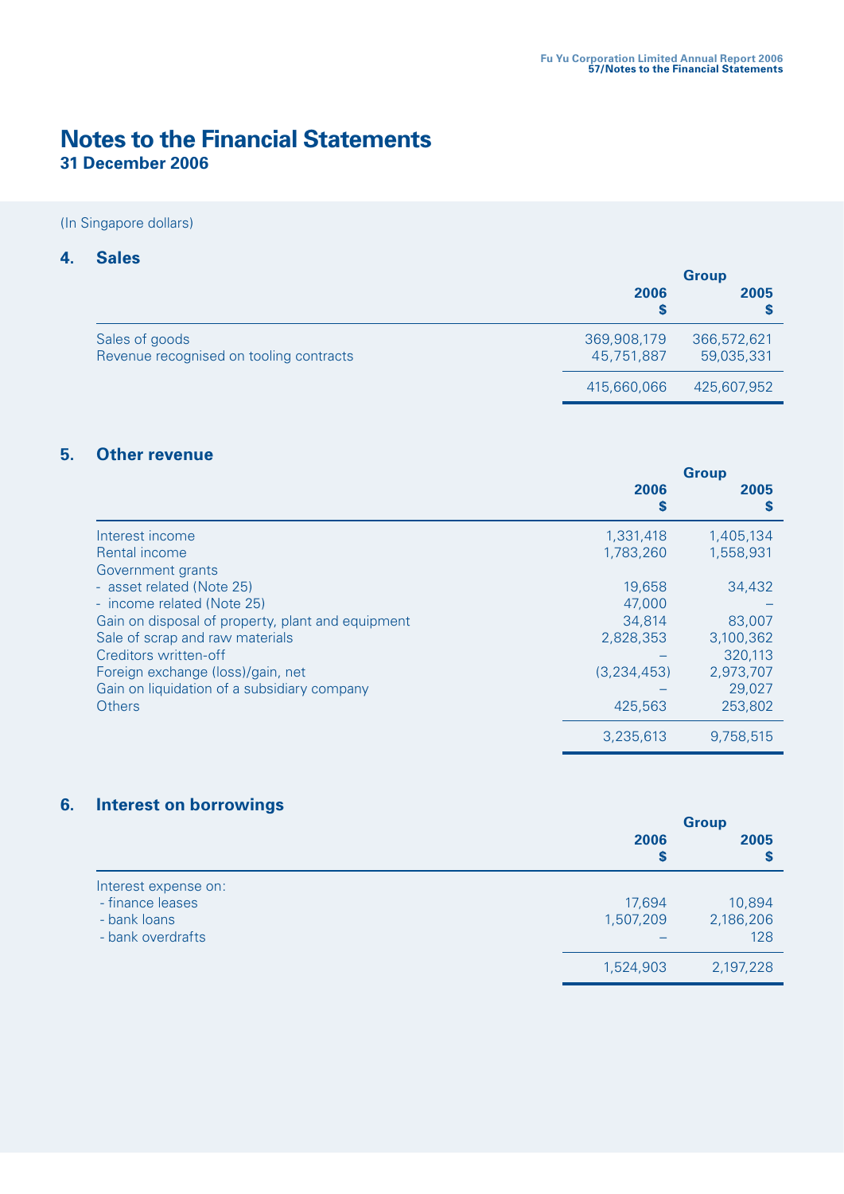# Notes to the Financial Statements

**31 December 2006**

(In Singapore dollars)

## 4. Sales

| | Group | |
|---|---|---|
| | **2006** **$** | **2005** **$** |
| Sales of goods | 369,908,179 | 366,572,621 |
| Revenue recognised on tooling contracts | 45,751,887 | 59,035,331 |
| | 415,660,066 | 425,607,952 |

## 5. Other revenue

| | Group | |
|---|---|---|
| | **2006** **$** | **2005** **$** |
| Interest income | 1,331,418 | 1,405,134 |
| Rental income | 1,783,260 | 1,558,931 |
| Government grants | | |
| - asset related (Note 25) | 19,658 | 34,432 |
| - income related (Note 25) | 47,000 | – |
| Gain on disposal of property, plant and equipment | 34,814 | 83,007 |
| Sale of scrap and raw materials | 2,828,353 | 3,100,362 |
| Creditors written-off | – | 320,113 |
| Foreign exchange (loss)/gain, net | (3,234,453) | 2,973,707 |
| Gain on liquidation of a subsidiary company | – | 29,027 |
| Others | 425,563 | 253,802 |
| | 3,235,613 | 9,758,515 |

## 6. Interest on borrowings

| | Group | |
|---|---|---|
| | **2006** **$** | **2005** **$** |
| Interest expense on: | | |
| - finance leases | 17,694 | 10,894 |
| - bank loans | 1,507,209 | 2,186,206 |
| - bank overdrafts | – | 128 |
| | 1,524,903 | 2,197,228 |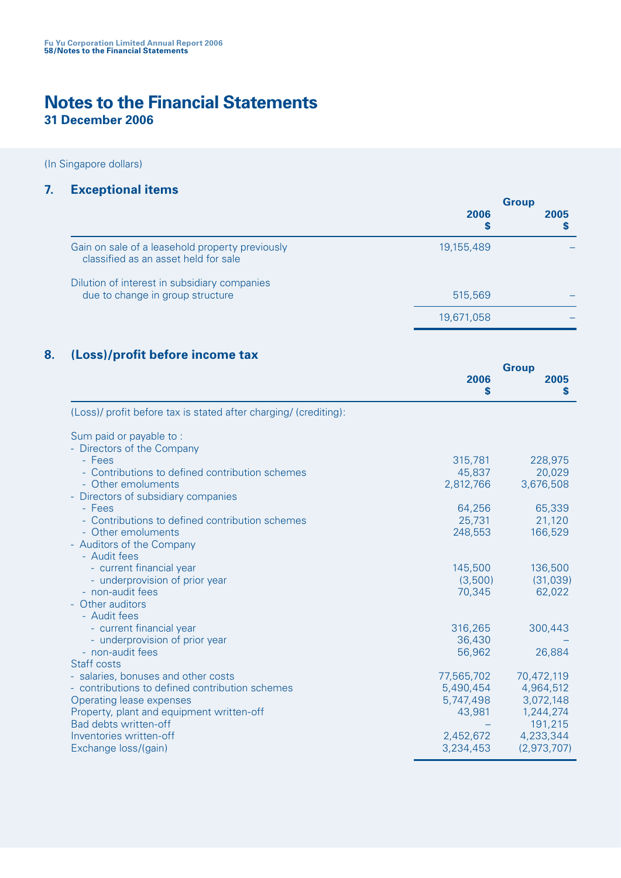# Notes to the Financial Statements

**31 December 2006**

(In Singapore dollars)

## 7. Exceptional items

| | Group | |
|---|---|---|
| | **2006** **$** | **2005** **$** |
| Gain on sale of a leasehold property previously classified as an asset held for sale | 19,155,489 | – |
| Dilution of interest in subsidiary companies due to change in group structure | 515,569 | – |
| | 19,671,058 | – |

## 8. (Loss)/profit before income tax

| | Group | |
|---|---|---|
| | **2006** **$** | **2005** **$** |
| (Loss)/ profit before tax is stated after charging/ (crediting): | | |
| Sum paid or payable to : | | |
| - Directors of the Company | | |
| - Fees | 315,781 | 228,975 |
| - Contributions to defined contribution schemes | 45,837 | 20,029 |
| - Other emoluments | 2,812,766 | 3,676,508 |
| - Directors of subsidiary companies | | |
| - Fees | 64,256 | 65,339 |
| - Contributions to defined contribution schemes | 25,731 | 21,120 |
| - Other emoluments | 248,553 | 166,529 |
| - Auditors of the Company | | |
| - Audit fees | | |
| - current financial year | 145,500 | 136,500 |
| - underprovision of prior year | (3,500) | (31,039) |
| - non-audit fees | 70,345 | 62,022 |
| - Other auditors | | |
| - Audit fees | | |
| - current financial year | 316,265 | 300,443 |
| - underprovision of prior year | 36,430 | – |
| - non-audit fees | 56,962 | 26,884 |
| Staff costs | | |
| - salaries, bonuses and other costs | 77,565,702 | 70,472,119 |
| - contributions to defined contribution schemes | 5,490,454 | 4,964,512 |
| Operating lease expenses | 5,747,498 | 3,072,148 |
| Property, plant and equipment written-off | 43,981 | 1,244,274 |
| Bad debts written-off | – | 191,215 |
| Inventories written-off | 2,452,672 | 4,233,344 |
| Exchange loss/(gain) | 3,234,453 | (2,973,707) |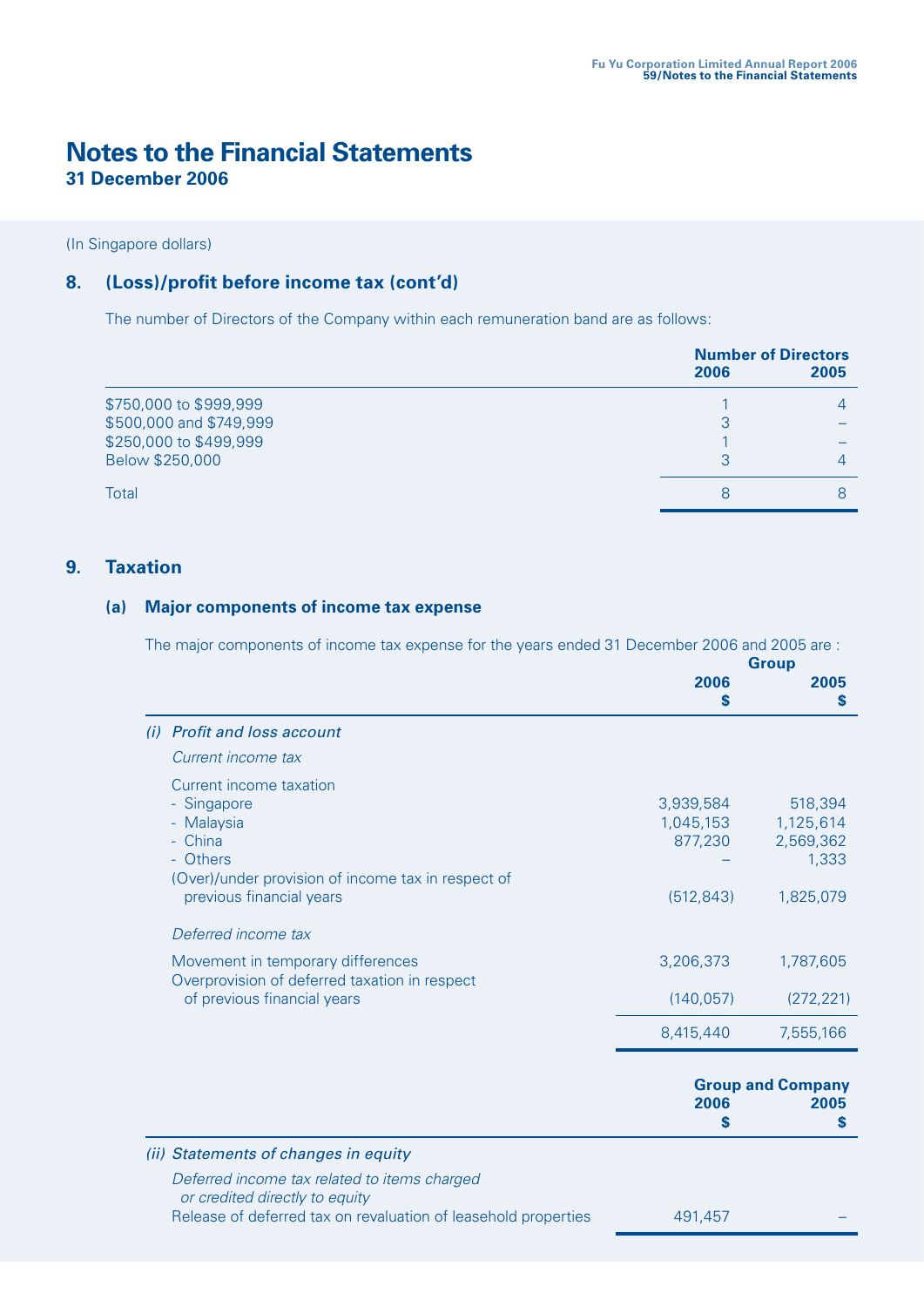# Notes to the Financial Statements

**31 December 2006**

(In Singapore dollars)

## 8. (Loss)/profit before income tax (cont'd)

The number of Directors of the Company within each remuneration band are as follows:

| | Number of Directors | |
|---|---|---|
| | **2006** | **2005** |
| $750,000 to $999,999 | 1 | 4 |
| $500,000 and $749,999 | 3 | – |
| $250,000 to $499,999 | 1 | – |
| Below $250,000 | 3 | 4 |
| Total | 8 | 8 |

## 9. Taxation

### (a) Major components of income tax expense

The major components of income tax expense for the years ended 31 December 2006 and 2005 are :

| | Group | |
|---|---|---|
| | **2006** **$** | **2005** **$** |
| *(i) Profit and loss account* | | |
| *Current income tax* | | |
| Current income taxation | | |
| - Singapore | 3,939,584 | 518,394 |
| - Malaysia | 1,045,153 | 1,125,614 |
| - China | 877,230 | 2,569,362 |
| - Others | – | 1,333 |
| (Over)/under provision of income tax in respect of previous financial years | (512,843) | 1,825,079 |
| *Deferred income tax* | | |
| Movement in temporary differences | 3,206,373 | 1,787,605 |
| Overprovision of deferred taxation in respect of previous financial years | (140,057) | (272,221) |
| | 8,415,440 | 7,555,166 |

| | Group and Company | |
|---|---|---|
| | **2006** **$** | **2005** **$** |
| *(ii) Statements of changes in equity* | | |
| *Deferred income tax related to items charged or credited directly to equity* | | |
| Release of deferred tax on revaluation of leasehold properties | 491,457 | – |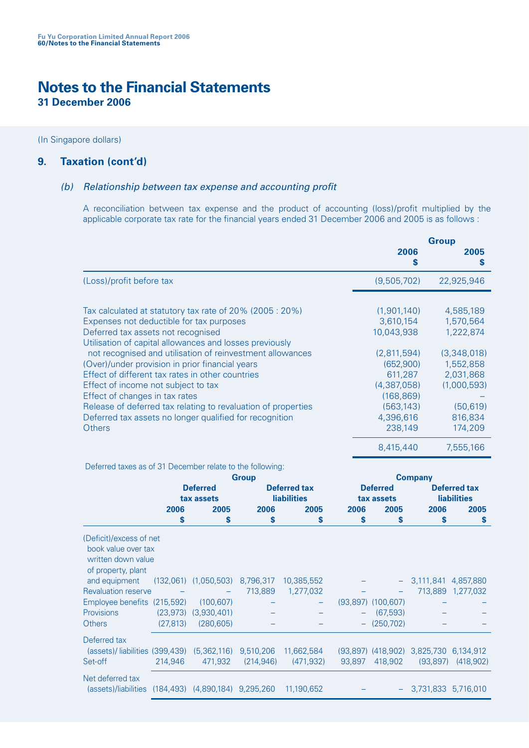# Notes to the Financial Statements

**31 December 2006**

(In Singapore dollars)

## 9. Taxation (cont'd)

### *(b) Relationship between tax expense and accounting profit*

A reconciliation between tax expense and the product of accounting (loss)/profit multiplied by the applicable corporate tax rate for the financial years ended 31 December 2006 and 2005 is as follows :

| | Group | |
|---|---|---|
| | **2006** | **2005** |
| | **$** | **$** |
| (Loss)/profit before tax | (9,505,702) | 22,925,946 |
| | | |
| Tax calculated at statutory tax rate of 20% (2005 : 20%) | (1,901,140) | 4,585,189 |
| Expenses not deductible for tax purposes | 3,610,154 | 1,570,564 |
| Deferred tax assets not recognised | 10,043,938 | 1,222,874 |
| Utilisation of capital allowances and losses previously not recognised and utilisation of reinvestment allowances | (2,811,594) | (3,348,018) |
| (Over)/under provision in prior financial years | (652,900) | 1,552,858 |
| Effect of different tax rates in other countries | 611,287 | 2,031,868 |
| Effect of income not subject to tax | (4,387,058) | (1,000,593) |
| Effect of changes in tax rates | (168,869) | – |
| Release of deferred tax relating to revaluation of properties | (563,143) | (50,619) |
| Deferred tax assets no longer qualified for recognition | 4,396,616 | 816,834 |
| Others | 238,149 | 174,209 |
| | 8,415,440 | 7,555,166 |

Deferred taxes as of 31 December relate to the following:

| | Group | | | | Company | | | |
|---|---|---|---|---|---|---|---|---|
| | **Deferred tax assets** | | **Deferred tax liabilities** | | **Deferred tax assets** | | **Deferred tax liabilities** | |
| | **2006** | **2005** | **2006** | **2005** | **2006** | **2005** | **2006** | **2005** |
| | **$** | **$** | **$** | **$** | **$** | **$** | **$** | **$** |
| (Deficit)/excess of net book value over tax written down value of property, plant and equipment | (132,061) | (1,050,503) | 8,796,317 | 10,385,552 | – | – | 3,111,841 | 4,857,880 |
| Revaluation reserve | – | – | 713,889 | 1,277,032 | – | – | 713,889 | 1,277,032 |
| Employee benefits | (215,592) | (100,607) | – | – | (93,897) | (100,607) | – | – |
| Provisions | (23,973) | (3,930,401) | – | – | – | (67,593) | – | – |
| Others | (27,813) | (280,605) | – | – | – | (250,702) | – | – |
| Deferred tax (assets)/ liabilities | (399,439) | (5,362,116) | 9,510,206 | 11,662,584 | (93,897) | (418,902) | 3,825,730 | 6,134,912 |
| Set-off | 214,946 | 471,932 | (214,946) | (471,932) | 93,897 | 418,902 | (93,897) | (418,902) |
| Net deferred tax (assets)/liabilities | (184,493) | (4,890,184) | 9,295,260 | 11,190,652 | – | – | 3,731,833 | 5,716,010 |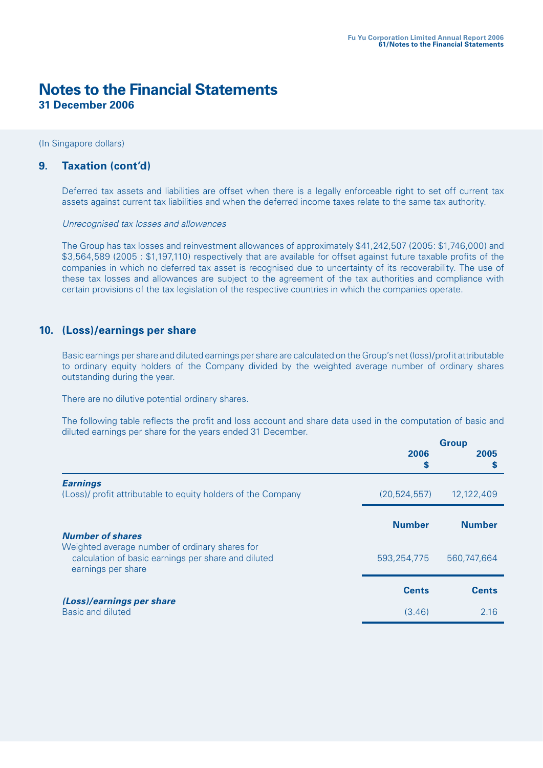# Notes to the Financial Statements

**31 December 2006**

(In Singapore dollars)

## 9. Taxation (cont'd)

Deferred tax assets and liabilities are offset when there is a legally enforceable right to set off current tax assets against current tax liabilities and when the deferred income taxes relate to the same tax authority.

*Unrecognised tax losses and allowances*

The Group has tax losses and reinvestment allowances of approximately $41,242,507 (2005: $1,746,000) and $3,564,589 (2005 : $1,197,110) respectively that are available for offset against future taxable profits of the companies in which no deferred tax asset is recognised due to uncertainty of its recoverability. The use of these tax losses and allowances are subject to the agreement of the tax authorities and compliance with certain provisions of the tax legislation of the respective countries in which the companies operate.

## 10. (Loss)/earnings per share

Basic earnings per share and diluted earnings per share are calculated on the Group's net (loss)/profit attributable to ordinary equity holders of the Company divided by the weighted average number of ordinary shares outstanding during the year.

There are no dilutive potential ordinary shares.

The following table reflects the profit and loss account and share data used in the computation of basic and diluted earnings per share for the years ended 31 December.

| | Group | |
|---|---|---|
| | **2006** | **2005** |
| | **$** | **$** |
| ***Earnings*** | | |
| (Loss)/ profit attributable to equity holders of the Company | (20,524,557) | 12,122,409 |
| | **Number** | **Number** |
| ***Number of shares*** | | |
| Weighted average number of ordinary shares for calculation of basic earnings per share and diluted earnings per share | 593,254,775 | 560,747,664 |
| | **Cents** | **Cents** |
| ***(Loss)/earnings per share*** | | |
| Basic and diluted | (3.46) | 2.16 |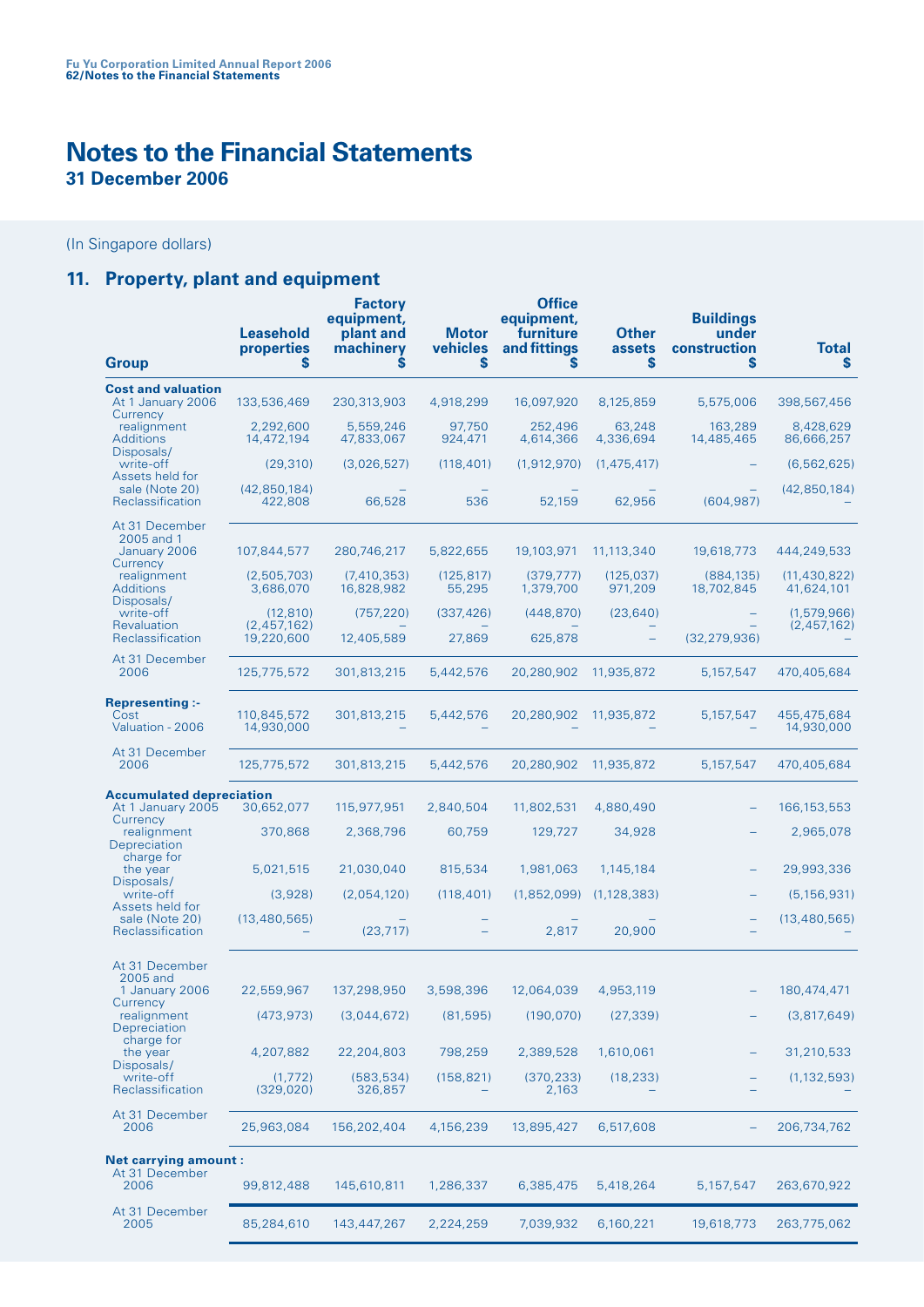# Notes to the Financial Statements

**31 December 2006**

(In Singapore dollars)

## 11. Property, plant and equipment

| Group | Leasehold properties $ | Factory equipment, plant and machinery $ | Motor vehicles $ | Office equipment, furniture and fittings $ | Other assets $ | Buildings under construction $ | Total $ |
|---|---|---|---|---|---|---|---|
| **Cost and valuation** | | | | | | | |
| At 1 January 2006 | 133,536,469 | 230,313,903 | 4,918,299 | 16,097,920 | 8,125,859 | 5,575,006 | 398,567,456 |
| Currency realignment | 2,292,600 | 5,559,246 | 97,750 | 252,496 | 63,248 | 163,289 | 8,428,629 |
| Additions | 14,472,194 | 47,833,067 | 924,471 | 4,614,366 | 4,336,694 | 14,485,465 | 86,666,257 |
| Disposals/ write-off | (29,310) | (3,026,527) | (118,401) | (1,912,970) | (1,475,417) | – | (6,562,625) |
| Assets held for sale (Note 20) | (42,850,184) | – | – | – | – | – | (42,850,184) |
| Reclassification | 422,808 | 66,528 | 536 | 52,159 | 62,956 | (604,987) | – |
| At 31 December 2005 and 1 January 2006 | 107,844,577 | 280,746,217 | 5,822,655 | 19,103,971 | 11,113,340 | 19,618,773 | 444,249,533 |
| Currency realignment | (2,505,703) | (7,410,353) | (125,817) | (379,777) | (125,037) | (884,135) | (11,430,822) |
| Additions | 3,686,070 | 16,828,982 | 55,295 | 1,379,700 | 971,209 | 18,702,845 | 41,624,101 |
| Disposals/ write-off | (12,810) | (757,220) | (337,426) | (448,870) | (23,640) | – | (1,579,966) |
| Revaluation | (2,457,162) | – | – | – | – | – | (2,457,162) |
| Reclassification | 19,220,600 | 12,405,589 | 27,869 | 625,878 | – | (32,279,936) | – |
| At 31 December 2006 | 125,775,572 | 301,813,215 | 5,442,576 | 20,280,902 | 11,935,872 | 5,157,547 | 470,405,684 |
| **Representing :-** | | | | | | | |
| Cost | 110,845,572 | 301,813,215 | 5,442,576 | 20,280,902 | 11,935,872 | 5,157,547 | 455,475,684 |
| Valuation - 2006 | 14,930,000 | – | – | – | – | – | 14,930,000 |
| At 31 December 2006 | 125,775,572 | 301,813,215 | 5,442,576 | 20,280,902 | 11,935,872 | 5,157,547 | 470,405,684 |
| **Accumulated depreciation** | | | | | | | |
| At 1 January 2005 | 30,652,077 | 115,977,951 | 2,840,504 | 11,802,531 | 4,880,490 | – | 166,153,553 |
| Currency realignment | 370,868 | 2,368,796 | 60,759 | 129,727 | 34,928 | – | 2,965,078 |
| Depreciation charge for the year | 5,021,515 | 21,030,040 | 815,534 | 1,981,063 | 1,145,184 | – | 29,993,336 |
| Disposals/ write-off | (3,928) | (2,054,120) | (118,401) | (1,852,099) | (1,128,383) | – | (5,156,931) |
| Assets held for sale (Note 20) | (13,480,565) | – | – | – | – | – | (13,480,565) |
| Reclassification | – | (23,717) | – | 2,817 | 20,900 | – | – |
| At 31 December 2005 and 1 January 2006 | 22,559,967 | 137,298,950 | 3,598,396 | 12,064,039 | 4,953,119 | – | 180,474,471 |
| Currency realignment | (473,973) | (3,044,672) | (81,595) | (190,070) | (27,339) | – | (3,817,649) |
| Depreciation charge for the year | 4,207,882 | 22,204,803 | 798,259 | 2,389,528 | 1,610,061 | – | 31,210,533 |
| Disposals/ write-off | (1,772) | (583,534) | (158,821) | (370,233) | (18,233) | – | (1,132,593) |
| Reclassification | (329,020) | 326,857 | – | 2,163 | – | – | – |
| At 31 December 2006 | 25,963,084 | 156,202,404 | 4,156,239 | 13,895,427 | 6,517,608 | – | 206,734,762 |
| **Net carrying amount :** | | | | | | | |
| At 31 December 2006 | 99,812,488 | 145,610,811 | 1,286,337 | 6,385,475 | 5,418,264 | 5,157,547 | 263,670,922 |
| At 31 December 2005 | 85,284,610 | 143,447,267 | 2,224,259 | 7,039,932 | 6,160,221 | 19,618,773 | 263,775,062 |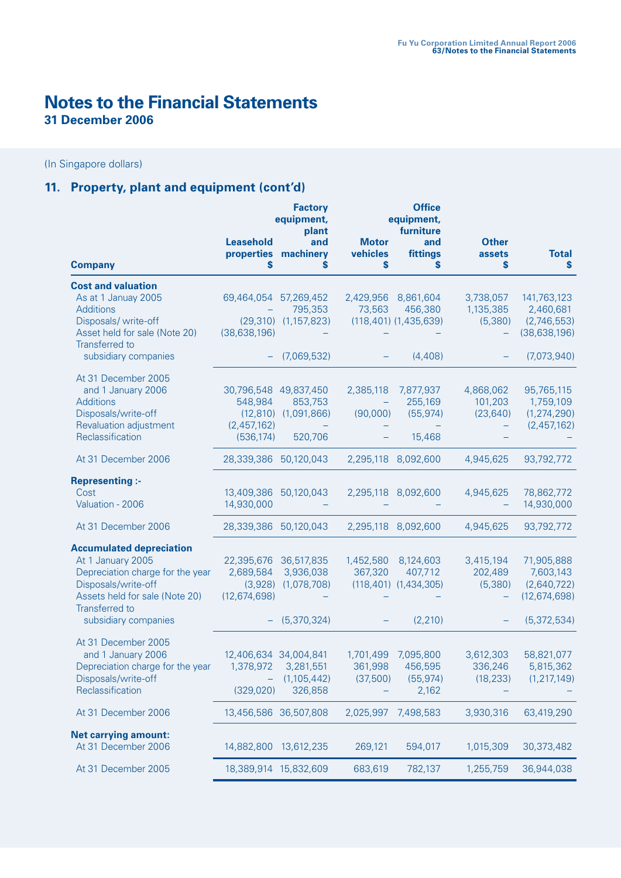# Notes to the Financial Statements

**31 December 2006**

(In Singapore dollars)

## 11. Property, plant and equipment (cont'd)

| Company | Leasehold properties $ | Factory equipment, plant and machinery $ | Motor vehicles $ | Office equipment, furniture and fittings $ | Other assets $ | Total $ |
|---|---|---|---|---|---|---|
| **Cost and valuation** | | | | | | |
| As at 1 Januay 2005 | 69,464,054 | 57,269,452 | 2,429,956 | 8,861,604 | 3,738,057 | 141,763,123 |
| Additions | – | 795,353 | 73,563 | 456,380 | 1,135,385 | 2,460,681 |
| Disposals/ write-off | (29,310) | (1,157,823) | (118,401) | (1,435,639) | (5,380) | (2,746,553) |
| Asset held for sale (Note 20) | (38,638,196) | – | – | – | – | (38,638,196) |
| Transferred to subsidiary companies | – | (7,069,532) | – | (4,408) | – | (7,073,940) |
| At 31 December 2005 and 1 January 2006 | 30,796,548 | 49,837,450 | 2,385,118 | 7,877,937 | 4,868,062 | 95,765,115 |
| Additions | 548,984 | 853,753 | – | 255,169 | 101,203 | 1,759,109 |
| Disposals/write-off | (12,810) | (1,091,866) | (90,000) | (55,974) | (23,640) | (1,274,290) |
| Revaluation adjustment | (2,457,162) | – | – | – | – | (2,457,162) |
| Reclassification | (536,174) | 520,706 | – | 15,468 | – | – |
| At 31 December 2006 | 28,339,386 | 50,120,043 | 2,295,118 | 8,092,600 | 4,945,625 | 93,792,772 |
| **Representing :-** | | | | | | |
| Cost | 13,409,386 | 50,120,043 | 2,295,118 | 8,092,600 | 4,945,625 | 78,862,772 |
| Valuation - 2006 | 14,930,000 | – | – | – | – | 14,930,000 |
| At 31 December 2006 | 28,339,386 | 50,120,043 | 2,295,118 | 8,092,600 | 4,945,625 | 93,792,772 |
| **Accumulated depreciation** | | | | | | |
| At 1 January 2005 | 22,395,676 | 36,517,835 | 1,452,580 | 8,124,603 | 3,415,194 | 71,905,888 |
| Depreciation charge for the year | 2,689,584 | 3,936,038 | 367,320 | 407,712 | 202,489 | 7,603,143 |
| Disposals/write-off | (3,928) | (1,078,708) | (118,401) | (1,434,305) | (5,380) | (2,640,722) |
| Assets held for sale (Note 20) | (12,674,698) | – | – | – | – | (12,674,698) |
| Transferred to subsidiary companies | – | (5,370,324) | – | (2,210) | – | (5,372,534) |
| At 31 December 2005 and 1 January 2006 | 12,406,634 | 34,004,841 | 1,701,499 | 7,095,800 | 3,612,303 | 58,821,077 |
| Depreciation charge for the year | 1,378,972 | 3,281,551 | 361,998 | 456,595 | 336,246 | 5,815,362 |
| Disposals/write-off | – | (1,105,442) | (37,500) | (55,974) | (18,233) | (1,217,149) |
| Reclassification | (329,020) | 326,858 | – | 2,162 | – | – |
| At 31 December 2006 | 13,456,586 | 36,507,808 | 2,025,997 | 7,498,583 | 3,930,316 | 63,419,290 |
| **Net carrying amount:** | | | | | | |
| At 31 December 2006 | 14,882,800 | 13,612,235 | 269,121 | 594,017 | 1,015,309 | 30,373,482 |
| At 31 December 2005 | 18,389,914 | 15,832,609 | 683,619 | 782,137 | 1,255,759 | 36,944,038 |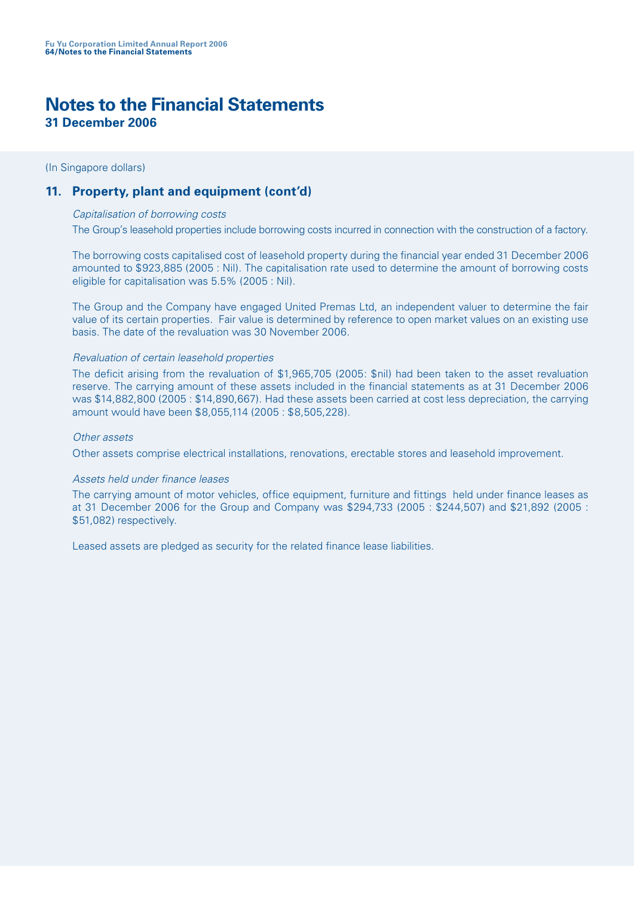# Notes to the Financial Statements

**31 December 2006**

(In Singapore dollars)

## 11. Property, plant and equipment (cont'd)

*Capitalisation of borrowing costs*

The Group's leasehold properties include borrowing costs incurred in connection with the construction of a factory.

The borrowing costs capitalised cost of leasehold property during the financial year ended 31 December 2006 amounted to $923,885 (2005 : Nil). The capitalisation rate used to determine the amount of borrowing costs eligible for capitalisation was 5.5% (2005 : Nil).

The Group and the Company have engaged United Premas Ltd, an independent valuer to determine the fair value of its certain properties. Fair value is determined by reference to open market values on an existing use basis. The date of the revaluation was 30 November 2006.

*Revaluation of certain leasehold properties*

The deficit arising from the revaluation of $1,965,705 (2005: $nil) had been taken to the asset revaluation reserve. The carrying amount of these assets included in the financial statements as at 31 December 2006 was $14,882,800 (2005 : $14,890,667). Had these assets been carried at cost less depreciation, the carrying amount would have been $8,055,114 (2005 : $8,505,228).

*Other assets*

Other assets comprise electrical installations, renovations, erectable stores and leasehold improvement.

*Assets held under finance leases*

The carrying amount of motor vehicles, office equipment, furniture and fittings held under finance leases as at 31 December 2006 for the Group and Company was $294,733 (2005 : $244,507) and $21,892 (2005 : $51,082) respectively.

Leased assets are pledged as security for the related finance lease liabilities.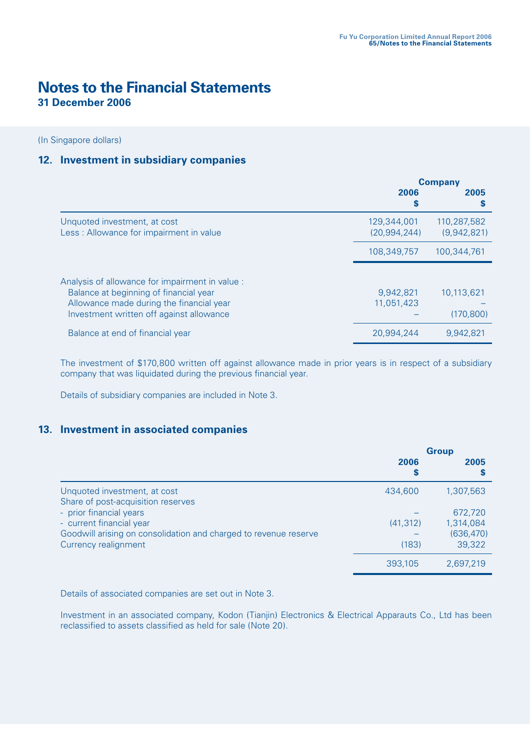# Notes to the Financial Statements

**31 December 2006**

(In Singapore dollars)

## 12. Investment in subsidiary companies

| | Company | |
|---|---|---|
| | **2006** | **2005** |
| | **$** | **$** |
| Unquoted investment, at cost | 129,344,001 | 110,287,582 |
| Less : Allowance for impairment in value | (20,994,244) | (9,942,821) |
| | 108,349,757 | 100,344,761 |
| | | |
| Analysis of allowance for impairment in value : | | |
| Balance at beginning of financial year | 9,942,821 | 10,113,621 |
| Allowance made during the financial year | 11,051,423 | – |
| Investment written off against allowance | – | (170,800) |
| Balance at end of financial year | 20,994,244 | 9,942,821 |

The investment of $170,800 written off against allowance made in prior years is in respect of a subsidiary company that was liquidated during the previous financial year.

Details of subsidiary companies are included in Note 3.

## 13. Investment in associated companies

| | Group | |
|---|---|---|
| | **2006** | **2005** |
| | **$** | **$** |
| Unquoted investment, at cost | 434,600 | 1,307,563 |
| Share of post-acquisition reserves | | |
| - prior financial years | – | 672,720 |
| - current financial year | (41,312) | 1,314,084 |
| Goodwill arising on consolidation and charged to revenue reserve | – | (636,470) |
| Currency realignment | (183) | 39,322 |
| | 393,105 | 2,697,219 |

Details of associated companies are set out in Note 3.

Investment in an associated company, Kodon (Tianjin) Electronics & Electrical Apparauts Co., Ltd has been reclassified to assets classified as held for sale (Note 20).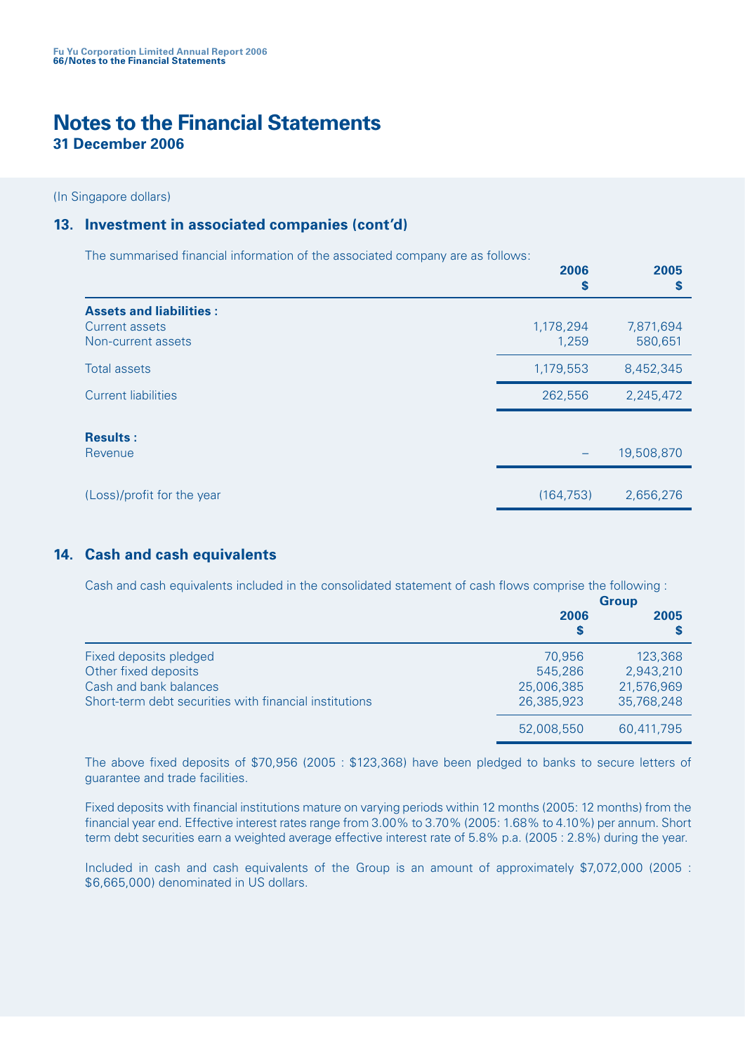# Notes to the Financial Statements
**31 December 2006**

(In Singapore dollars)

## 13. Investment in associated companies (cont'd)

The summarised financial information of the associated company are as follows:

| | 2006 $ | 2005 $ |
|---|---|---|
| **Assets and liabilities :** | | |
| Current assets | 1,178,294 | 7,871,694 |
| Non-current assets | 1,259 | 580,651 |
| Total assets | 1,179,553 | 8,452,345 |
| Current liabilities | 262,556 | 2,245,472 |
| **Results :** | | |
| Revenue | – | 19,508,870 |
| (Loss)/profit for the year | (164,753) | 2,656,276 |

## 14. Cash and cash equivalents

Cash and cash equivalents included in the consolidated statement of cash flows comprise the following :

| | Group | |
|---|---|---|
| | 2006 $ | 2005 $ |
| Fixed deposits pledged | 70,956 | 123,368 |
| Other fixed deposits | 545,286 | 2,943,210 |
| Cash and bank balances | 25,006,385 | 21,576,969 |
| Short-term debt securities with financial institutions | 26,385,923 | 35,768,248 |
| | 52,008,550 | 60,411,795 |

The above fixed deposits of $70,956 (2005 : $123,368) have been pledged to banks to secure letters of guarantee and trade facilities.

Fixed deposits with financial institutions mature on varying periods within 12 months (2005: 12 months) from the financial year end. Effective interest rates range from 3.00% to 3.70% (2005: 1.68% to 4.10%) per annum. Short term debt securities earn a weighted average effective interest rate of 5.8% p.a. (2005 : 2.8%) during the year.

Included in cash and cash equivalents of the Group is an amount of approximately $7,072,000 (2005 : $6,665,000) denominated in US dollars.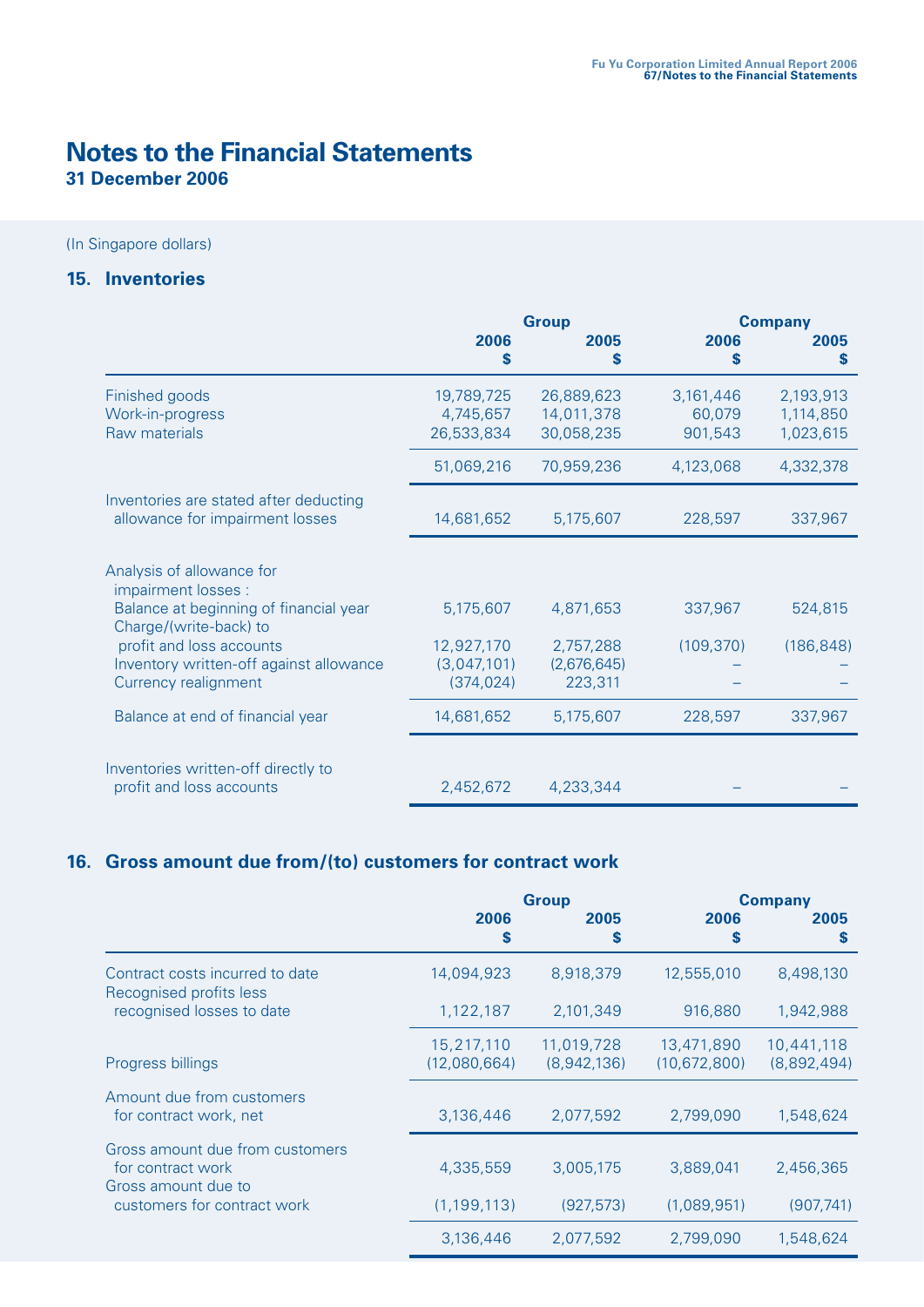# Notes to the Financial Statements
**31 December 2006**

(In Singapore dollars)

## 15. Inventories

| | Group | | Company | |
|---|---|---|---|---|
| | 2006 $ | 2005 $ | 2006 $ | 2005 $ |
| Finished goods | 19,789,725 | 26,889,623 | 3,161,446 | 2,193,913 |
| Work-in-progress | 4,745,657 | 14,011,378 | 60,079 | 1,114,850 |
| Raw materials | 26,533,834 | 30,058,235 | 901,543 | 1,023,615 |
| | 51,069,216 | 70,959,236 | 4,123,068 | 4,332,378 |
| Inventories are stated after deducting allowance for impairment losses | 14,681,652 | 5,175,607 | 228,597 | 337,967 |
| Analysis of allowance for impairment losses : | | | | |
| Balance at beginning of financial year | 5,175,607 | 4,871,653 | 337,967 | 524,815 |
| Charge/(write-back) to profit and loss accounts | 12,927,170 | 2,757,288 | (109,370) | (186,848) |
| Inventory written-off against allowance | (3,047,101) | (2,676,645) | – | – |
| Currency realignment | (374,024) | 223,311 | – | – |
| Balance at end of financial year | 14,681,652 | 5,175,607 | 228,597 | 337,967 |
| Inventories written-off directly to profit and loss accounts | 2,452,672 | 4,233,344 | – | – |

## 16. Gross amount due from/(to) customers for contract work

| | Group | | Company | |
|---|---|---|---|---|
| | 2006 $ | 2005 $ | 2006 $ | 2005 $ |
| Contract costs incurred to date | 14,094,923 | 8,918,379 | 12,555,010 | 8,498,130 |
| Recognised profits less recognised losses to date | 1,122,187 | 2,101,349 | 916,880 | 1,942,988 |
| | 15,217,110 | 11,019,728 | 13,471,890 | 10,441,118 |
| Progress billings | (12,080,664) | (8,942,136) | (10,672,800) | (8,892,494) |
| Amount due from customers for contract work, net | 3,136,446 | 2,077,592 | 2,799,090 | 1,548,624 |
| Gross amount due from customers for contract work | 4,335,559 | 3,005,175 | 3,889,041 | 2,456,365 |
| Gross amount due to customers for contract work | (1,199,113) | (927,573) | (1,089,951) | (907,741) |
| | 3,136,446 | 2,077,592 | 2,799,090 | 1,548,624 |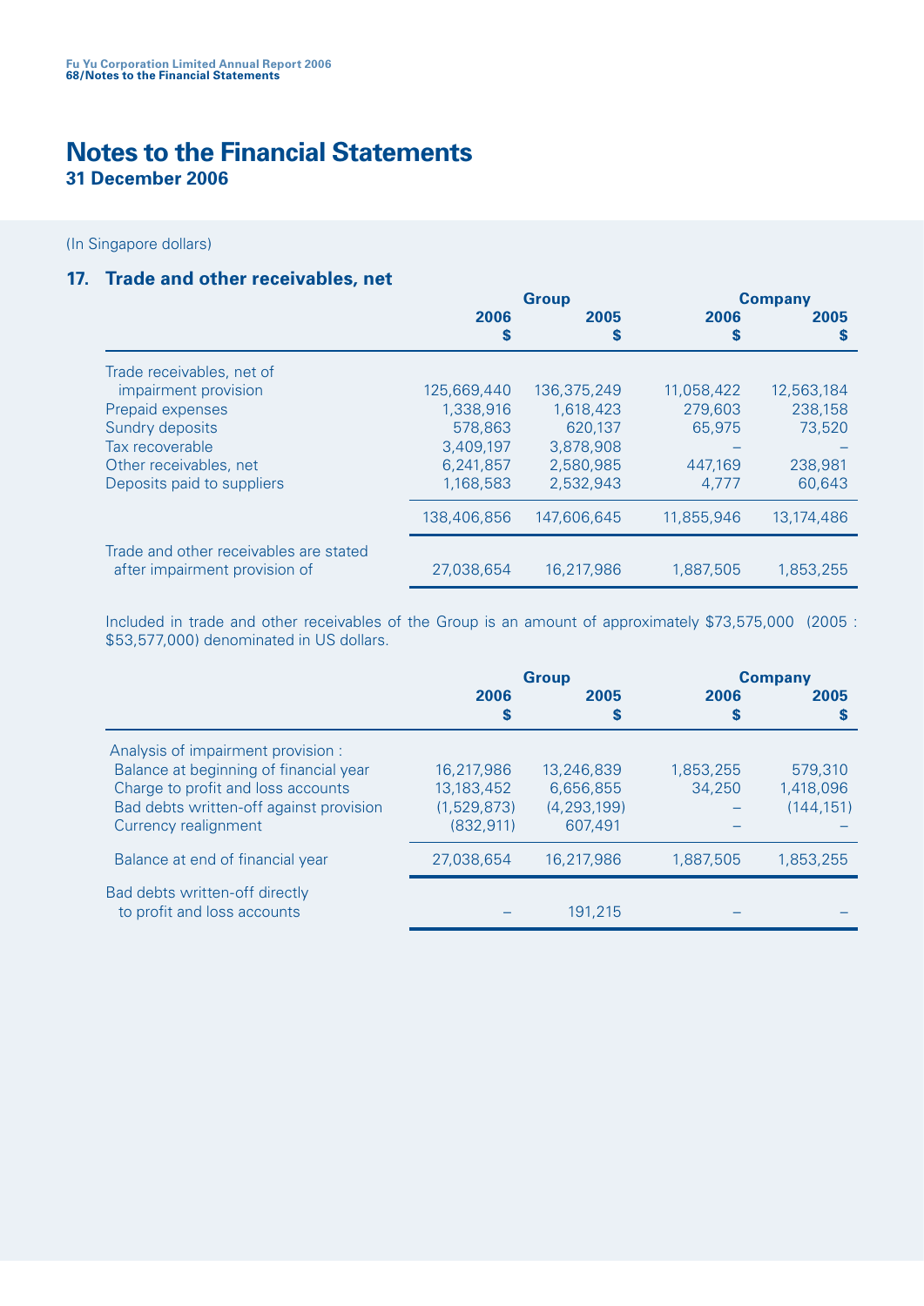# Notes to the Financial Statements

**31 December 2006**

(In Singapore dollars)

## 17. Trade and other receivables, net

| | Group | | Company | |
|---|---|---|---|---|
| | 2006 | 2005 | 2006 | 2005 |
| | $ | $ | $ | $ |
| Trade receivables, net of impairment provision | 125,669,440 | 136,375,249 | 11,058,422 | 12,563,184 |
| Prepaid expenses | 1,338,916 | 1,618,423 | 279,603 | 238,158 |
| Sundry deposits | 578,863 | 620,137 | 65,975 | 73,520 |
| Tax recoverable | 3,409,197 | 3,878,908 | – | – |
| Other receivables, net | 6,241,857 | 2,580,985 | 447,169 | 238,981 |
| Deposits paid to suppliers | 1,168,583 | 2,532,943 | 4,777 | 60,643 |
| | 138,406,856 | 147,606,645 | 11,855,946 | 13,174,486 |
| Trade and other receivables are stated after impairment provision of | 27,038,654 | 16,217,986 | 1,887,505 | 1,853,255 |

Included in trade and other receivables of the Group is an amount of approximately $73,575,000 (2005 : $53,577,000) denominated in US dollars.

| | Group | | Company | |
|---|---|---|---|---|
| | 2006 | 2005 | 2006 | 2005 |
| | $ | $ | $ | $ |
| Analysis of impairment provision : | | | | |
| Balance at beginning of financial year | 16,217,986 | 13,246,839 | 1,853,255 | 579,310 |
| Charge to profit and loss accounts | 13,183,452 | 6,656,855 | 34,250 | 1,418,096 |
| Bad debts written-off against provision | (1,529,873) | (4,293,199) | – | (144,151) |
| Currency realignment | (832,911) | 607,491 | – | – |
| Balance at end of financial year | 27,038,654 | 16,217,986 | 1,887,505 | 1,853,255 |
| Bad debts written-off directly to profit and loss accounts | – | 191,215 | – | – |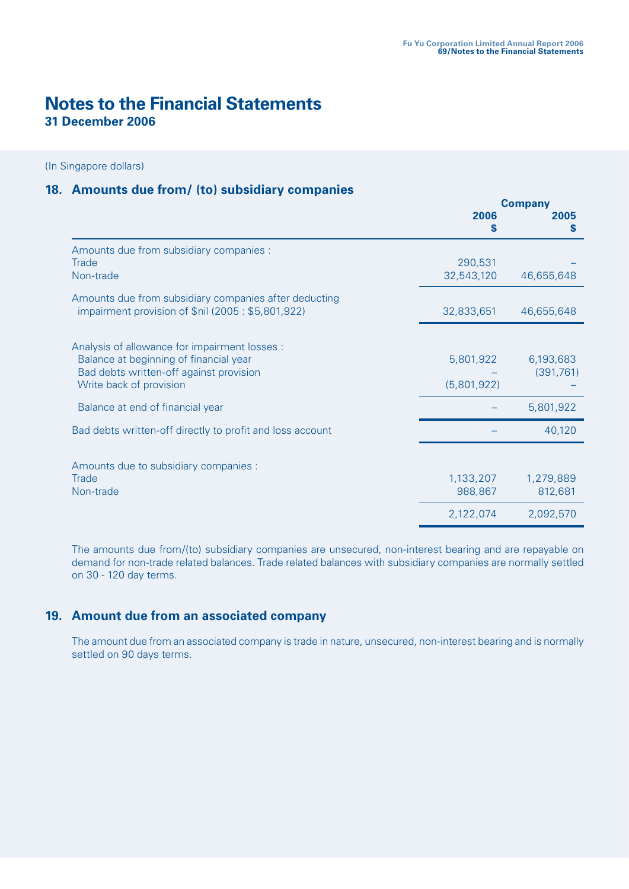# Notes to the Financial Statements

**31 December 2006**

(In Singapore dollars)

## 18. Amounts due from/ (to) subsidiary companies

| | Company | |
|---|---|---|
| | **2006** | **2005** |
| | **$** | **$** |
| Amounts due from subsidiary companies : | | |
| Trade | 290,531 | – |
| Non-trade | 32,543,120 | 46,655,648 |
| Amounts due from subsidiary companies after deducting impairment provision of $nil (2005 : $5,801,922) | 32,833,651 | 46,655,648 |
| Analysis of allowance for impairment losses : | | |
| Balance at beginning of financial year | 5,801,922 | 6,193,683 |
| Bad debts written-off against provision | – | (391,761) |
| Write back of provision | (5,801,922) | – |
| Balance at end of financial year | – | 5,801,922 |
| Bad debts written-off directly to profit and loss account | – | 40,120 |
| Amounts due to subsidiary companies : | | |
| Trade | 1,133,207 | 1,279,889 |
| Non-trade | 988,867 | 812,681 |
| | 2,122,074 | 2,092,570 |

The amounts due from/(to) subsidiary companies are unsecured, non-interest bearing and are repayable on demand for non-trade related balances. Trade related balances with subsidiary companies are normally settled on 30 - 120 day terms.

## 19. Amount due from an associated company

The amount due from an associated company is trade in nature, unsecured, non-interest bearing and is normally settled on 90 days terms.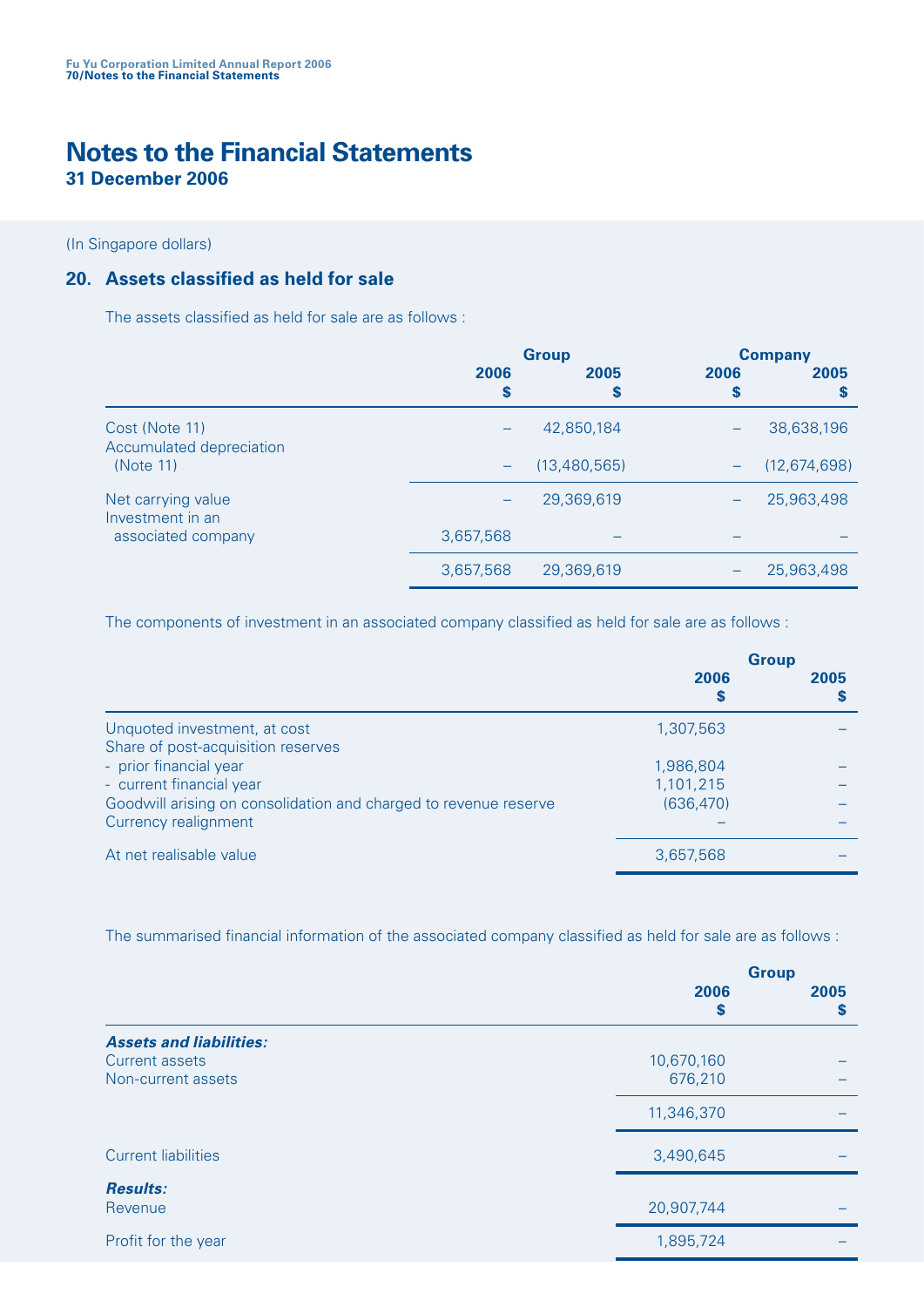# Notes to the Financial Statements

**31 December 2006**

(In Singapore dollars)

## 20. Assets classified as held for sale

The assets classified as held for sale are as follows :

| | Group | | Company | |
|---|---|---|---|---|
| | 2006 $ | 2005 $ | 2006 $ | 2005 $ |
| Cost (Note 11) | – | 42,850,184 | – | 38,638,196 |
| Accumulated depreciation (Note 11) | – | (13,480,565) | – | (12,674,698) |
| Net carrying value | – | 29,369,619 | – | 25,963,498 |
| Investment in an associated company | 3,657,568 | – | – | – |
| | 3,657,568 | 29,369,619 | – | 25,963,498 |

The components of investment in an associated company classified as held for sale are as follows :

| | Group | |
|---|---|---|
| | 2006 $ | 2005 $ |
| Unquoted investment, at cost | 1,307,563 | – |
| Share of post-acquisition reserves | | |
| - prior financial year | 1,986,804 | – |
| - current financial year | 1,101,215 | – |
| Goodwill arising on consolidation and charged to revenue reserve | (636,470) | – |
| Currency realignment | – | – |
| At net realisable value | 3,657,568 | – |

The summarised financial information of the associated company classified as held for sale are as follows :

| | Group | |
|---|---|---|
| | 2006 $ | 2005 $ |
| ***Assets and liabilities:*** | | |
| Current assets | 10,670,160 | – |
| Non-current assets | 676,210 | – |
| | 11,346,370 | – |
| Current liabilities | 3,490,645 | – |
| ***Results:*** | | |
| Revenue | 20,907,744 | – |
| Profit for the year | 1,895,724 | – |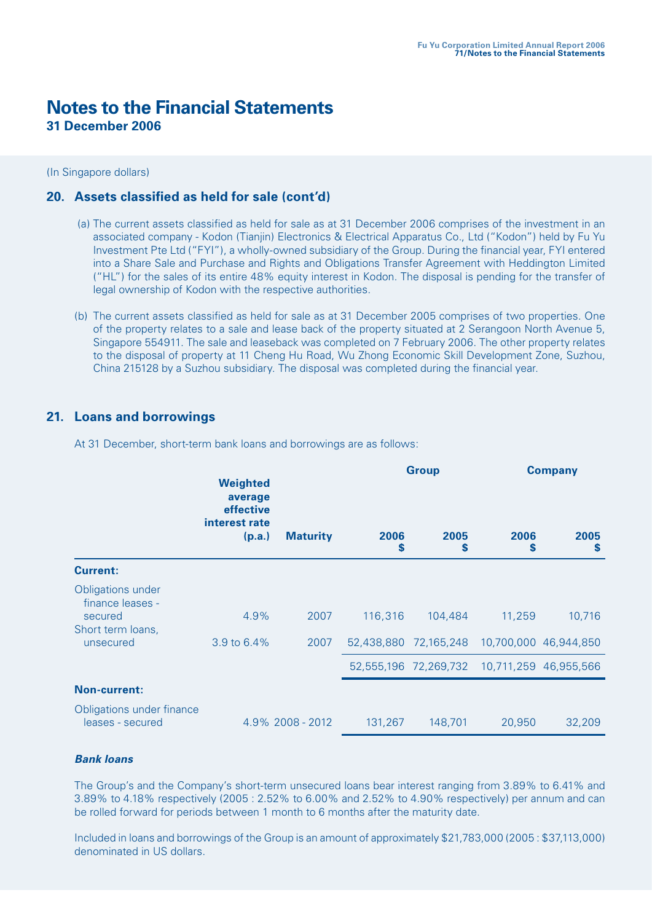# Notes to the Financial Statements

**31 December 2006**

(In Singapore dollars)

## 20. Assets classified as held for sale (cont'd)

(a) The current assets classified as held for sale as at 31 December 2006 comprises of the investment in an associated company - Kodon (Tianjin) Electronics & Electrical Apparatus Co., Ltd ("Kodon") held by Fu Yu Investment Pte Ltd ("FYI"), a wholly-owned subsidiary of the Group. During the financial year, FYI entered into a Share Sale and Purchase and Rights and Obligations Transfer Agreement with Heddington Limited ("HL") for the sales of its entire 48% equity interest in Kodon. The disposal is pending for the transfer of legal ownership of Kodon with the respective authorities.

(b) The current assets classified as held for sale as at 31 December 2005 comprises of two properties. One of the property relates to a sale and lease back of the property situated at 2 Serangoon North Avenue 5, Singapore 554911. The sale and leaseback was completed on 7 February 2006. The other property relates to the disposal of property at 11 Cheng Hu Road, Wu Zhong Economic Skill Development Zone, Suzhou, China 215128 by a Suzhou subsidiary. The disposal was completed during the financial year.

## 21. Loans and borrowings

At 31 December, short-term bank loans and borrowings are as follows:

| | Weighted average effective interest rate (p.a.) | Maturity | Group 2006 $ | Group 2005 $ | Company 2006 $ | Company 2005 $ |
|---|---|---|---|---|---|---|
| **Current:** | | | | | | |
| Obligations under finance leases - secured | 4.9% | 2007 | 116,316 | 104,484 | 11,259 | 10,716 |
| Short term loans, unsecured | 3.9 to 6.4% | 2007 | 52,438,880 | 72,165,248 | 10,700,000 | 46,944,850 |
| | | | 52,555,196 | 72,269,732 | 10,711,259 | 46,955,566 |
| **Non-current:** | | | | | | |
| Obligations under finance leases - secured | 4.9% | 2008 - 2012 | 131,267 | 148,701 | 20,950 | 32,209 |

***Bank loans***

The Group's and the Company's short-term unsecured loans bear interest ranging from 3.89% to 6.41% and 3.89% to 4.18% respectively (2005 : 2.52% to 6.00% and 2.52% to 4.90% respectively) per annum and can be rolled forward for periods between 1 month to 6 months after the maturity date.

Included in loans and borrowings of the Group is an amount of approximately $21,783,000 (2005 : $37,113,000) denominated in US dollars.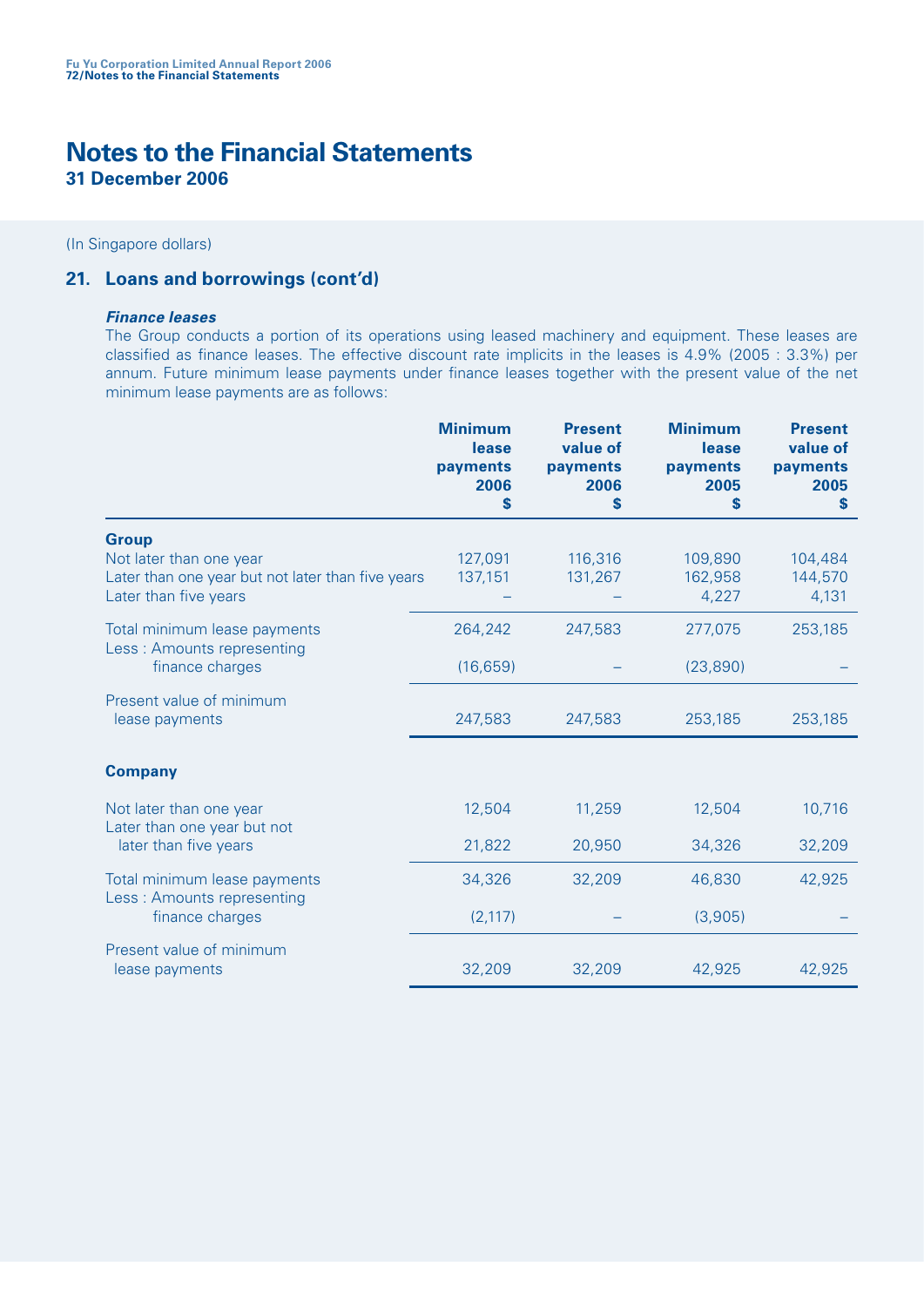# Notes to the Financial Statements

**31 December 2006**

(In Singapore dollars)

## 21. Loans and borrowings (cont'd)

***Finance leases***

The Group conducts a portion of its operations using leased machinery and equipment. These leases are classified as finance leases. The effective discount rate implicits in the leases is 4.9% (2005 : 3.3%) per annum. Future minimum lease payments under finance leases together with the present value of the net minimum lease payments are as follows:

| | Minimum lease payments 2006 $ | Present value of payments 2006 $ | Minimum lease payments 2005 $ | Present value of payments 2005 $ |
|---|---|---|---|---|
| **Group** | | | | |
| Not later than one year | 127,091 | 116,316 | 109,890 | 104,484 |
| Later than one year but not later than five years | 137,151 | 131,267 | 162,958 | 144,570 |
| Later than five years | – | – | 4,227 | 4,131 |
| Total minimum lease payments | 264,242 | 247,583 | 277,075 | 253,185 |
| Less : Amounts representing finance charges | (16,659) | – | (23,890) | – |
| Present value of minimum lease payments | 247,583 | 247,583 | 253,185 | 253,185 |
| **Company** | | | | |
| Not later than one year | 12,504 | 11,259 | 12,504 | 10,716 |
| Later than one year but not later than five years | 21,822 | 20,950 | 34,326 | 32,209 |
| Total minimum lease payments | 34,326 | 32,209 | 46,830 | 42,925 |
| Less : Amounts representing finance charges | (2,117) | – | (3,905) | – |
| Present value of minimum lease payments | 32,209 | 32,209 | 42,925 | 42,925 |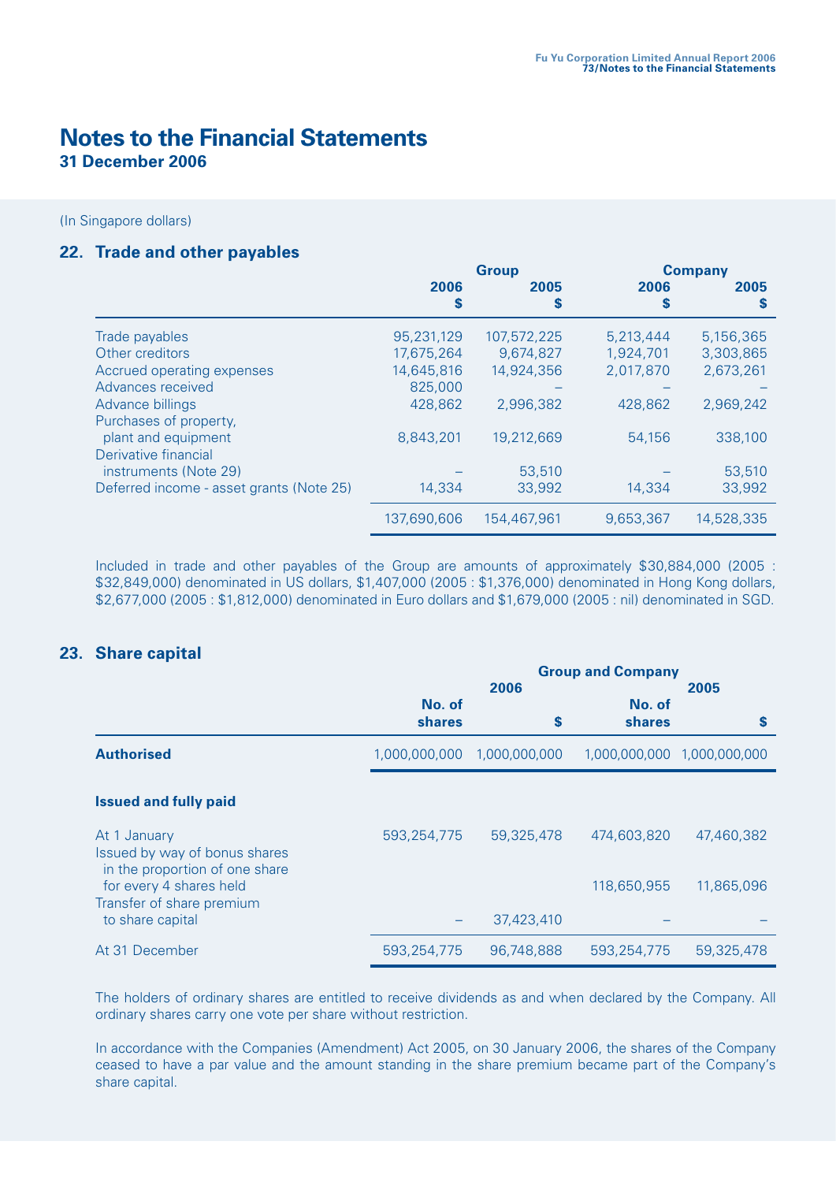# Notes to the Financial Statements
**31 December 2006**

(In Singapore dollars)

## 22. Trade and other payables

| | Group | | Company | |
|---|---|---|---|---|
| | 2006 $ | 2005 $ | 2006 $ | 2005 $ |
| Trade payables | 95,231,129 | 107,572,225 | 5,213,444 | 5,156,365 |
| Other creditors | 17,675,264 | 9,674,827 | 1,924,701 | 3,303,865 |
| Accrued operating expenses | 14,645,816 | 14,924,356 | 2,017,870 | 2,673,261 |
| Advances received | 825,000 | – | – | – |
| Advance billings | 428,862 | 2,996,382 | 428,862 | 2,969,242 |
| Purchases of property, plant and equipment | 8,843,201 | 19,212,669 | 54,156 | 338,100 |
| Derivative financial instruments (Note 29) | – | 53,510 | – | 53,510 |
| Deferred income - asset grants (Note 25) | 14,334 | 33,992 | 14,334 | 33,992 |
| | 137,690,606 | 154,467,961 | 9,653,367 | 14,528,335 |

Included in trade and other payables of the Group are amounts of approximately $30,884,000 (2005 : $32,849,000) denominated in US dollars, $1,407,000 (2005 : $1,376,000) denominated in Hong Kong dollars, $2,677,000 (2005 : $1,812,000) denominated in Euro dollars and $1,679,000 (2005 : nil) denominated in SGD.

## 23. Share capital

| | Group and Company | | | |
|---|---|---|---|---|
| | 2006 | | 2005 | |
| | No. of shares | $ | No. of shares | $ |
| **Authorised** | 1,000,000,000 | 1,000,000,000 | 1,000,000,000 | 1,000,000,000 |
| **Issued and fully paid** | | | | |
| At 1 January | 593,254,775 | 59,325,478 | 474,603,820 | 47,460,382 |
| Issued by way of bonus shares in the proportion of one share for every 4 shares held | | | 118,650,955 | 11,865,096 |
| Transfer of share premium to share capital | – | 37,423,410 | – | – |
| At 31 December | 593,254,775 | 96,748,888 | 593,254,775 | 59,325,478 |

The holders of ordinary shares are entitled to receive dividends as and when declared by the Company. All ordinary shares carry one vote per share without restriction.

In accordance with the Companies (Amendment) Act 2005, on 30 January 2006, the shares of the Company ceased to have a par value and the amount standing in the share premium became part of the Company's share capital.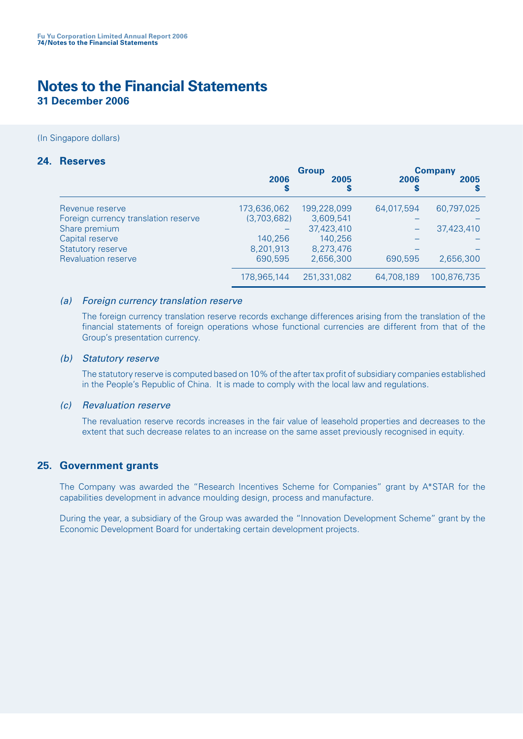# Notes to the Financial Statements

**31 December 2006**

(In Singapore dollars)

## 24. Reserves

| | Group | | Company | |
|---|---|---|---|---|
| | 2006<br>$ | 2005<br>$ | 2006<br>$ | 2005<br>$ |
| Revenue reserve | 173,636,062 | 199,228,099 | 64,017,594 | 60,797,025 |
| Foreign currency translation reserve | (3,703,682) | 3,609,541 | – | – |
| Share premium | – | 37,423,410 | – | 37,423,410 |
| Capital reserve | 140,256 | 140,256 | – | – |
| Statutory reserve | 8,201,913 | 8,273,476 | – | – |
| Revaluation reserve | 690,595 | 2,656,300 | 690,595 | 2,656,300 |
| | 178,965,144 | 251,331,082 | 64,708,189 | 100,876,735 |

### *(a) Foreign currency translation reserve*

The foreign currency translation reserve records exchange differences arising from the translation of the financial statements of foreign operations whose functional currencies are different from that of the Group's presentation currency.

### *(b) Statutory reserve*

The statutory reserve is computed based on 10% of the after tax profit of subsidiary companies established in the People's Republic of China. It is made to comply with the local law and regulations.

### *(c) Revaluation reserve*

The revaluation reserve records increases in the fair value of leasehold properties and decreases to the extent that such decrease relates to an increase on the same asset previously recognised in equity.

## 25. Government grants

The Company was awarded the "Research Incentives Scheme for Companies" grant by A*STAR for the capabilities development in advance moulding design, process and manufacture.

During the year, a subsidiary of the Group was awarded the "Innovation Development Scheme" grant by the Economic Development Board for undertaking certain development projects.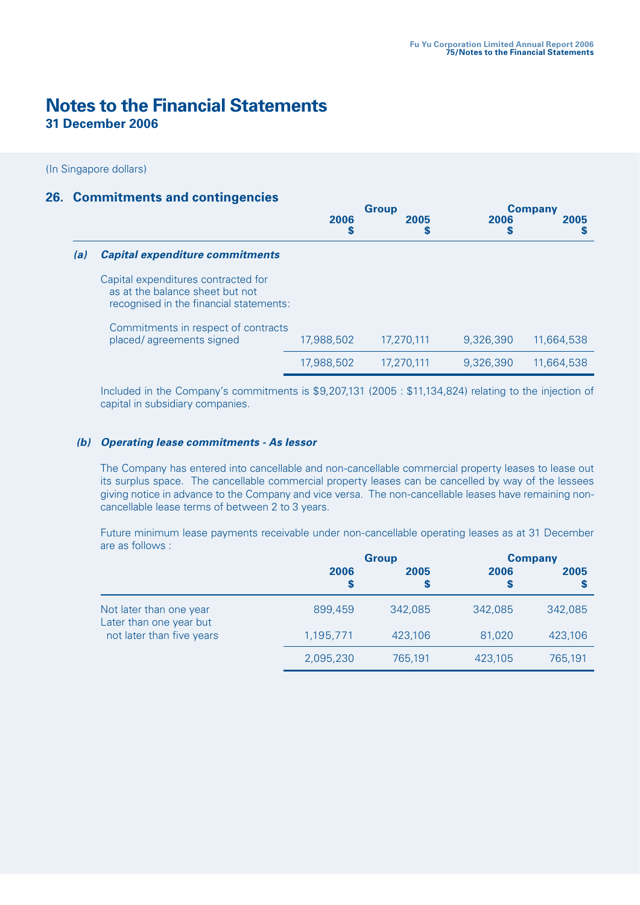# Notes to the Financial Statements

**31 December 2006**

(In Singapore dollars)

## 26. Commitments and contingencies

| | Group | | Company | |
|---|---|---|---|---|
| | **2006** **$** | **2005** **$** | **2006** **$** | **2005** **$** |
| ***(a) Capital expenditure commitments*** | | | | |
| Capital expenditures contracted for as at the balance sheet but not recognised in the financial statements: | | | | |
| Commitments in respect of contracts placed/ agreements signed | 17,988,502 | 17,270,111 | 9,326,390 | 11,664,538 |
| | 17,988,502 | 17,270,111 | 9,326,390 | 11,664,538 |

Included in the Company's commitments is $9,207,131 (2005 : $11,134,824) relating to the injection of capital in subsidiary companies.

### *(b) Operating lease commitments - As lessor*

The Company has entered into cancellable and non-cancellable commercial property leases to lease out its surplus space. The cancellable commercial property leases can be cancelled by way of the lessees giving notice in advance to the Company and vice versa. The non-cancellable leases have remaining non-cancellable lease terms of between 2 to 3 years.

Future minimum lease payments receivable under non-cancellable operating leases as at 31 December are as follows :

| | Group | | Company | |
|---|---|---|---|---|
| | **2006** **$** | **2005** **$** | **2006** **$** | **2005** **$** |
| Not later than one year | 899,459 | 342,085 | 342,085 | 342,085 |
| Later than one year but not later than five years | 1,195,771 | 423,106 | 81,020 | 423,106 |
| | 2,095,230 | 765,191 | 423,105 | 765,191 |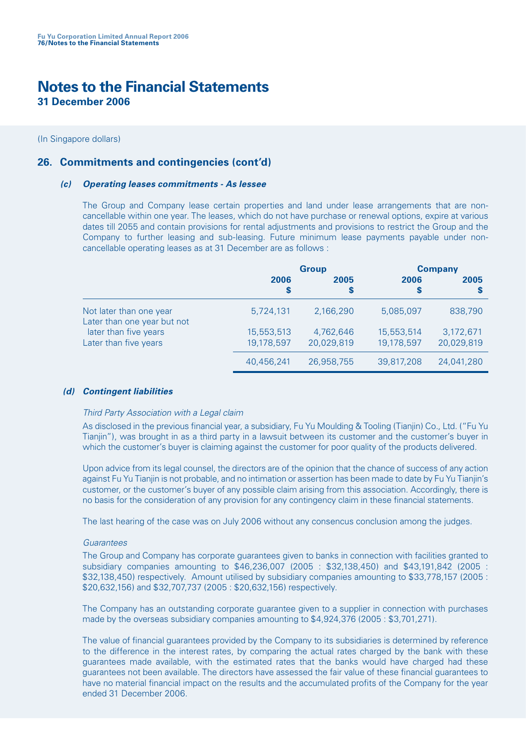# Notes to the Financial Statements

**31 December 2006**

(In Singapore dollars)

## 26. Commitments and contingencies (cont'd)

### *(c) Operating leases commitments - As lessee*

The Group and Company lease certain properties and land under lease arrangements that are non-cancellable within one year. The leases, which do not have purchase or renewal options, expire at various dates till 2055 and contain provisions for rental adjustments and provisions to restrict the Group and the Company to further leasing and sub-leasing. Future minimum lease payments payable under non-cancellable operating leases as at 31 December are as follows :

| | Group | | Company | |
|---|---|---|---|---|
| | 2006 $ | 2005 $ | 2006 $ | 2005 $ |
| Not later than one year | 5,724,131 | 2,166,290 | 5,085,097 | 838,790 |
| Later than one year but not later than five years | 15,553,513 | 4,762,646 | 15,553,514 | 3,172,671 |
| Later than five years | 19,178,597 | 20,029,819 | 19,178,597 | 20,029,819 |
| | 40,456,241 | 26,958,755 | 39,817,208 | 24,041,280 |

### *(d) Contingent liabilities*

*Third Party Association with a Legal claim*

As disclosed in the previous financial year, a subsidiary, Fu Yu Moulding & Tooling (Tianjin) Co., Ltd. ("Fu Yu Tianjin"), was brought in as a third party in a lawsuit between its customer and the customer's buyer in which the customer's buyer is claiming against the customer for poor quality of the products delivered.

Upon advice from its legal counsel, the directors are of the opinion that the chance of success of any action against Fu Yu Tianjin is not probable, and no intimation or assertion has been made to date by Fu Yu Tianjin's customer, or the customer's buyer of any possible claim arising from this association. Accordingly, there is no basis for the consideration of any provision for any contingency claim in these financial statements.

The last hearing of the case was on July 2006 without any consencus conclusion among the judges.

*Guarantees*

The Group and Company has corporate guarantees given to banks in connection with facilities granted to subsidiary companies amounting to $46,236,007 (2005 : $32,138,450) and $43,191,842 (2005 : $32,138,450) respectively. Amount utilised by subsidiary companies amounting to $33,778,157 (2005 : $20,632,156) and $32,707,737 (2005 : $20,632,156) respectively.

The Company has an outstanding corporate guarantee given to a supplier in connection with purchases made by the overseas subsidiary companies amounting to $4,924,376 (2005 : $3,701,271).

The value of financial guarantees provided by the Company to its subsidiaries is determined by reference to the difference in the interest rates, by comparing the actual rates charged by the bank with these guarantees made available, with the estimated rates that the banks would have charged had these guarantees not been available. The directors have assessed the fair value of these financial guarantees to have no material financial impact on the results and the accumulated profits of the Company for the year ended 31 December 2006.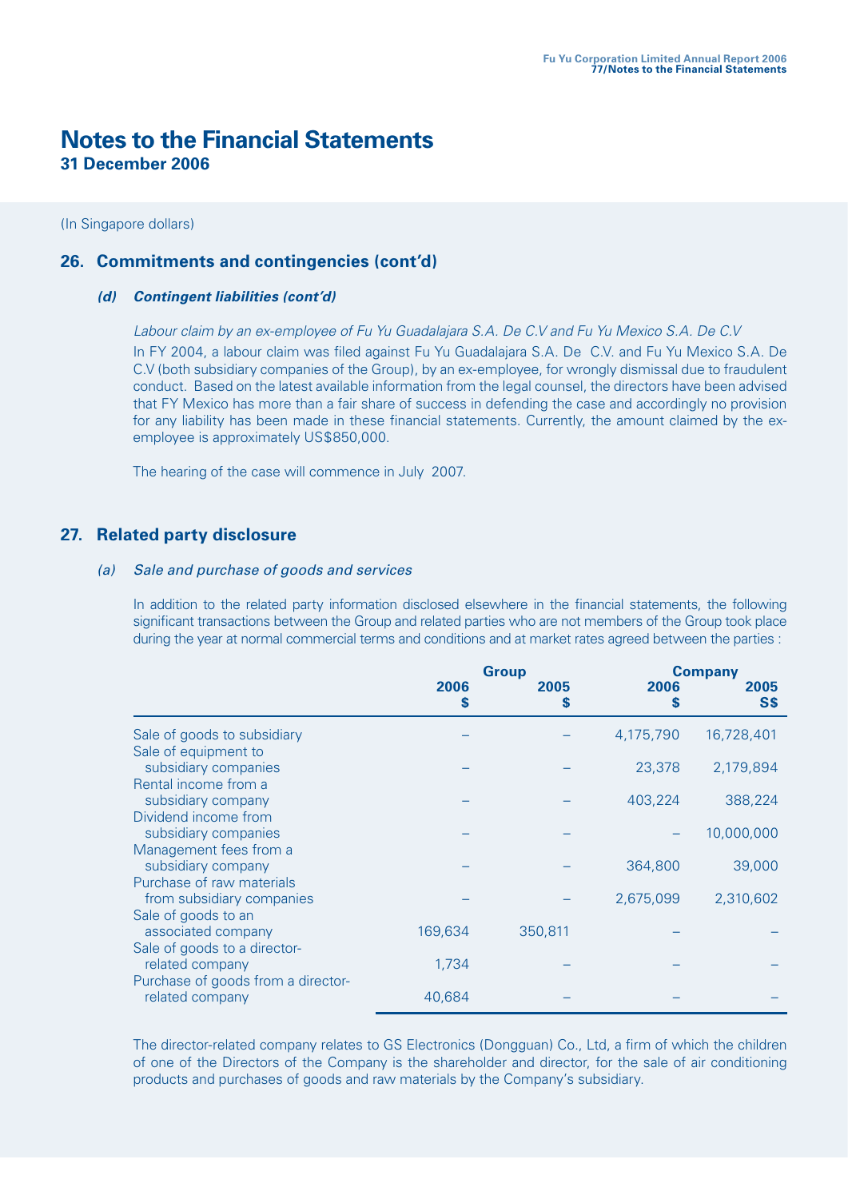# Notes to the Financial Statements

**31 December 2006**

(In Singapore dollars)

## 26. Commitments and contingencies (cont'd)

### *(d) Contingent liabilities (cont'd)*

*Labour claim by an ex-employee of Fu Yu Guadalajara S.A. De C.V and Fu Yu Mexico S.A. De C.V*

In FY 2004, a labour claim was filed against Fu Yu Guadalajara S.A. De C.V. and Fu Yu Mexico S.A. De C.V (both subsidiary companies of the Group), by an ex-employee, for wrongly dismissal due to fraudulent conduct. Based on the latest available information from the legal counsel, the directors have been advised that FY Mexico has more than a fair share of success in defending the case and accordingly no provision for any liability has been made in these financial statements. Currently, the amount claimed by the ex-employee is approximately US$850,000.

The hearing of the case will commence in July 2007.

## 27. Related party disclosure

### *(a) Sale and purchase of goods and services*

In addition to the related party information disclosed elsewhere in the financial statements, the following significant transactions between the Group and related parties who are not members of the Group took place during the year at normal commercial terms and conditions and at market rates agreed between the parties :

| | Group | | Company | |
|---|---|---|---|---|
| | 2006<br>$ | 2005<br>$ | 2006<br>$ | 2005<br>S$ |
| Sale of goods to subsidiary | – | – | 4,175,790 | 16,728,401 |
| Sale of equipment to subsidiary companies | – | – | 23,378 | 2,179,894 |
| Rental income from a subsidiary company | – | – | 403,224 | 388,224 |
| Dividend income from subsidiary companies | – | – | – | 10,000,000 |
| Management fees from a subsidiary company | – | – | 364,800 | 39,000 |
| Purchase of raw materials from subsidiary companies | – | – | 2,675,099 | 2,310,602 |
| Sale of goods to an associated company | 169,634 | 350,811 | – | – |
| Sale of goods to a director-related company | 1,734 | – | – | – |
| Purchase of goods from a director-related company | 40,684 | – | – | – |

The director-related company relates to GS Electronics (Dongguan) Co., Ltd, a firm of which the children of one of the Directors of the Company is the shareholder and director, for the sale of air conditioning products and purchases of goods and raw materials by the Company's subsidiary.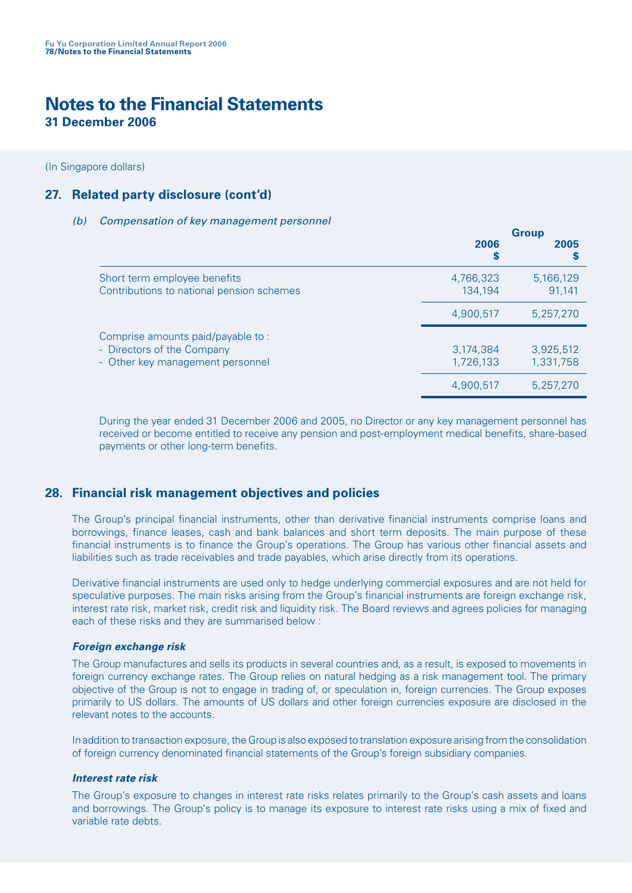# Notes to the Financial Statements

**31 December 2006**

(In Singapore dollars)

## 27. Related party disclosure (cont'd)

*(b) Compensation of key management personnel*

| | Group | |
|---|---|---|
| | **2006** **$** | **2005** **$** |
| Short term employee benefits | 4,766,323 | 5,166,129 |
| Contributions to national pension schemes | 134,194 | 91,141 |
| | 4,900,517 | 5,257,270 |
| Comprise amounts paid/payable to : | | |
| - Directors of the Company | 3,174,384 | 3,925,512 |
| - Other key management personnel | 1,726,133 | 1,331,758 |
| | 4,900,517 | 5,257,270 |

During the year ended 31 December 2006 and 2005, no Director or any key management personnel has received or become entitled to receive any pension and post-employment medical benefits, share-based payments or other long-term benefits.

## 28. Financial risk management objectives and policies

The Group's principal financial instruments, other than derivative financial instruments comprise loans and borrowings, finance leases, cash and bank balances and short term deposits. The main purpose of these financial instruments is to finance the Group's operations. The Group has various other financial assets and liabilities such as trade receivables and trade payables, which arise directly from its operations.

Derivative financial instruments are used only to hedge underlying commercial exposures and are not held for speculative purposes. The main risks arising from the Group's financial instruments are foreign exchange risk, interest rate risk, market risk, credit risk and liquidity risk. The Board reviews and agrees policies for managing each of these risks and they are summarised below :

***Foreign exchange risk***

The Group manufactures and sells its products in several countries and, as a result, is exposed to movements in foreign currency exchange rates. The Group relies on natural hedging as a risk management tool. The primary objective of the Group is not to engage in trading of, or speculation in, foreign currencies. The Group exposes primarily to US dollars. The amounts of US dollars and other foreign currencies exposure are disclosed in the relevant notes to the accounts.

In addition to transaction exposure, the Group is also exposed to translation exposure arising from the consolidation of foreign currency denominated financial statements of the Group's foreign subsidiary companies.

***Interest rate risk***

The Group's exposure to changes in interest rate risks relates primarily to the Group's cash assets and loans and borrowings. The Group's policy is to manage its exposure to interest rate risks using a mix of fixed and variable rate debts.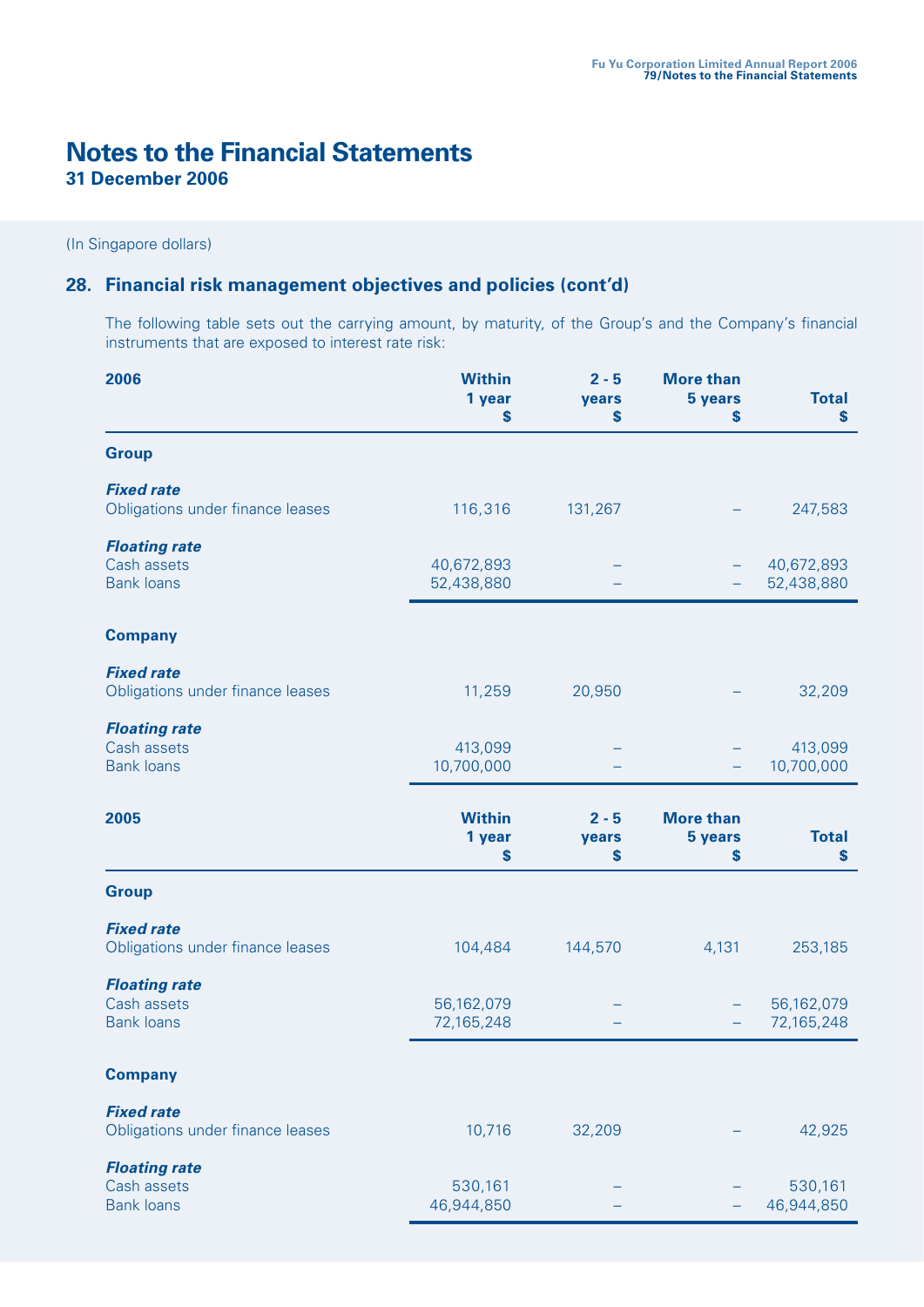# Notes to the Financial Statements

**31 December 2006**

(In Singapore dollars)

## 28. Financial risk management objectives and policies (cont'd)

The following table sets out the carrying amount, by maturity, of the Group's and the Company's financial instruments that are exposed to interest rate risk:

| **2006** | **Within 1 year $** | **2 - 5 years $** | **More than 5 years $** | **Total $** |
|---|---|---|---|---|
| **Group** | | | | |
| ***Fixed rate*** | | | | |
| Obligations under finance leases | 116,316 | 131,267 | – | 247,583 |
| ***Floating rate*** | | | | |
| Cash assets | 40,672,893 | – | – | 40,672,893 |
| Bank loans | 52,438,880 | – | – | 52,438,880 |
| **Company** | | | | |
| ***Fixed rate*** | | | | |
| Obligations under finance leases | 11,259 | 20,950 | – | 32,209 |
| ***Floating rate*** | | | | |
| Cash assets | 413,099 | – | – | 413,099 |
| Bank loans | 10,700,000 | – | – | 10,700,000 |

| **2005** | **Within 1 year $** | **2 - 5 years $** | **More than 5 years $** | **Total $** |
|---|---|---|---|---|
| **Group** | | | | |
| ***Fixed rate*** | | | | |
| Obligations under finance leases | 104,484 | 144,570 | 4,131 | 253,185 |
| ***Floating rate*** | | | | |
| Cash assets | 56,162,079 | – | – | 56,162,079 |
| Bank loans | 72,165,248 | – | – | 72,165,248 |
| **Company** | | | | |
| ***Fixed rate*** | | | | |
| Obligations under finance leases | 10,716 | 32,209 | – | 42,925 |
| ***Floating rate*** | | | | |
| Cash assets | 530,161 | – | – | 530,161 |
| Bank loans | 46,944,850 | – | – | 46,944,850 |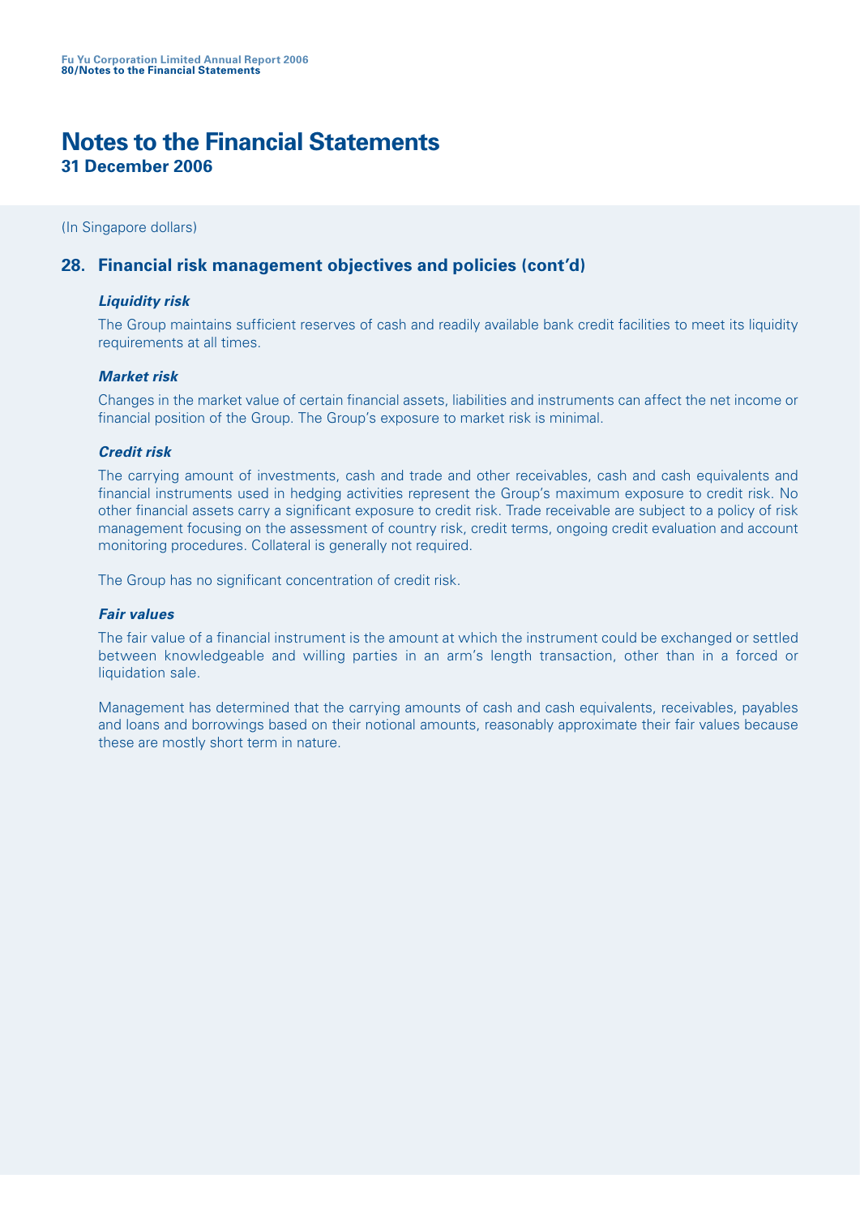# Notes to the Financial Statements

**31 December 2006**

(In Singapore dollars)

## 28. Financial risk management objectives and policies (cont'd)

### *Liquidity risk*

The Group maintains sufficient reserves of cash and readily available bank credit facilities to meet its liquidity requirements at all times.

### *Market risk*

Changes in the market value of certain financial assets, liabilities and instruments can affect the net income or financial position of the Group. The Group's exposure to market risk is minimal.

### *Credit risk*

The carrying amount of investments, cash and trade and other receivables, cash and cash equivalents and financial instruments used in hedging activities represent the Group's maximum exposure to credit risk. No other financial assets carry a significant exposure to credit risk. Trade receivable are subject to a policy of risk management focusing on the assessment of country risk, credit terms, ongoing credit evaluation and account monitoring procedures. Collateral is generally not required.

The Group has no significant concentration of credit risk.

### *Fair values*

The fair value of a financial instrument is the amount at which the instrument could be exchanged or settled between knowledgeable and willing parties in an arm's length transaction, other than in a forced or liquidation sale.

Management has determined that the carrying amounts of cash and cash equivalents, receivables, payables and loans and borrowings based on their notional amounts, reasonably approximate their fair values because these are mostly short term in nature.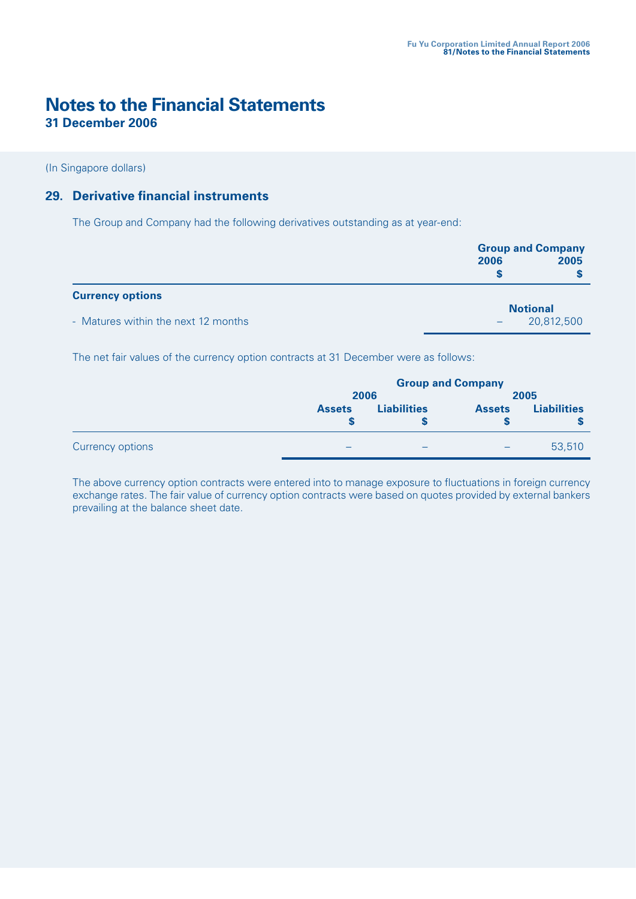# Notes to the Financial Statements

**31 December 2006**

(In Singapore dollars)

## 29. Derivative financial instruments

The Group and Company had the following derivatives outstanding as at year-end:

| | Group and Company | |
|---|---|---|
| | 2006 | 2005 |
| | $ | $ |
| **Currency options** | | |
| | **Notional** | |
| - Matures within the next 12 months | – | 20,812,500 |

The net fair values of the currency option contracts at 31 December were as follows:

| | Group and Company | | | |
|---|---|---|---|---|
| | 2006 | | 2005 | |
| | Assets | Liabilities | Assets | Liabilities |
| | $ | $ | $ | $ |
| Currency options | – | – | – | 53,510 |

The above currency option contracts were entered into to manage exposure to fluctuations in foreign currency exchange rates. The fair value of currency option contracts were based on quotes provided by external bankers prevailing at the balance sheet date.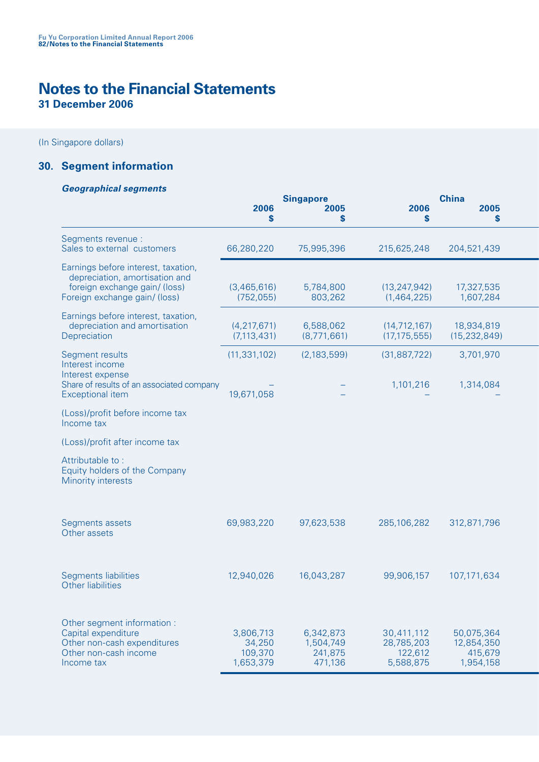# Notes to the Financial Statements

**31 December 2006**

(In Singapore dollars)

## 30. Segment information

***Geographical segments***

| | Singapore | | China | |
|---|---|---|---|---|
| | **2006** **$** | **2005** **$** | **2006** **$** | **2005** **$** |
| Segments revenue : | | | | |
| Sales to external customers | 66,280,220 | 75,995,396 | 215,625,248 | 204,521,439 |
| Earnings before interest, taxation, depreciation, amortisation and foreign exchange gain/ (loss) | (3,465,616) | 5,784,800 | (13,247,942) | 17,327,535 |
| Foreign exchange gain/ (loss) | (752,055) | 803,262 | (1,464,225) | 1,607,284 |
| Earnings before interest, taxation, depreciation and amortisation | (4,217,671) | 6,588,062 | (14,712,167) | 18,934,819 |
| Depreciation | (7,113,431) | (8,771,661) | (17,175,555) | (15,232,849) |
| Segment results | (11,331,102) | (2,183,599) | (31,887,722) | 3,701,970 |
| Interest income | | | | |
| Interest expense | | | | |
| Share of results of an associated company | – | – | 1,101,216 | 1,314,084 |
| Exceptional item | 19,671,058 | – | – | – |
| (Loss)/profit before income tax | | | | |
| Income tax | | | | |
| (Loss)/profit after income tax | | | | |
| Attributable to : | | | | |
| Equity holders of the Company | | | | |
| Minority interests | | | | |
| Segments assets | 69,983,220 | 97,623,538 | 285,106,282 | 312,871,796 |
| Other assets | | | | |
| Segments liabilities | 12,940,026 | 16,043,287 | 99,906,157 | 107,171,634 |
| Other liabilities | | | | |
| Other segment information : | | | | |
| Capital expenditure | 3,806,713 | 6,342,873 | 30,411,112 | 50,075,364 |
| Other non-cash expenditures | 34,250 | 1,504,749 | 28,785,203 | 12,854,350 |
| Other non-cash income | 109,370 | 241,875 | 122,612 | 415,679 |
| Income tax | 1,653,379 | 471,136 | 5,588,875 | 1,954,158 |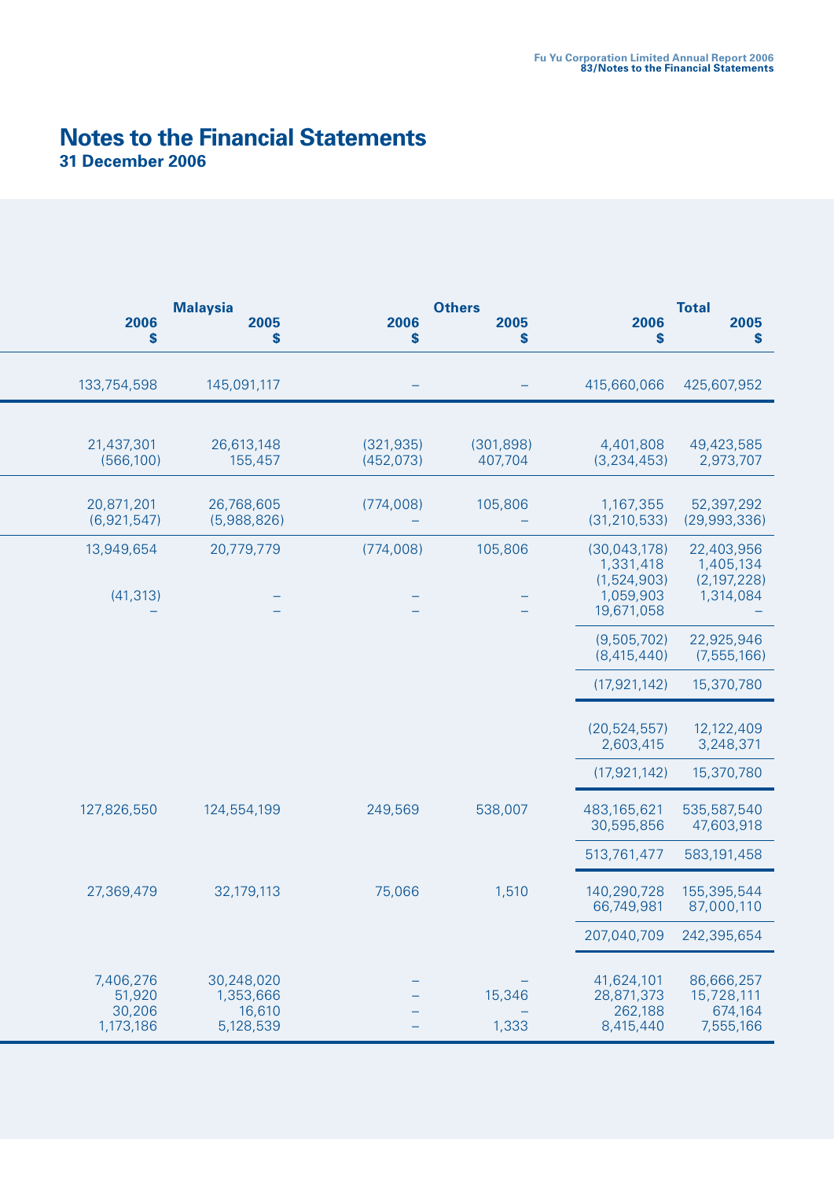# Notes to the Financial Statements
## 31 December 2006

| Malaysia | | Others | | Total | |
|---|---|---|---|---|---|
| 2006 $ | 2005 $ | 2006 $ | 2005 $ | 2006 $ | 2005 $ |
| 133,754,598 | 145,091,117 | – | – | 415,660,066 | 425,607,952 |
| 21,437,301 | 26,613,148 | (321,935) | (301,898) | 4,401,808 | 49,423,585 |
| (566,100) | 155,457 | (452,073) | 407,704 | (3,234,453) | 2,973,707 |
| 20,871,201 | 26,768,605 | (774,008) | 105,806 | 1,167,355 | 52,397,292 |
| (6,921,547) | (5,988,826) | – | – | (31,210,533) | (29,993,336) |
| 13,949,654 | 20,779,779 | (774,008) | 105,806 | (30,043,178) | 22,403,956 |
| | | | | 1,331,418 | 1,405,134 |
| | | | | (1,524,903) | (2,197,228) |
| (41,313) | – | – | – | 1,059,903 | 1,314,084 |
| – | – | – | – | 19,671,058 | – |
| | | | | (9,505,702) | 22,925,946 |
| | | | | (8,415,440) | (7,555,166) |
| | | | | (17,921,142) | 15,370,780 |
| | | | | (20,524,557) | 12,122,409 |
| | | | | 2,603,415 | 3,248,371 |
| | | | | (17,921,142) | 15,370,780 |
| 127,826,550 | 124,554,199 | 249,569 | 538,007 | 483,165,621 | 535,587,540 |
| | | | | 30,595,856 | 47,603,918 |
| | | | | 513,761,477 | 583,191,458 |
| 27,369,479 | 32,179,113 | 75,066 | 1,510 | 140,290,728 | 155,395,544 |
| | | | | 66,749,981 | 87,000,110 |
| | | | | 207,040,709 | 242,395,654 |
| 7,406,276 | 30,248,020 | – | – | 41,624,101 | 86,666,257 |
| 51,920 | 1,353,666 | – | 15,346 | 28,871,373 | 15,728,111 |
| 30,206 | 16,610 | – | – | 262,188 | 674,164 |
| 1,173,186 | 5,128,539 | – | 1,333 | 8,415,440 | 7,555,166 |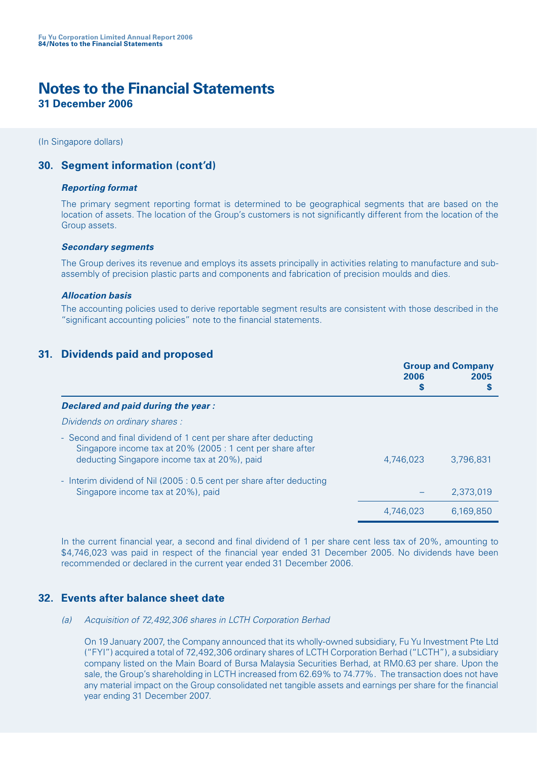# Notes to the Financial Statements

**31 December 2006**

(In Singapore dollars)

## 30. Segment information (cont'd)

***Reporting format***

The primary segment reporting format is determined to be geographical segments that are based on the location of assets. The location of the Group's customers is not significantly different from the location of the Group assets.

***Secondary segments***

The Group derives its revenue and employs its assets principally in activities relating to manufacture and sub-assembly of precision plastic parts and components and fabrication of precision moulds and dies.

***Allocation basis***

The accounting policies used to derive reportable segment results are consistent with those described in the "significant accounting policies" note to the financial statements.

## 31. Dividends paid and proposed

| | Group and Company | |
|---|---|---|
| | **2006** **$** | **2005** **$** |
| ***Declared and paid during the year :*** | | |
| *Dividends on ordinary shares :* | | |
| - Second and final dividend of 1 cent per share after deducting Singapore income tax at 20% (2005 : 1 cent per share after deducting Singapore income tax at 20%), paid | 4,746,023 | 3,796,831 |
| - Interim dividend of Nil (2005 : 0.5 cent per share after deducting Singapore income tax at 20%), paid | – | 2,373,019 |
| | 4,746,023 | 6,169,850 |

In the current financial year, a second and final dividend of 1 per share cent less tax of 20%, amounting to $4,746,023 was paid in respect of the financial year ended 31 December 2005. No dividends have been recommended or declared in the current year ended 31 December 2006.

## 32. Events after balance sheet date

*(a) Acquisition of 72,492,306 shares in LCTH Corporation Berhad*

On 19 January 2007, the Company announced that its wholly-owned subsidiary, Fu Yu Investment Pte Ltd ("FYI") acquired a total of 72,492,306 ordinary shares of LCTH Corporation Berhad ("LCTH"), a subsidiary company listed on the Main Board of Bursa Malaysia Securities Berhad, at RM0.63 per share. Upon the sale, the Group's shareholding in LCTH increased from 62.69% to 74.77%. The transaction does not have any material impact on the Group consolidated net tangible assets and earnings per share for the financial year ending 31 December 2007.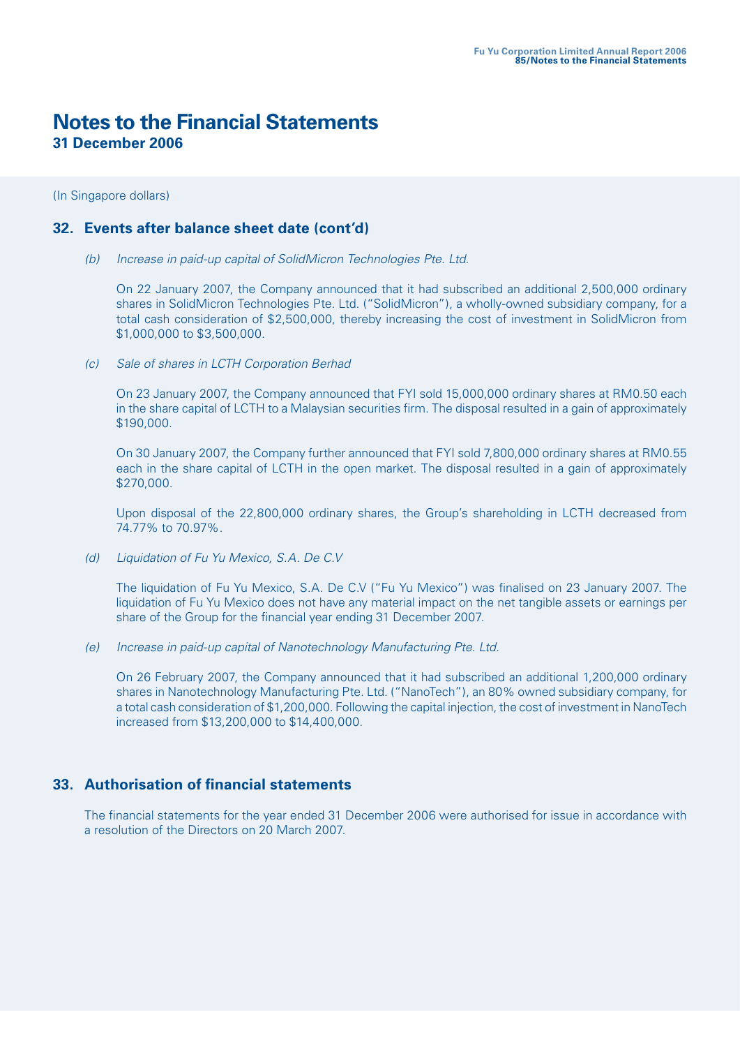# Notes to the Financial Statements

**31 December 2006**

(In Singapore dollars)

## 32. Events after balance sheet date (cont'd)

*(b) Increase in paid-up capital of SolidMicron Technologies Pte. Ltd.*

On 22 January 2007, the Company announced that it had subscribed an additional 2,500,000 ordinary shares in SolidMicron Technologies Pte. Ltd. ("SolidMicron"), a wholly-owned subsidiary company, for a total cash consideration of $2,500,000, thereby increasing the cost of investment in SolidMicron from $1,000,000 to $3,500,000.

*(c) Sale of shares in LCTH Corporation Berhad*

On 23 January 2007, the Company announced that FYI sold 15,000,000 ordinary shares at RM0.50 each in the share capital of LCTH to a Malaysian securities firm. The disposal resulted in a gain of approximately $190,000.

On 30 January 2007, the Company further announced that FYI sold 7,800,000 ordinary shares at RM0.55 each in the share capital of LCTH in the open market. The disposal resulted in a gain of approximately $270,000.

Upon disposal of the 22,800,000 ordinary shares, the Group's shareholding in LCTH decreased from 74.77% to 70.97%.

*(d) Liquidation of Fu Yu Mexico, S.A. De C.V*

The liquidation of Fu Yu Mexico, S.A. De C.V ("Fu Yu Mexico") was finalised on 23 January 2007. The liquidation of Fu Yu Mexico does not have any material impact on the net tangible assets or earnings per share of the Group for the financial year ending 31 December 2007.

*(e) Increase in paid-up capital of Nanotechnology Manufacturing Pte. Ltd.*

On 26 February 2007, the Company announced that it had subscribed an additional 1,200,000 ordinary shares in Nanotechnology Manufacturing Pte. Ltd. ("NanoTech"), an 80% owned subsidiary company, for a total cash consideration of $1,200,000. Following the capital injection, the cost of investment in NanoTech increased from $13,200,000 to $14,400,000.

## 33. Authorisation of financial statements

The financial statements for the year ended 31 December 2006 were authorised for issue in accordance with a resolution of the Directors on 20 March 2007.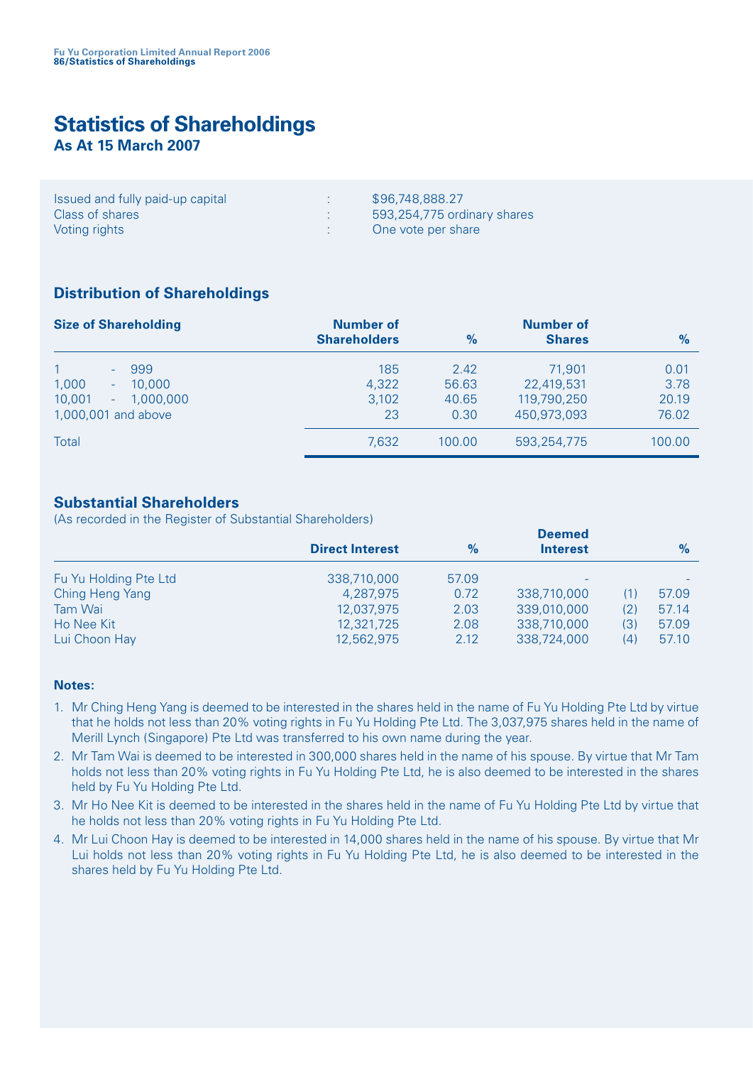# Statistics of Shareholdings

**As At 15 March 2007**

| | | |
|---|---|---|
| Issued and fully paid-up capital | : | $96,748,888.27 |
| Class of shares | : | 593,254,775 ordinary shares |
| Voting rights | : | One vote per share |

## Distribution of Shareholdings

| Size of Shareholding | Number of Shareholders | % | Number of Shares | % |
|---|---|---|---|---|
| 1 - 999 | 185 | 2.42 | 71,901 | 0.01 |
| 1,000 - 10,000 | 4,322 | 56.63 | 22,419,531 | 3.78 |
| 10,001 - 1,000,000 | 3,102 | 40.65 | 119,790,250 | 20.19 |
| 1,000,001 and above | 23 | 0.30 | 450,973,093 | 76.02 |
| Total | 7,632 | 100.00 | 593,254,775 | 100.00 |

## Substantial Shareholders

(As recorded in the Register of Substantial Shareholders)

| | Direct Interest | % | Deemed Interest | | % |
|---|---|---|---|---|---|
| Fu Yu Holding Pte Ltd | 338,710,000 | 57.09 | - | | - |
| Ching Heng Yang | 4,287,975 | 0.72 | 338,710,000 | (1) | 57.09 |
| Tam Wai | 12,037,975 | 2.03 | 339,010,000 | (2) | 57.14 |
| Ho Nee Kit | 12,321,725 | 2.08 | 338,710,000 | (3) | 57.09 |
| Lui Choon Hay | 12,562,975 | 2.12 | 338,724,000 | (4) | 57.10 |

**Notes:**

1. Mr Ching Heng Yang is deemed to be interested in the shares held in the name of Fu Yu Holding Pte Ltd by virtue that he holds not less than 20% voting rights in Fu Yu Holding Pte Ltd. The 3,037,975 shares held in the name of Merill Lynch (Singapore) Pte Ltd was transferred to his own name during the year.
2. Mr Tam Wai is deemed to be interested in 300,000 shares held in the name of his spouse. By virtue that Mr Tam holds not less than 20% voting rights in Fu Yu Holding Pte Ltd, he is also deemed to be interested in the shares held by Fu Yu Holding Pte Ltd.
3. Mr Ho Nee Kit is deemed to be interested in the shares held in the name of Fu Yu Holding Pte Ltd by virtue that he holds not less than 20% voting rights in Fu Yu Holding Pte Ltd.
4. Mr Lui Choon Hay is deemed to be interested in 14,000 shares held in the name of his spouse. By virtue that Mr Lui holds not less than 20% voting rights in Fu Yu Holding Pte Ltd, he is also deemed to be interested in the shares held by Fu Yu Holding Pte Ltd.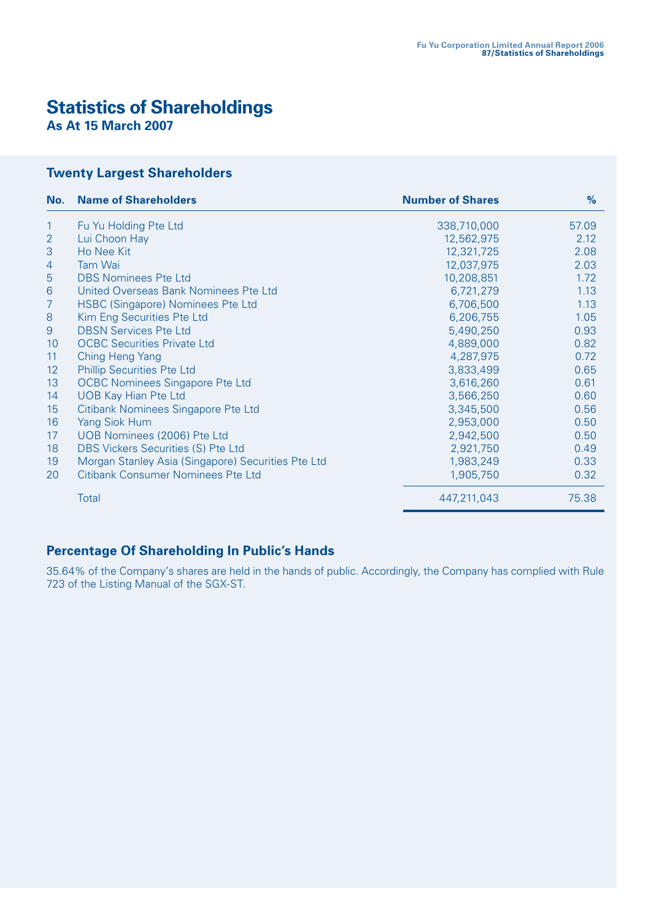# Statistics of Shareholdings

**As At 15 March 2007**

## Twenty Largest Shareholders

| No. | Name of Shareholders | Number of Shares | % |
|---|---|---|---|
| 1 | Fu Yu Holding Pte Ltd | 338,710,000 | 57.09 |
| 2 | Lui Choon Hay | 12,562,975 | 2.12 |
| 3 | Ho Nee Kit | 12,321,725 | 2.08 |
| 4 | Tam Wai | 12,037,975 | 2.03 |
| 5 | DBS Nominees Pte Ltd | 10,208,851 | 1.72 |
| 6 | United Overseas Bank Nominees Pte Ltd | 6,721,279 | 1.13 |
| 7 | HSBC (Singapore) Nominees Pte Ltd | 6,706,500 | 1.13 |
| 8 | Kim Eng Securities Pte Ltd | 6,206,755 | 1.05 |
| 9 | DBSN Services Pte Ltd | 5,490,250 | 0.93 |
| 10 | OCBC Securities Private Ltd | 4,889,000 | 0.82 |
| 11 | Ching Heng Yang | 4,287,975 | 0.72 |
| 12 | Phillip Securities Pte Ltd | 3,833,499 | 0.65 |
| 13 | OCBC Nominees Singapore Pte Ltd | 3,616,260 | 0.61 |
| 14 | UOB Kay Hian Pte Ltd | 3,566,250 | 0.60 |
| 15 | Citibank Nominees Singapore Pte Ltd | 3,345,500 | 0.56 |
| 16 | Yang Siok Hum | 2,953,000 | 0.50 |
| 17 | UOB Nominees (2006) Pte Ltd | 2,942,500 | 0.50 |
| 18 | DBS Vickers Securities (S) Pte Ltd | 2,921,750 | 0.49 |
| 19 | Morgan Stanley Asia (Singapore) Securities Pte Ltd | 1,983,249 | 0.33 |
| 20 | Citibank Consumer Nominees Pte Ltd | 1,905,750 | 0.32 |
| | Total | 447,211,043 | 75.38 |

## Percentage Of Shareholding In Public's Hands

35.64% of the Company's shares are held in the hands of public. Accordingly, the Company has complied with Rule 723 of the Listing Manual of the SGX-ST.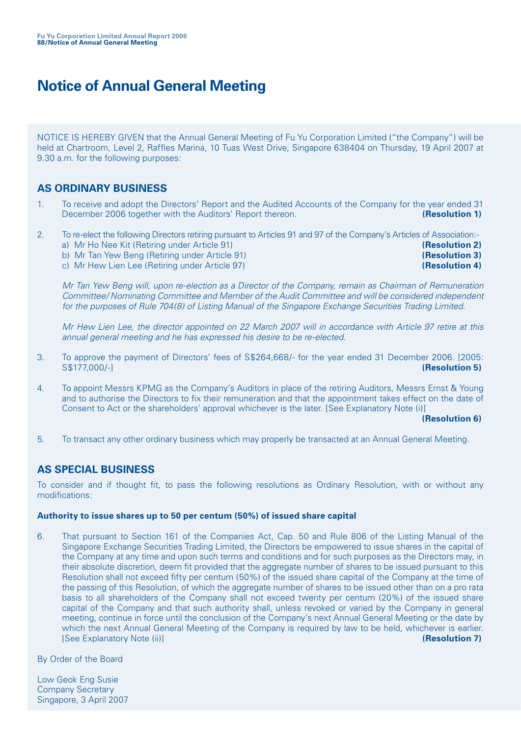# Notice of Annual General Meeting

NOTICE IS HEREBY GIVEN that the Annual General Meeting of Fu Yu Corporation Limited ("the Company") will be held at Chartroom, Level 2, Raffles Marina, 10 Tuas West Drive, Singapore 638404 on Thursday, 19 April 2007 at 9.30 a.m. for the following purposes:

## AS ORDINARY BUSINESS

1. To receive and adopt the Directors' Report and the Audited Accounts of the Company for the year ended 31 December 2006 together with the Auditors' Report thereon. **(Resolution 1)**

2. To re-elect the following Directors retiring pursuant to Articles 91 and 97 of the Company's Articles of Association:-
   a) Mr Ho Nee Kit (Retiring under Article 91) **(Resolution 2)**
   b) Mr Tan Yew Beng (Retiring under Article 91) **(Resolution 3)**
   c) Mr Hew Lien Lee (Retiring under Article 97) **(Resolution 4)**

   *Mr Tan Yew Beng will, upon re-election as a Director of the Company, remain as Chairman of Remuneration Committee/ Nominating Committee and Member of the Audit Committee and will be considered independent for the purposes of Rule 704(8) of Listing Manual of the Singapore Exchange Securities Trading Limited.*

   *Mr Hew Lien Lee, the director appointed on 22 March 2007 will in accordance with Article 97 retire at this annual general meeting and he has expressed his desire to be re-elected.*

3. To approve the payment of Directors' fees of S$264,668/- for the year ended 31 December 2006. [2005: S$177,000/-] **(Resolution 5)**

4. To appoint Messrs KPMG as the Company's Auditors in place of the retiring Auditors, Messrs Ernst & Young and to authorise the Directors to fix their remuneration and that the appointment takes effect on the date of Consent to Act or the shareholders' approval whichever is the later. [See Explanatory Note (i)] **(Resolution 6)**

5. To transact any other ordinary business which may properly be transacted at an Annual General Meeting.

## AS SPECIAL BUSINESS

To consider and if thought fit, to pass the following resolutions as Ordinary Resolution, with or without any modifications:

**Authority to issue shares up to 50 per centum (50%) of issued share capital**

6. That pursuant to Section 161 of the Companies Act, Cap. 50 and Rule 806 of the Listing Manual of the Singapore Exchange Securities Trading Limited, the Directors be empowered to issue shares in the capital of the Company at any time and upon such terms and conditions and for such purposes as the Directors may, in their absolute discretion, deem fit provided that the aggregate number of shares to be issued pursuant to this Resolution shall not exceed fifty per centum (50%) of the issued share capital of the Company at the time of the passing of this Resolution, of which the aggregate number of shares to be issued other than on a pro rata basis to all shareholders of the Company shall not exceed twenty per centum (20%) of the issued share capital of the Company and that such authority shall, unless revoked or varied by the Company in general meeting, continue in force until the conclusion of the Company's next Annual General Meeting or the date by which the next Annual General Meeting of the Company is required by law to be held, whichever is earlier. [See Explanatory Note (ii)] **(Resolution 7)**

By Order of the Board

Low Geok Eng Susie
Company Secretary
Singapore, 3 April 2007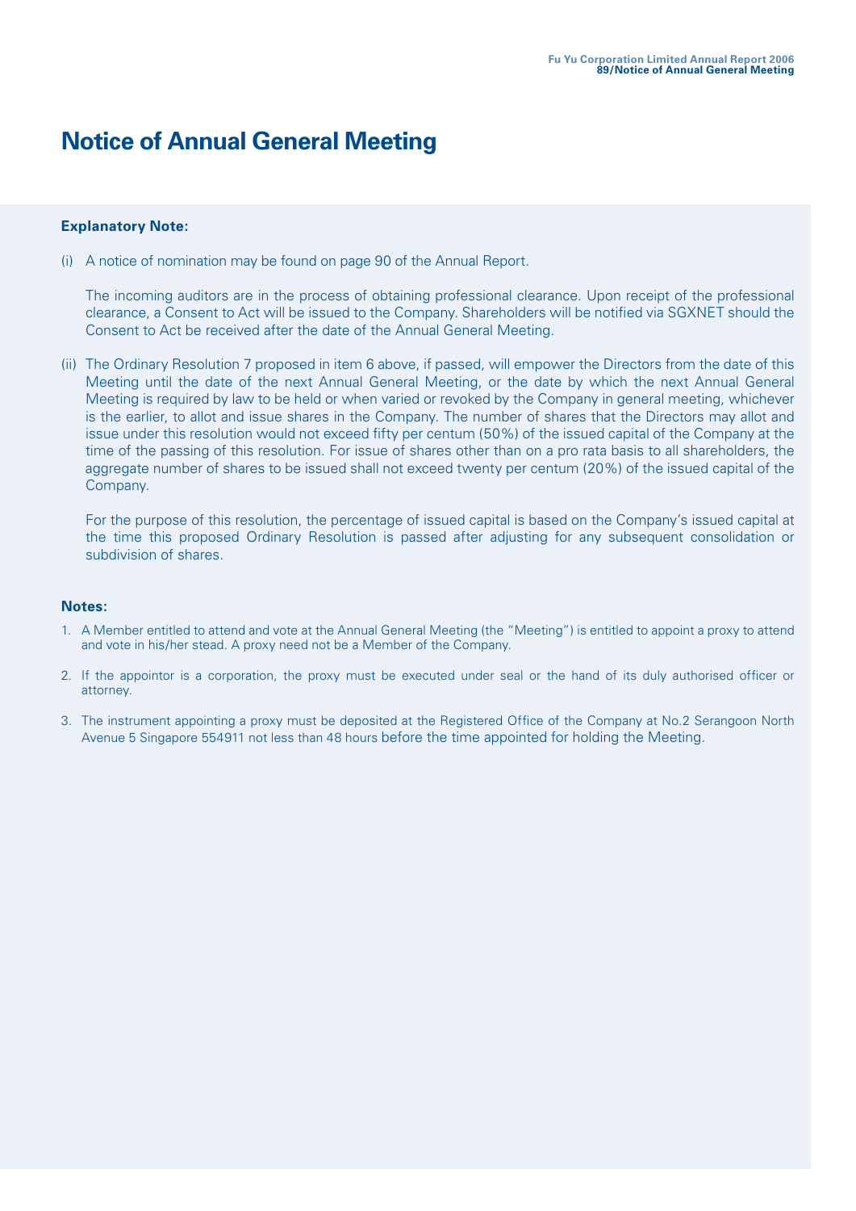# Notice of Annual General Meeting

**Explanatory Note:**

(i) A notice of nomination may be found on page 90 of the Annual Report.

The incoming auditors are in the process of obtaining professional clearance. Upon receipt of the professional clearance, a Consent to Act will be issued to the Company. Shareholders will be notified via SGXNET should the Consent to Act be received after the date of the Annual General Meeting.

(ii) The Ordinary Resolution 7 proposed in item 6 above, if passed, will empower the Directors from the date of this Meeting until the date of the next Annual General Meeting, or the date by which the next Annual General Meeting is required by law to be held or when varied or revoked by the Company in general meeting, whichever is the earlier, to allot and issue shares in the Company. The number of shares that the Directors may allot and issue under this resolution would not exceed fifty per centum (50%) of the issued capital of the Company at the time of the passing of this resolution. For issue of shares other than on a pro rata basis to all shareholders, the aggregate number of shares to be issued shall not exceed twenty per centum (20%) of the issued capital of the Company.

For the purpose of this resolution, the percentage of issued capital is based on the Company's issued capital at the time this proposed Ordinary Resolution is passed after adjusting for any subsequent consolidation or subdivision of shares.

**Notes:**

1. A Member entitled to attend and vote at the Annual General Meeting (the "Meeting") is entitled to appoint a proxy to attend and vote in his/her stead. A proxy need not be a Member of the Company.

2. If the appointor is a corporation, the proxy must be executed under seal or the hand of its duly authorised officer or attorney.

3. The instrument appointing a proxy must be deposited at the Registered Office of the Company at No.2 Serangoon North Avenue 5 Singapore 554911 not less than 48 hours before the time appointed for holding the Meeting.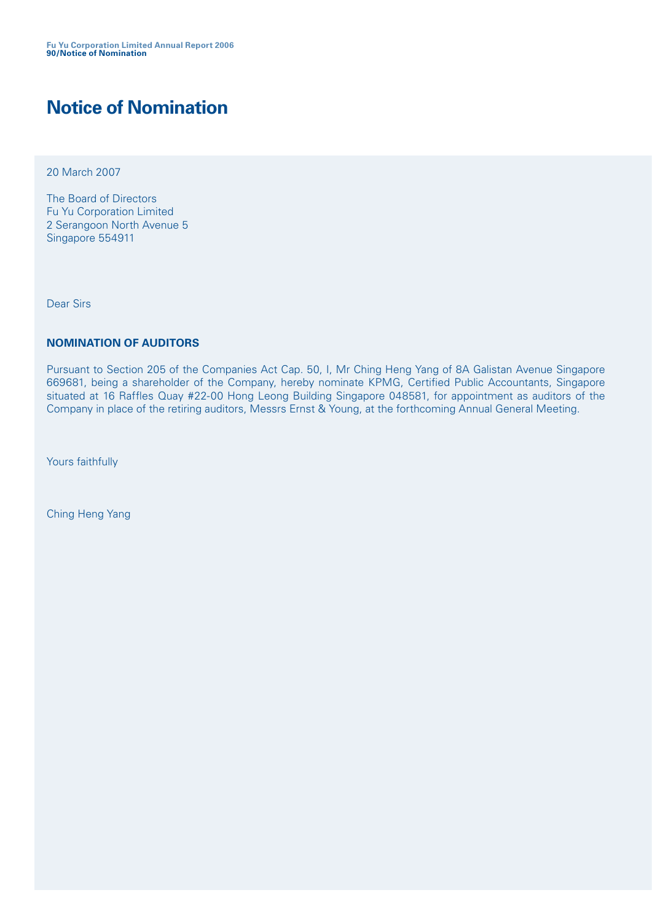# Notice of Nomination

20 March 2007

The Board of Directors
Fu Yu Corporation Limited
2 Serangoon North Avenue 5
Singapore 554911

Dear Sirs

**NOMINATION OF AUDITORS**

Pursuant to Section 205 of the Companies Act Cap. 50, I, Mr Ching Heng Yang of 8A Galistan Avenue Singapore 669681, being a shareholder of the Company, hereby nominate KPMG, Certified Public Accountants, Singapore situated at 16 Raffles Quay #22-00 Hong Leong Building Singapore 048581, for appointment as auditors of the Company in place of the retiring auditors, Messrs Ernst & Young, at the forthcoming Annual General Meeting.

Yours faithfully

Ching Heng Yang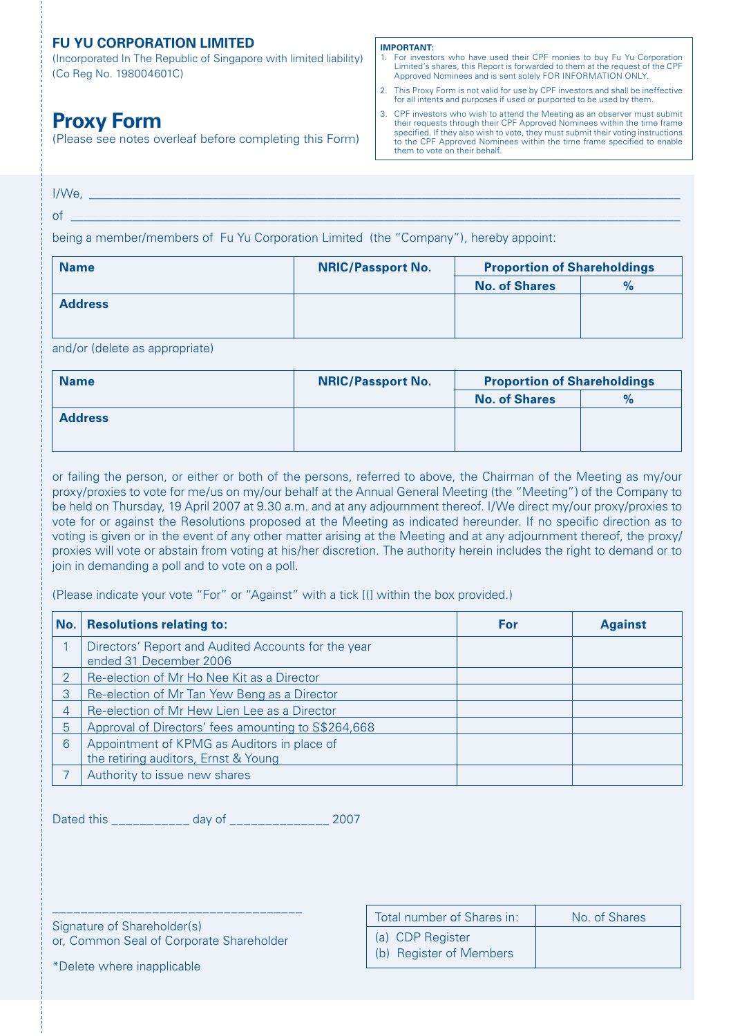**FU YU CORPORATION LIMITED**
(Incorporated In The Republic of Singapore with limited liability)
(Co Reg No. 198004601C)

# Proxy Form

(Please see notes overleaf before completing this Form)

**IMPORTANT:**

1. For investors who have used their CPF monies to buy Fu Yu Corporation Limited's shares, this Report is forwarded to them at the request of the CPF Approved Nominees and is sent solely FOR INFORMATION ONLY.
2. This Proxy Form is not valid for use by CPF investors and shall be ineffective for all intents and purposes if used or purported to be used by them.
3. CPF investors who wish to attend the Meeting as an observer must submit their requests through their CPF Approved Nominees within the time frame specified. If they also wish to vote, they must submit their voting instructions to the CPF Approved Nominees within the time frame specified to enable them to vote on their behalf.

I/We, ______________________________________________________________________

of ______________________________________________________________________

being a member/members of Fu Yu Corporation Limited (the "Company"), hereby appoint:

| Name | NRIC/Passport No. | Proportion of Shareholdings | |
|---|---|---|---|
| | | No. of Shares | % |
| Address | | | |

and/or (delete as appropriate)

| Name | NRIC/Passport No. | Proportion of Shareholdings | |
|---|---|---|---|
| | | No. of Shares | % |
| Address | | | |

or failing the person, or either or both of the persons, referred to above, the Chairman of the Meeting as my/our proxy/proxies to vote for me/us on my/our behalf at the Annual General Meeting (the "Meeting") of the Company to be held on Thursday, 19 April 2007 at 9.30 a.m. and at any adjournment thereof. I/We direct my/our proxy/proxies to vote for or against the Resolutions proposed at the Meeting as indicated hereunder. If no specific direction as to voting is given or in the event of any other matter arising at the Meeting and at any adjournment thereof, the proxy/proxies will vote or abstain from voting at his/her discretion. The authority herein includes the right to demand or to join in demanding a poll and to vote on a poll.

(Please indicate your vote "For" or "Against" with a tick [(] within the box provided.)

| No. | Resolutions relating to: | For | Against |
|---|---|---|---|
| 1 | Directors' Report and Audited Accounts for the year ended 31 December 2006 | | |
| 2 | Re-election of Mr Ho Nee Kit as a Director | | |
| 3 | Re-election of Mr Tan Yew Beng as a Director | | |
| 4 | Re-election of Mr Hew Lien Lee as a Director | | |
| 5 | Approval of Directors' fees amounting to S$264,668 | | |
| 6 | Appointment of KPMG as Auditors in place of the retiring auditors, Ernst & Young | | |
| 7 | Authority to issue new shares | | |

Dated this ___________ day of ______________ 2007

| Total number of Shares in: | No. of Shares |
|---|---|
| (a) CDP Register<br>(b) Register of Members | |

__________________________________
Signature of Shareholder(s)
or, Common Seal of Corporate Shareholder

*Delete where inapplicable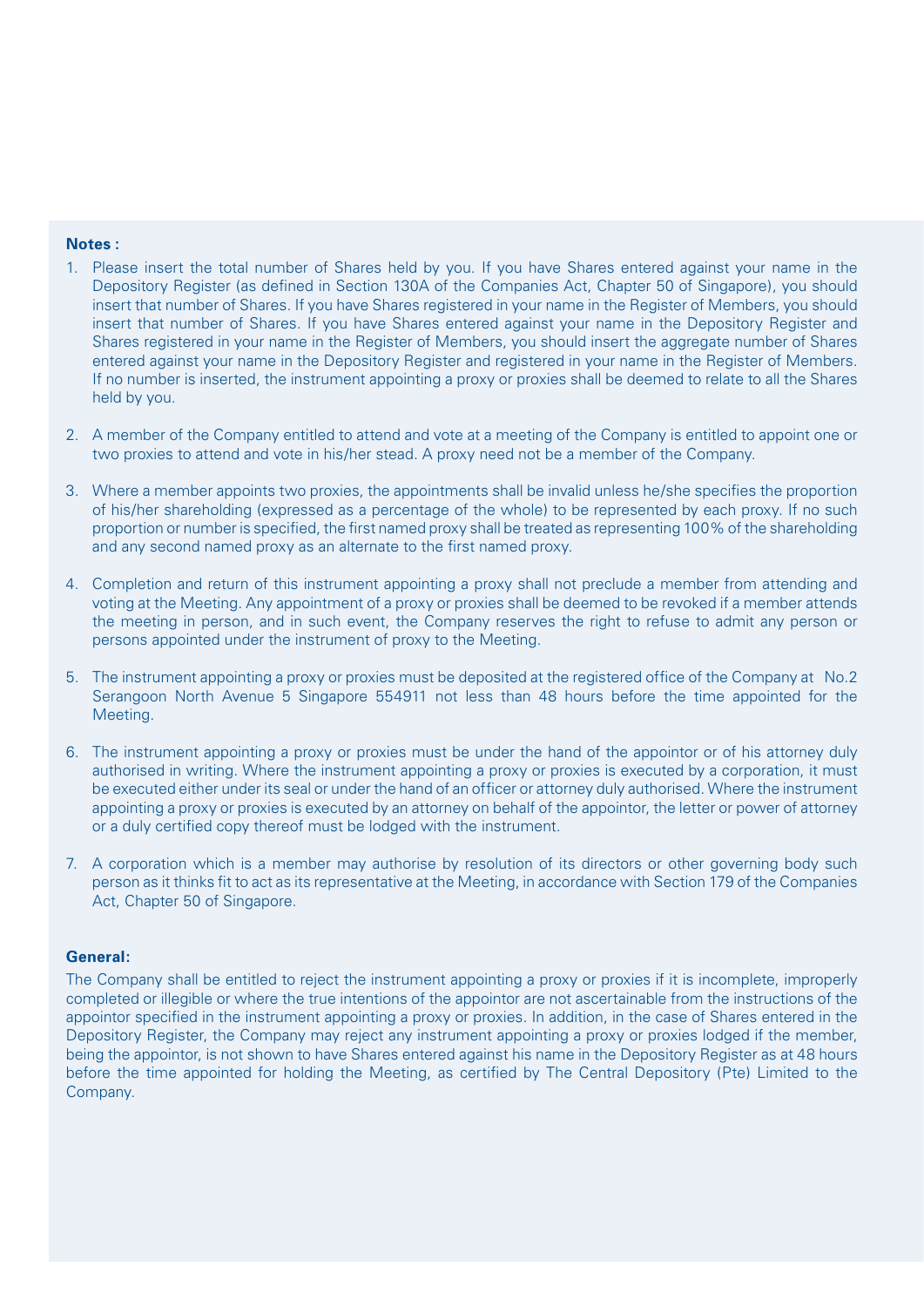**Notes :**

1. Please insert the total number of Shares held by you. If you have Shares entered against your name in the Depository Register (as defined in Section 130A of the Companies Act, Chapter 50 of Singapore), you should insert that number of Shares. If you have Shares registered in your name in the Register of Members, you should insert that number of Shares. If you have Shares entered against your name in the Depository Register and Shares registered in your name in the Register of Members, you should insert the aggregate number of Shares entered against your name in the Depository Register and registered in your name in the Register of Members. If no number is inserted, the instrument appointing a proxy or proxies shall be deemed to relate to all the Shares held by you.

2. A member of the Company entitled to attend and vote at a meeting of the Company is entitled to appoint one or two proxies to attend and vote in his/her stead. A proxy need not be a member of the Company.

3. Where a member appoints two proxies, the appointments shall be invalid unless he/she specifies the proportion of his/her shareholding (expressed as a percentage of the whole) to be represented by each proxy. If no such proportion or number is specified, the first named proxy shall be treated as representing 100% of the shareholding and any second named proxy as an alternate to the first named proxy.

4. Completion and return of this instrument appointing a proxy shall not preclude a member from attending and voting at the Meeting. Any appointment of a proxy or proxies shall be deemed to be revoked if a member attends the meeting in person, and in such event, the Company reserves the right to refuse to admit any person or persons appointed under the instrument of proxy to the Meeting.

5. The instrument appointing a proxy or proxies must be deposited at the registered office of the Company at No.2 Serangoon North Avenue 5 Singapore 554911 not less than 48 hours before the time appointed for the Meeting.

6. The instrument appointing a proxy or proxies must be under the hand of the appointor or of his attorney duly authorised in writing. Where the instrument appointing a proxy or proxies is executed by a corporation, it must be executed either under its seal or under the hand of an officer or attorney duly authorised. Where the instrument appointing a proxy or proxies is executed by an attorney on behalf of the appointor, the letter or power of attorney or a duly certified copy thereof must be lodged with the instrument.

7. A corporation which is a member may authorise by resolution of its directors or other governing body such person as it thinks fit to act as its representative at the Meeting, in accordance with Section 179 of the Companies Act, Chapter 50 of Singapore.

**General:**

The Company shall be entitled to reject the instrument appointing a proxy or proxies if it is incomplete, improperly completed or illegible or where the true intentions of the appointor are not ascertainable from the instructions of the appointor specified in the instrument appointing a proxy or proxies. In addition, in the case of Shares entered in the Depository Register, the Company may reject any instrument appointing a proxy or proxies lodged if the member, being the appointor, is not shown to have Shares entered against his name in the Depository Register as at 48 hours before the time appointed for holding the Meeting, as certified by The Central Depository (Pte) Limited to the Company.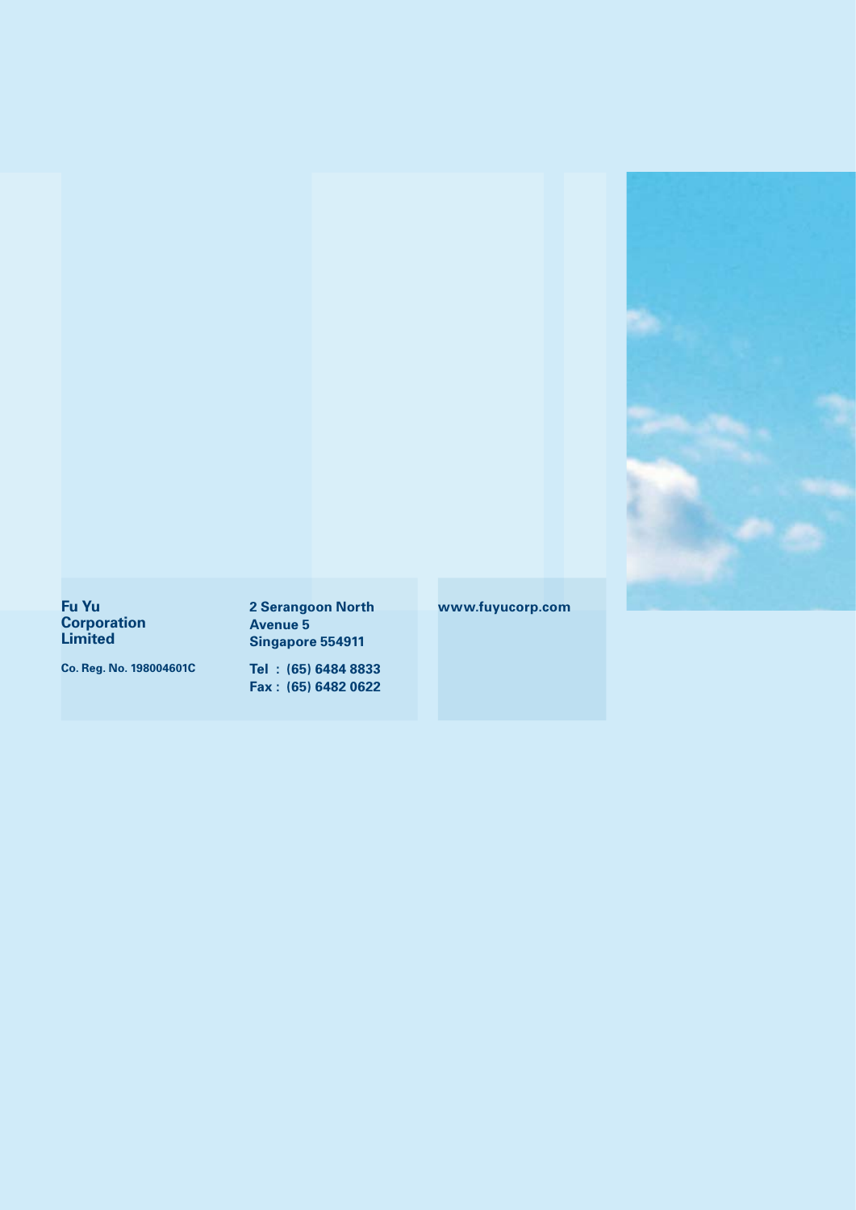**Fu Yu Corporation Limited**

**Co. Reg. No. 198004601C**

**2 Serangoon North Avenue 5**
**Singapore 554911**

**Tel : (65) 6484 8833**
**Fax : (65) 6482 0622**

**www.fuyucorp.com**